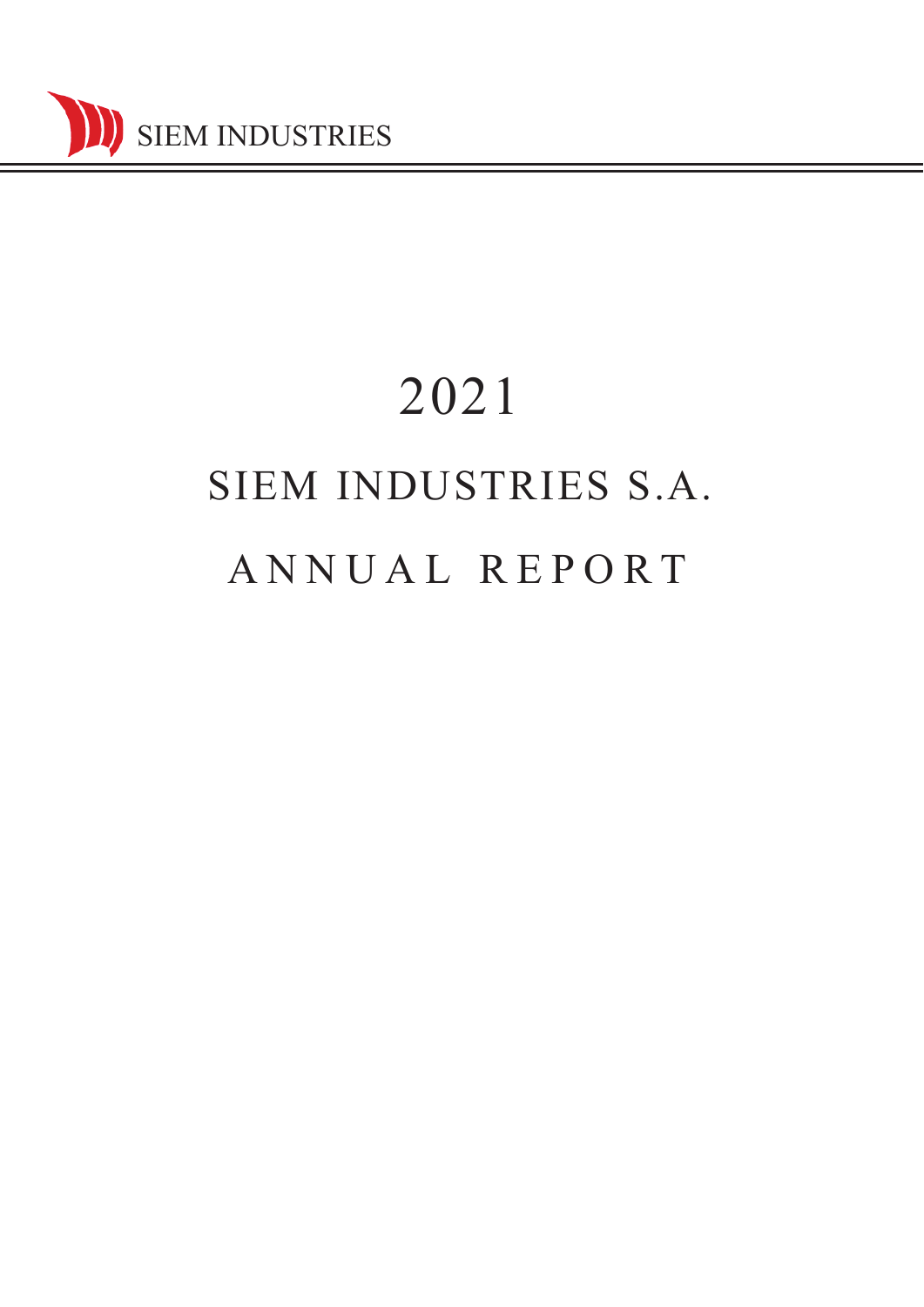SIEM INDUSTRIES

# 2021

# SIEM INDUSTRIES S.A.

# ANNUAL REPORT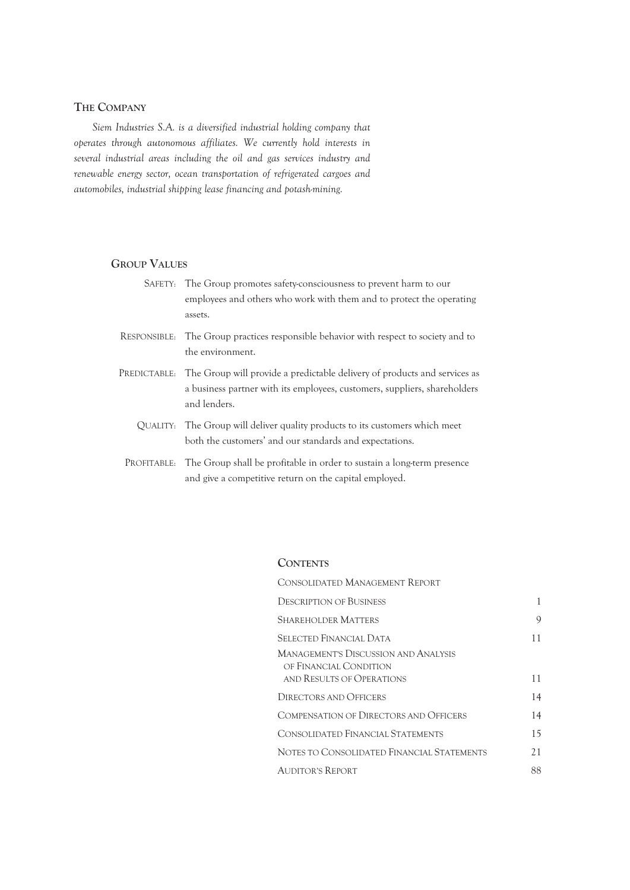## The Company

*Siem Industries S.A. is a diversified industrial holding company that operates through autonomous affiliates. We currently hold interests in several industrial areas including the oil and gas services industry and renewable energy sector, ocean transportation of refrigerated cargoes and automobiles, industrial shipping lease financing and potash-mining.*

## Group Values

| | |
|---|---|
| Safety: | The Group promotes safety-consciousness to prevent harm to our employees and others who work with them and to protect the operating assets. |
| Responsible: | The Group practices responsible behavior with respect to society and to the environment. |
| Predictable: | The Group will provide a predictable delivery of products and services as a business partner with its employees, customers, suppliers, shareholders and lenders. |
| Quality: | The Group will deliver quality products to its customers which meet both the customers' and our standards and expectations. |
| Profitable: | The Group shall be profitable in order to sustain a long-term presence and give a competitive return on the capital employed. |

## Contents

| | |
|---|---|
| Consolidated Management Report | |
| Description of Business | 1 |
| Shareholder Matters | 9 |
| Selected Financial Data | 11 |
| Management's Discussion and Analysis of Financial Condition and Results of Operations | 11 |
| Directors and Officers | 14 |
| Compensation of Directors and Officers | 14 |
| Consolidated Financial Statements | 15 |
| Notes to Consolidated Financial Statements | 21 |
| Auditor's Report | 88 |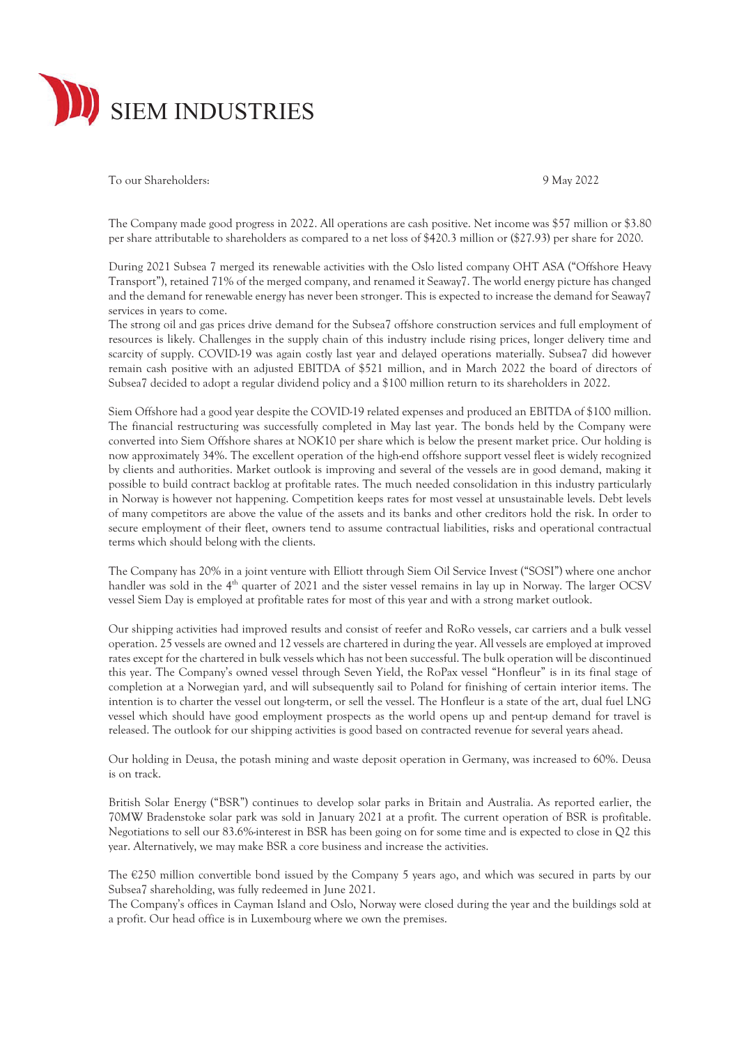# SIEM INDUSTRIES

To our Shareholders: 9 May 2022

The Company made good progress in 2022. All operations are cash positive. Net income was \$57 million or \$3.80 per share attributable to shareholders as compared to a net loss of \$420.3 million or (\$27.93) per share for 2020.

During 2021 Subsea 7 merged its renewable activities with the Oslo listed company OHT ASA ("Offshore Heavy Transport"), retained 71% of the merged company, and renamed it Seaway7. The world energy picture has changed and the demand for renewable energy has never been stronger. This is expected to increase the demand for Seaway7 services in years to come.

The strong oil and gas prices drive demand for the Subsea7 offshore construction services and full employment of resources is likely. Challenges in the supply chain of this industry include rising prices, longer delivery time and scarcity of supply. COVID-19 was again costly last year and delayed operations materially. Subsea7 did however remain cash positive with an adjusted EBITDA of \$521 million, and in March 2022 the board of directors of Subsea7 decided to adopt a regular dividend policy and a \$100 million return to its shareholders in 2022.

Siem Offshore had a good year despite the COVID-19 related expenses and produced an EBITDA of \$100 million. The financial restructuring was successfully completed in May last year. The bonds held by the Company were converted into Siem Offshore shares at NOK10 per share which is below the present market price. Our holding is now approximately 34%. The excellent operation of the high-end offshore support vessel fleet is widely recognized by clients and authorities. Market outlook is improving and several of the vessels are in good demand, making it possible to build contract backlog at profitable rates. The much needed consolidation in this industry particularly in Norway is however not happening. Competition keeps rates for most vessel at unsustainable levels. Debt levels of many competitors are above the value of the assets and its banks and other creditors hold the risk. In order to secure employment of their fleet, owners tend to assume contractual liabilities, risks and operational contractual terms which should belong with the clients.

The Company has 20% in a joint venture with Elliott through Siem Oil Service Invest ("SOSI") where one anchor handler was sold in the 4th quarter of 2021 and the sister vessel remains in lay up in Norway. The larger OCSV vessel Siem Day is employed at profitable rates for most of this year and with a strong market outlook.

Our shipping activities had improved results and consist of reefer and RoRo vessels, car carriers and a bulk vessel operation. 25 vessels are owned and 12 vessels are chartered in during the year. All vessels are employed at improved rates except for the chartered in bulk vessels which has not been successful. The bulk operation will be discontinued this year. The Company's owned vessel through Seven Yield, the RoPax vessel "Honfleur" is in its final stage of completion at a Norwegian yard, and will subsequently sail to Poland for finishing of certain interior items. The intention is to charter the vessel out long-term, or sell the vessel. The Honfleur is a state of the art, dual fuel LNG vessel which should have good employment prospects as the world opens up and pent-up demand for travel is released. The outlook for our shipping activities is good based on contracted revenue for several years ahead.

Our holding in Deusa, the potash mining and waste deposit operation in Germany, was increased to 60%. Deusa is on track.

British Solar Energy ("BSR") continues to develop solar parks in Britain and Australia. As reported earlier, the 70MW Bradenstoke solar park was sold in January 2021 at a profit. The current operation of BSR is profitable. Negotiations to sell our 83.6%-interest in BSR has been going on for some time and is expected to close in Q2 this year. Alternatively, we may make BSR a core business and increase the activities.

The €250 million convertible bond issued by the Company 5 years ago, and which was secured in parts by our Subsea7 shareholding, was fully redeemed in June 2021.

The Company's offices in Cayman Island and Oslo, Norway were closed during the year and the buildings sold at a profit. Our head office is in Luxembourg where we own the premises.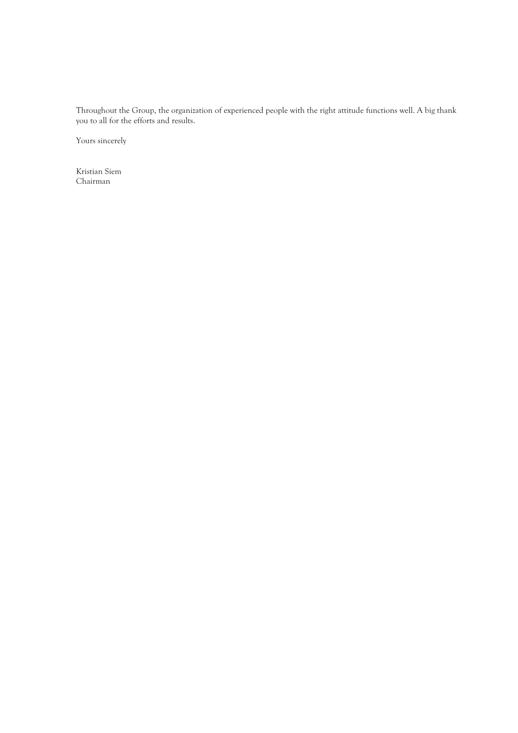Throughout the Group, the organization of experienced people with the right attitude functions well. A big thank you to all for the efforts and results.

Yours sincerely

Kristian Siem
Chairman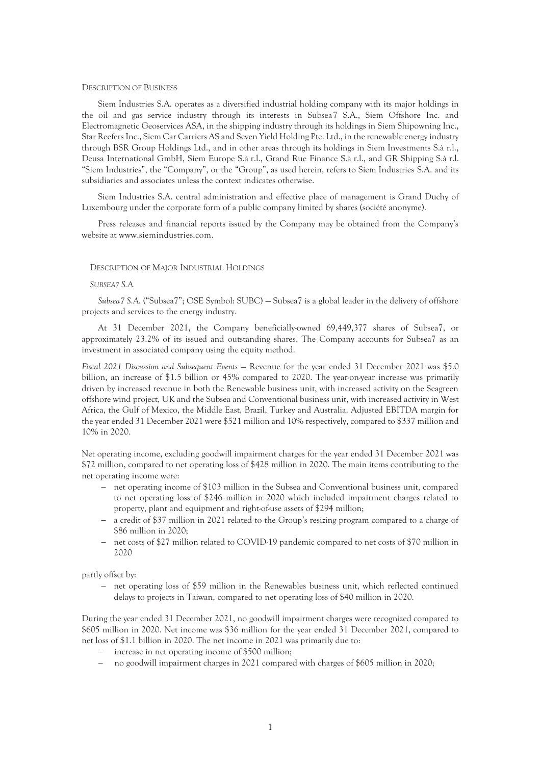## Description of Business

Siem Industries S.A. operates as a diversified industrial holding company with its major holdings in the oil and gas service industry through its interests in Subsea7 S.A., Siem Offshore Inc. and Electromagnetic Geoservices ASA, in the shipping industry through its holdings in Siem Shipowning Inc., Star Reefers Inc., Siem Car Carriers AS and Seven Yield Holding Pte. Ltd., in the renewable energy industry through BSR Group Holdings Ltd., and in other areas through its holdings in Siem Investments S.à r.l., Deusa International GmbH, Siem Europe S.à r.l., Grand Rue Finance S.à r.l., and GR Shipping S.à r.l. "Siem Industries", the "Company", or the "Group", as used herein, refers to Siem Industries S.A. and its subsidiaries and associates unless the context indicates otherwise.

Siem Industries S.A. central administration and effective place of management is Grand Duchy of Luxembourg under the corporate form of a public company limited by shares (société anonyme).

Press releases and financial reports issued by the Company may be obtained from the Company's website at www.siemindustries.com.

### Description of Major Industrial Holdings

#### *Subsea7 S.A.*

*Subsea7 S.A.* ("Subsea7"; OSE Symbol: SUBC) — Subsea7 is a global leader in the delivery of offshore projects and services to the energy industry.

At 31 December 2021, the Company beneficially-owned 69,449,377 shares of Subsea7, or approximately 23.2% of its issued and outstanding shares. The Company accounts for Subsea7 as an investment in associated company using the equity method.

*Fiscal 2021 Discussion and Subsequent Events* — Revenue for the year ended 31 December 2021 was $5.0 billion, an increase of $1.5 billion or 45% compared to 2020. The year-on-year increase was primarily driven by increased revenue in both the Renewable business unit, with increased activity on the Seagreen offshore wind project, UK and the Subsea and Conventional business unit, with increased activity in West Africa, the Gulf of Mexico, the Middle East, Brazil, Turkey and Australia. Adjusted EBITDA margin for the year ended 31 December 2021 were $521 million and 10% respectively, compared to $337 million and 10% in 2020.

Net operating income, excluding goodwill impairment charges for the year ended 31 December 2021 was $72 million, compared to net operating loss of $428 million in 2020. The main items contributing to the net operating income were:

- net operating income of $103 million in the Subsea and Conventional business unit, compared to net operating loss of $246 million in 2020 which included impairment charges related to property, plant and equipment and right-of-use assets of $294 million;
- a credit of $37 million in 2021 related to the Group's resizing program compared to a charge of $86 million in 2020;
- net costs of $27 million related to COVID-19 pandemic compared to net costs of $70 million in 2020

partly offset by:

- net operating loss of $59 million in the Renewables business unit, which reflected continued delays to projects in Taiwan, compared to net operating loss of $40 million in 2020.

During the year ended 31 December 2021, no goodwill impairment charges were recognized compared to $605 million in 2020. Net income was $36 million for the year ended 31 December 2021, compared to net loss of $1.1 billion in 2020. The net income in 2021 was primarily due to:

- increase in net operating income of $500 million;
- no goodwill impairment charges in 2021 compared with charges of $605 million in 2020;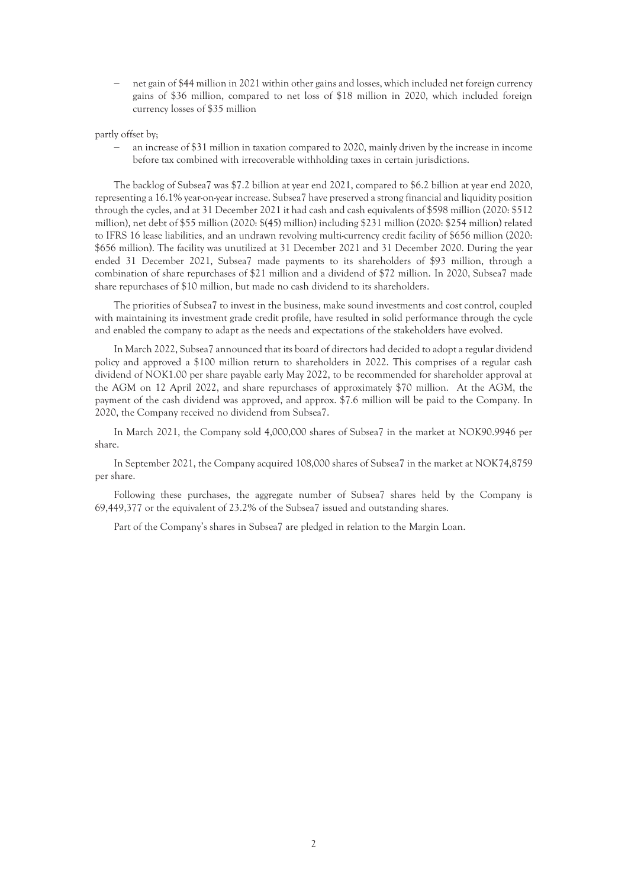- net gain of $44 million in 2021 within other gains and losses, which included net foreign currency gains of $36 million, compared to net loss of $18 million in 2020, which included foreign currency losses of $35 million

partly offset by;

- an increase of $31 million in taxation compared to 2020, mainly driven by the increase in income before tax combined with irrecoverable withholding taxes in certain jurisdictions.

The backlog of Subsea7 was $7.2 billion at year end 2021, compared to $6.2 billion at year end 2020, representing a 16.1% year-on-year increase. Subsea7 have preserved a strong financial and liquidity position through the cycles, and at 31 December 2021 it had cash and cash equivalents of $598 million (2020: $512 million), net debt of $55 million (2020: $(45) million) including $231 million (2020: $254 million) related to IFRS 16 lease liabilities, and an undrawn revolving multi-currency credit facility of $656 million (2020: $656 million). The facility was unutilized at 31 December 2021 and 31 December 2020. During the year ended 31 December 2021, Subsea7 made payments to its shareholders of $93 million, through a combination of share repurchases of $21 million and a dividend of $72 million. In 2020, Subsea7 made share repurchases of $10 million, but made no cash dividend to its shareholders.

The priorities of Subsea7 to invest in the business, make sound investments and cost control, coupled with maintaining its investment grade credit profile, have resulted in solid performance through the cycle and enabled the company to adapt as the needs and expectations of the stakeholders have evolved.

In March 2022, Subsea7 announced that its board of directors had decided to adopt a regular dividend policy and approved a $100 million return to shareholders in 2022. This comprises of a regular cash dividend of NOK1.00 per share payable early May 2022, to be recommended for shareholder approval at the AGM on 12 April 2022, and share repurchases of approximately $70 million. At the AGM, the payment of the cash dividend was approved, and approx. $7.6 million will be paid to the Company. In 2020, the Company received no dividend from Subsea7.

In March 2021, the Company sold 4,000,000 shares of Subsea7 in the market at NOK90.9946 per share.

In September 2021, the Company acquired 108,000 shares of Subsea7 in the market at NOK74,8759 per share.

Following these purchases, the aggregate number of Subsea7 shares held by the Company is 69,449,377 or the equivalent of 23.2% of the Subsea7 issued and outstanding shares.

Part of the Company's shares in Subsea7 are pledged in relation to the Margin Loan.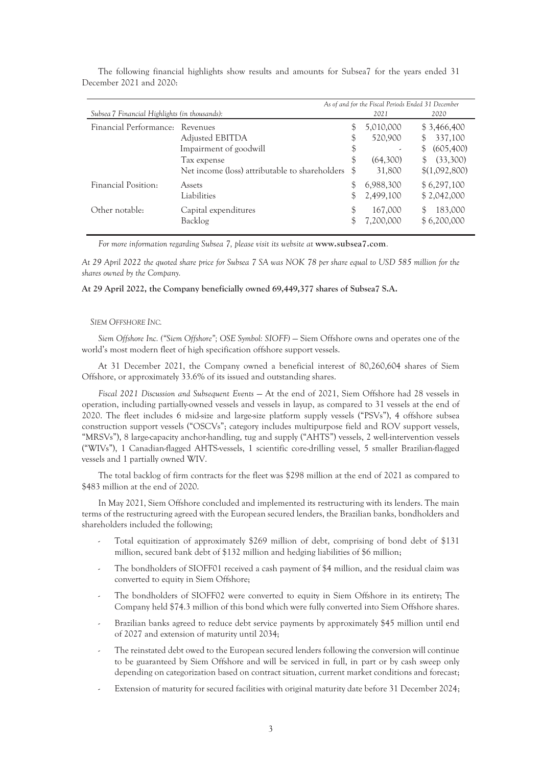The following financial highlights show results and amounts for Subsea7 for the years ended 31 December 2021 and 2020:

| *Subsea 7 Financial Highlights (in thousands):* | | *As of and for the Fiscal Periods Ended 31 December* 2021 | 2020 |
|---|---|---|---|
| Financial Performance: | Revenues | $ 5,010,000 | $ 3,466,400 |
| | Adjusted EBITDA | $ 520,900 | $ 337,100 |
| | Impairment of goodwill | $ - | $ (605,400) |
| | Tax expense | $ (64,300) | $ (33,300) |
| | Net income (loss) attributable to shareholders | $ 31,800 | $(1,092,800) |
| Financial Position: | Assets | $ 6,988,300 | $ 6,297,100 |
| | Liabilities | $ 2,499,100 | $ 2,042,000 |
| Other notable: | Capital expenditures | $ 167,000 | $ 183,000 |
| | Backlog | $ 7,200,000 | $ 6,200,000 |

*For more information regarding Subsea 7, please visit its website at* **www.subsea7.com**.

*At 29 April 2022 the quoted share price for Subsea 7 SA was NOK 78 per share equal to USD 585 million for the shares owned by the Company.*

**At 29 April 2022, the Company beneficially owned 69,449,377 shares of Subsea7 S.A.**

*SIEM OFFSHORE INC.*

*Siem Offshore Inc. ("Siem Offshore"; OSE Symbol: SIOFF)* — Siem Offshore owns and operates one of the world's most modern fleet of high specification offshore support vessels.

At 31 December 2021, the Company owned a beneficial interest of 80,260,604 shares of Siem Offshore, or approximately 33.6% of its issued and outstanding shares.

*Fiscal 2021 Discussion and Subsequent Events* — At the end of 2021, Siem Offshore had 28 vessels in operation, including partially-owned vessels and vessels in layup, as compared to 31 vessels at the end of 2020. The fleet includes 6 mid-size and large-size platform supply vessels ("PSVs"), 4 offshore subsea construction support vessels ("OSCVs"; category includes multipurpose field and ROV support vessels, "MRSVs"), 8 large-capacity anchor-handling, tug and supply ("AHTS") vessels, 2 well-intervention vessels ("WIVs"), 1 Canadian-flagged AHTS-vessels, 1 scientific core-drilling vessel, 5 smaller Brazilian-flagged vessels and 1 partially owned WIV.

The total backlog of firm contracts for the fleet was $298 million at the end of 2021 as compared to $483 million at the end of 2020.

In May 2021, Siem Offshore concluded and implemented its restructuring with its lenders. The main terms of the restructuring agreed with the European secured lenders, the Brazilian banks, bondholders and shareholders included the following;

- Total equitization of approximately $269 million of debt, comprising of bond debt of $131 million, secured bank debt of $132 million and hedging liabilities of $6 million;
- The bondholders of SIOFF01 received a cash payment of $4 million, and the residual claim was converted to equity in Siem Offshore;
- The bondholders of SIOFF02 were converted to equity in Siem Offshore in its entirety; The Company held $74.3 million of this bond which were fully converted into Siem Offshore shares.
- Brazilian banks agreed to reduce debt service payments by approximately $45 million until end of 2027 and extension of maturity until 2034;
- The reinstated debt owed to the European secured lenders following the conversion will continue to be guaranteed by Siem Offshore and will be serviced in full, in part or by cash sweep only depending on categorization based on contract situation, current market conditions and forecast;
- Extension of maturity for secured facilities with original maturity date before 31 December 2024;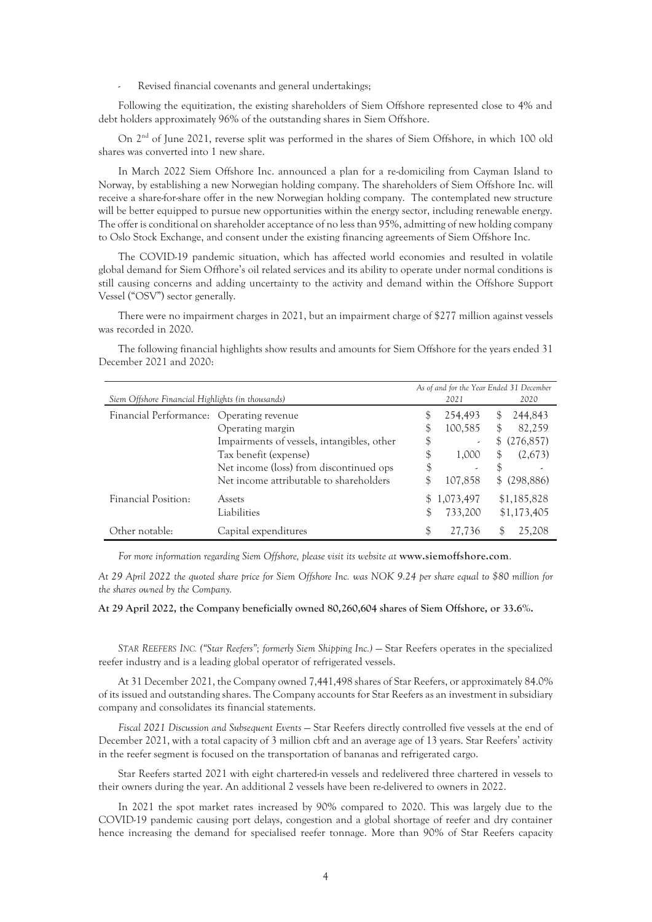- Revised financial covenants and general undertakings;

Following the equitization, the existing shareholders of Siem Offshore represented close to 4% and debt holders approximately 96% of the outstanding shares in Siem Offshore.

On 2nd of June 2021, reverse split was performed in the shares of Siem Offshore, in which 100 old shares was converted into 1 new share.

In March 2022 Siem Offshore Inc. announced a plan for a re-domiciling from Cayman Island to Norway, by establishing a new Norwegian holding company. The shareholders of Siem Offshore Inc. will receive a share-for-share offer in the new Norwegian holding company. The contemplated new structure will be better equipped to pursue new opportunities within the energy sector, including renewable energy. The offer is conditional on shareholder acceptance of no less than 95%, admitting of new holding company to Oslo Stock Exchange, and consent under the existing financing agreements of Siem Offshore Inc.

The COVID-19 pandemic situation, which has affected world economies and resulted in volatile global demand for Siem Offhore's oil related services and its ability to operate under normal conditions is still causing concerns and adding uncertainty to the activity and demand within the Offshore Support Vessel ("OSV") sector generally.

There were no impairment charges in 2021, but an impairment charge of $277 million against vessels was recorded in 2020.

The following financial highlights show results and amounts for Siem Offshore for the years ended 31 December 2021 and 2020:

| *Siem Offshore Financial Highlights (in thousands)* | | *As of and for the Year Ended 31 December* 2021 | 2020 |
|---|---|---|---|
| Financial Performance: | Operating revenue | $ 254,493 | $ 244,843 |
| | Operating margin | $ 100,585 | $ 82,259 |
| | Impairments of vessels, intangibles, other | $ - | $ (276,857) |
| | Tax benefit (expense) | $ 1,000 | $ (2,673) |
| | Net income (loss) from discontinued ops | $ - | $ - |
| | Net income attributable to shareholders | $ 107,858 | $ (298,886) |
| Financial Position: | Assets | $ 1,073,497 | $1,185,828 |
| | Liabilities | $ 733,200 | $1,173,405 |
| Other notable: | Capital expenditures | $ 27,736 | $ 25,208 |

*For more information regarding Siem Offshore, please visit its website at* **www.siemoffshore.com**.

*At 29 April 2022 the quoted share price for Siem Offshore Inc. was NOK 9.24 per share equal to $80 million for the shares owned by the Company.*

**At 29 April 2022, the Company beneficially owned 80,260,604 shares of Siem Offshore, or 33.6%.**

*STAR REEFERS INC. ("Star Reefers"; formerly Siem Shipping Inc.)* — Star Reefers operates in the specialized reefer industry and is a leading global operator of refrigerated vessels.

At 31 December 2021, the Company owned 7,441,498 shares of Star Reefers, or approximately 84.0% of its issued and outstanding shares. The Company accounts for Star Reefers as an investment in subsidiary company and consolidates its financial statements.

*Fiscal 2021 Discussion and Subsequent Events* — Star Reefers directly controlled five vessels at the end of December 2021, with a total capacity of 3 million cbft and an average age of 13 years. Star Reefers' activity in the reefer segment is focused on the transportation of bananas and refrigerated cargo.

Star Reefers started 2021 with eight chartered-in vessels and redelivered three chartered in vessels to their owners during the year. An additional 2 vessels have been re-delivered to owners in 2022.

In 2021 the spot market rates increased by 90% compared to 2020. This was largely due to the COVID-19 pandemic causing port delays, congestion and a global shortage of reefer and dry container hence increasing the demand for specialised reefer tonnage. More than 90% of Star Reefers capacity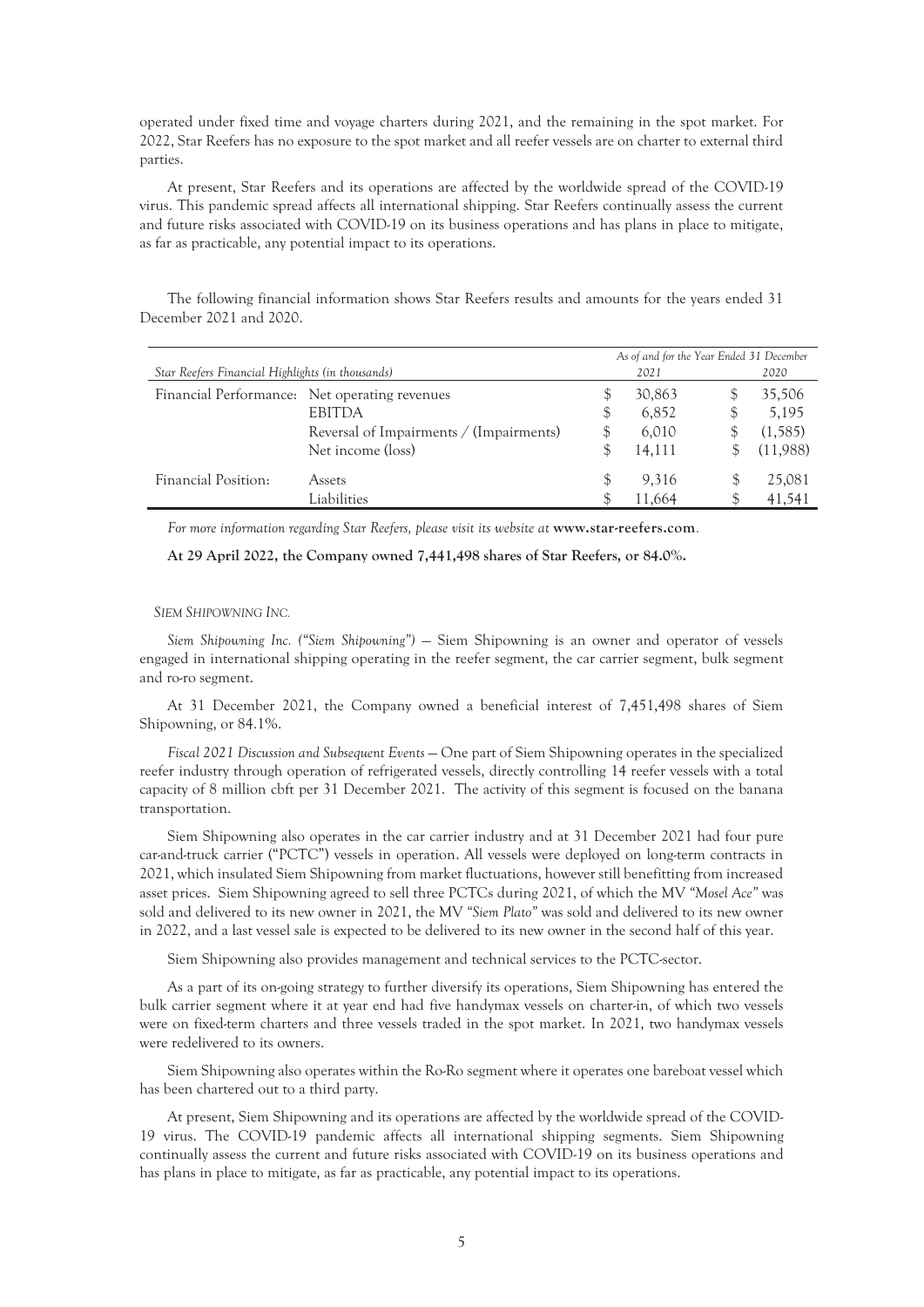operated under fixed time and voyage charters during 2021, and the remaining in the spot market. For 2022, Star Reefers has no exposure to the spot market and all reefer vessels are on charter to external third parties.

At present, Star Reefers and its operations are affected by the worldwide spread of the COVID-19 virus. This pandemic spread affects all international shipping. Star Reefers continually assess the current and future risks associated with COVID-19 on its business operations and has plans in place to mitigate, as far as practicable, any potential impact to its operations.

The following financial information shows Star Reefers results and amounts for the years ended 31 December 2021 and 2020.

| *Star Reefers Financial Highlights (in thousands)* | | *As of and for the Year Ended 31 December 2021* | *2020* |
|---|---|---|---|
| Financial Performance: | Net operating revenues | $ 30,863 | $ 35,506 |
| | EBITDA | $ 6,852 | $ 5,195 |
| | Reversal of Impairments / (Impairments) | $ 6,010 | $ (1,585) |
| | Net income (loss) | $ 14,111 | $ (11,988) |
| Financial Position: | Assets | $ 9,316 | $ 25,081 |
| | Liabilities | $ 11,664 | $ 41,541 |

*For more information regarding Star Reefers, please visit its website at* **www.star-reefers.com**.

**At 29 April 2022, the Company owned 7,441,498 shares of Star Reefers, or 84.0%.**

*SIEM SHIPOWNING INC.*

*Siem Shipowning Inc. ("Siem Shipowning")* — Siem Shipowning is an owner and operator of vessels engaged in international shipping operating in the reefer segment, the car carrier segment, bulk segment and ro-ro segment.

At 31 December 2021, the Company owned a beneficial interest of 7,451,498 shares of Siem Shipowning, or 84.1%.

*Fiscal 2021 Discussion and Subsequent Events* — One part of Siem Shipowning operates in the specialized reefer industry through operation of refrigerated vessels, directly controlling 14 reefer vessels with a total capacity of 8 million cbft per 31 December 2021. The activity of this segment is focused on the banana transportation.

Siem Shipowning also operates in the car carrier industry and at 31 December 2021 had four pure car-and-truck carrier ("PCTC") vessels in operation. All vessels were deployed on long-term contracts in 2021, which insulated Siem Shipowning from market fluctuations, however still benefitting from increased asset prices. Siem Shipowning agreed to sell three PCTCs during 2021, of which the MV *"Mosel Ace"* was sold and delivered to its new owner in 2021, the MV *"Siem Plato"* was sold and delivered to its new owner in 2022, and a last vessel sale is expected to be delivered to its new owner in the second half of this year.

Siem Shipowning also provides management and technical services to the PCTC-sector.

As a part of its on-going strategy to further diversify its operations, Siem Shipowning has entered the bulk carrier segment where it at year end had five handymax vessels on charter-in, of which two vessels were on fixed-term charters and three vessels traded in the spot market. In 2021, two handymax vessels were redelivered to its owners.

Siem Shipowning also operates within the Ro-Ro segment where it operates one bareboat vessel which has been chartered out to a third party.

At present, Siem Shipowning and its operations are affected by the worldwide spread of the COVID-19 virus. The COVID-19 pandemic affects all international shipping segments. Siem Shipowning continually assess the current and future risks associated with COVID-19 on its business operations and has plans in place to mitigate, as far as practicable, any potential impact to its operations.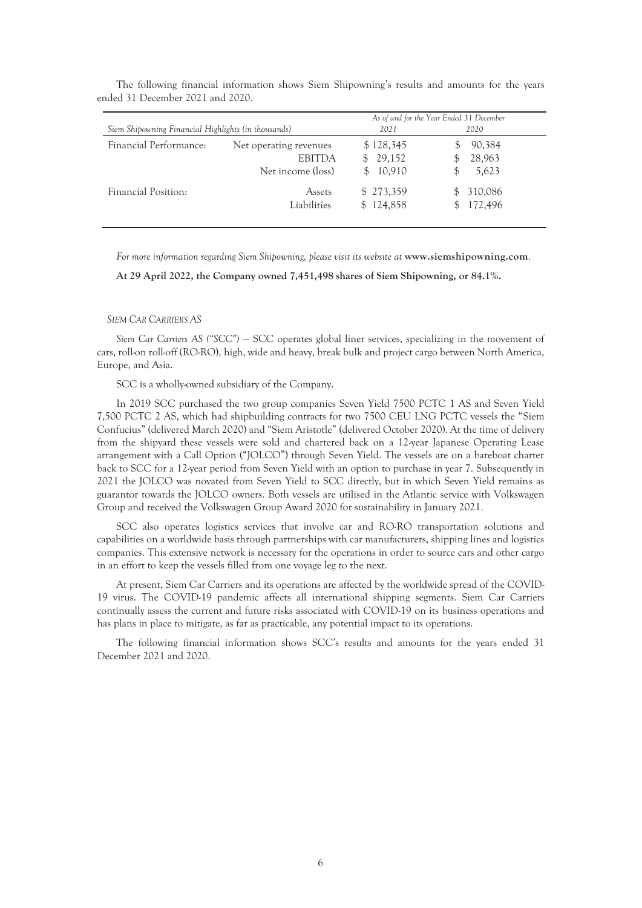The following financial information shows Siem Shipowning's results and amounts for the years ended 31 December 2021 and 2020.

| *Siem Shipowning Financial Highlights (in thousands)* | | *As of and for the Year Ended 31 December* | |
|---|---|---|---|
| | | *2021* | *2020* |
| Financial Performance: | Net operating revenues | $ 128,345 | $ 90,384 |
| | EBITDA | $ 29,152 | $ 28,963 |
| | Net income (loss) | $ 10,910 | $ 5,623 |
| Financial Position: | Assets | $ 273,359 | $ 310,086 |
| | Liabilities | $ 124,858 | $ 172,496 |

*For more information regarding Siem Shipowning, please visit its website at* **www.siemshipowning.com**.

**At 29 April 2022, the Company owned 7,451,498 shares of Siem Shipowning, or 84.1%.**

### *SIEM CAR CARRIERS AS*

*Siem Car Carriers AS ("SCC")* — SCC operates global liner services, specializing in the movement of cars, roll-on roll-off (RO-RO), high, wide and heavy, break bulk and project cargo between North America, Europe, and Asia.

SCC is a wholly-owned subsidiary of the Company.

In 2019 SCC purchased the two group companies Seven Yield 7500 PCTC 1 AS and Seven Yield 7,500 PCTC 2 AS, which had shipbuilding contracts for two 7500 CEU LNG PCTC vessels the "Siem Confucius" (delivered March 2020) and "Siem Aristotle" (delivered October 2020). At the time of delivery from the shipyard these vessels were sold and chartered back on a 12-year Japanese Operating Lease arrangement with a Call Option ("JOLCO") through Seven Yield. The vessels are on a bareboat charter back to SCC for a 12-year period from Seven Yield with an option to purchase in year 7. Subsequently in 2021 the JOLCO was novated from Seven Yield to SCC directly, but in which Seven Yield remains as guarantor towards the JOLCO owners. Both vessels are utilised in the Atlantic service with Volkswagen Group and received the Volkswagen Group Award 2020 for sustainability in January 2021.

SCC also operates logistics services that involve car and RO-RO transportation solutions and capabilities on a worldwide basis through partnerships with car manufacturers, shipping lines and logistics companies. This extensive network is necessary for the operations in order to source cars and other cargo in an effort to keep the vessels filled from one voyage leg to the next.

At present, Siem Car Carriers and its operations are affected by the worldwide spread of the COVID-19 virus. The COVID-19 pandemic affects all international shipping segments. Siem Car Carriers continually assess the current and future risks associated with COVID-19 on its business operations and has plans in place to mitigate, as far as practicable, any potential impact to its operations.

The following financial information shows SCC's results and amounts for the years ended 31 December 2021 and 2020.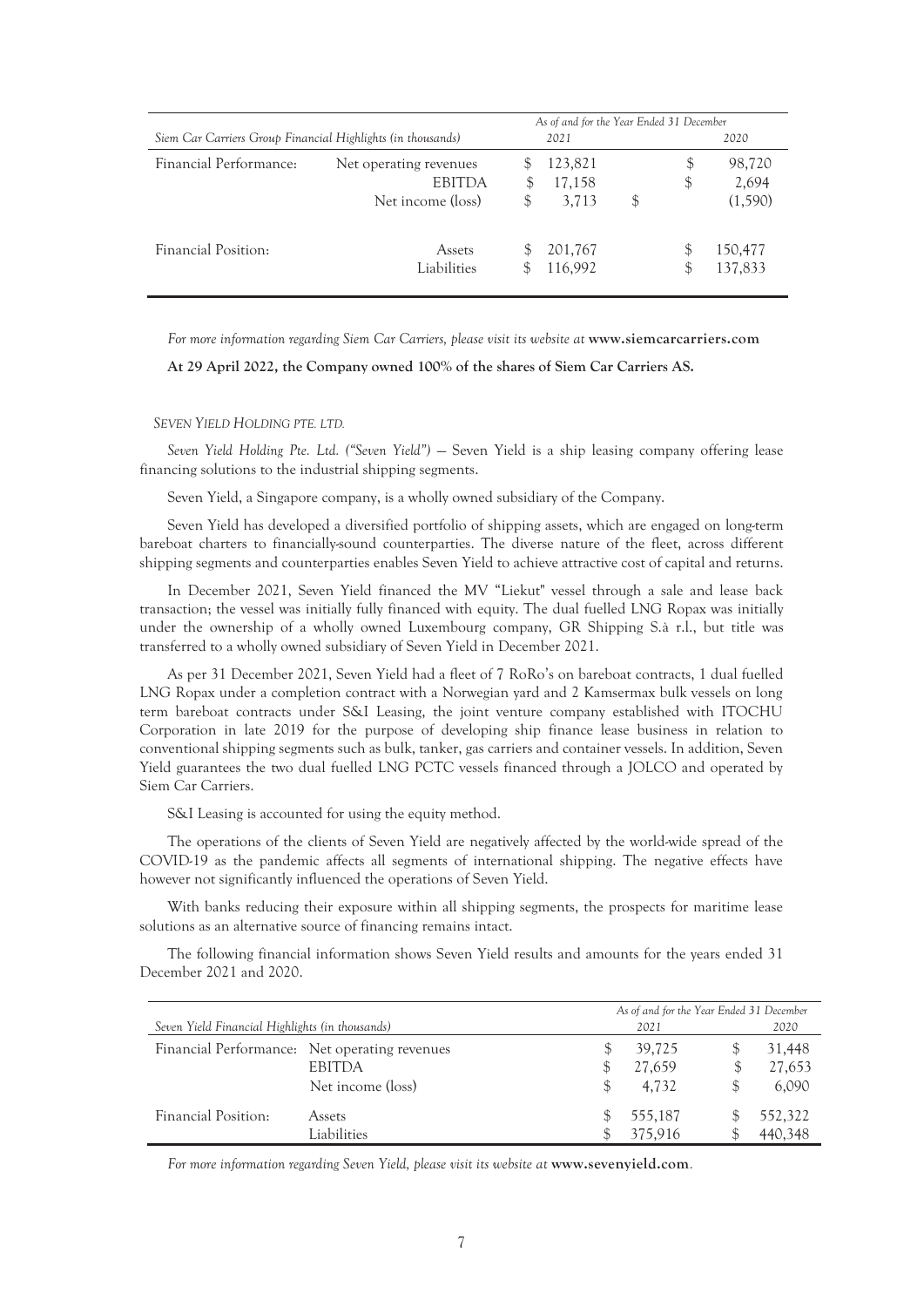| Siem Car Carriers Group Financial Highlights (in thousands) | | As of and for the Year Ended 31 December 2021 | 2020 |
|---|---|---|---|
| Financial Performance: | Net operating revenues | $ 123,821 | $ 98,720 |
| | EBITDA | $ 17,158 | $ 2,694 |
| | Net income (loss) | $ 3,713 | $ (1,590) |
| Financial Position: | Assets | $ 201,767 | $ 150,477 |
| | Liabilities | $ 116,992 | $ 137,833 |

*For more information regarding Siem Car Carriers, please visit its website at* **www.siemcarcarriers.com**

**At 29 April 2022, the Company owned 100% of the shares of Siem Car Carriers AS.**

*SEVEN YIELD HOLDING PTE. LTD.*

*Seven Yield Holding Pte. Ltd. ("Seven Yield")* — Seven Yield is a ship leasing company offering lease financing solutions to the industrial shipping segments.

Seven Yield, a Singapore company, is a wholly owned subsidiary of the Company.

Seven Yield has developed a diversified portfolio of shipping assets, which are engaged on long-term bareboat charters to financially-sound counterparties. The diverse nature of the fleet, across different shipping segments and counterparties enables Seven Yield to achieve attractive cost of capital and returns.

In December 2021, Seven Yield financed the MV "Liekut" vessel through a sale and lease back transaction; the vessel was initially fully financed with equity. The dual fuelled LNG Ropax was initially under the ownership of a wholly owned Luxembourg company, GR Shipping S.à r.l., but title was transferred to a wholly owned subsidiary of Seven Yield in December 2021.

As per 31 December 2021, Seven Yield had a fleet of 7 RoRo's on bareboat contracts, 1 dual fuelled LNG Ropax under a completion contract with a Norwegian yard and 2 Kamsermax bulk vessels on long term bareboat contracts under S&I Leasing, the joint venture company established with ITOCHU Corporation in late 2019 for the purpose of developing ship finance lease business in relation to conventional shipping segments such as bulk, tanker, gas carriers and container vessels. In addition, Seven Yield guarantees the two dual fuelled LNG PCTC vessels financed through a JOLCO and operated by Siem Car Carriers.

S&I Leasing is accounted for using the equity method.

The operations of the clients of Seven Yield are negatively affected by the world-wide spread of the COVID-19 as the pandemic affects all segments of international shipping. The negative effects have however not significantly influenced the operations of Seven Yield.

With banks reducing their exposure within all shipping segments, the prospects for maritime lease solutions as an alternative source of financing remains intact.

The following financial information shows Seven Yield results and amounts for the years ended 31 December 2021 and 2020.

| Seven Yield Financial Highlights (in thousands) | | As of and for the Year Ended 31 December 2021 | 2020 |
|---|---|---|---|
| Financial Performance: | Net operating revenues | $ 39,725 | $ 31,448 |
| | EBITDA | $ 27,659 | $ 27,653 |
| | Net income (loss) | $ 4,732 | $ 6,090 |
| Financial Position: | Assets | $ 555,187 | $ 552,322 |
| | Liabilities | $ 375,916 | $ 440,348 |

*For more information regarding Seven Yield, please visit its website at* **www.sevenyield.com**.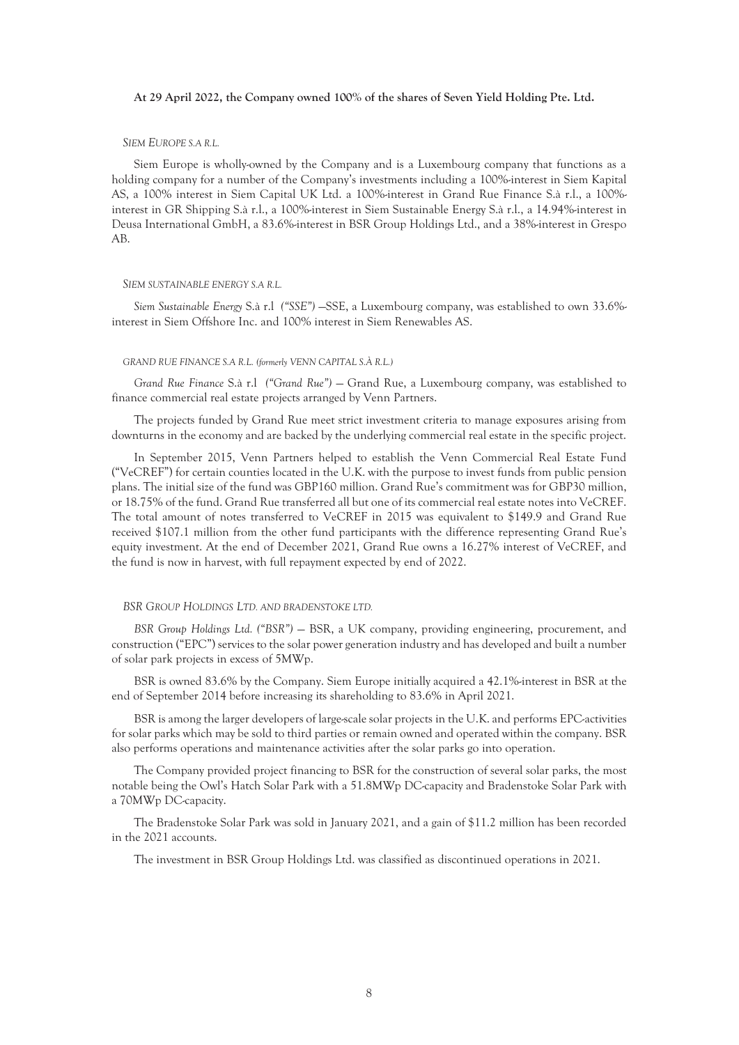**At 29 April 2022, the Company owned 100% of the shares of Seven Yield Holding Pte. Ltd.**

### *SIEM EUROPE S.A R.L.*

Siem Europe is wholly-owned by the Company and is a Luxembourg company that functions as a holding company for a number of the Company's investments including a 100%-interest in Siem Kapital AS, a 100% interest in Siem Capital UK Ltd. a 100%-interest in Grand Rue Finance S.à r.l., a 100%-interest in GR Shipping S.à r.l., a 100%-interest in Siem Sustainable Energy S.à r.l., a 14.94%-interest in Deusa International GmbH, a 83.6%-interest in BSR Group Holdings Ltd., and a 38%-interest in Grespo AB.

### *SIEM SUSTAINABLE ENERGY S.A R.L.*

*Siem Sustainable Energy* S.à r.l *("SSE")* —SSE, a Luxembourg company, was established to own 33.6%-interest in Siem Offshore Inc. and 100% interest in Siem Renewables AS.

### *GRAND RUE FINANCE S.A R.L. (formerly VENN CAPITAL S.À R.L.)*

*Grand Rue Finance* S.à r.l *("Grand Rue")* — Grand Rue, a Luxembourg company, was established to finance commercial real estate projects arranged by Venn Partners.

The projects funded by Grand Rue meet strict investment criteria to manage exposures arising from downturns in the economy and are backed by the underlying commercial real estate in the specific project.

In September 2015, Venn Partners helped to establish the Venn Commercial Real Estate Fund ("VeCREF") for certain counties located in the U.K. with the purpose to invest funds from public pension plans. The initial size of the fund was GBP160 million. Grand Rue's commitment was for GBP30 million, or 18.75% of the fund. Grand Rue transferred all but one of its commercial real estate notes into VeCREF. The total amount of notes transferred to VeCREF in 2015 was equivalent to $149.9 and Grand Rue received $107.1 million from the other fund participants with the difference representing Grand Rue's equity investment. At the end of December 2021, Grand Rue owns a 16.27% interest of VeCREF, and the fund is now in harvest, with full repayment expected by end of 2022.

### *BSR GROUP HOLDINGS LTD. AND BRADENSTOKE LTD.*

*BSR Group Holdings Ltd. ("BSR")* — BSR, a UK company, providing engineering, procurement, and construction ("EPC") services to the solar power generation industry and has developed and built a number of solar park projects in excess of 5MWp.

BSR is owned 83.6% by the Company. Siem Europe initially acquired a 42.1%-interest in BSR at the end of September 2014 before increasing its shareholding to 83.6% in April 2021.

BSR is among the larger developers of large-scale solar projects in the U.K. and performs EPC-activities for solar parks which may be sold to third parties or remain owned and operated within the company. BSR also performs operations and maintenance activities after the solar parks go into operation.

The Company provided project financing to BSR for the construction of several solar parks, the most notable being the Owl's Hatch Solar Park with a 51.8MWp DC-capacity and Bradenstoke Solar Park with a 70MWp DC-capacity.

The Bradenstoke Solar Park was sold in January 2021, and a gain of $11.2 million has been recorded in the 2021 accounts.

The investment in BSR Group Holdings Ltd. was classified as discontinued operations in 2021.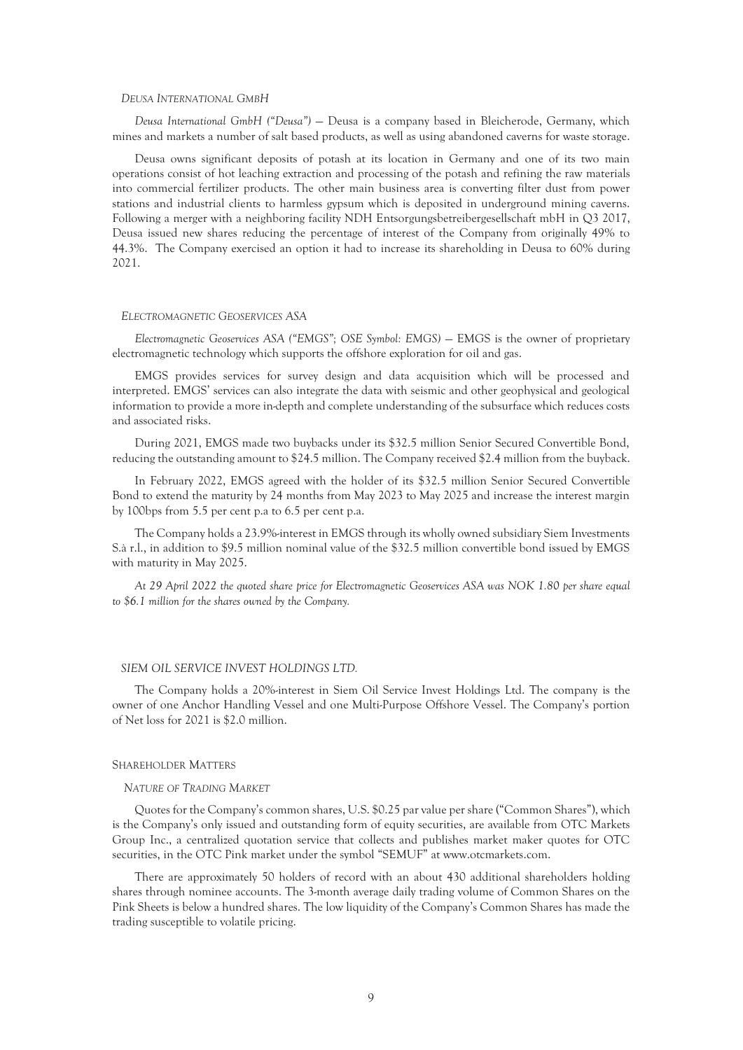*DEUSA INTERNATIONAL GMBH*

*Deusa International GmbH ("Deusa")* — Deusa is a company based in Bleicherode, Germany, which mines and markets a number of salt based products, as well as using abandoned caverns for waste storage.

Deusa owns significant deposits of potash at its location in Germany and one of its two main operations consist of hot leaching extraction and processing of the potash and refining the raw materials into commercial fertilizer products. The other main business area is converting filter dust from power stations and industrial clients to harmless gypsum which is deposited in underground mining caverns. Following a merger with a neighboring facility NDH Entsorgungsbetreibergesellschaft mbH in Q3 2017, Deusa issued new shares reducing the percentage of interest of the Company from originally 49% to 44.3%. The Company exercised an option it had to increase its shareholding in Deusa to 60% during 2021.

*ELECTROMAGNETIC GEOSERVICES ASA*

*Electromagnetic Geoservices ASA ("EMGS"; OSE Symbol: EMGS)* — EMGS is the owner of proprietary electromagnetic technology which supports the offshore exploration for oil and gas.

EMGS provides services for survey design and data acquisition which will be processed and interpreted. EMGS' services can also integrate the data with seismic and other geophysical and geological information to provide a more in-depth and complete understanding of the subsurface which reduces costs and associated risks.

During 2021, EMGS made two buybacks under its $32.5 million Senior Secured Convertible Bond, reducing the outstanding amount to $24.5 million. The Company received $2.4 million from the buyback.

In February 2022, EMGS agreed with the holder of its $32.5 million Senior Secured Convertible Bond to extend the maturity by 24 months from May 2023 to May 2025 and increase the interest margin by 100bps from 5.5 per cent p.a to 6.5 per cent p.a.

The Company holds a 23.9%-interest in EMGS through its wholly owned subsidiary Siem Investments S.à r.l., in addition to $9.5 million nominal value of the $32.5 million convertible bond issued by EMGS with maturity in May 2025.

*At 29 April 2022 the quoted share price for Electromagnetic Geoservices ASA was NOK 1.80 per share equal to $6.1 million for the shares owned by the Company.*

*SIEM OIL SERVICE INVEST HOLDINGS LTD.*

The Company holds a 20%-interest in Siem Oil Service Invest Holdings Ltd. The company is the owner of one Anchor Handling Vessel and one Multi-Purpose Offshore Vessel. The Company's portion of Net loss for 2021 is $2.0 million.

SHAREHOLDER MATTERS

*NATURE OF TRADING MARKET*

Quotes for the Company's common shares, U.S. $0.25 par value per share ("Common Shares"), which is the Company's only issued and outstanding form of equity securities, are available from OTC Markets Group Inc., a centralized quotation service that collects and publishes market maker quotes for OTC securities, in the OTC Pink market under the symbol "SEMUF" at www.otcmarkets.com.

There are approximately 50 holders of record with an about 430 additional shareholders holding shares through nominee accounts. The 3-month average daily trading volume of Common Shares on the Pink Sheets is below a hundred shares. The low liquidity of the Company's Common Shares has made the trading susceptible to volatile pricing.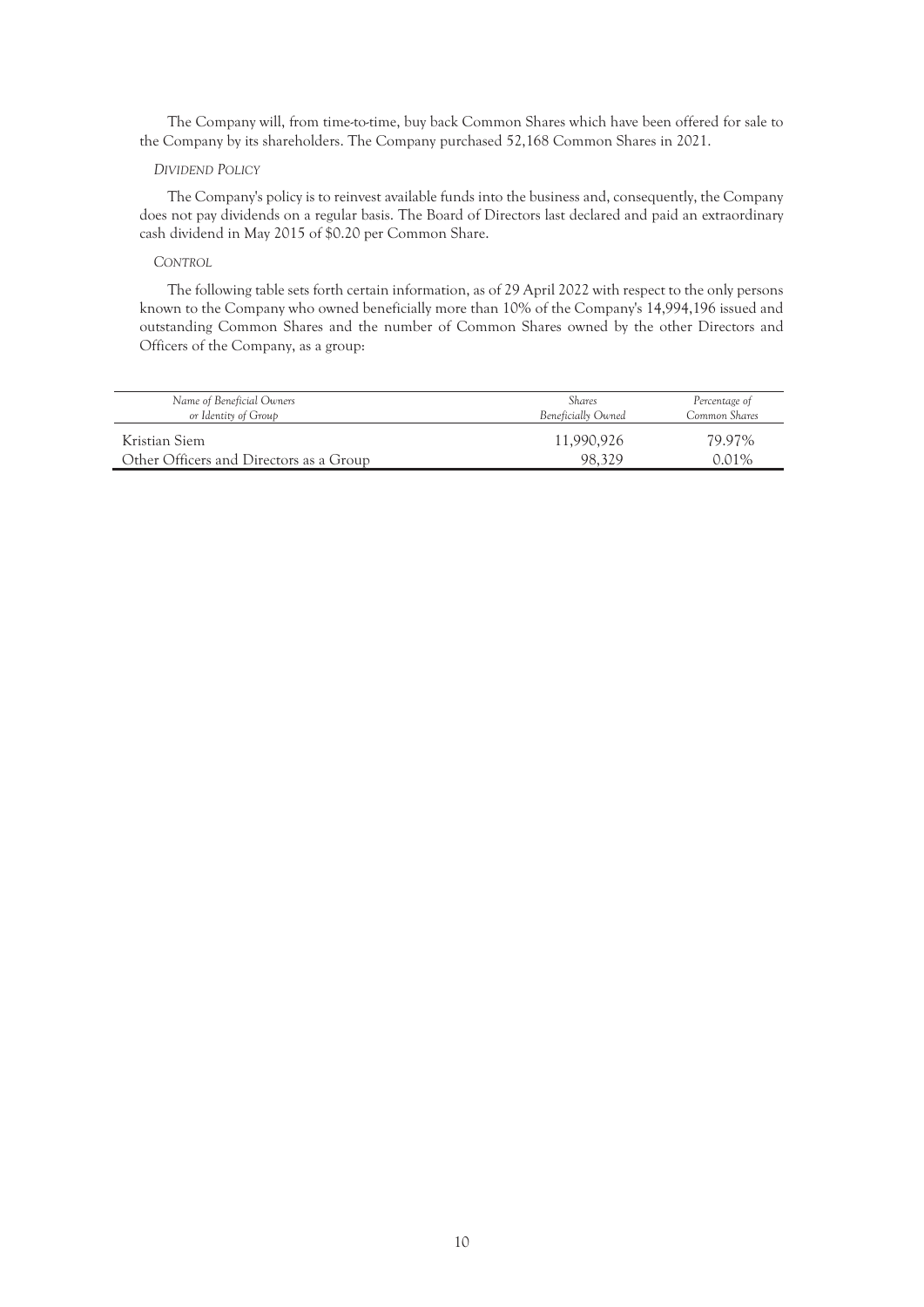The Company will, from time-to-time, buy back Common Shares which have been offered for sale to the Company by its shareholders. The Company purchased 52,168 Common Shares in 2021.

*DIVIDEND POLICY*

The Company's policy is to reinvest available funds into the business and, consequently, the Company does not pay dividends on a regular basis. The Board of Directors last declared and paid an extraordinary cash dividend in May 2015 of $0.20 per Common Share.

*CONTROL*

The following table sets forth certain information, as of 29 April 2022 with respect to the only persons known to the Company who owned beneficially more than 10% of the Company's 14,994,196 issued and outstanding Common Shares and the number of Common Shares owned by the other Directors and Officers of the Company, as a group:

| *Name of Beneficial Owners or Identity of Group* | *Shares Beneficially Owned* | *Percentage of Common Shares* |
|---|---|---|
| Kristian Siem | 11,990,926 | 79.97% |
| Other Officers and Directors as a Group | 98,329 | 0.01% |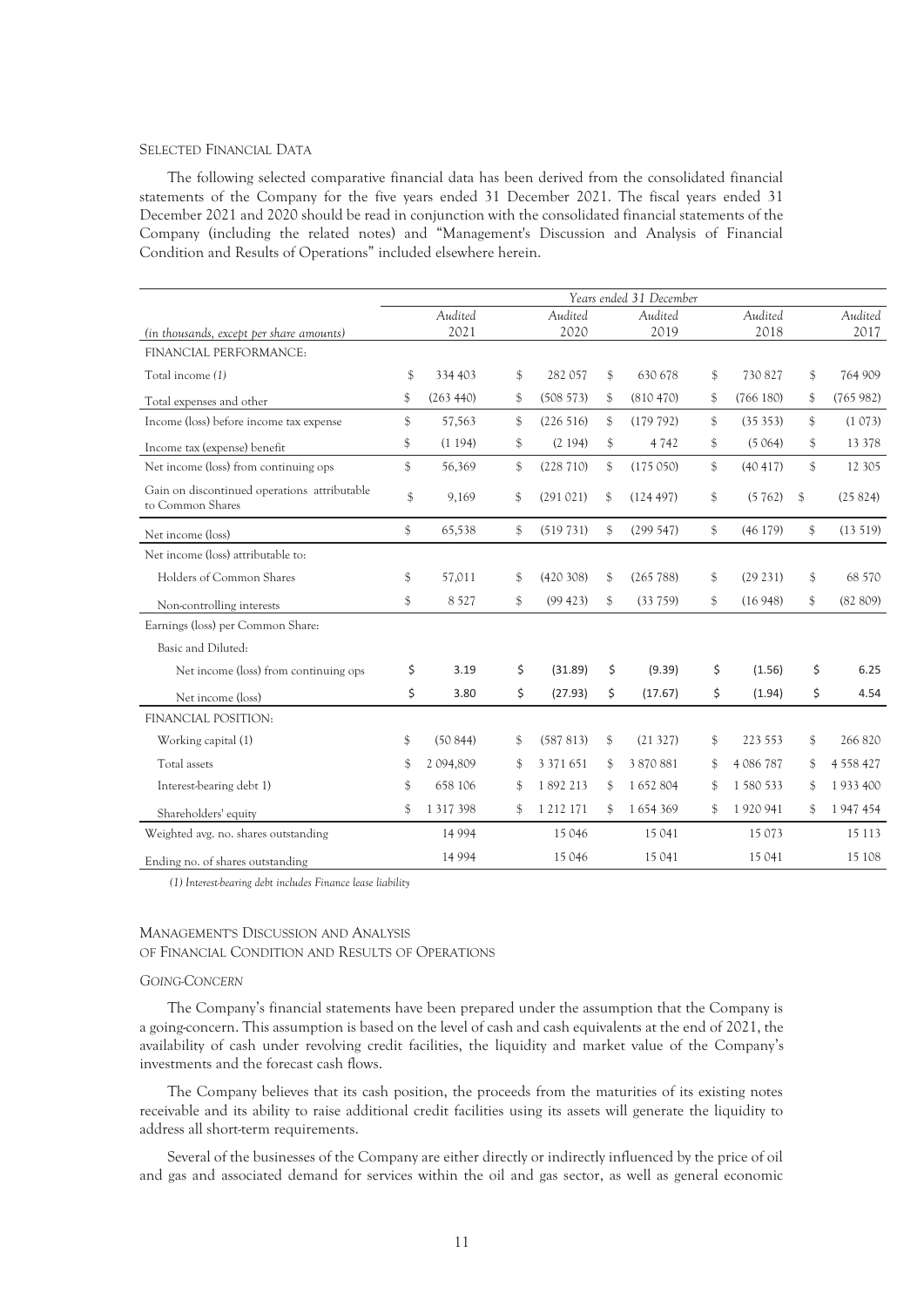SELECTED FINANCIAL DATA

The following selected comparative financial data has been derived from the consolidated financial statements of the Company for the five years ended 31 December 2021. The fiscal years ended 31 December 2021 and 2020 should be read in conjunction with the consolidated financial statements of the Company (including the related notes) and "Management's Discussion and Analysis of Financial Condition and Results of Operations" included elsewhere herein.

| | Years ended 31 December | | | | |
|---|---|---|---|---|---|
| *(in thousands, except per share amounts)* | Audited 2021 | Audited 2020 | Audited 2019 | Audited 2018 | Audited 2017 |
| FINANCIAL PERFORMANCE: | | | | | |
| Total income *(1)* | $ 334 403 | $ 282 057 | $ 630 678 | $ 730 827 | $ 764 909 |
| Total expenses and other | $ (263 440) | $ (508 573) | $ (810 470) | $ (766 180) | $ (765 982) |
| Income (loss) before income tax expense | $ 57,563 | $ (226 516) | $ (179 792) | $ (35 353) | $ (1 073) |
| Income tax (expense) benefit | $ (1 194) | $ (2 194) | $ 4 742 | $ (5 064) | $ 13 378 |
| Net income (loss) from continuing ops | $ 56,369 | $ (228 710) | $ (175 050) | $ (40 417) | $ 12 305 |
| Gain on discontinued operations attributable to Common Shares | $ 9,169 | $ (291 021) | $ (124 497) | $ (5 762) | $ (25 824) |
| Net income (loss) | $ 65,538 | $ (519 731) | $ (299 547) | $ (46 179) | $ (13 519) |
| Net income (loss) attributable to: | | | | | |
| Holders of Common Shares | $ 57,011 | $ (420 308) | $ (265 788) | $ (29 231) | $ 68 570 |
| Non-controlling interests | $ 8 527 | $ (99 423) | $ (33 759) | $ (16 948) | $ (82 809) |
| Earnings (loss) per Common Share: | | | | | |
| Basic and Diluted: | | | | | |
| Net income (loss) from continuing ops | $ 3.19 | $ (31.89) | $ (9.39) | $ (1.56) | $ 6.25 |
| Net income (loss) | $ 3.80 | $ (27.93) | $ (17.67) | $ (1.94) | $ 4.54 |
| FINANCIAL POSITION: | | | | | |
| Working capital (1) | $ (50 844) | $ (587 813) | $ (21 327) | $ 223 553 | $ 266 820 |
| Total assets | $ 2 094,809 | $ 3 371 651 | $ 3 870 881 | $ 4 086 787 | $ 4 558 427 |
| Interest-bearing debt 1) | $ 658 106 | $ 1 892 213 | $ 1 652 804 | $ 1 580 533 | $ 1 933 400 |
| Shareholders' equity | $ 1 317 398 | $ 1 212 171 | $ 1 654 369 | $ 1 920 941 | $ 1 947 454 |
| Weighted avg. no. shares outstanding | 14 994 | 15 046 | 15 041 | 15 073 | 15 113 |
| Ending no. of shares outstanding | 14 994 | 15 046 | 15 041 | 15 041 | 15 108 |

*(1) Interest-bearing debt includes Finance lease liability*

## MANAGEMENT'S DISCUSSION AND ANALYSIS OF FINANCIAL CONDITION AND RESULTS OF OPERATIONS

### *GOING-CONCERN*

The Company's financial statements have been prepared under the assumption that the Company is a going-concern. This assumption is based on the level of cash and cash equivalents at the end of 2021, the availability of cash under revolving credit facilities, the liquidity and market value of the Company's investments and the forecast cash flows.

The Company believes that its cash position, the proceeds from the maturities of its existing notes receivable and its ability to raise additional credit facilities using its assets will generate the liquidity to address all short-term requirements.

Several of the businesses of the Company are either directly or indirectly influenced by the price of oil and gas and associated demand for services within the oil and gas sector, as well as general economic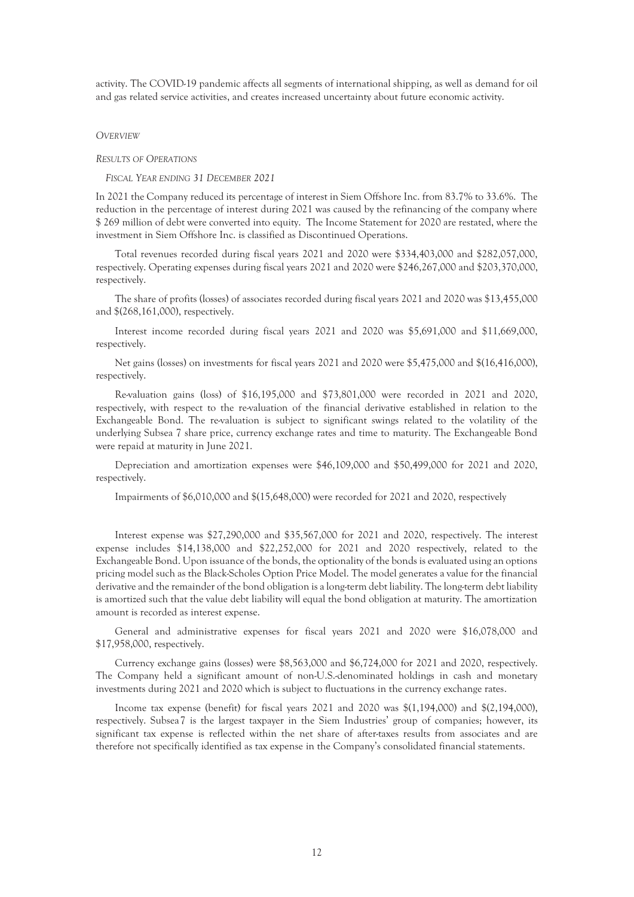activity. The COVID-19 pandemic affects all segments of international shipping, as well as demand for oil and gas related service activities, and creates increased uncertainty about future economic activity.

*OVERVIEW*

*RESULTS OF OPERATIONS*

*FISCAL YEAR ENDING 31 DECEMBER 2021*

In 2021 the Company reduced its percentage of interest in Siem Offshore Inc. from 83.7% to 33.6%. The reduction in the percentage of interest during 2021 was caused by the refinancing of the company where $ 269 million of debt were converted into equity. The Income Statement for 2020 are restated, where the investment in Siem Offshore Inc. is classified as Discontinued Operations.

Total revenues recorded during fiscal years 2021 and 2020 were $334,403,000 and $282,057,000, respectively. Operating expenses during fiscal years 2021 and 2020 were $246,267,000 and $203,370,000, respectively.

The share of profits (losses) of associates recorded during fiscal years 2021 and 2020 was $13,455,000 and $(268,161,000), respectively.

Interest income recorded during fiscal years 2021 and 2020 was $5,691,000 and $11,669,000, respectively.

Net gains (losses) on investments for fiscal years 2021 and 2020 were $5,475,000 and $(16,416,000), respectively.

Re-valuation gains (loss) of $16,195,000 and $73,801,000 were recorded in 2021 and 2020, respectively, with respect to the re-valuation of the financial derivative established in relation to the Exchangeable Bond. The re-valuation is subject to significant swings related to the volatility of the underlying Subsea 7 share price, currency exchange rates and time to maturity. The Exchangeable Bond were repaid at maturity in June 2021.

Depreciation and amortization expenses were $46,109,000 and $50,499,000 for 2021 and 2020, respectively.

Impairments of $6,010,000 and $(15,648,000) were recorded for 2021 and 2020, respectively

Interest expense was $27,290,000 and $35,567,000 for 2021 and 2020, respectively. The interest expense includes $14,138,000 and $22,252,000 for 2021 and 2020 respectively, related to the Exchangeable Bond. Upon issuance of the bonds, the optionality of the bonds is evaluated using an options pricing model such as the Black-Scholes Option Price Model. The model generates a value for the financial derivative and the remainder of the bond obligation is a long-term debt liability. The long-term debt liability is amortized such that the value debt liability will equal the bond obligation at maturity. The amortization amount is recorded as interest expense.

General and administrative expenses for fiscal years 2021 and 2020 were $16,078,000 and $17,958,000, respectively.

Currency exchange gains (losses) were $8,563,000 and $6,724,000 for 2021 and 2020, respectively. The Company held a significant amount of non-U.S.-denominated holdings in cash and monetary investments during 2021 and 2020 which is subject to fluctuations in the currency exchange rates.

Income tax expense (benefit) for fiscal years 2021 and 2020 was $(1,194,000) and $(2,194,000), respectively. Subsea 7 is the largest taxpayer in the Siem Industries' group of companies; however, its significant tax expense is reflected within the net share of after-taxes results from associates and are therefore not specifically identified as tax expense in the Company's consolidated financial statements.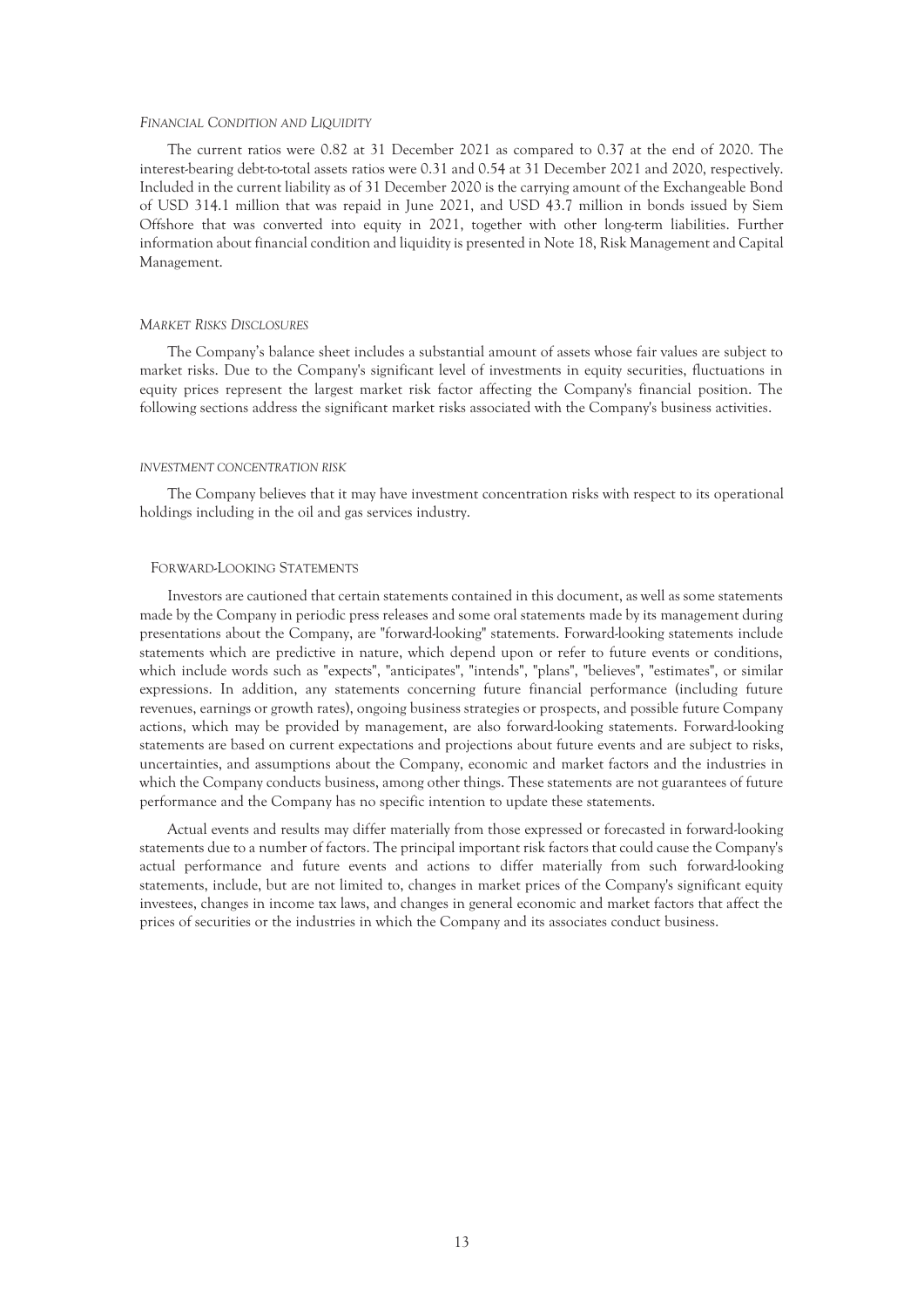### *FINANCIAL CONDITION AND LIQUIDITY*

The current ratios were 0.82 at 31 December 2021 as compared to 0.37 at the end of 2020. The interest-bearing debt-to-total assets ratios were 0.31 and 0.54 at 31 December 2021 and 2020, respectively. Included in the current liability as of 31 December 2020 is the carrying amount of the Exchangeable Bond of USD 314.1 million that was repaid in June 2021, and USD 43.7 million in bonds issued by Siem Offshore that was converted into equity in 2021, together with other long-term liabilities. Further information about financial condition and liquidity is presented in Note 18, Risk Management and Capital Management.

### *MARKET RISKS DISCLOSURES*

The Company's balance sheet includes a substantial amount of assets whose fair values are subject to market risks. Due to the Company's significant level of investments in equity securities, fluctuations in equity prices represent the largest market risk factor affecting the Company's financial position. The following sections address the significant market risks associated with the Company's business activities.

#### *INVESTMENT CONCENTRATION RISK*

The Company believes that it may have investment concentration risks with respect to its operational holdings including in the oil and gas services industry.

## FORWARD-LOOKING STATEMENTS

Investors are cautioned that certain statements contained in this document, as well as some statements made by the Company in periodic press releases and some oral statements made by its management during presentations about the Company, are "forward-looking" statements. Forward-looking statements include statements which are predictive in nature, which depend upon or refer to future events or conditions, which include words such as "expects", "anticipates", "intends", "plans", "believes", "estimates", or similar expressions. In addition, any statements concerning future financial performance (including future revenues, earnings or growth rates), ongoing business strategies or prospects, and possible future Company actions, which may be provided by management, are also forward-looking statements. Forward-looking statements are based on current expectations and projections about future events and are subject to risks, uncertainties, and assumptions about the Company, economic and market factors and the industries in which the Company conducts business, among other things. These statements are not guarantees of future performance and the Company has no specific intention to update these statements.

Actual events and results may differ materially from those expressed or forecasted in forward-looking statements due to a number of factors. The principal important risk factors that could cause the Company's actual performance and future events and actions to differ materially from such forward-looking statements, include, but are not limited to, changes in market prices of the Company's significant equity investees, changes in income tax laws, and changes in general economic and market factors that affect the prices of securities or the industries in which the Company and its associates conduct business.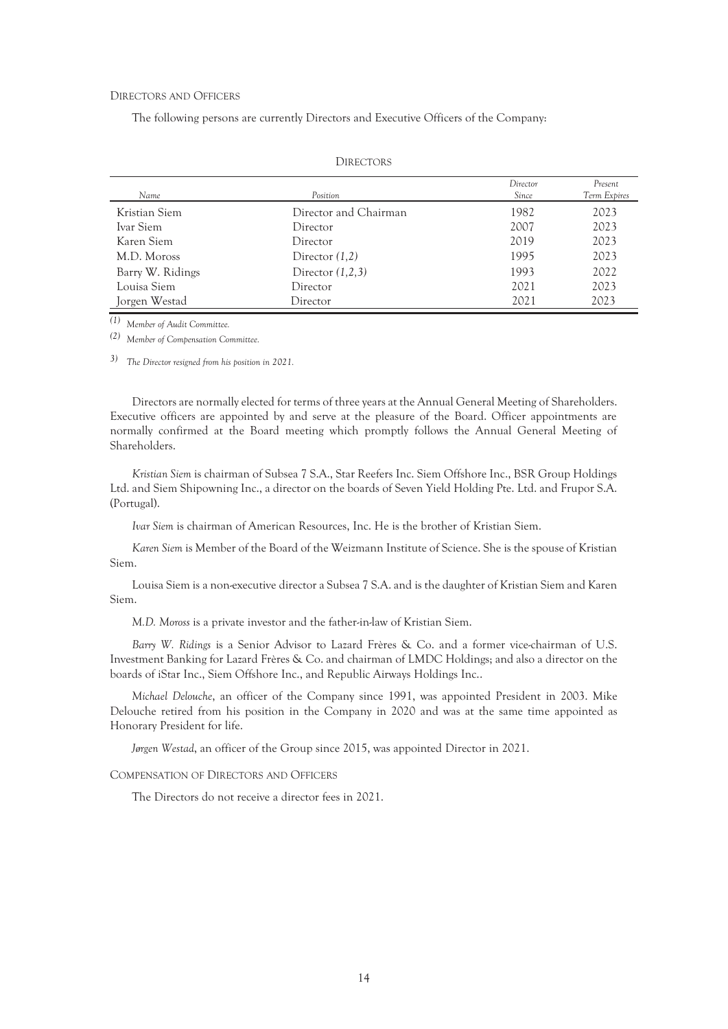## DIRECTORS AND OFFICERS

The following persons are currently Directors and Executive Officers of the Company:

DIRECTORS

| *Name* | *Position* | *Director Since* | *Present Term Expires* |
|---|---|---|---|
| Kristian Siem | Director and Chairman | 1982 | 2023 |
| Ivar Siem | Director | 2007 | 2023 |
| Karen Siem | Director | 2019 | 2023 |
| M.D. Moross | Director *(1,2)* | 1995 | 2023 |
| Barry W. Ridings | Director *(1,2,3)* | 1993 | 2022 |
| Louisa Siem | Director | 2021 | 2023 |
| Jorgen Westad | Director | 2021 | 2023 |

*(1) Member of Audit Committee.*

*(2) Member of Compensation Committee.*

*3) The Director resigned from his position in 2021.*

Directors are normally elected for terms of three years at the Annual General Meeting of Shareholders. Executive officers are appointed by and serve at the pleasure of the Board. Officer appointments are normally confirmed at the Board meeting which promptly follows the Annual General Meeting of Shareholders.

*Kristian Siem* is chairman of Subsea 7 S.A., Star Reefers Inc. Siem Offshore Inc., BSR Group Holdings Ltd. and Siem Shipowning Inc., a director on the boards of Seven Yield Holding Pte. Ltd. and Frupor S.A. (Portugal).

*Ivar Siem* is chairman of American Resources, Inc. He is the brother of Kristian Siem.

*Karen Siem* is Member of the Board of the Weizmann Institute of Science. She is the spouse of Kristian Siem.

Louisa Siem is a non-executive director a Subsea 7 S.A. and is the daughter of Kristian Siem and Karen Siem.

*M.D. Moross* is a private investor and the father-in-law of Kristian Siem.

*Barry W. Ridings* is a Senior Advisor to Lazard Frères & Co. and a former vice-chairman of U.S. Investment Banking for Lazard Frères & Co. and chairman of LMDC Holdings; and also a director on the boards of iStar Inc., Siem Offshore Inc., and Republic Airways Holdings Inc..

*Michael Delouche*, an officer of the Company since 1991, was appointed President in 2003. Mike Delouche retired from his position in the Company in 2020 and was at the same time appointed as Honorary President for life.

*Jørgen Westad*, an officer of the Group since 2015, was appointed Director in 2021.

## COMPENSATION OF DIRECTORS AND OFFICERS

The Directors do not receive a director fees in 2021.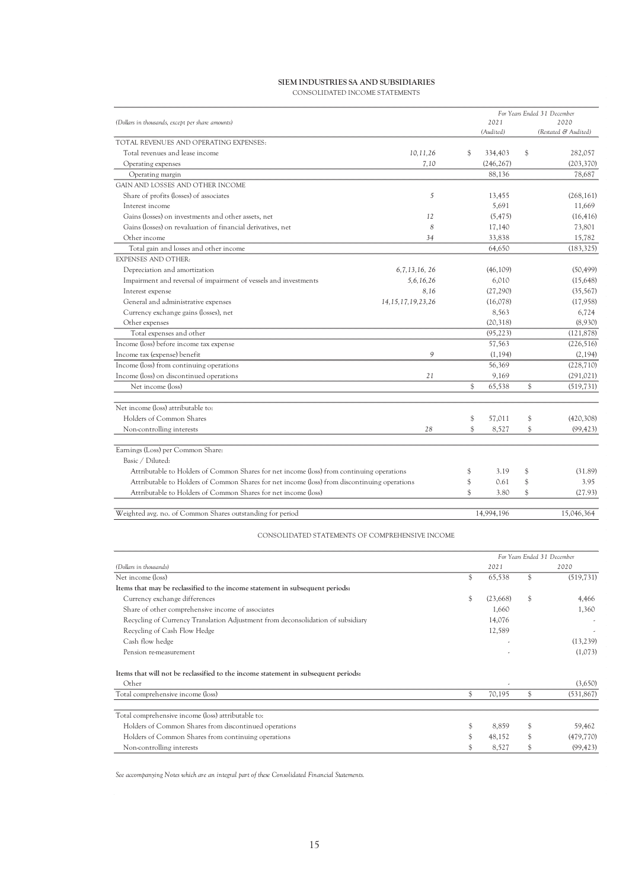# SIEM INDUSTRIES SA AND SUBSIDIARIES

CONSOLIDATED INCOME STATEMENTS

| *(Dollars in thousands, except per share amounts)* | | *For Years Ended 31 December* 2021 *(Audited)* | 2020 *(Restated & Audited)* |
|---|---|---|---|
| TOTAL REVENUES AND OPERATING EXPENSES: | | | |
| Total revenues and lease income | *10,11,26* | $ 334,403 | $ 282,057 |
| Operating expenses | *7,10* | (246,267) | (203,370) |
| Operating margin | | 88,136 | 78,687 |
| GAIN AND LOSSES AND OTHER INCOME | | | |
| Share of profits (losses) of associates | *5* | 13,455 | (268,161) |
| Interest income | | 5,691 | 11,669 |
| Gains (losses) on investments and other assets, net | *12* | (5,475) | (16,416) |
| Gains (losses) on re-valuation of financial derivatives, net | *8* | 17,140 | 73,801 |
| Other income | *34* | 33,838 | 15,782 |
| Total gain and losses and other income | | 64,650 | (183,325) |
| EXPENSES AND OTHER: | | | |
| Depreciation and amortization | *6,7,13,16, 26* | (46,109) | (50,499) |
| Impairment and reversal of impairment of vessels and investments | *5,6,16,26* | 6,010 | (15,648) |
| Interest expense | *8,16* | (27,290) | (35,567) |
| General and administrative expenses | *14,15,17,19,23,26* | (16,078) | (17,958) |
| Currency exchange gains (losses), net | | 8,563 | 6,724 |
| Other expenses | | (20,318) | (8,930) |
| Total expenses and other | | (95,223) | (121,878) |
| Income (loss) before income tax expense | | 57,563 | (226,516) |
| Income tax (expense) benefit | *9* | (1,194) | (2,194) |
| Income (loss) from continuing operations | | 56,369 | (228,710) |
| Income (loss) on discontinued operations | *21* | 9,169 | (291,021) |
| Net income (loss) | | $ 65,538 | $ (519,731) |
| | | | |
| Net income (loss) attributable to: | | | |
| Holders of Common Shares | | $ 57,011 | $ (420,308) |
| Non-controlling interests | *28* | $ 8,527 | $ (99,423) |
| | | | |
| Earnings (Loss) per Common Share: | | | |
| Basic / Diluted: | | | |
| Attributable to Holders of Common Shares for net income (loss) from continuing operations | | $ 3.19 | $ (31.89) |
| Attributable to Holders of Common Shares for net income (loss) from discontinuing operations | | $ 0.61 | $ 3.95 |
| Attributable to Holders of Common Shares for net income (loss) | | $ 3.80 | $ (27.93) |
| | | | |
| Weighted avg. no. of Common Shares outstanding for period | | 14,994,196 | 15,046,364 |

CONSOLIDATED STATEMENTS OF COMPREHENSIVE INCOME

| *(Dollars in thousands)* | *For Years Ended 31 December* 2021 | 2020 |
|---|---|---|
| Net income (loss) | $ 65,538 | $ (519,731) |
| **Items that may be reclassified to the income statement in subsequent periods:** | | |
| Currency exchange differences | $ (23,668) | $ 4,466 |
| Share of other comprehensive income of associates | 1,660 | 1,360 |
| Recycling of Currency Translation Adjustment from deconsolidation of subsidiary | 14,076 | - |
| Recycling of Cash Flow Hedge | 12,589 | - |
| Cash flow hedge | - | (13,239) |
| Pension re-measurement | - | (1,073) |
| | | |
| **Items that will not be reclassified to the income statement in subsequent periods:** | | |
| Other | - | (3,650) |
| Total comprehensive income (loss) | $ 70,195 | $ (531,867) |
| | | |
| Total comprehensive income (loss) attributable to: | | |
| Holders of Common Shares from discontinued operations | $ 8,859 | $ 59,462 |
| Holders of Common Shares from continuing operations | $ 48,152 | $ (479,770) |
| Non-controlling interests | $ 8,527 | $ (99,423) |

*See accompanying Notes which are an integral part of these Consolidated Financial Statements.*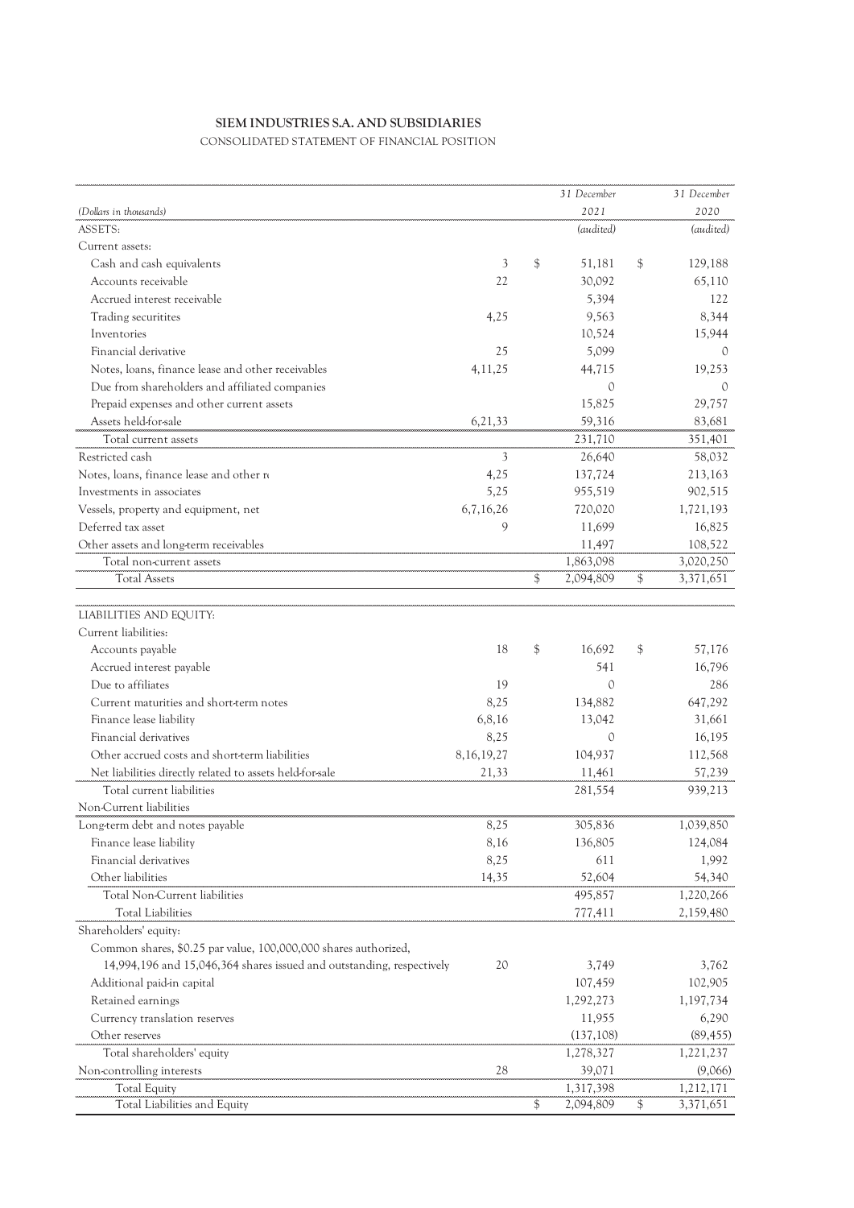**SIEM INDUSTRIES S.A. AND SUBSIDIARIES**

CONSOLIDATED STATEMENT OF FINANCIAL POSITION

| *(Dollars in thousands)* | | | 31 December 2021 (audited) | | 31 December 2020 (audited) |
|---|---|---|---|---|---|
| ASSETS: | | | | | |
| Current assets: | | | | | |
| Cash and cash equivalents | 3 | $ | 51,181 | $ | 129,188 |
| Accounts receivable | 22 | | 30,092 | | 65,110 |
| Accrued interest receivable | | | 5,394 | | 122 |
| Trading securitites | 4,25 | | 9,563 | | 8,344 |
| Inventories | | | 10,524 | | 15,944 |
| Financial derivative | 25 | | 5,099 | | 0 |
| Notes, loans, finance lease and other receivables | 4,11,25 | | 44,715 | | 19,253 |
| Due from shareholders and affiliated companies | | | 0 | | 0 |
| Prepaid expenses and other current assets | | | 15,825 | | 29,757 |
| Assets held-for-sale | 6,21,33 | | 59,316 | | 83,681 |
| Total current assets | | | 231,710 | | 351,401 |
| Restricted cash | 3 | | 26,640 | | 58,032 |
| Notes, loans, finance lease and other re | 4,25 | | 137,724 | | 213,163 |
| Investments in associates | 5,25 | | 955,519 | | 902,515 |
| Vessels, property and equipment, net | 6,7,16,26 | | 720,020 | | 1,721,193 |
| Deferred tax asset | 9 | | 11,699 | | 16,825 |
| Other assets and long-term receivables | | | 11,497 | | 108,522 |
| Total non-current assets | | | 1,863,098 | | 3,020,250 |
| Total Assets | | $ | 2,094,809 | $ | 3,371,651 |
| | | | | | |
| LIABILITIES AND EQUITY: | | | | | |
| Current liabilities: | | | | | |
| Accounts payable | 18 | $ | 16,692 | $ | 57,176 |
| Accrued interest payable | | | 541 | | 16,796 |
| Due to affiliates | 19 | | 0 | | 286 |
| Current maturities and short-term notes | 8,25 | | 134,882 | | 647,292 |
| Finance lease liability | 6,8,16 | | 13,042 | | 31,661 |
| Financial derivatives | 8,25 | | 0 | | 16,195 |
| Other accrued costs and short-term liabilities | 8,16,19,27 | | 104,937 | | 112,568 |
| Net liabilities directly related to assets held-for-sale | 21,33 | | 11,461 | | 57,239 |
| Total current liabilities | | | 281,554 | | 939,213 |
| Non-Current liabilities | | | | | |
| Long-term debt and notes payable | 8,25 | | 305,836 | | 1,039,850 |
| Finance lease liability | 8,16 | | 136,805 | | 124,084 |
| Financial derivatives | 8,25 | | 611 | | 1,992 |
| Other liabilities | 14,35 | | 52,604 | | 54,340 |
| Total Non-Current liabilities | | | 495,857 | | 1,220,266 |
| Total Liabilities | | | 777,411 | | 2,159,480 |
| Shareholders' equity: | | | | | |
| Common shares, $0.25 par value, 100,000,000 shares authorized, 14,994,196 and 15,046,364 shares issued and outstanding, respectively | 20 | | 3,749 | | 3,762 |
| Additional paid-in capital | | | 107,459 | | 102,905 |
| Retained earnings | | | 1,292,273 | | 1,197,734 |
| Currency translation reserves | | | 11,955 | | 6,290 |
| Other reserves | | | (137,108) | | (89,455) |
| Total shareholders' equity | | | 1,278,327 | | 1,221,237 |
| Non-controlling interests | 28 | | 39,071 | | (9,066) |
| Total Equity | | | 1,317,398 | | 1,212,171 |
| Total Liabilities and Equity | | $ | 2,094,809 | $ | 3,371,651 |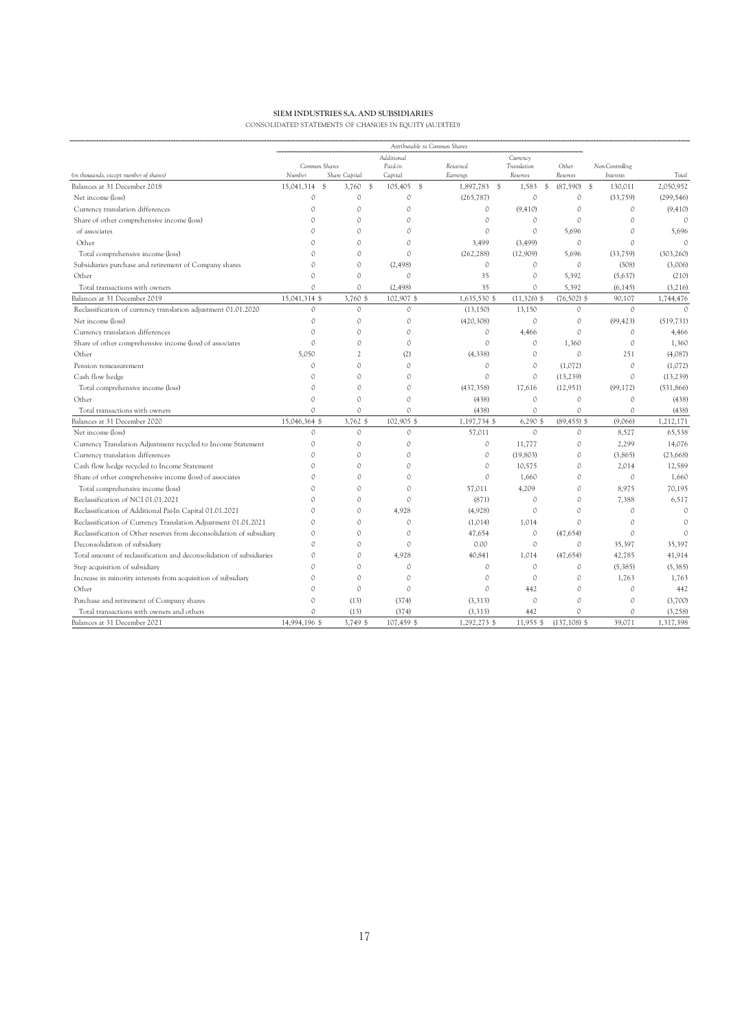**SIEM INDUSTRIES S.A. AND SUBSIDIARIES**

CONSOLIDATED STATEMENTS OF CHANGES IN EQUITY (AUDITED)

| | Attributable to Common Shares | | | | | | | | |
|---|---|---|---|---|---|---|---|---|---|
| | Common Shares | | Additional Paid-in | Retained | Currency Translation | Other | | Non-Controlling | |
| *(in thousands, except number of shares)* | Number | Share Capital | Capital | Earnings | Reserves | Reserves | | Interests | Total |
| Balances at 31 December 2018 | 15,041,314 $ | 3,760 $ | 105,405 $ | 1,897,783 $ | 1,583 $ | (87,590) $ | | 130,011 | 2,050,952 |
| Net income (loss) | 0 | 0 | 0 | (265,787) | 0 | 0 | | (33,759) | (299,546) |
| Currency translation differences | 0 | 0 | 0 | 0 | (9,410) | 0 | | 0 | (9,410) |
| Share of other comprehensive income (loss) | 0 | 0 | 0 | 0 | 0 | 0 | | 0 | 0 |
| of associates | 0 | 0 | 0 | 0 | 0 | 5,696 | | 0 | 5,696 |
| Other | 0 | 0 | 0 | 3,499 | (3,499) | 0 | | 0 | 0 |
| Total comprehensive income (loss) | 0 | 0 | 0 | (262,288) | (12,909) | 5,696 | | (33,759) | (303,260) |
| Subsidiaries purchase and retirement of Company shares | 0 | 0 | (2,498) | 0 | 0 | 0 | | (508) | (3,006) |
| Other | 0 | 0 | 0 | 35 | 0 | 5,392 | | (5,637) | (210) |
| Total transactions with owners | 0 | 0 | (2,498) | 35 | 0 | 5,392 | | (6,145) | (3,216) |
| Balances at 31 December 2019 | 15,041,314 $ | 3,760 $ | 102,907 $ | 1,635,530 $ | (11,326) $ | (76,502) $ | | 90,107 | 1,744,476 |
| Reclassification of currency translation adjustment 01.01.2020 | 0 | 0 | 0 | (13,150) | 13,150 | 0 | | 0 | 0 |
| Net income (loss) | 0 | 0 | 0 | (420,308) | 0 | 0 | | (99,423) | (519,731) |
| Currency translation differences | 0 | 0 | 0 | 0 | 4,466 | 0 | | 0 | 4,466 |
| Share of other comprehensive income (loss) of associates | 0 | 0 | 0 | 0 | 0 | 1,360 | | 0 | 1,360 |
| Other | 5,050 | 2 | (2) | (4,338) | 0 | 0 | | 251 | (4,087) |
| Pension remeasurement | 0 | 0 | 0 | 0 | 0 | (1,072) | | 0 | (1,072) |
| Cash flow hedge | 0 | 0 | 0 | 0 | 0 | (13,239) | | 0 | (13,239) |
| Total comprehensive income (loss) | 0 | 0 | 0 | (437,358) | 17,616 | (12,951) | | (99,172) | (531,866) |
| Other | 0 | 0 | 0 | (438) | 0 | 0 | | 0 | (438) |
| Total transactions with owners | 0 | 0 | 0 | (438) | 0 | 0 | | 0 | (438) |
| Balances at 31 December 2020 | 15,046,364 $ | 3,762 $ | 102,905 $ | 1,197,734 $ | 6,290 $ | (89,455) $ | | (9,066) | 1,212,171 |
| Net income (loss) | 0 | 0 | 0 | 57,011 | 0 | 0 | | 8,527 | 65,538 |
| Currency Translation Adjustment recycled to Income Statement | 0 | 0 | 0 | 0 | 11,777 | 0 | | 2,299 | 14,076 |
| Currency translation differences | 0 | 0 | 0 | 0 | (19,803) | 0 | | (3,865) | (23,668) |
| Cash flow hedge recycled to Income Statement | 0 | 0 | 0 | 0 | 10,575 | 0 | | 2,014 | 12,589 |
| Share of other comprehensive income (loss) of associates | 0 | 0 | 0 | 0 | 1,660 | 0 | | 0 | 1,660 |
| Total comprehensive income (loss) | 0 | 0 | 0 | 57,011 | 4,209 | 0 | | 8,975 | 70,195 |
| Reclassification of NCI 01.01.2021 | 0 | 0 | 0 | (871) | 0 | 0 | | 7,388 | 6,517 |
| Reclassification of Additional Pai-In Capital 01.01.2021 | 0 | 0 | 4,928 | (4,928) | 0 | 0 | | 0 | 0 |
| Reclassification of Currency Translation Adjustment 01.01.2021 | 0 | 0 | 0 | (1,014) | 1,014 | 0 | | 0 | 0 |
| Reclassification of Other reserves from deconsolidation of subsidiary | 0 | 0 | 0 | 47,654 | 0 | (47,654) | | 0 | 0 |
| Deconsolidation of subsidiary | 0 | 0 | 0 | 0.00 | 0 | 0 | | 35,397 | 35,397 |
| Total amount of reclassification and deconsolidation of subsidiaries | 0 | 0 | 4,928 | 40,841 | 1,014 | (47,654) | | 42,785 | 41,914 |
| Step acquisition of subsidiary | 0 | 0 | 0 | 0 | 0 | 0 | | (5,385) | (5,385) |
| Increase in minority interests from acquisition of subsidiary | 0 | 0 | 0 | 0 | 0 | 0 | | 1,763 | 1,763 |
| Other | 0 | 0 | 0 | 0 | 442 | 0 | | 0 | 442 |
| Purchase and retirement of Company shares | 0 | (13) | (374) | (3,313) | 0 | 0 | | 0 | (3,700) |
| Total transactions with owners and others | 0 | (13) | (374) | (3,313) | 442 | 0 | | 0 | (3,258) |
| Balances at 31 December 2021 | 14,994,196 $ | 3,749 $ | 107,459 $ | 1,292,273 $ | 11,955 $ | (137,108) $ | | 39,071 | 1,317,398 |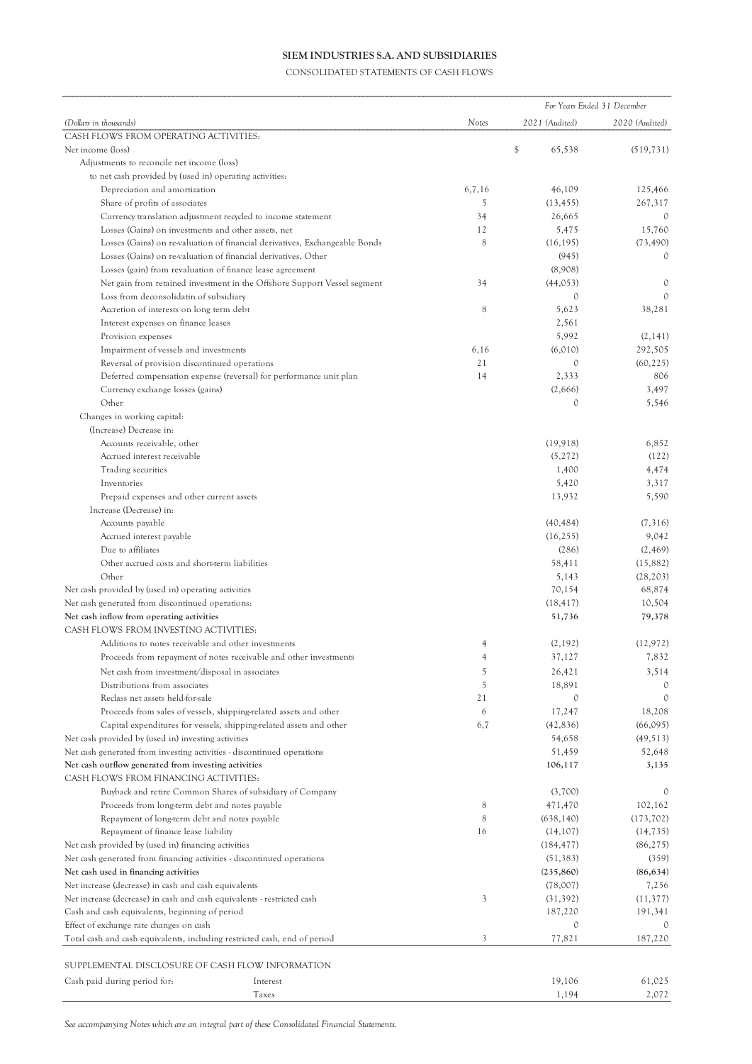**SIEM INDUSTRIES S.A. AND SUBSIDIARIES**

CONSOLIDATED STATEMENTS OF CASH FLOWS

| | | *For Years Ended 31 December* | |
|---|---|---|---|
| *(Dollars in thousands)* | *Notes* | *2021 (Audited)* | *2020 (Audited)* |
| CASH FLOWS FROM OPERATING ACTIVITIES: | | | |
| Net income (loss) | | $ 65,538 | (519,731) |
| Adjustments to reconcile net income (loss) | | | |
| to net cash provided by (used in) operating activities: | | | |
| Depreciation and amortization | 6,7,16 | 46,109 | 125,466 |
| Share of profits of associates | 5 | (13,455) | 267,317 |
| Currency translation adjustment recycled to income statement | 34 | 26,665 | 0 |
| Losses (Gains) on investments and other assets, net | 12 | 5,475 | 15,760 |
| Losses (Gains) on re-valuation of financial derivatives, Exchangeable Bonds | 8 | (16,195) | (73,490) |
| Losses (Gains) on re-valuation of financial derivatives, Other | | (945) | 0 |
| Losses (gain) from revaluation of finance lease agreement | | (8,908) | |
| Net gain from retained investment in the Offshore Support Vessel segment | 34 | (44,053) | 0 |
| Loss from deconsolidatin of subsidiary | | 0 | 0 |
| Accretion of interests on long term debt | 8 | 5,623 | 38,281 |
| Interest expenses on finance leases | | 2,561 | |
| Provision expenses | | 5,992 | (2,141) |
| Impairment of vessels and investments | 6,16 | (6,010) | 292,505 |
| Reversal of provision discontinued operations | 21 | 0 | (60,225) |
| Deferred compensation expense (reversal) for performance unit plan | 14 | 2,333 | 806 |
| Currency exchange losses (gains) | | (2,666) | 3,497 |
| Other | | 0 | 5,546 |
| Changes in working capital: | | | |
| (Increase) Decrease in: | | | |
| Accounts receivable, other | | (19,918) | 6,852 |
| Accrued interest receivable | | (5,272) | (122) |
| Trading securities | | 1,400 | 4,474 |
| Inventories | | 5,420 | 3,317 |
| Prepaid expenses and other current assets | | 13,932 | 5,590 |
| Increase (Decrease) in: | | | |
| Accounts payable | | (40,484) | (7,316) |
| Accrued interest payable | | (16,255) | 9,042 |
| Due to affiliates | | (286) | (2,469) |
| Other accrued costs and short-term liabilities | | 58,411 | (15,882) |
| Other | | 5,143 | (28,203) |
| Net cash provided by (used in) operating activities | | 70,154 | 68,874 |
| Net cash generated from discontinued operations: | | (18,417) | 10,504 |
| **Net cash inflow from operating activities** | | **51,736** | **79,378** |
| CASH FLOWS FROM INVESTING ACTIVITIES: | | | |
| Additions to notes receivable and other investments | 4 | (2,192) | (12,972) |
| Proceeds from repayment of notes receivable and other investments | 4 | 37,127 | 7,832 |
| Net cash from investment/disposal in associates | 5 | 26,421 | 3,514 |
| Distributions from associates | 5 | 18,891 | 0 |
| Reclass net assets held-for-sale | 21 | 0 | 0 |
| Proceeds from sales of vessels, shipping-related assets and other | 6 | 17,247 | 18,208 |
| Capital expenditures for vessels, shipping-related assets and other | 6,7 | (42,836) | (66,095) |
| Net cash provided by (used in) investing activities | | 54,658 | (49,513) |
| Net cash generated from investing activities - discontinued operations | | 51,459 | 52,648 |
| **Net cash outflow generated from investing activities** | | **106,117** | **3,135** |
| CASH FLOWS FROM FINANCING ACTIVITIES: | | | |
| Buyback and retire Common Shares of subsidiary of Company | | (3,700) | 0 |
| Proceeds from long-term debt and notes payable | 8 | 471,470 | 102,162 |
| Repayment of long-term debt and notes payable | 8 | (638,140) | (173,702) |
| Repayment of finance lease liability | 16 | (14,107) | (14,735) |
| Net cash provided by (used in) financing activities | | (184,477) | (86,275) |
| Net cash generated from financing activities - discontinued operations | | (51,383) | (359) |
| **Net cash used in financing activities** | | **(235,860)** | **(86,634)** |
| Net increase (decrease) in cash and cash equivalents | | (78,007) | 7,256 |
| Net increase (decrease) in cash and cash equivalents - restricted cash | 3 | (31,392) | (11,377) |
| Cash and cash equivalents, beginning of period | | 187,220 | 191,341 |
| Effect of exchange rate changes on cash | | 0 | 0 |
| Total cash and cash equivalents, including restricted cash, end of period | 3 | 77,821 | 187,220 |

SUPPLEMENTAL DISCLOSURE OF CASH FLOW INFORMATION

| | | | |
|---|---|---|---|
| Cash paid during period for: | Interest | 19,106 | 61,025 |
| | Taxes | 1,194 | 2,072 |

*See accompanying Notes which are an integral part of these Consolidated Financial Statements.*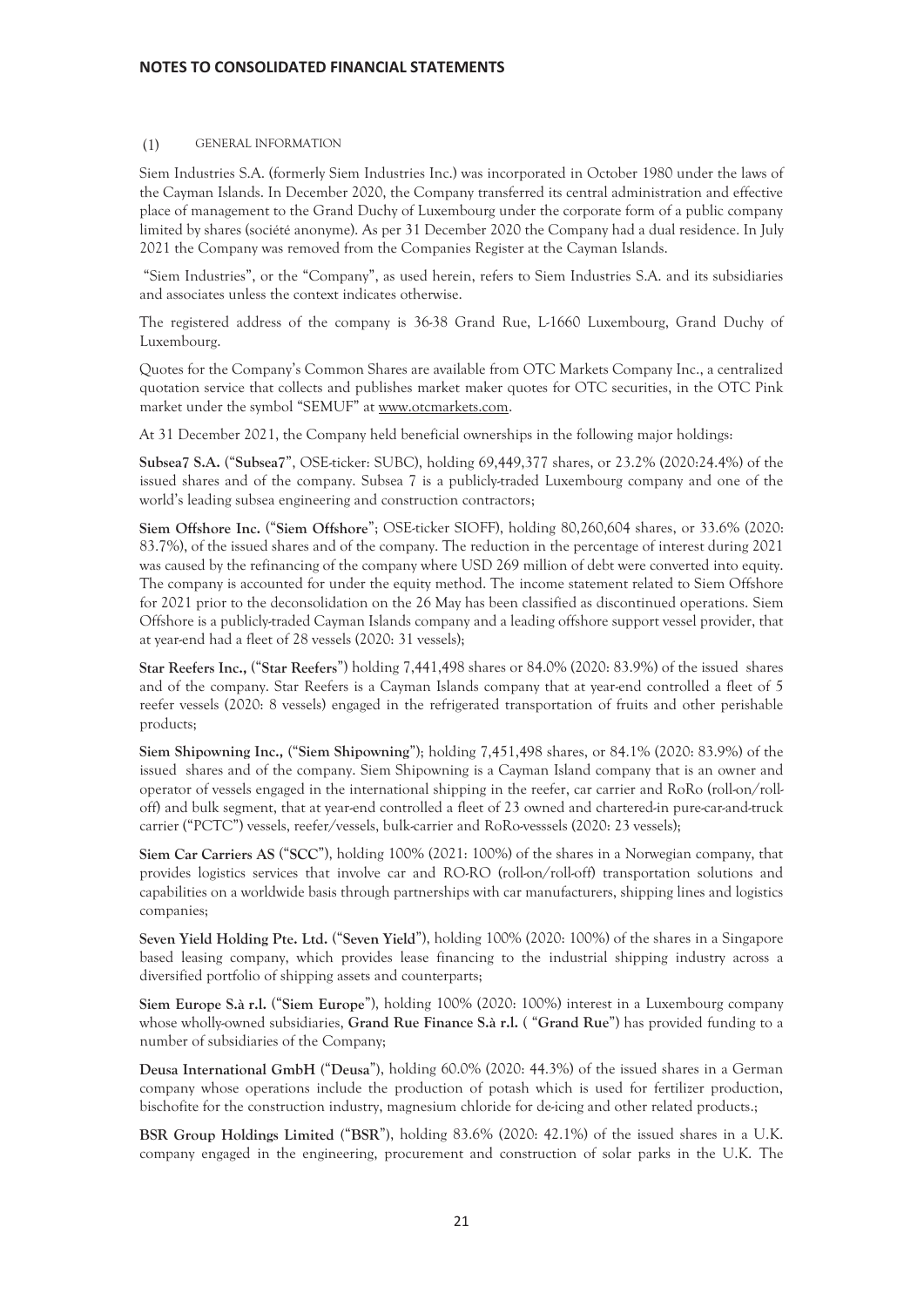# NOTES TO CONSOLIDATED FINANCIAL STATEMENTS

## (1) GENERAL INFORMATION

Siem Industries S.A. (formerly Siem Industries Inc.) was incorporated in October 1980 under the laws of the Cayman Islands. In December 2020, the Company transferred its central administration and effective place of management to the Grand Duchy of Luxembourg under the corporate form of a public company limited by shares (société anonyme). As per 31 December 2020 the Company had a dual residence. In July 2021 the Company was removed from the Companies Register at the Cayman Islands.

"Siem Industries", or the "Company", as used herein, refers to Siem Industries S.A. and its subsidiaries and associates unless the context indicates otherwise.

The registered address of the company is 36-38 Grand Rue, L-1660 Luxembourg, Grand Duchy of Luxembourg.

Quotes for the Company's Common Shares are available from OTC Markets Company Inc., a centralized quotation service that collects and publishes market maker quotes for OTC securities, in the OTC Pink market under the symbol "SEMUF" at www.otcmarkets.com.

At 31 December 2021, the Company held beneficial ownerships in the following major holdings:

**Subsea7 S.A.** ("**Subsea7**", OSE-ticker: SUBC), holding 69,449,377 shares, or 23.2% (2020:24.4%) of the issued shares and of the company. Subsea 7 is a publicly-traded Luxembourg company and one of the world's leading subsea engineering and construction contractors;

**Siem Offshore Inc.** ("**Siem Offshore**"; OSE-ticker SIOFF), holding 80,260,604 shares, or 33.6% (2020: 83.7%), of the issued shares and of the company. The reduction in the percentage of interest during 2021 was caused by the refinancing of the company where USD 269 million of debt were converted into equity. The company is accounted for under the equity method. The income statement related to Siem Offshore for 2021 prior to the deconsolidation on the 26 May has been classified as discontinued operations. Siem Offshore is a publicly-traded Cayman Islands company and a leading offshore support vessel provider, that at year-end had a fleet of 28 vessels (2020: 31 vessels);

**Star Reefers Inc.,** ("**Star Reefers**") holding 7,441,498 shares or 84.0% (2020: 83.9%) of the issued shares and of the company. Star Reefers is a Cayman Islands company that at year-end controlled a fleet of 5 reefer vessels (2020: 8 vessels) engaged in the refrigerated transportation of fruits and other perishable products;

**Siem Shipowning Inc.,** ("**Siem Shipowning**"); holding 7,451,498 shares, or 84.1% (2020: 83.9%) of the issued shares and of the company. Siem Shipowning is a Cayman Island company that is an owner and operator of vessels engaged in the international shipping in the reefer, car carrier and RoRo (roll-on/roll-off) and bulk segment, that at year-end controlled a fleet of 23 owned and chartered-in pure-car-and-truck carrier ("PCTC") vessels, reefer/vessels, bulk-carrier and RoRo-vesssels (2020: 23 vessels);

**Siem Car Carriers AS** ("**SCC**"), holding 100% (2021: 100%) of the shares in a Norwegian company, that provides logistics services that involve car and RO-RO (roll-on/roll-off) transportation solutions and capabilities on a worldwide basis through partnerships with car manufacturers, shipping lines and logistics companies;

**Seven Yield Holding Pte. Ltd.** ("**Seven Yield**"), holding 100% (2020: 100%) of the shares in a Singapore based leasing company, which provides lease financing to the industrial shipping industry across a diversified portfolio of shipping assets and counterparts;

**Siem Europe S.à r.l.** ("**Siem Europe**"), holding 100% (2020: 100%) interest in a Luxembourg company whose wholly-owned subsidiaries, **Grand Rue Finance S.à r.l.** ( "**Grand Rue**") has provided funding to a number of subsidiaries of the Company;

**Deusa International GmbH** ("**Deusa**"), holding 60.0% (2020: 44.3%) of the issued shares in a German company whose operations include the production of potash which is used for fertilizer production, bischofite for the construction industry, magnesium chloride for de-icing and other related products.;

**BSR Group Holdings Limited** ("**BSR**"), holding 83.6% (2020: 42.1%) of the issued shares in a U.K. company engaged in the engineering, procurement and construction of solar parks in the U.K. The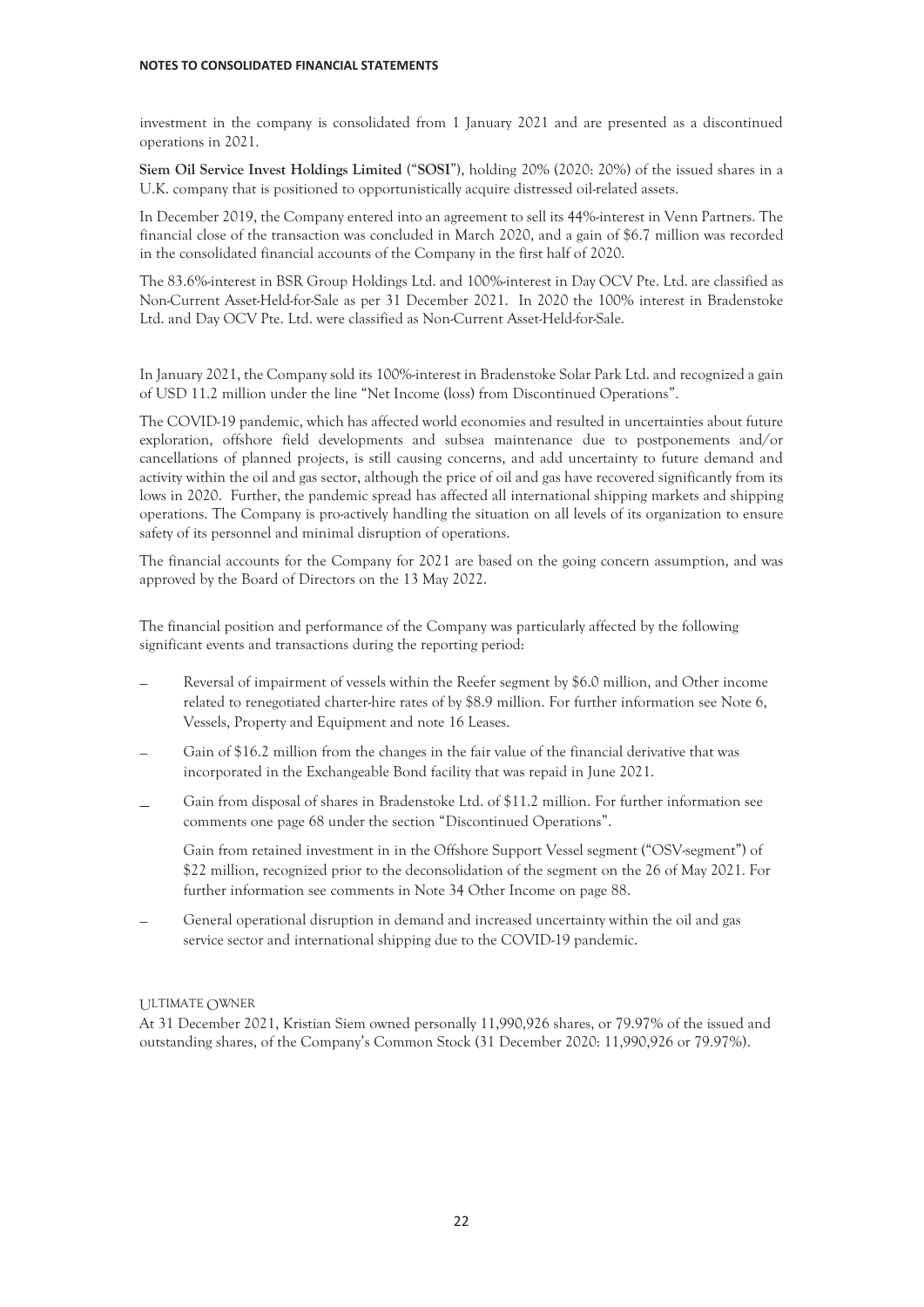investment in the company is consolidated from 1 January 2021 and are presented as a discontinued operations in 2021.

**Siem Oil Service Invest Holdings Limited** ("**SOSI**"), holding 20% (2020: 20%) of the issued shares in a U.K. company that is positioned to opportunistically acquire distressed oil-related assets.

In December 2019, the Company entered into an agreement to sell its 44%-interest in Venn Partners. The financial close of the transaction was concluded in March 2020, and a gain of $6.7 million was recorded in the consolidated financial accounts of the Company in the first half of 2020.

The 83.6%-interest in BSR Group Holdings Ltd. and 100%-interest in Day OCV Pte. Ltd. are classified as Non-Current Asset-Held-for-Sale as per 31 December 2021. In 2020 the 100% interest in Bradenstoke Ltd. and Day OCV Pte. Ltd. were classified as Non-Current Asset-Held-for-Sale.

In January 2021, the Company sold its 100%-interest in Bradenstoke Solar Park Ltd. and recognized a gain of USD 11.2 million under the line "Net Income (loss) from Discontinued Operations".

The COVID-19 pandemic, which has affected world economies and resulted in uncertainties about future exploration, offshore field developments and subsea maintenance due to postponements and/or cancellations of planned projects, is still causing concerns, and add uncertainty to future demand and activity within the oil and gas sector, although the price of oil and gas have recovered significantly from its lows in 2020. Further, the pandemic spread has affected all international shipping markets and shipping operations. The Company is pro-actively handling the situation on all levels of its organization to ensure safety of its personnel and minimal disruption of operations.

The financial accounts for the Company for 2021 are based on the going concern assumption, and was approved by the Board of Directors on the 13 May 2022.

The financial position and performance of the Company was particularly affected by the following significant events and transactions during the reporting period:

- Reversal of impairment of vessels within the Reefer segment by $6.0 million, and Other income related to renegotiated charter-hire rates of by $8.9 million. For further information see Note 6, Vessels, Property and Equipment and note 16 Leases.
- Gain of $16.2 million from the changes in the fair value of the financial derivative that was incorporated in the Exchangeable Bond facility that was repaid in June 2021.
- Gain from disposal of shares in Bradenstoke Ltd. of $11.2 million. For further information see comments one page 68 under the section "Discontinued Operations".

  Gain from retained investment in in the Offshore Support Vessel segment ("OSV-segment") of $22 million, recognized prior to the deconsolidation of the segment on the 26 of May 2021. For further information see comments in Note 34 Other Income on page 88.
- General operational disruption in demand and increased uncertainty within the oil and gas service sector and international shipping due to the COVID-19 pandemic.

ULTIMATE OWNER

At 31 December 2021, Kristian Siem owned personally 11,990,926 shares, or 79.97% of the issued and outstanding shares, of the Company's Common Stock (31 December 2020: 11,990,926 or 79.97%).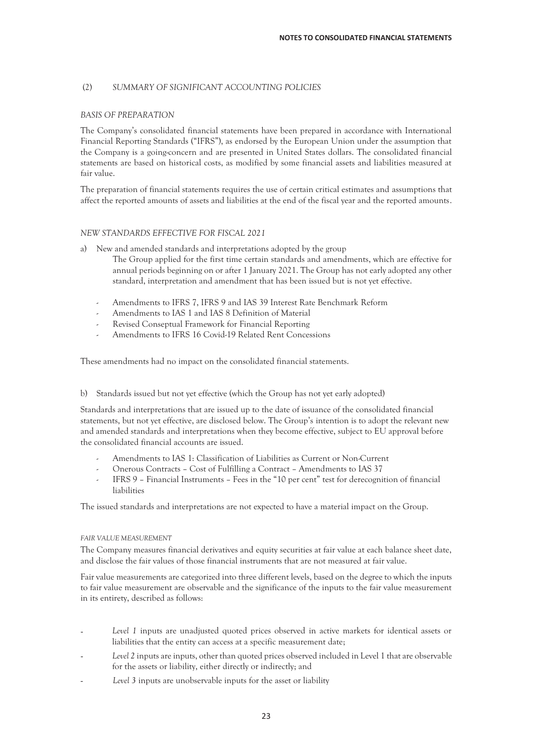## (2) *SUMMARY OF SIGNIFICANT ACCOUNTING POLICIES*

### *BASIS OF PREPARATION*

The Company's consolidated financial statements have been prepared in accordance with International Financial Reporting Standards ("IFRS"), as endorsed by the European Union under the assumption that the Company is a going-concern and are presented in United States dollars. The consolidated financial statements are based on historical costs, as modified by some financial assets and liabilities measured at fair value.

The preparation of financial statements requires the use of certain critical estimates and assumptions that affect the reported amounts of assets and liabilities at the end of the fiscal year and the reported amounts.

### *NEW STANDARDS EFFECTIVE FOR FISCAL 2021*

a) New and amended standards and interpretations adopted by the group

The Group applied for the first time certain standards and amendments, which are effective for annual periods beginning on or after 1 January 2021. The Group has not early adopted any other standard, interpretation and amendment that has been issued but is not yet effective.

- Amendments to IFRS 7, IFRS 9 and IAS 39 Interest Rate Benchmark Reform
- Amendments to IAS 1 and IAS 8 Definition of Material
- Revised Conseptual Framework for Financial Reporting
- Amendments to IFRS 16 Covid-19 Related Rent Concessions

These amendments had no impact on the consolidated financial statements.

b) Standards issued but not yet effective (which the Group has not yet early adopted)

Standards and interpretations that are issued up to the date of issuance of the consolidated financial statements, but not yet effective, are disclosed below. The Group's intention is to adopt the relevant new and amended standards and interpretations when they become effective, subject to EU approval before the consolidated financial accounts are issued.

- Amendments to IAS 1: Classification of Liabilities as Current or Non-Current
- Onerous Contracts – Cost of Fulfilling a Contract – Amendments to IAS 37
- IFRS 9 – Financial Instruments – Fees in the "10 per cent" test for derecognition of financial liabilities

The issued standards and interpretations are not expected to have a material impact on the Group.

#### *FAIR VALUE MEASUREMENT*

The Company measures financial derivatives and equity securities at fair value at each balance sheet date, and disclose the fair values of those financial instruments that are not measured at fair value.

Fair value measurements are categorized into three different levels, based on the degree to which the inputs to fair value measurement are observable and the significance of the inputs to the fair value measurement in its entirety, described as follows:

- *Level 1* inputs are unadjusted quoted prices observed in active markets for identical assets or liabilities that the entity can access at a specific measurement date;
- *Level 2* inputs are inputs, other than quoted prices observed included in Level 1 that are observable for the assets or liability, either directly or indirectly; and
- *Level 3* inputs are unobservable inputs for the asset or liability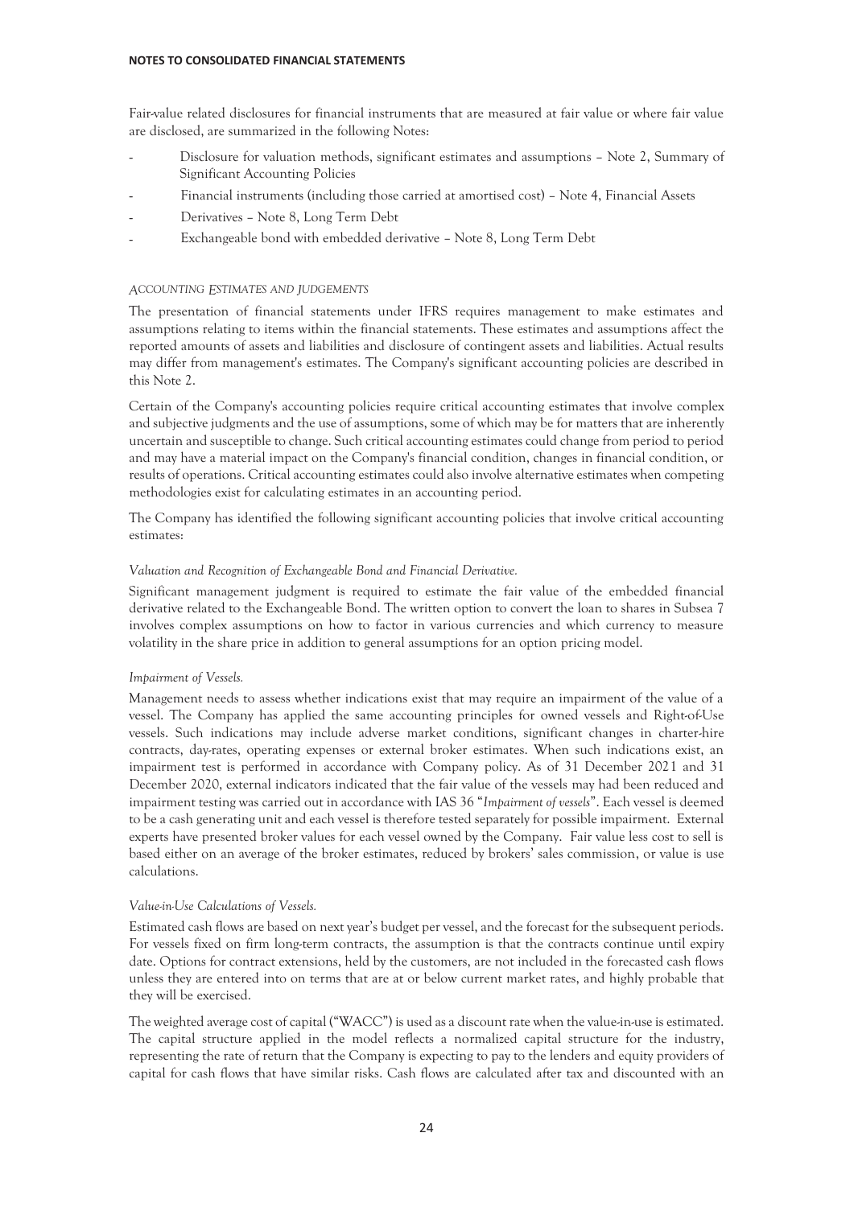Fair-value related disclosures for financial instruments that are measured at fair value or where fair value are disclosed, are summarized in the following Notes:

- Disclosure for valuation methods, significant estimates and assumptions – Note 2, Summary of Significant Accounting Policies
- Financial instruments (including those carried at amortised cost) – Note 4, Financial Assets
- Derivatives – Note 8, Long Term Debt
- Exchangeable bond with embedded derivative – Note 8, Long Term Debt

*ACCOUNTING ESTIMATES AND JUDGEMENTS*

The presentation of financial statements under IFRS requires management to make estimates and assumptions relating to items within the financial statements. These estimates and assumptions affect the reported amounts of assets and liabilities and disclosure of contingent assets and liabilities. Actual results may differ from management's estimates. The Company's significant accounting policies are described in this Note 2.

Certain of the Company's accounting policies require critical accounting estimates that involve complex and subjective judgments and the use of assumptions, some of which may be for matters that are inherently uncertain and susceptible to change. Such critical accounting estimates could change from period to period and may have a material impact on the Company's financial condition, changes in financial condition, or results of operations. Critical accounting estimates could also involve alternative estimates when competing methodologies exist for calculating estimates in an accounting period.

The Company has identified the following significant accounting policies that involve critical accounting estimates:

*Valuation and Recognition of Exchangeable Bond and Financial Derivative.*

Significant management judgment is required to estimate the fair value of the embedded financial derivative related to the Exchangeable Bond. The written option to convert the loan to shares in Subsea 7 involves complex assumptions on how to factor in various currencies and which currency to measure volatility in the share price in addition to general assumptions for an option pricing model.

*Impairment of Vessels.*

Management needs to assess whether indications exist that may require an impairment of the value of a vessel. The Company has applied the same accounting principles for owned vessels and Right-of-Use vessels. Such indications may include adverse market conditions, significant changes in charter-hire contracts, day-rates, operating expenses or external broker estimates. When such indications exist, an impairment test is performed in accordance with Company policy. As of 31 December 2021 and 31 December 2020, external indicators indicated that the fair value of the vessels may had been reduced and impairment testing was carried out in accordance with IAS 36 "*Impairment of vessels*". Each vessel is deemed to be a cash generating unit and each vessel is therefore tested separately for possible impairment. External experts have presented broker values for each vessel owned by the Company. Fair value less cost to sell is based either on an average of the broker estimates, reduced by brokers' sales commission, or value is use calculations.

*Value-in-Use Calculations of Vessels.*

Estimated cash flows are based on next year's budget per vessel, and the forecast for the subsequent periods. For vessels fixed on firm long-term contracts, the assumption is that the contracts continue until expiry date. Options for contract extensions, held by the customers, are not included in the forecasted cash flows unless they are entered into on terms that are at or below current market rates, and highly probable that they will be exercised.

The weighted average cost of capital ("WACC") is used as a discount rate when the value-in-use is estimated. The capital structure applied in the model reflects a normalized capital structure for the industry, representing the rate of return that the Company is expecting to pay to the lenders and equity providers of capital for cash flows that have similar risks. Cash flows are calculated after tax and discounted with an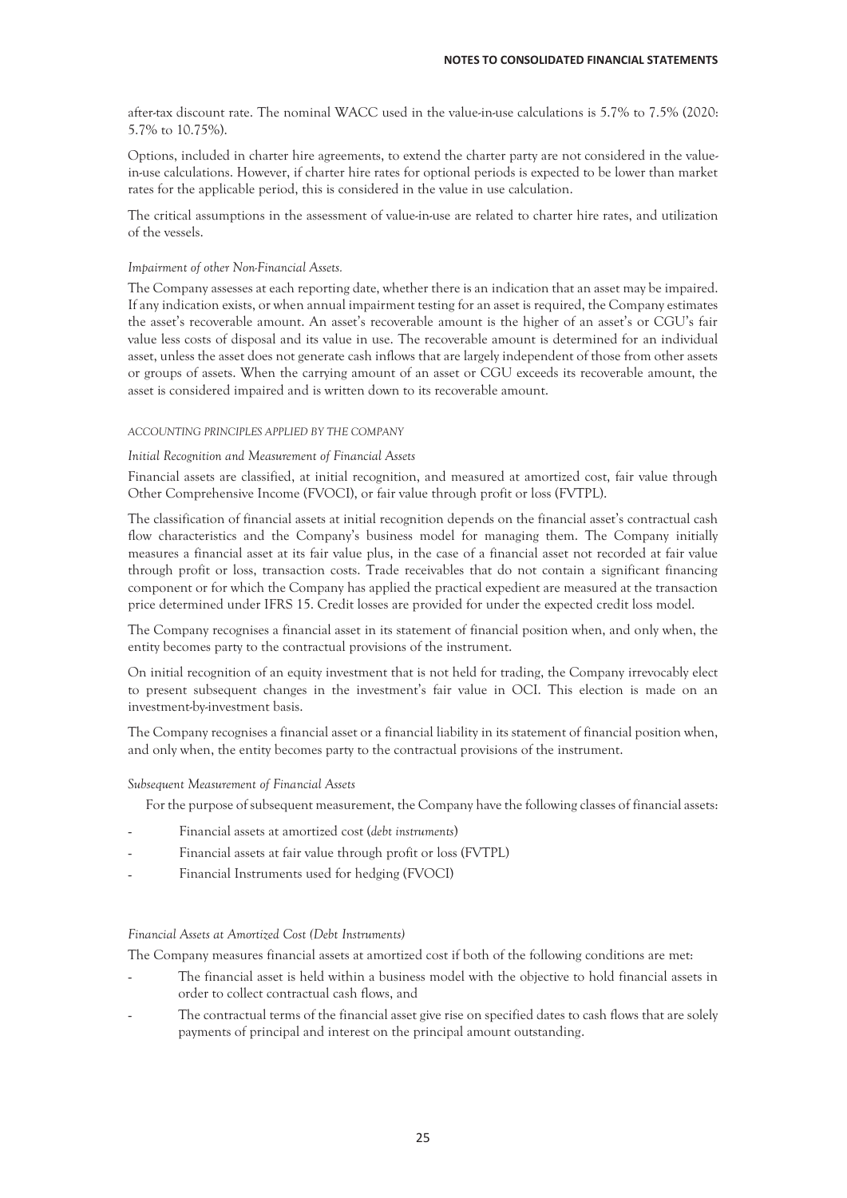after-tax discount rate. The nominal WACC used in the value-in-use calculations is 5.7% to 7.5% (2020: 5.7% to 10.75%).

Options, included in charter hire agreements, to extend the charter party are not considered in the value-in-use calculations. However, if charter hire rates for optional periods is expected to be lower than market rates for the applicable period, this is considered in the value in use calculation.

The critical assumptions in the assessment of value-in-use are related to charter hire rates, and utilization of the vessels.

*Impairment of other Non-Financial Assets.*

The Company assesses at each reporting date, whether there is an indication that an asset may be impaired. If any indication exists, or when annual impairment testing for an asset is required, the Company estimates the asset's recoverable amount. An asset's recoverable amount is the higher of an asset's or CGU's fair value less costs of disposal and its value in use. The recoverable amount is determined for an individual asset, unless the asset does not generate cash inflows that are largely independent of those from other assets or groups of assets. When the carrying amount of an asset or CGU exceeds its recoverable amount, the asset is considered impaired and is written down to its recoverable amount.

*ACCOUNTING PRINCIPLES APPLIED BY THE COMPANY*

*Initial Recognition and Measurement of Financial Assets*

Financial assets are classified, at initial recognition, and measured at amortized cost, fair value through Other Comprehensive Income (FVOCI), or fair value through profit or loss (FVTPL).

The classification of financial assets at initial recognition depends on the financial asset's contractual cash flow characteristics and the Company's business model for managing them. The Company initially measures a financial asset at its fair value plus, in the case of a financial asset not recorded at fair value through profit or loss, transaction costs. Trade receivables that do not contain a significant financing component or for which the Company has applied the practical expedient are measured at the transaction price determined under IFRS 15. Credit losses are provided for under the expected credit loss model.

The Company recognises a financial asset in its statement of financial position when, and only when, the entity becomes party to the contractual provisions of the instrument.

On initial recognition of an equity investment that is not held for trading, the Company irrevocably elect to present subsequent changes in the investment's fair value in OCI. This election is made on an investment-by-investment basis.

The Company recognises a financial asset or a financial liability in its statement of financial position when, and only when, the entity becomes party to the contractual provisions of the instrument.

*Subsequent Measurement of Financial Assets*

For the purpose of subsequent measurement, the Company have the following classes of financial assets:

- Financial assets at amortized cost (*debt instruments*)
- Financial assets at fair value through profit or loss (FVTPL)
- Financial Instruments used for hedging (FVOCI)

*Financial Assets at Amortized Cost (Debt Instruments)*

The Company measures financial assets at amortized cost if both of the following conditions are met:

- The financial asset is held within a business model with the objective to hold financial assets in order to collect contractual cash flows, and
- The contractual terms of the financial asset give rise on specified dates to cash flows that are solely payments of principal and interest on the principal amount outstanding.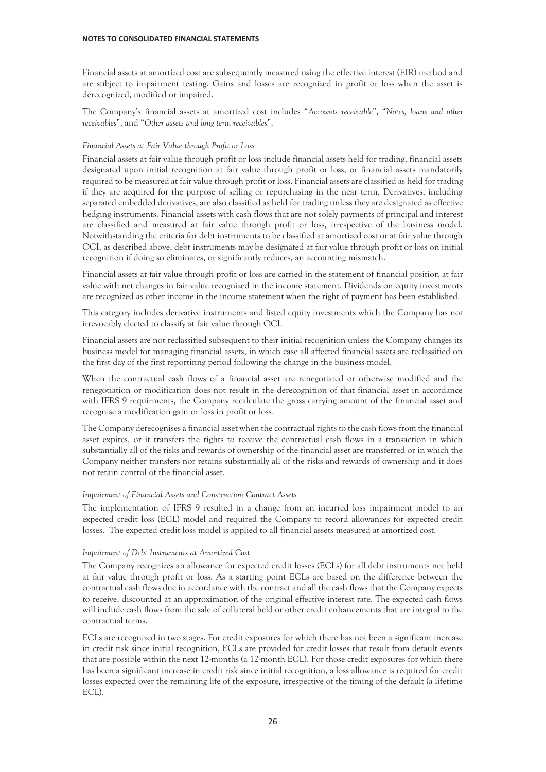Financial assets at amortized cost are subsequently measured using the effective interest (EIR) method and are subject to impairment testing. Gains and losses are recognized in profit or loss when the asset is derecognized, modified or impaired.

The Company's financial assets at amortized cost includes "*Accounts receivable*", "*Notes, loans and other receivables*", and "*Other assets and long term receivables*".

*Financial Assets at Fair Value through Profit or Loss*

Financial assets at fair value through profit or loss include financial assets held for trading, financial assets designated upon initial recognition at fair value through profit or loss, or financial assets mandatorily required to be measured at fair value through profit or loss. Financial assets are classified as held for trading if they are acquired for the purpose of selling or repurchasing in the near term. Derivatives, including separated embedded derivatives, are also classified as held for trading unless they are designated as effective hedging instruments. Financial assets with cash flows that are not solely payments of principal and interest are classified and measured at fair value through profit or loss, irrespective of the business model. Notwithstanding the criteria for debt instruments to be classified at amortized cost or at fair value through OCI, as described above, debt instruments may be designated at fair value through profit or loss on initial recognition if doing so eliminates, or significantly reduces, an accounting mismatch.

Financial assets at fair value through profit or loss are carried in the statement of financial position at fair value with net changes in fair value recognized in the income statement. Dividends on equity investments are recognized as other income in the income statement when the right of payment has been established.

This category includes derivative instruments and listed equity investments which the Company has not irrevocably elected to classify at fair value through OCI.

Financial assets are not reclassified subsequent to their initial recognition unless the Company changes its business model for managing financial assets, in which case all affected financial assets are reclassified on the first day of the first reportinng period following the change in the business model.

When the contractual cash flows of a financial asset are renegotiated or otherwise modified and the renegotiation or modification does not result in the derecognition of that financial asset in accordance with IFRS 9 requirments, the Company recalculate the gross carrying amount of the financial asset and recognise a modification gain or loss in profit or loss.

The Company derecognises a financial asset when the contractual rights to the cash flows from the financial asset expires, or it transfers the rights to receive the contractual cash flows in a transaction in which substantially all of the risks and rewards of ownership of the financial asset are transferred or in which the Company neither transfers nor retains substantially all of the risks and rewards of ownership and it does not retain control of the financial asset.

*Impairment of Financial Assets and Construction Contract Assets*

The implementation of IFRS 9 resulted in a change from an incurred loss impairment model to an expected credit loss (ECL) model and required the Company to record allowances for expected credit losses. The expected credit loss model is applied to all financial assets measured at amortized cost.

*Impairment of Debt Instruments at Amortized Cost*

The Company recognizes an allowance for expected credit losses (ECLs) for all debt instruments not held at fair value through profit or loss. As a starting point ECLs are based on the difference between the contractual cash flows due in accordance with the contract and all the cash flows that the Company expects to receive, discounted at an approximation of the original effective interest rate. The expected cash flows will include cash flows from the sale of collateral held or other credit enhancements that are integral to the contractual terms.

ECLs are recognized in two stages. For credit exposures for which there has not been a significant increase in credit risk since initial recognition, ECLs are provided for credit losses that result from default events that are possible within the next 12-months (a 12-month ECL). For those credit exposures for which there has been a significant increase in credit risk since initial recognition, a loss allowance is required for credit losses expected over the remaining life of the exposure, irrespective of the timing of the default (a lifetime ECL).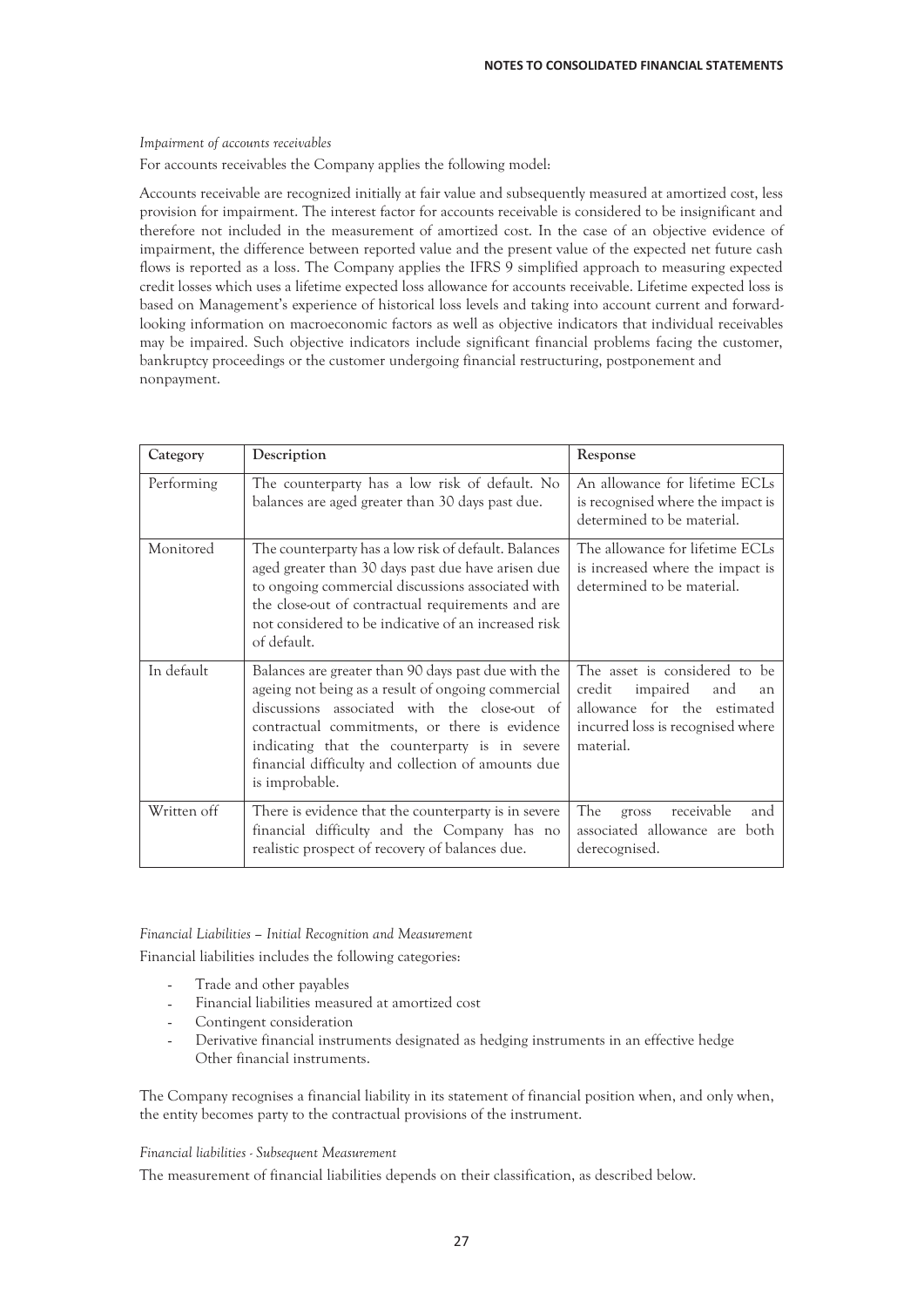*Impairment of accounts receivables*

For accounts receivables the Company applies the following model:

Accounts receivable are recognized initially at fair value and subsequently measured at amortized cost, less provision for impairment. The interest factor for accounts receivable is considered to be insignificant and therefore not included in the measurement of amortized cost. In the case of an objective evidence of impairment, the difference between reported value and the present value of the expected net future cash flows is reported as a loss. The Company applies the IFRS 9 simplified approach to measuring expected credit losses which uses a lifetime expected loss allowance for accounts receivable. Lifetime expected loss is based on Management's experience of historical loss levels and taking into account current and forward-looking information on macroeconomic factors as well as objective indicators that individual receivables may be impaired. Such objective indicators include significant financial problems facing the customer, bankruptcy proceedings or the customer undergoing financial restructuring, postponement and nonpayment.

| Category | Description | Response |
|---|---|---|
| Performing | The counterparty has a low risk of default. No balances are aged greater than 30 days past due. | An allowance for lifetime ECLs is recognised where the impact is determined to be material. |
| Monitored | The counterparty has a low risk of default. Balances aged greater than 30 days past due have arisen due to ongoing commercial discussions associated with the close-out of contractual requirements and are not considered to be indicative of an increased risk of default. | The allowance for lifetime ECLs is increased where the impact is determined to be material. |
| In default | Balances are greater than 90 days past due with the ageing not being as a result of ongoing commercial discussions associated with the close-out of contractual commitments, or there is evidence indicating that the counterparty is in severe financial difficulty and collection of amounts due is improbable. | The asset is considered to be credit impaired and an allowance for the estimated incurred loss is recognised where material. |
| Written off | There is evidence that the counterparty is in severe financial difficulty and the Company has no realistic prospect of recovery of balances due. | The gross receivable and associated allowance are both derecognised. |

*Financial Liabilities – Initial Recognition and Measurement*

Financial liabilities includes the following categories:

- Trade and other payables
- Financial liabilities measured at amortized cost
- Contingent consideration
- Derivative financial instruments designated as hedging instruments in an effective hedge Other financial instruments.

The Company recognises a financial liability in its statement of financial position when, and only when, the entity becomes party to the contractual provisions of the instrument.

*Financial liabilities - Subsequent Measurement*

The measurement of financial liabilities depends on their classification, as described below.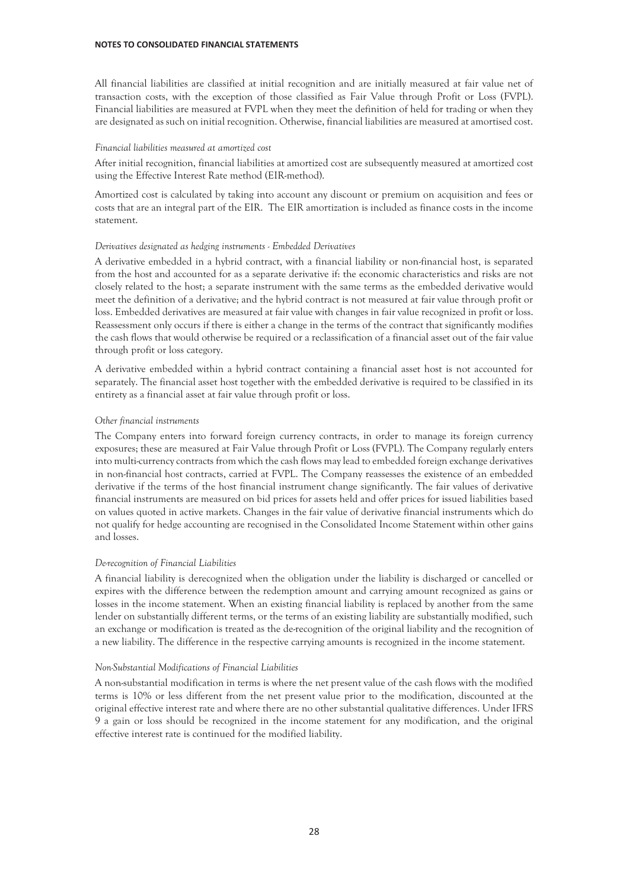All financial liabilities are classified at initial recognition and are initially measured at fair value net of transaction costs, with the exception of those classified as Fair Value through Profit or Loss (FVPL). Financial liabilities are measured at FVPL when they meet the definition of held for trading or when they are designated as such on initial recognition. Otherwise, financial liabilities are measured at amortised cost.

*Financial liabilities measured at amortized cost*

After initial recognition, financial liabilities at amortized cost are subsequently measured at amortized cost using the Effective Interest Rate method (EIR-method).

Amortized cost is calculated by taking into account any discount or premium on acquisition and fees or costs that are an integral part of the EIR. The EIR amortization is included as finance costs in the income statement.

*Derivatives designated as hedging instruments - Embedded Derivatives*

A derivative embedded in a hybrid contract, with a financial liability or non-financial host, is separated from the host and accounted for as a separate derivative if: the economic characteristics and risks are not closely related to the host; a separate instrument with the same terms as the embedded derivative would meet the definition of a derivative; and the hybrid contract is not measured at fair value through profit or loss. Embedded derivatives are measured at fair value with changes in fair value recognized in profit or loss. Reassessment only occurs if there is either a change in the terms of the contract that significantly modifies the cash flows that would otherwise be required or a reclassification of a financial asset out of the fair value through profit or loss category.

A derivative embedded within a hybrid contract containing a financial asset host is not accounted for separately. The financial asset host together with the embedded derivative is required to be classified in its entirety as a financial asset at fair value through profit or loss.

*Other financial instruments*

The Company enters into forward foreign currency contracts, in order to manage its foreign currency exposures; these are measured at Fair Value through Profit or Loss (FVPL). The Company regularly enters into multi-currency contracts from which the cash flows may lead to embedded foreign exchange derivatives in non-financial host contracts, carried at FVPL. The Company reassesses the existence of an embedded derivative if the terms of the host financial instrument change significantly. The fair values of derivative financial instruments are measured on bid prices for assets held and offer prices for issued liabilities based on values quoted in active markets. Changes in the fair value of derivative financial instruments which do not qualify for hedge accounting are recognised in the Consolidated Income Statement within other gains and losses.

*De-recognition of Financial Liabilities*

A financial liability is derecognized when the obligation under the liability is discharged or cancelled or expires with the difference between the redemption amount and carrying amount recognized as gains or losses in the income statement. When an existing financial liability is replaced by another from the same lender on substantially different terms, or the terms of an existing liability are substantially modified, such an exchange or modification is treated as the de-recognition of the original liability and the recognition of a new liability. The difference in the respective carrying amounts is recognized in the income statement.

*Non-Substantial Modifications of Financial Liabilities*

A non-substantial modification in terms is where the net present value of the cash flows with the modified terms is 10% or less different from the net present value prior to the modification, discounted at the original effective interest rate and where there are no other substantial qualitative differences. Under IFRS 9 a gain or loss should be recognized in the income statement for any modification, and the original effective interest rate is continued for the modified liability.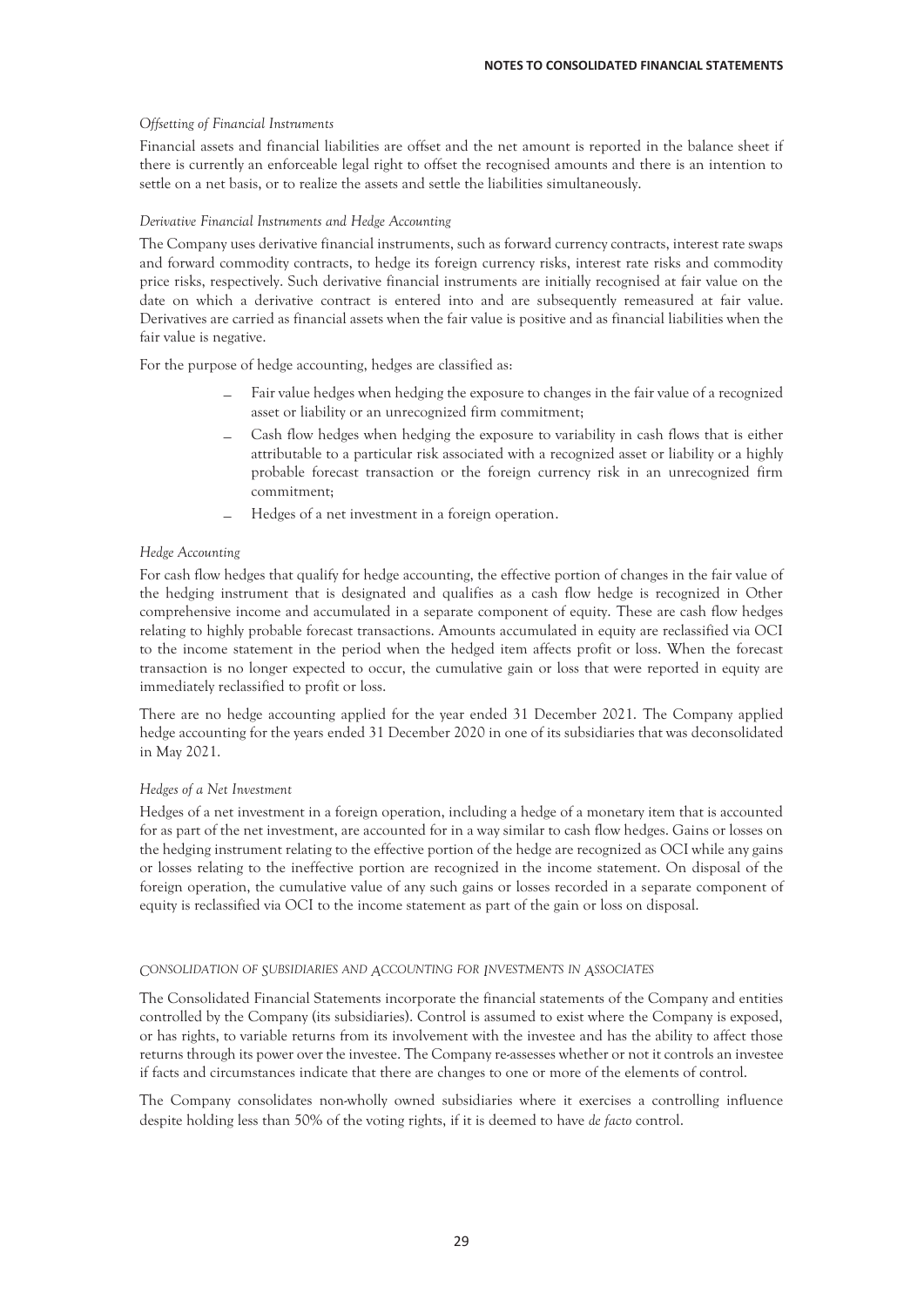*Offsetting of Financial Instruments*

Financial assets and financial liabilities are offset and the net amount is reported in the balance sheet if there is currently an enforceable legal right to offset the recognised amounts and there is an intention to settle on a net basis, or to realize the assets and settle the liabilities simultaneously.

*Derivative Financial Instruments and Hedge Accounting*

The Company uses derivative financial instruments, such as forward currency contracts, interest rate swaps and forward commodity contracts, to hedge its foreign currency risks, interest rate risks and commodity price risks, respectively. Such derivative financial instruments are initially recognised at fair value on the date on which a derivative contract is entered into and are subsequently remeasured at fair value. Derivatives are carried as financial assets when the fair value is positive and as financial liabilities when the fair value is negative.

For the purpose of hedge accounting, hedges are classified as:

- Fair value hedges when hedging the exposure to changes in the fair value of a recognized asset or liability or an unrecognized firm commitment;
- Cash flow hedges when hedging the exposure to variability in cash flows that is either attributable to a particular risk associated with a recognized asset or liability or a highly probable forecast transaction or the foreign currency risk in an unrecognized firm commitment;
- Hedges of a net investment in a foreign operation.

*Hedge Accounting*

For cash flow hedges that qualify for hedge accounting, the effective portion of changes in the fair value of the hedging instrument that is designated and qualifies as a cash flow hedge is recognized in Other comprehensive income and accumulated in a separate component of equity. These are cash flow hedges relating to highly probable forecast transactions. Amounts accumulated in equity are reclassified via OCI to the income statement in the period when the hedged item affects profit or loss. When the forecast transaction is no longer expected to occur, the cumulative gain or loss that were reported in equity are immediately reclassified to profit or loss.

There are no hedge accounting applied for the year ended 31 December 2021. The Company applied hedge accounting for the years ended 31 December 2020 in one of its subsidiaries that was deconsolidated in May 2021.

*Hedges of a Net Investment*

Hedges of a net investment in a foreign operation, including a hedge of a monetary item that is accounted for as part of the net investment, are accounted for in a way similar to cash flow hedges. Gains or losses on the hedging instrument relating to the effective portion of the hedge are recognized as OCI while any gains or losses relating to the ineffective portion are recognized in the income statement. On disposal of the foreign operation, the cumulative value of any such gains or losses recorded in a separate component of equity is reclassified via OCI to the income statement as part of the gain or loss on disposal.

### CONSOLIDATION OF SUBSIDIARIES AND ACCOUNTING FOR INVESTMENTS IN ASSOCIATES

The Consolidated Financial Statements incorporate the financial statements of the Company and entities controlled by the Company (its subsidiaries). Control is assumed to exist where the Company is exposed, or has rights, to variable returns from its involvement with the investee and has the ability to affect those returns through its power over the investee. The Company re-assesses whether or not it controls an investee if facts and circumstances indicate that there are changes to one or more of the elements of control.

The Company consolidates non-wholly owned subsidiaries where it exercises a controlling influence despite holding less than 50% of the voting rights, if it is deemed to have *de facto* control.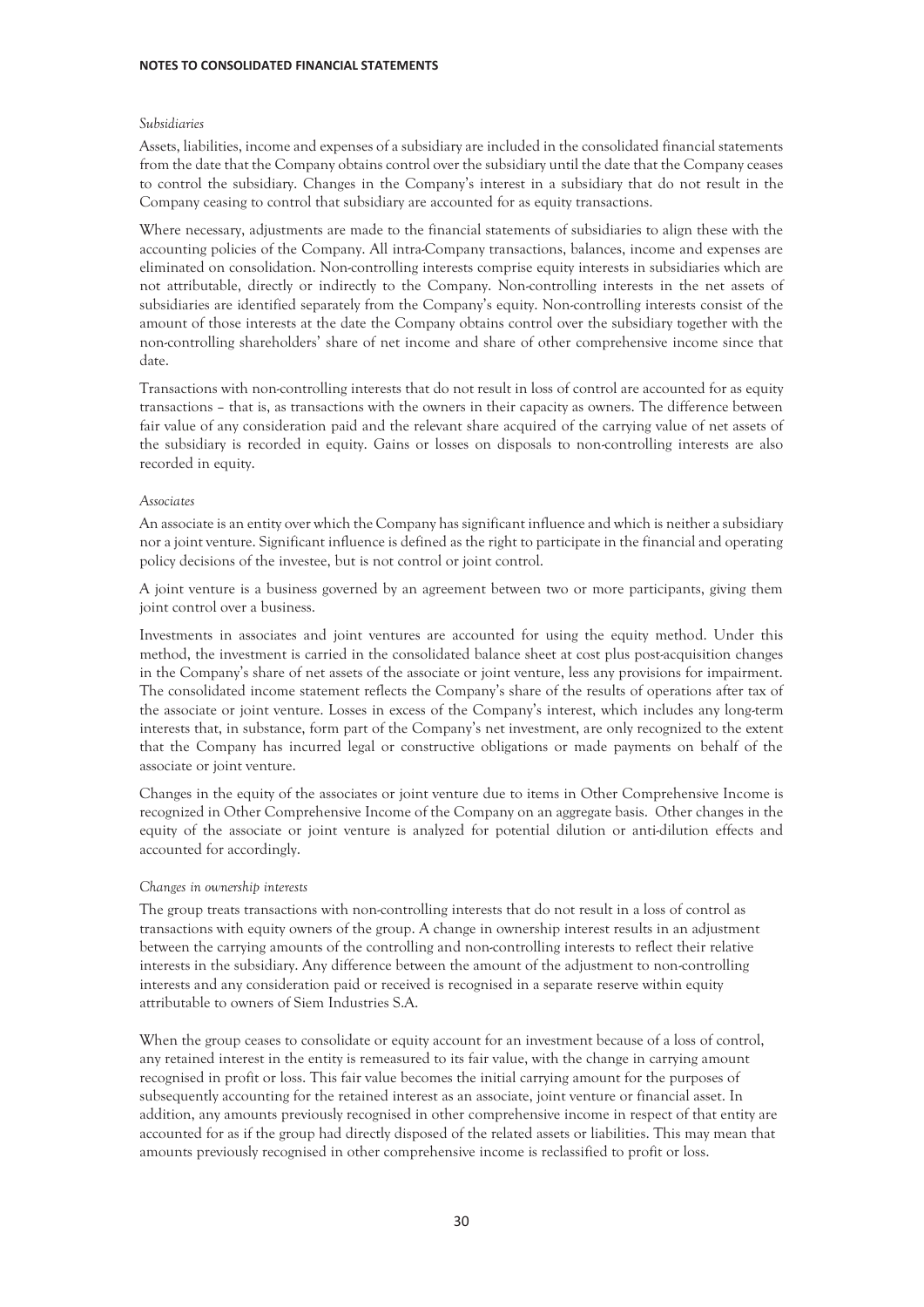*Subsidiaries*

Assets, liabilities, income and expenses of a subsidiary are included in the consolidated financial statements from the date that the Company obtains control over the subsidiary until the date that the Company ceases to control the subsidiary. Changes in the Company's interest in a subsidiary that do not result in the Company ceasing to control that subsidiary are accounted for as equity transactions.

Where necessary, adjustments are made to the financial statements of subsidiaries to align these with the accounting policies of the Company. All intra-Company transactions, balances, income and expenses are eliminated on consolidation. Non-controlling interests comprise equity interests in subsidiaries which are not attributable, directly or indirectly to the Company. Non-controlling interests in the net assets of subsidiaries are identified separately from the Company's equity. Non-controlling interests consist of the amount of those interests at the date the Company obtains control over the subsidiary together with the non-controlling shareholders' share of net income and share of other comprehensive income since that date.

Transactions with non-controlling interests that do not result in loss of control are accounted for as equity transactions – that is, as transactions with the owners in their capacity as owners. The difference between fair value of any consideration paid and the relevant share acquired of the carrying value of net assets of the subsidiary is recorded in equity. Gains or losses on disposals to non-controlling interests are also recorded in equity.

*Associates*

An associate is an entity over which the Company has significant influence and which is neither a subsidiary nor a joint venture. Significant influence is defined as the right to participate in the financial and operating policy decisions of the investee, but is not control or joint control.

A joint venture is a business governed by an agreement between two or more participants, giving them joint control over a business.

Investments in associates and joint ventures are accounted for using the equity method. Under this method, the investment is carried in the consolidated balance sheet at cost plus post-acquisition changes in the Company's share of net assets of the associate or joint venture, less any provisions for impairment. The consolidated income statement reflects the Company's share of the results of operations after tax of the associate or joint venture. Losses in excess of the Company's interest, which includes any long-term interests that, in substance, form part of the Company's net investment, are only recognized to the extent that the Company has incurred legal or constructive obligations or made payments on behalf of the associate or joint venture.

Changes in the equity of the associates or joint venture due to items in Other Comprehensive Income is recognized in Other Comprehensive Income of the Company on an aggregate basis. Other changes in the equity of the associate or joint venture is analyzed for potential dilution or anti-dilution effects and accounted for accordingly.

*Changes in ownership interests*

The group treats transactions with non-controlling interests that do not result in a loss of control as transactions with equity owners of the group. A change in ownership interest results in an adjustment between the carrying amounts of the controlling and non-controlling interests to reflect their relative interests in the subsidiary. Any difference between the amount of the adjustment to non-controlling interests and any consideration paid or received is recognised in a separate reserve within equity attributable to owners of Siem Industries S.A.

When the group ceases to consolidate or equity account for an investment because of a loss of control, any retained interest in the entity is remeasured to its fair value, with the change in carrying amount recognised in profit or loss. This fair value becomes the initial carrying amount for the purposes of subsequently accounting for the retained interest as an associate, joint venture or financial asset. In addition, any amounts previously recognised in other comprehensive income in respect of that entity are accounted for as if the group had directly disposed of the related assets or liabilities. This may mean that amounts previously recognised in other comprehensive income is reclassified to profit or loss.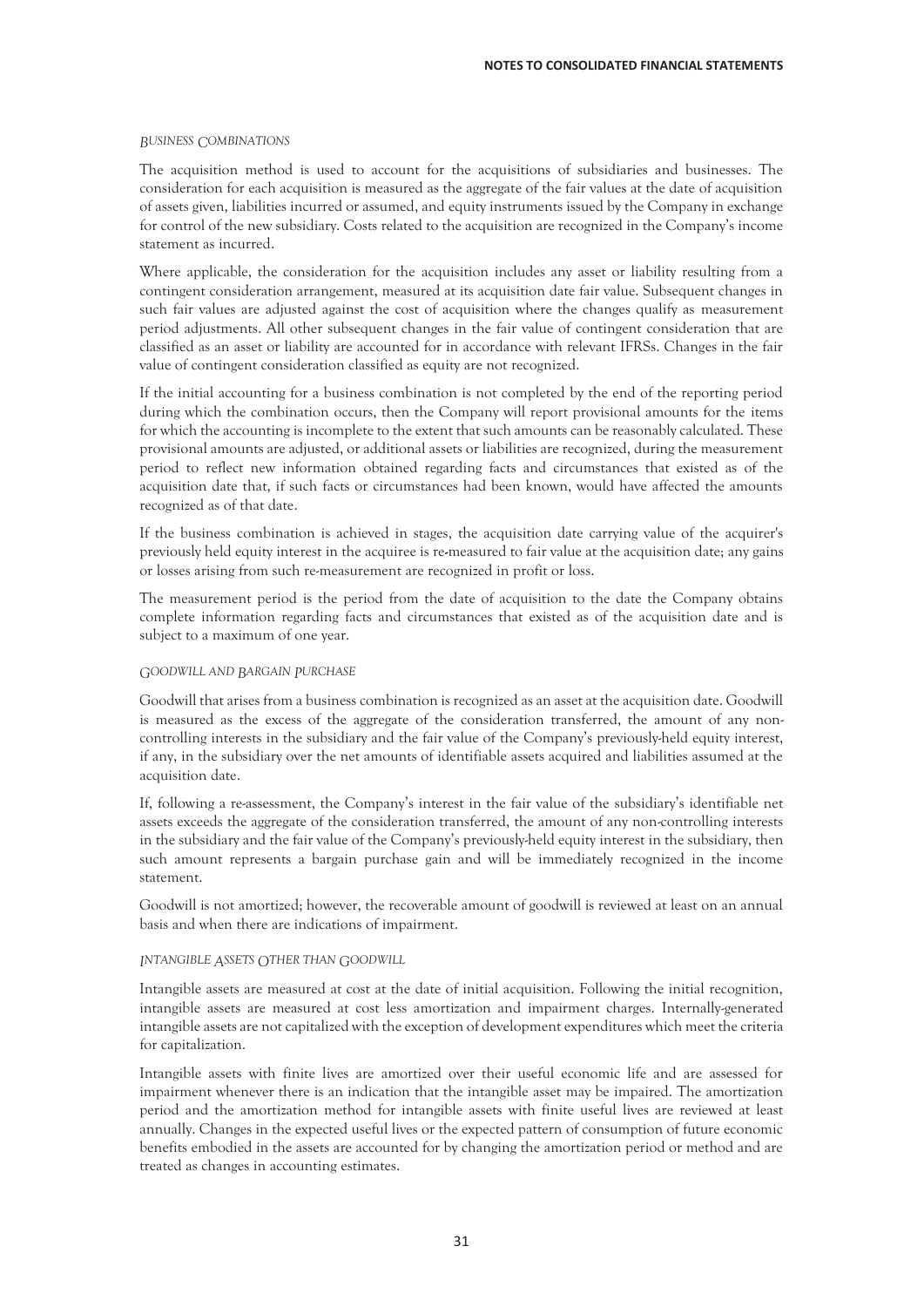### *Business Combinations*

The acquisition method is used to account for the acquisitions of subsidiaries and businesses. The consideration for each acquisition is measured as the aggregate of the fair values at the date of acquisition of assets given, liabilities incurred or assumed, and equity instruments issued by the Company in exchange for control of the new subsidiary. Costs related to the acquisition are recognized in the Company's income statement as incurred.

Where applicable, the consideration for the acquisition includes any asset or liability resulting from a contingent consideration arrangement, measured at its acquisition date fair value. Subsequent changes in such fair values are adjusted against the cost of acquisition where the changes qualify as measurement period adjustments. All other subsequent changes in the fair value of contingent consideration that are classified as an asset or liability are accounted for in accordance with relevant IFRSs. Changes in the fair value of contingent consideration classified as equity are not recognized.

If the initial accounting for a business combination is not completed by the end of the reporting period during which the combination occurs, then the Company will report provisional amounts for the items for which the accounting is incomplete to the extent that such amounts can be reasonably calculated. These provisional amounts are adjusted, or additional assets or liabilities are recognized, during the measurement period to reflect new information obtained regarding facts and circumstances that existed as of the acquisition date that, if such facts or circumstances had been known, would have affected the amounts recognized as of that date.

If the business combination is achieved in stages, the acquisition date carrying value of the acquirer's previously held equity interest in the acquiree is re-measured to fair value at the acquisition date; any gains or losses arising from such re-measurement are recognized in profit or loss.

The measurement period is the period from the date of acquisition to the date the Company obtains complete information regarding facts and circumstances that existed as of the acquisition date and is subject to a maximum of one year.

### *Goodwill and Bargain Purchase*

Goodwill that arises from a business combination is recognized as an asset at the acquisition date. Goodwill is measured as the excess of the aggregate of the consideration transferred, the amount of any non-controlling interests in the subsidiary and the fair value of the Company's previously-held equity interest, if any, in the subsidiary over the net amounts of identifiable assets acquired and liabilities assumed at the acquisition date.

If, following a re-assessment, the Company's interest in the fair value of the subsidiary's identifiable net assets exceeds the aggregate of the consideration transferred, the amount of any non-controlling interests in the subsidiary and the fair value of the Company's previously-held equity interest in the subsidiary, then such amount represents a bargain purchase gain and will be immediately recognized in the income statement.

Goodwill is not amortized; however, the recoverable amount of goodwill is reviewed at least on an annual basis and when there are indications of impairment.

### *Intangible Assets Other Than Goodwill*

Intangible assets are measured at cost at the date of initial acquisition. Following the initial recognition, intangible assets are measured at cost less amortization and impairment charges. Internally-generated intangible assets are not capitalized with the exception of development expenditures which meet the criteria for capitalization.

Intangible assets with finite lives are amortized over their useful economic life and are assessed for impairment whenever there is an indication that the intangible asset may be impaired. The amortization period and the amortization method for intangible assets with finite useful lives are reviewed at least annually. Changes in the expected useful lives or the expected pattern of consumption of future economic benefits embodied in the assets are accounted for by changing the amortization period or method and are treated as changes in accounting estimates.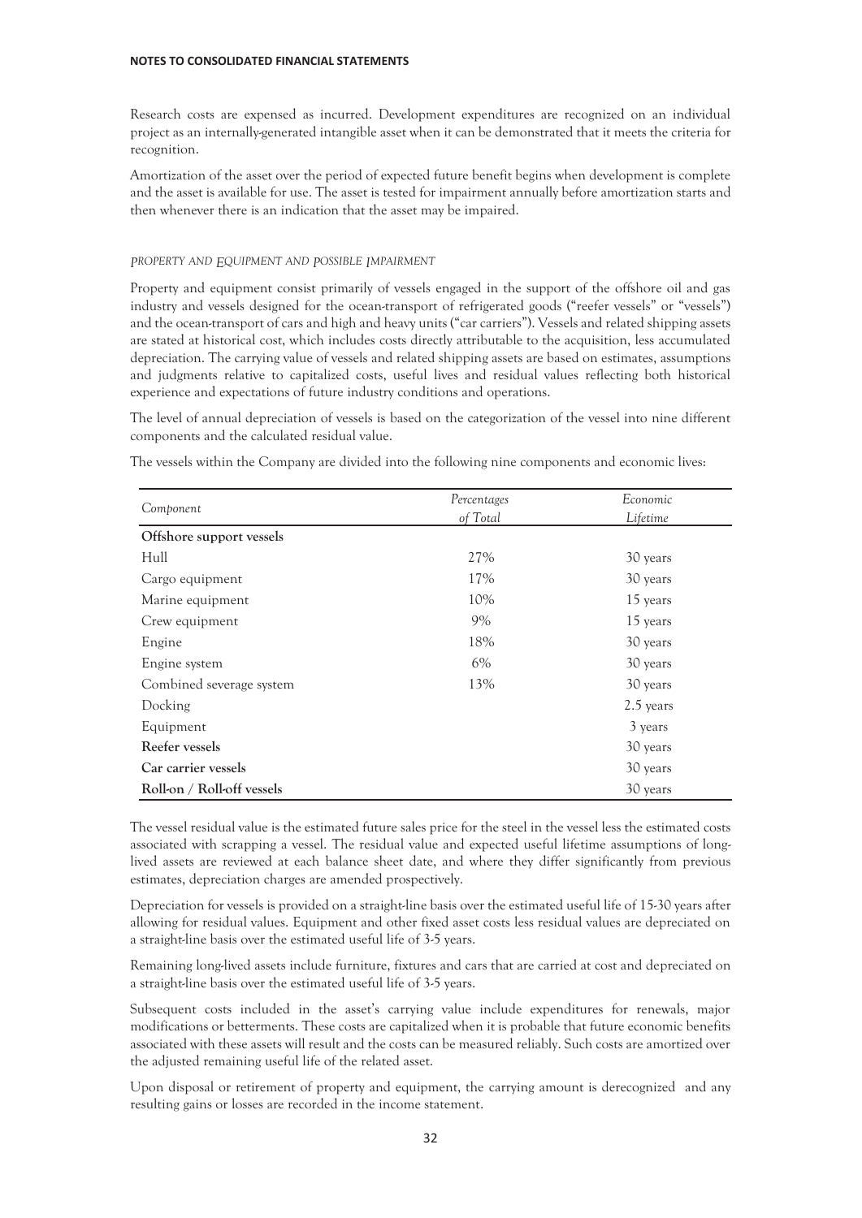Research costs are expensed as incurred. Development expenditures are recognized on an individual project as an internally-generated intangible asset when it can be demonstrated that it meets the criteria for recognition.

Amortization of the asset over the period of expected future benefit begins when development is complete and the asset is available for use. The asset is tested for impairment annually before amortization starts and then whenever there is an indication that the asset may be impaired.

*PROPERTY AND EQUIPMENT AND POSSIBLE IMPAIRMENT*

Property and equipment consist primarily of vessels engaged in the support of the offshore oil and gas industry and vessels designed for the ocean-transport of refrigerated goods ("reefer vessels" or "vessels") and the ocean-transport of cars and high and heavy units ("car carriers"). Vessels and related shipping assets are stated at historical cost, which includes costs directly attributable to the acquisition, less accumulated depreciation. The carrying value of vessels and related shipping assets are based on estimates, assumptions and judgments relative to capitalized costs, useful lives and residual values reflecting both historical experience and expectations of future industry conditions and operations.

The level of annual depreciation of vessels is based on the categorization of the vessel into nine different components and the calculated residual value.

The vessels within the Company are divided into the following nine components and economic lives:

| *Component* | *Percentages of Total* | *Economic Lifetime* |
|---|---|---|
| **Offshore support vessels** | | |
| Hull | 27% | 30 years |
| Cargo equipment | 17% | 30 years |
| Marine equipment | 10% | 15 years |
| Crew equipment | 9% | 15 years |
| Engine | 18% | 30 years |
| Engine system | 6% | 30 years |
| Combined severage system | 13% | 30 years |
| Docking | | 2.5 years |
| Equipment | | 3 years |
| **Reefer vessels** | | 30 years |
| **Car carrier vessels** | | 30 years |
| **Roll-on / Roll-off vessels** | | 30 years |

The vessel residual value is the estimated future sales price for the steel in the vessel less the estimated costs associated with scrapping a vessel. The residual value and expected useful lifetime assumptions of long-lived assets are reviewed at each balance sheet date, and where they differ significantly from previous estimates, depreciation charges are amended prospectively.

Depreciation for vessels is provided on a straight-line basis over the estimated useful life of 15-30 years after allowing for residual values. Equipment and other fixed asset costs less residual values are depreciated on a straight-line basis over the estimated useful life of 3-5 years.

Remaining long-lived assets include furniture, fixtures and cars that are carried at cost and depreciated on a straight-line basis over the estimated useful life of 3-5 years.

Subsequent costs included in the asset's carrying value include expenditures for renewals, major modifications or betterments. These costs are capitalized when it is probable that future economic benefits associated with these assets will result and the costs can be measured reliably. Such costs are amortized over the adjusted remaining useful life of the related asset.

Upon disposal or retirement of property and equipment, the carrying amount is derecognized and any resulting gains or losses are recorded in the income statement.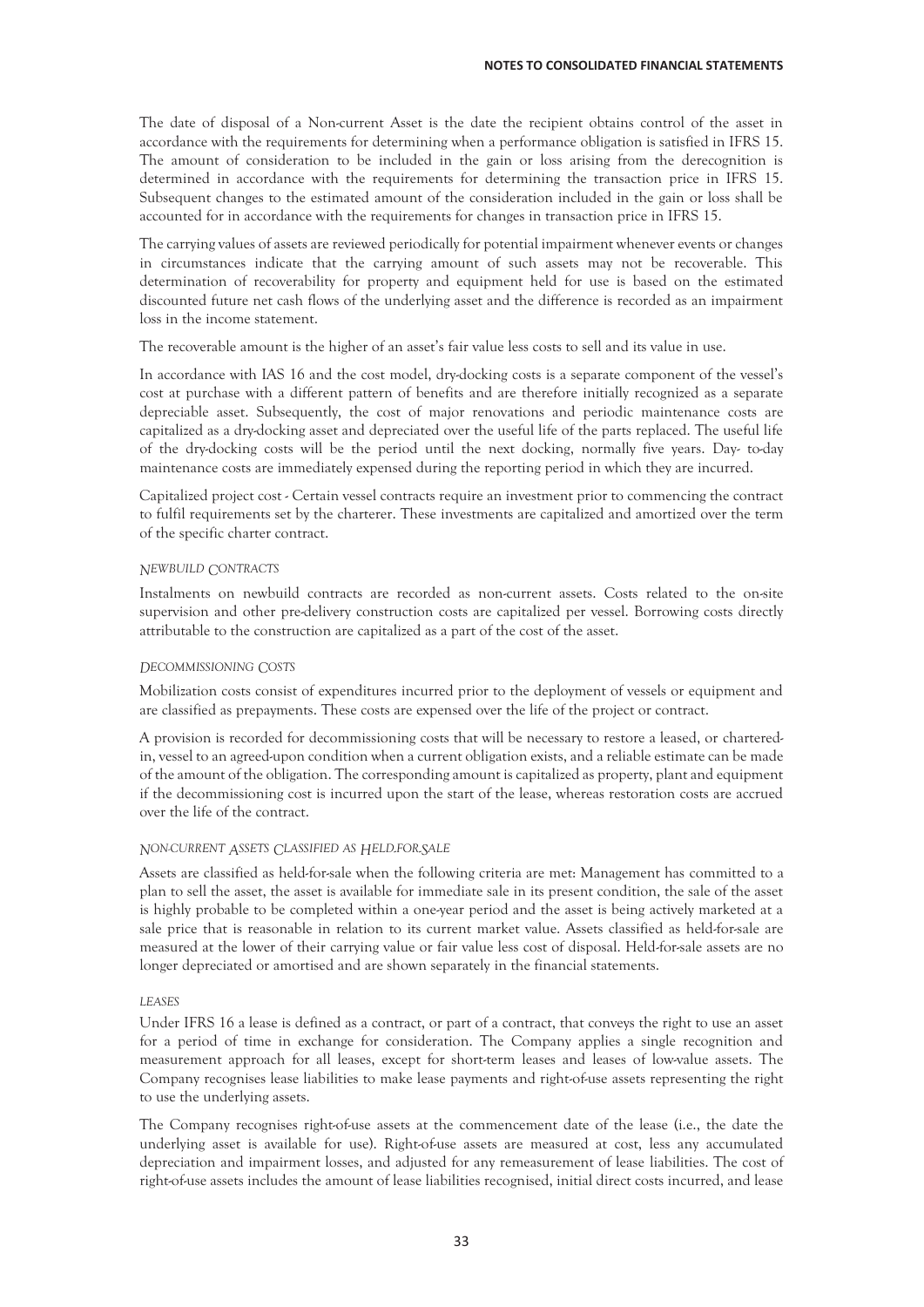The date of disposal of a Non-current Asset is the date the recipient obtains control of the asset in accordance with the requirements for determining when a performance obligation is satisfied in IFRS 15. The amount of consideration to be included in the gain or loss arising from the derecognition is determined in accordance with the requirements for determining the transaction price in IFRS 15. Subsequent changes to the estimated amount of the consideration included in the gain or loss shall be accounted for in accordance with the requirements for changes in transaction price in IFRS 15.

The carrying values of assets are reviewed periodically for potential impairment whenever events or changes in circumstances indicate that the carrying amount of such assets may not be recoverable. This determination of recoverability for property and equipment held for use is based on the estimated discounted future net cash flows of the underlying asset and the difference is recorded as an impairment loss in the income statement.

The recoverable amount is the higher of an asset's fair value less costs to sell and its value in use.

In accordance with IAS 16 and the cost model, dry-docking costs is a separate component of the vessel's cost at purchase with a different pattern of benefits and are therefore initially recognized as a separate depreciable asset. Subsequently, the cost of major renovations and periodic maintenance costs are capitalized as a dry-docking asset and depreciated over the useful life of the parts replaced. The useful life of the dry-docking costs will be the period until the next docking, normally five years. Day- to-day maintenance costs are immediately expensed during the reporting period in which they are incurred.

Capitalized project cost - Certain vessel contracts require an investment prior to commencing the contract to fulfil requirements set by the charterer. These investments are capitalized and amortized over the term of the specific charter contract.

*NEWBUILD CONTRACTS*

Instalments on newbuild contracts are recorded as non-current assets. Costs related to the on-site supervision and other pre-delivery construction costs are capitalized per vessel. Borrowing costs directly attributable to the construction are capitalized as a part of the cost of the asset.

*DECOMMISSIONING COSTS*

Mobilization costs consist of expenditures incurred prior to the deployment of vessels or equipment and are classified as prepayments. These costs are expensed over the life of the project or contract.

A provision is recorded for decommissioning costs that will be necessary to restore a leased, or chartered-in, vessel to an agreed-upon condition when a current obligation exists, and a reliable estimate can be made of the amount of the obligation. The corresponding amount is capitalized as property, plant and equipment if the decommissioning cost is incurred upon the start of the lease, whereas restoration costs are accrued over the life of the contract.

*NON-CURRENT ASSETS CLASSIFIED AS HELD-FOR-SALE*

Assets are classified as held-for-sale when the following criteria are met: Management has committed to a plan to sell the asset, the asset is available for immediate sale in its present condition, the sale of the asset is highly probable to be completed within a one-year period and the asset is being actively marketed at a sale price that is reasonable in relation to its current market value. Assets classified as held-for-sale are measured at the lower of their carrying value or fair value less cost of disposal. Held-for-sale assets are no longer depreciated or amortised and are shown separately in the financial statements.

*LEASES*

Under IFRS 16 a lease is defined as a contract, or part of a contract, that conveys the right to use an asset for a period of time in exchange for consideration. The Company applies a single recognition and measurement approach for all leases, except for short-term leases and leases of low-value assets. The Company recognises lease liabilities to make lease payments and right-of-use assets representing the right to use the underlying assets.

The Company recognises right-of-use assets at the commencement date of the lease (i.e., the date the underlying asset is available for use). Right-of-use assets are measured at cost, less any accumulated depreciation and impairment losses, and adjusted for any remeasurement of lease liabilities. The cost of right-of-use assets includes the amount of lease liabilities recognised, initial direct costs incurred, and lease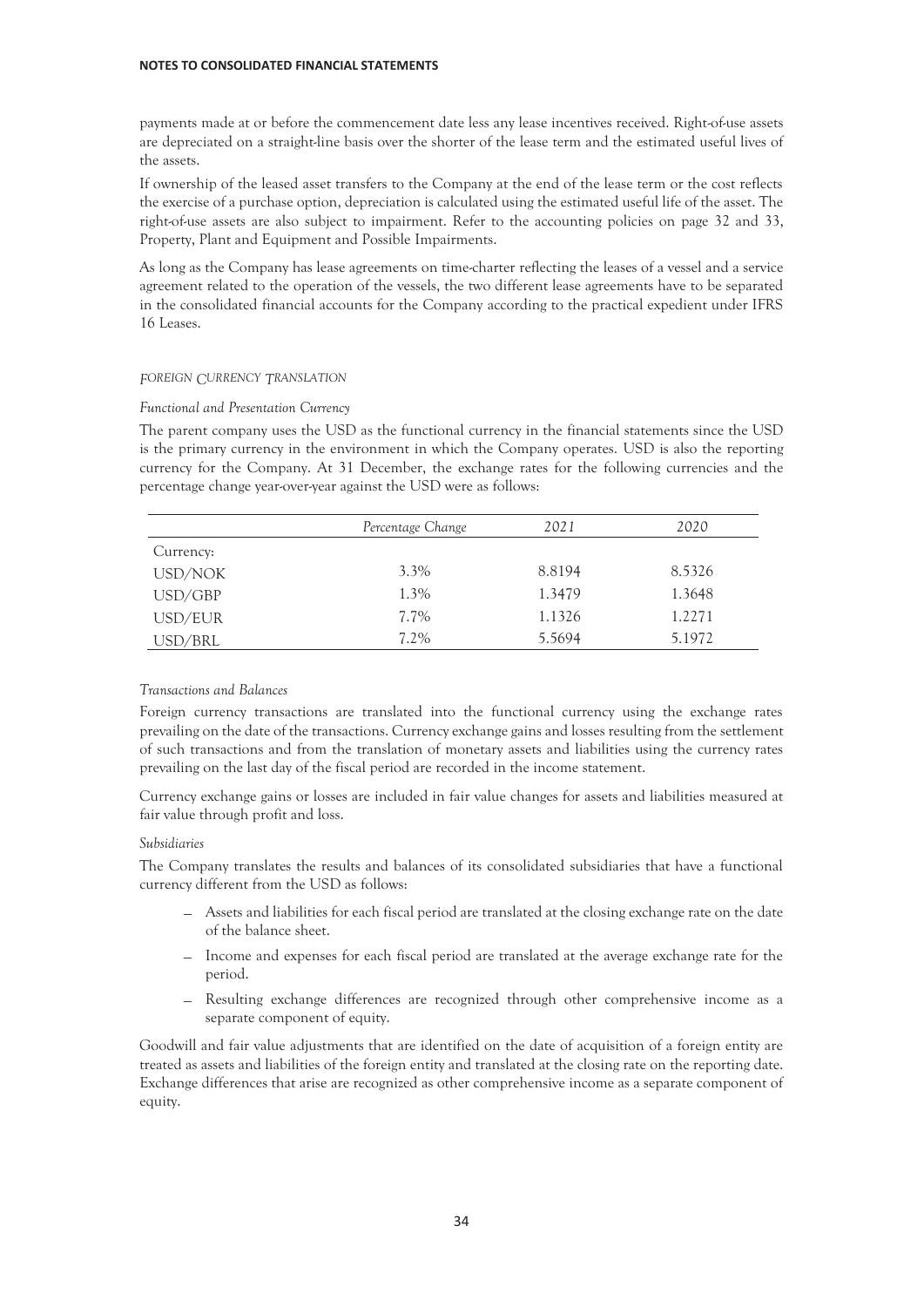payments made at or before the commencement date less any lease incentives received. Right-of-use assets are depreciated on a straight-line basis over the shorter of the lease term and the estimated useful lives of the assets.

If ownership of the leased asset transfers to the Company at the end of the lease term or the cost reflects the exercise of a purchase option, depreciation is calculated using the estimated useful life of the asset. The right-of-use assets are also subject to impairment. Refer to the accounting policies on page 32 and 33, Property, Plant and Equipment and Possible Impairments.

As long as the Company has lease agreements on time-charter reflecting the leases of a vessel and a service agreement related to the operation of the vessels, the two different lease agreements have to be separated in the consolidated financial accounts for the Company according to the practical expedient under IFRS 16 Leases.

*FOREIGN CURRENCY TRANSLATION*

*Functional and Presentation Currency*

The parent company uses the USD as the functional currency in the financial statements since the USD is the primary currency in the environment in which the Company operates. USD is also the reporting currency for the Company. At 31 December, the exchange rates for the following currencies and the percentage change year-over-year against the USD were as follows:

| | *Percentage Change* | *2021* | *2020* |
|---|---|---|---|
| Currency: | | | |
| USD/NOK | 3.3% | 8.8194 | 8.5326 |
| USD/GBP | 1.3% | 1.3479 | 1.3648 |
| USD/EUR | 7.7% | 1.1326 | 1.2271 |
| USD/BRL | 7.2% | 5.5694 | 5.1972 |

*Transactions and Balances*

Foreign currency transactions are translated into the functional currency using the exchange rates prevailing on the date of the transactions. Currency exchange gains and losses resulting from the settlement of such transactions and from the translation of monetary assets and liabilities using the currency rates prevailing on the last day of the fiscal period are recorded in the income statement.

Currency exchange gains or losses are included in fair value changes for assets and liabilities measured at fair value through profit and loss.

*Subsidiaries*

The Company translates the results and balances of its consolidated subsidiaries that have a functional currency different from the USD as follows:

- Assets and liabilities for each fiscal period are translated at the closing exchange rate on the date of the balance sheet.
- Income and expenses for each fiscal period are translated at the average exchange rate for the period.
- Resulting exchange differences are recognized through other comprehensive income as a separate component of equity.

Goodwill and fair value adjustments that are identified on the date of acquisition of a foreign entity are treated as assets and liabilities of the foreign entity and translated at the closing rate on the reporting date. Exchange differences that arise are recognized as other comprehensive income as a separate component of equity.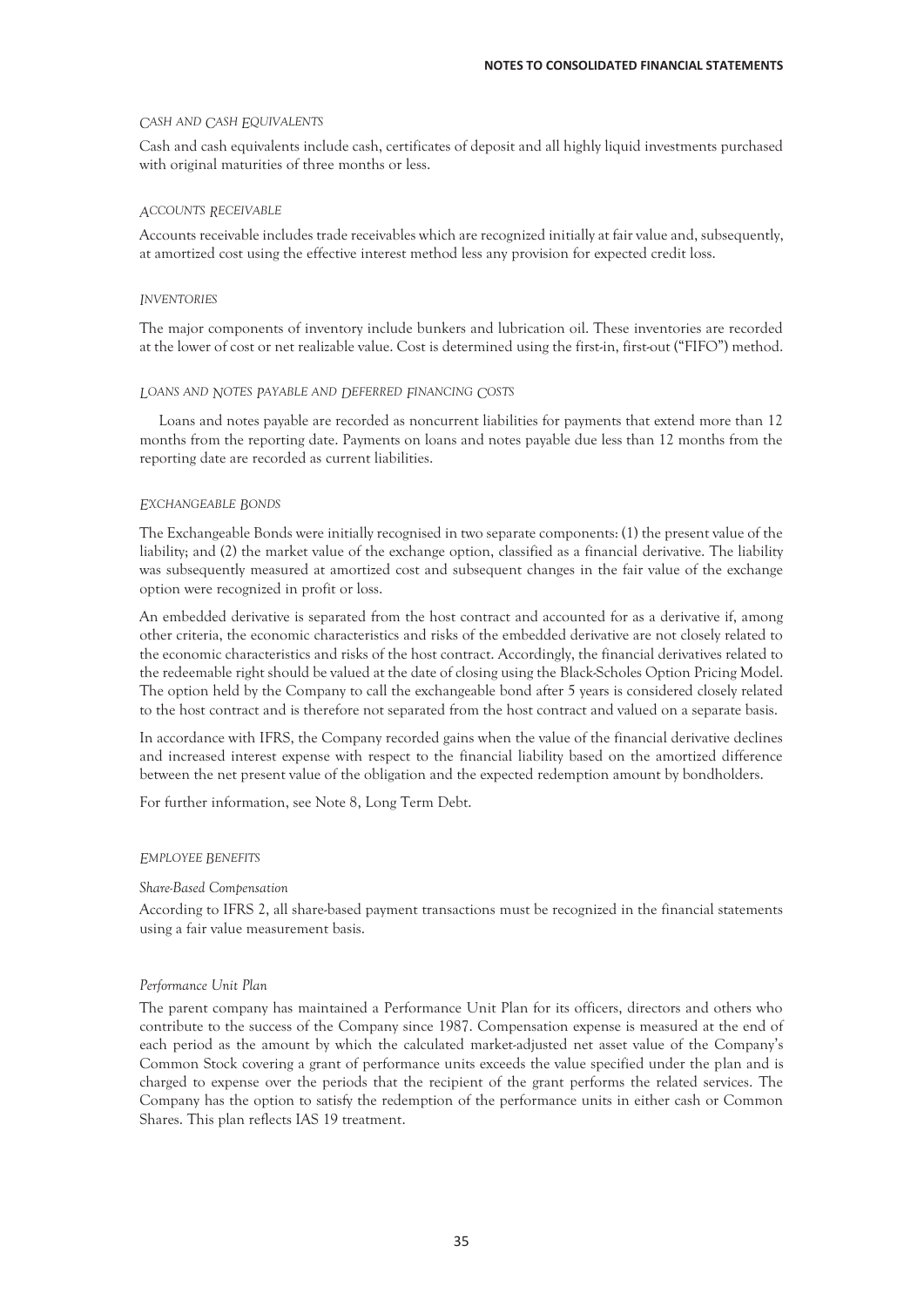#### *CASH AND CASH EQUIVALENTS*

Cash and cash equivalents include cash, certificates of deposit and all highly liquid investments purchased with original maturities of three months or less.

#### *ACCOUNTS RECEIVABLE*

Accounts receivable includes trade receivables which are recognized initially at fair value and, subsequently, at amortized cost using the effective interest method less any provision for expected credit loss.

#### *INVENTORIES*

The major components of inventory include bunkers and lubrication oil. These inventories are recorded at the lower of cost or net realizable value. Cost is determined using the first-in, first-out ("FIFO") method.

#### *LOANS AND NOTES PAYABLE AND DEFERRED FINANCING COSTS*

Loans and notes payable are recorded as noncurrent liabilities for payments that extend more than 12 months from the reporting date. Payments on loans and notes payable due less than 12 months from the reporting date are recorded as current liabilities.

#### *EXCHANGEABLE BONDS*

The Exchangeable Bonds were initially recognised in two separate components: (1) the present value of the liability; and (2) the market value of the exchange option, classified as a financial derivative. The liability was subsequently measured at amortized cost and subsequent changes in the fair value of the exchange option were recognized in profit or loss.

An embedded derivative is separated from the host contract and accounted for as a derivative if, among other criteria, the economic characteristics and risks of the embedded derivative are not closely related to the economic characteristics and risks of the host contract. Accordingly, the financial derivatives related to the redeemable right should be valued at the date of closing using the Black-Scholes Option Pricing Model. The option held by the Company to call the exchangeable bond after 5 years is considered closely related to the host contract and is therefore not separated from the host contract and valued on a separate basis.

In accordance with IFRS, the Company recorded gains when the value of the financial derivative declines and increased interest expense with respect to the financial liability based on the amortized difference between the net present value of the obligation and the expected redemption amount by bondholders.

For further information, see Note 8, Long Term Debt.

#### *EMPLOYEE BENEFITS*

*Share-Based Compensation*

According to IFRS 2, all share-based payment transactions must be recognized in the financial statements using a fair value measurement basis.

*Performance Unit Plan*

The parent company has maintained a Performance Unit Plan for its officers, directors and others who contribute to the success of the Company since 1987. Compensation expense is measured at the end of each period as the amount by which the calculated market-adjusted net asset value of the Company's Common Stock covering a grant of performance units exceeds the value specified under the plan and is charged to expense over the periods that the recipient of the grant performs the related services. The Company has the option to satisfy the redemption of the performance units in either cash or Common Shares. This plan reflects IAS 19 treatment.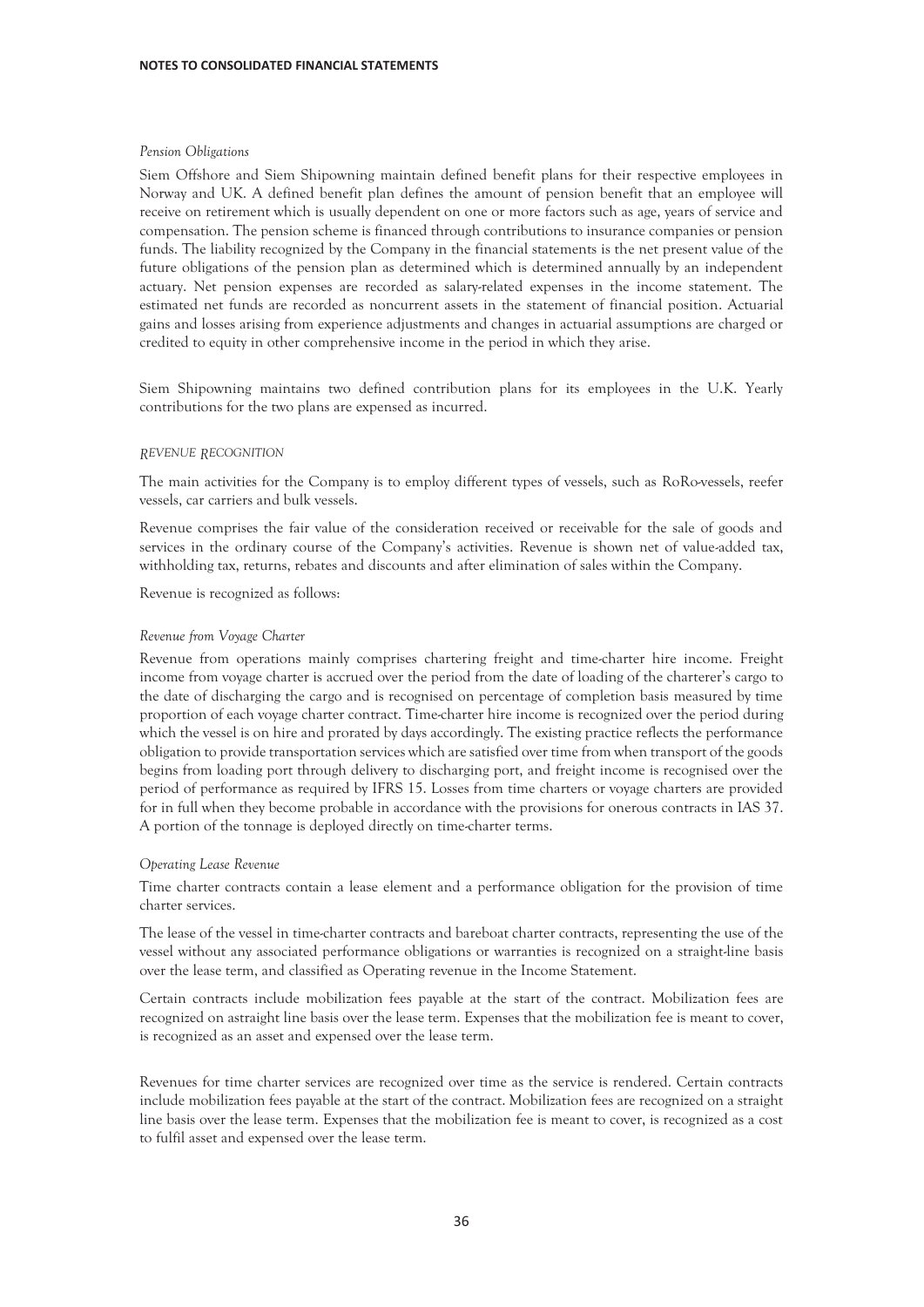*Pension Obligations*

Siem Offshore and Siem Shipowning maintain defined benefit plans for their respective employees in Norway and UK. A defined benefit plan defines the amount of pension benefit that an employee will receive on retirement which is usually dependent on one or more factors such as age, years of service and compensation. The pension scheme is financed through contributions to insurance companies or pension funds. The liability recognized by the Company in the financial statements is the net present value of the future obligations of the pension plan as determined which is determined annually by an independent actuary. Net pension expenses are recorded as salary-related expenses in the income statement. The estimated net funds are recorded as noncurrent assets in the statement of financial position. Actuarial gains and losses arising from experience adjustments and changes in actuarial assumptions are charged or credited to equity in other comprehensive income in the period in which they arise.

Siem Shipowning maintains two defined contribution plans for its employees in the U.K. Yearly contributions for the two plans are expensed as incurred.

*REVENUE RECOGNITION*

The main activities for the Company is to employ different types of vessels, such as RoRo-vessels, reefer vessels, car carriers and bulk vessels.

Revenue comprises the fair value of the consideration received or receivable for the sale of goods and services in the ordinary course of the Company's activities. Revenue is shown net of value-added tax, withholding tax, returns, rebates and discounts and after elimination of sales within the Company.

Revenue is recognized as follows:

*Revenue from Voyage Charter*

Revenue from operations mainly comprises chartering freight and time-charter hire income. Freight income from voyage charter is accrued over the period from the date of loading of the charterer's cargo to the date of discharging the cargo and is recognised on percentage of completion basis measured by time proportion of each voyage charter contract. Time-charter hire income is recognized over the period during which the vessel is on hire and prorated by days accordingly. The existing practice reflects the performance obligation to provide transportation services which are satisfied over time from when transport of the goods begins from loading port through delivery to discharging port, and freight income is recognised over the period of performance as required by IFRS 15. Losses from time charters or voyage charters are provided for in full when they become probable in accordance with the provisions for onerous contracts in IAS 37. A portion of the tonnage is deployed directly on time-charter terms.

*Operating Lease Revenue*

Time charter contracts contain a lease element and a performance obligation for the provision of time charter services.

The lease of the vessel in time-charter contracts and bareboat charter contracts, representing the use of the vessel without any associated performance obligations or warranties is recognized on a straight-line basis over the lease term, and classified as Operating revenue in the Income Statement.

Certain contracts include mobilization fees payable at the start of the contract. Mobilization fees are recognized on astraight line basis over the lease term. Expenses that the mobilization fee is meant to cover, is recognized as an asset and expensed over the lease term.

Revenues for time charter services are recognized over time as the service is rendered. Certain contracts include mobilization fees payable at the start of the contract. Mobilization fees are recognized on a straight line basis over the lease term. Expenses that the mobilization fee is meant to cover, is recognized as a cost to fulfil asset and expensed over the lease term.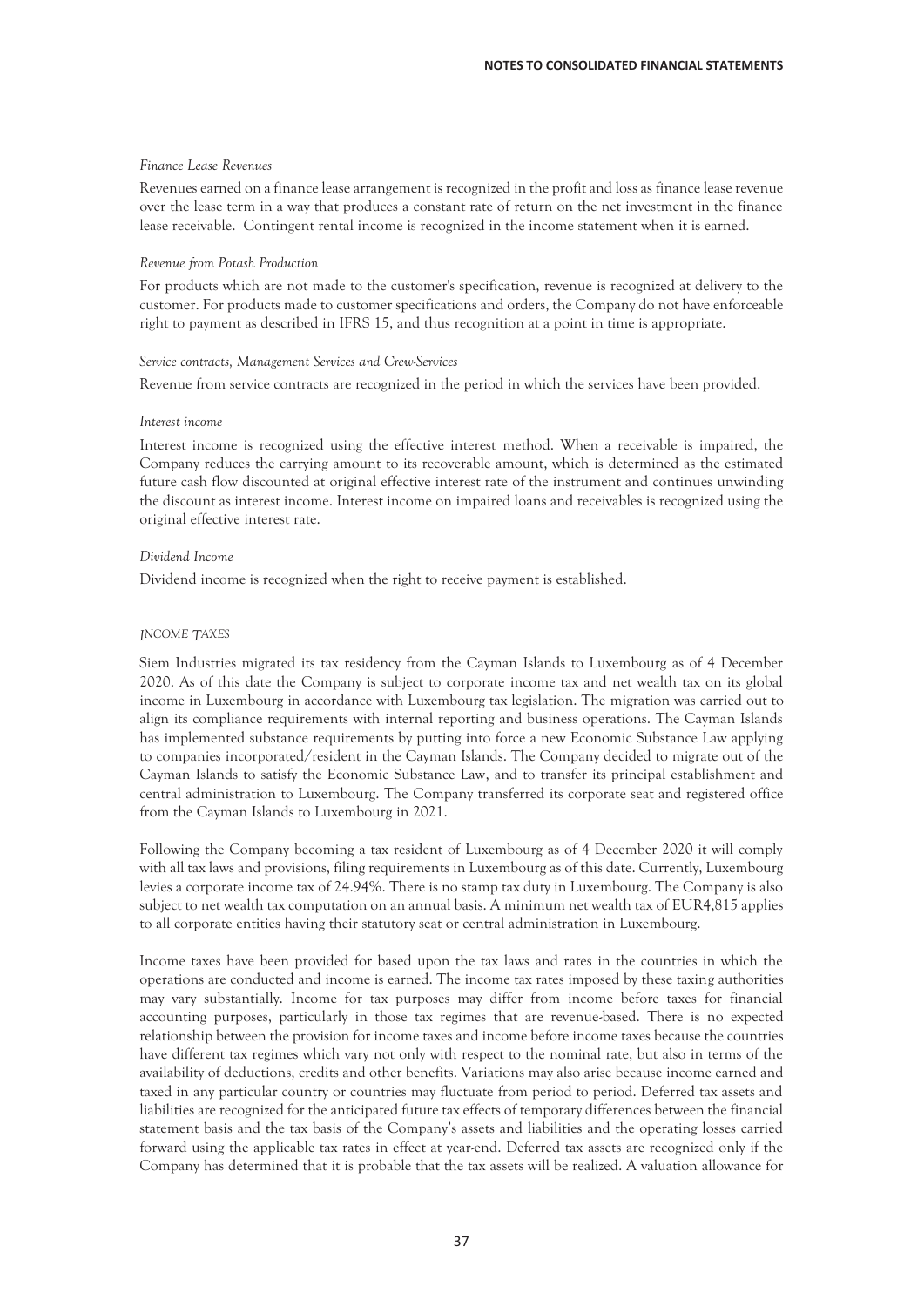*Finance Lease Revenues*

Revenues earned on a finance lease arrangement is recognized in the profit and loss as finance lease revenue over the lease term in a way that produces a constant rate of return on the net investment in the finance lease receivable. Contingent rental income is recognized in the income statement when it is earned.

*Revenue from Potash Production*

For products which are not made to the customer's specification, revenue is recognized at delivery to the customer. For products made to customer specifications and orders, the Company do not have enforceable right to payment as described in IFRS 15, and thus recognition at a point in time is appropriate.

*Service contracts, Management Services and Crew-Services*

Revenue from service contracts are recognized in the period in which the services have been provided.

*Interest income*

Interest income is recognized using the effective interest method. When a receivable is impaired, the Company reduces the carrying amount to its recoverable amount, which is determined as the estimated future cash flow discounted at original effective interest rate of the instrument and continues unwinding the discount as interest income. Interest income on impaired loans and receivables is recognized using the original effective interest rate.

*Dividend Income*

Dividend income is recognized when the right to receive payment is established.

*INCOME TAXES*

Siem Industries migrated its tax residency from the Cayman Islands to Luxembourg as of 4 December 2020. As of this date the Company is subject to corporate income tax and net wealth tax on its global income in Luxembourg in accordance with Luxembourg tax legislation. The migration was carried out to align its compliance requirements with internal reporting and business operations. The Cayman Islands has implemented substance requirements by putting into force a new Economic Substance Law applying to companies incorporated/resident in the Cayman Islands. The Company decided to migrate out of the Cayman Islands to satisfy the Economic Substance Law, and to transfer its principal establishment and central administration to Luxembourg. The Company transferred its corporate seat and registered office from the Cayman Islands to Luxembourg in 2021.

Following the Company becoming a tax resident of Luxembourg as of 4 December 2020 it will comply with all tax laws and provisions, filing requirements in Luxembourg as of this date. Currently, Luxembourg levies a corporate income tax of 24.94%. There is no stamp tax duty in Luxembourg. The Company is also subject to net wealth tax computation on an annual basis. A minimum net wealth tax of EUR4,815 applies to all corporate entities having their statutory seat or central administration in Luxembourg.

Income taxes have been provided for based upon the tax laws and rates in the countries in which the operations are conducted and income is earned. The income tax rates imposed by these taxing authorities may vary substantially. Income for tax purposes may differ from income before taxes for financial accounting purposes, particularly in those tax regimes that are revenue-based. There is no expected relationship between the provision for income taxes and income before income taxes because the countries have different tax regimes which vary not only with respect to the nominal rate, but also in terms of the availability of deductions, credits and other benefits. Variations may also arise because income earned and taxed in any particular country or countries may fluctuate from period to period. Deferred tax assets and liabilities are recognized for the anticipated future tax effects of temporary differences between the financial statement basis and the tax basis of the Company's assets and liabilities and the operating losses carried forward using the applicable tax rates in effect at year-end. Deferred tax assets are recognized only if the Company has determined that it is probable that the tax assets will be realized. A valuation allowance for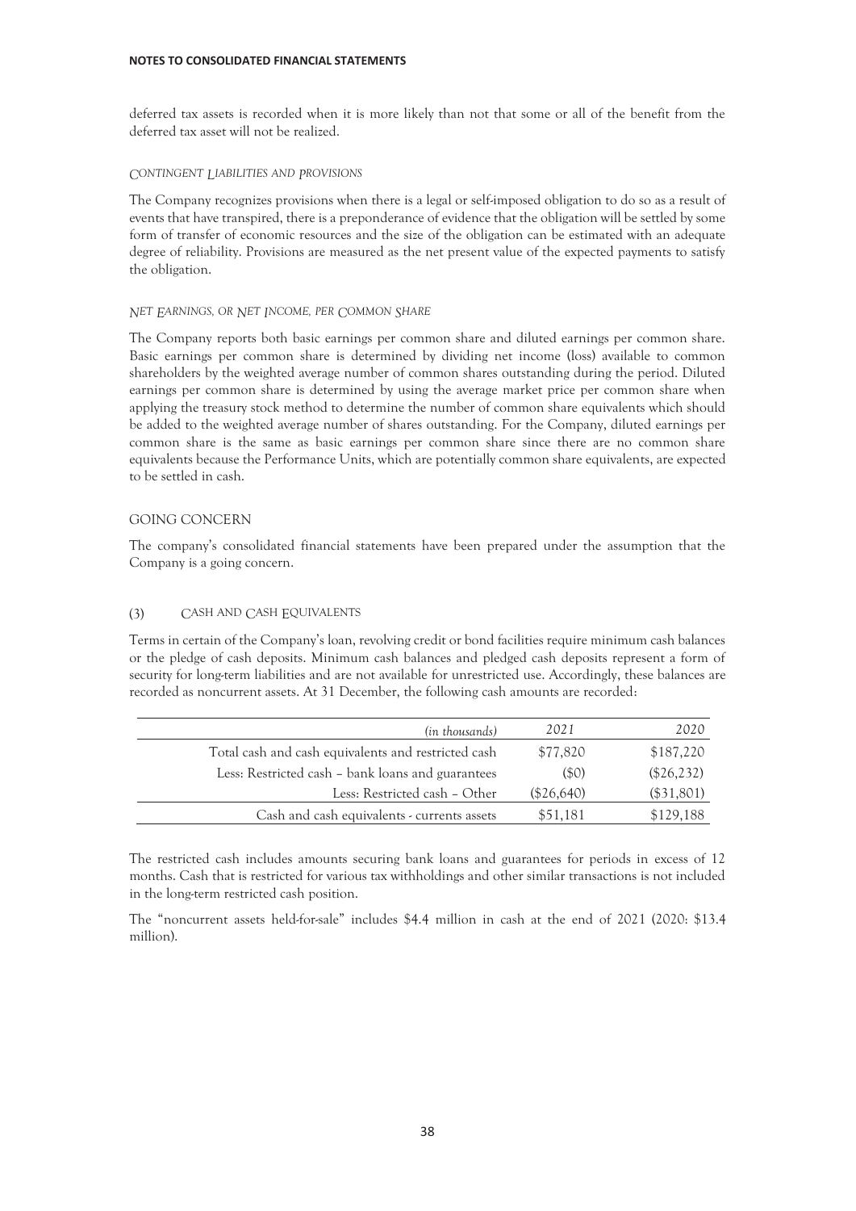deferred tax assets is recorded when it is more likely than not that some or all of the benefit from the deferred tax asset will not be realized.

#### *Contingent Liabilities and Provisions*

The Company recognizes provisions when there is a legal or self-imposed obligation to do so as a result of events that have transpired, there is a preponderance of evidence that the obligation will be settled by some form of transfer of economic resources and the size of the obligation can be estimated with an adequate degree of reliability. Provisions are measured as the net present value of the expected payments to satisfy the obligation.

#### *Net Earnings, or Net Income, per Common Share*

The Company reports both basic earnings per common share and diluted earnings per common share. Basic earnings per common share is determined by dividing net income (loss) available to common shareholders by the weighted average number of common shares outstanding during the period. Diluted earnings per common share is determined by using the average market price per common share when applying the treasury stock method to determine the number of common share equivalents which should be added to the weighted average number of shares outstanding. For the Company, diluted earnings per common share is the same as basic earnings per common share since there are no common share equivalents because the Performance Units, which are potentially common share equivalents, are expected to be settled in cash.

### GOING CONCERN

The company's consolidated financial statements have been prepared under the assumption that the Company is a going concern.

### (3) Cash and Cash Equivalents

Terms in certain of the Company's loan, revolving credit or bond facilities require minimum cash balances or the pledge of cash deposits. Minimum cash balances and pledged cash deposits represent a form of security for long-term liabilities and are not available for unrestricted use. Accordingly, these balances are recorded as noncurrent assets. At 31 December, the following cash amounts are recorded:

| *(in thousands)* | *2021* | *2020* |
|---|---|---|
| Total cash and cash equivalents and restricted cash | $77,820 | $187,220 |
| Less: Restricted cash – bank loans and guarantees | ($0) | ($26,232) |
| Less: Restricted cash – Other | ($26,640) | ($31,801) |
| Cash and cash equivalents - currents assets | $51,181 | $129,188 |

The restricted cash includes amounts securing bank loans and guarantees for periods in excess of 12 months. Cash that is restricted for various tax withholdings and other similar transactions is not included in the long-term restricted cash position.

The "noncurrent assets held-for-sale" includes $4.4 million in cash at the end of 2021 (2020: $13.4 million).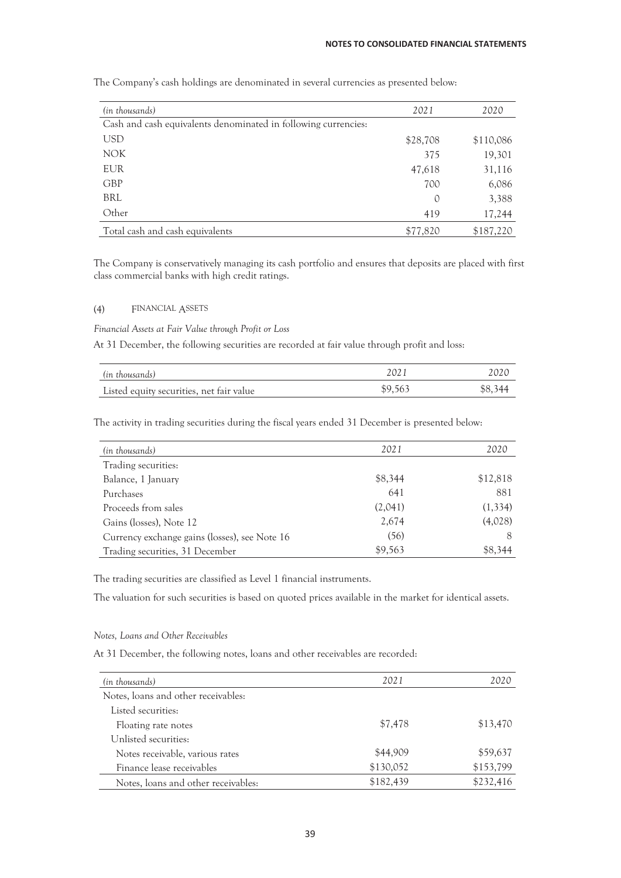The Company's cash holdings are denominated in several currencies as presented below:

| *(in thousands)* | *2021* | *2020* |
|---|---|---|
| Cash and cash equivalents denominated in following currencies: | | |
| USD | $28,708 | $110,086 |
| NOK | 375 | 19,301 |
| EUR | 47,618 | 31,116 |
| GBP | 700 | 6,086 |
| BRL | 0 | 3,388 |
| Other | 419 | 17,244 |
| Total cash and cash equivalents | $77,820 | $187,220 |

The Company is conservatively managing its cash portfolio and ensures that deposits are placed with first class commercial banks with high credit ratings.

## (4) FINANCIAL ASSETS

*Financial Assets at Fair Value through Profit or Loss*

At 31 December, the following securities are recorded at fair value through profit and loss:

| *(in thousands)* | *2021* | *2020* |
|---|---|---|
| Listed equity securities, net fair value | $9,563 | $8,344 |

The activity in trading securities during the fiscal years ended 31 December is presented below:

| *(in thousands)* | *2021* | *2020* |
|---|---|---|
| Trading securities: | | |
| Balance, 1 January | $8,344 | $12,818 |
| Purchases | 641 | 881 |
| Proceeds from sales | (2,041) | (1,334) |
| Gains (losses), Note 12 | 2,674 | (4,028) |
| Currency exchange gains (losses), see Note 16 | (56) | 8 |
| Trading securities, 31 December | $9,563 | $8,344 |

The trading securities are classified as Level 1 financial instruments.

The valuation for such securities is based on quoted prices available in the market for identical assets.

*Notes, Loans and Other Receivables*

At 31 December, the following notes, loans and other receivables are recorded:

| *(in thousands)* | *2021* | *2020* |
|---|---|---|
| Notes, loans and other receivables: | | |
| Listed securities: | | |
| Floating rate notes | $7,478 | $13,470 |
| Unlisted securities: | | |
| Notes receivable, various rates | $44,909 | $59,637 |
| Finance lease receivables | $130,052 | $153,799 |
| Notes, loans and other receivables: | $182,439 | $232,416 |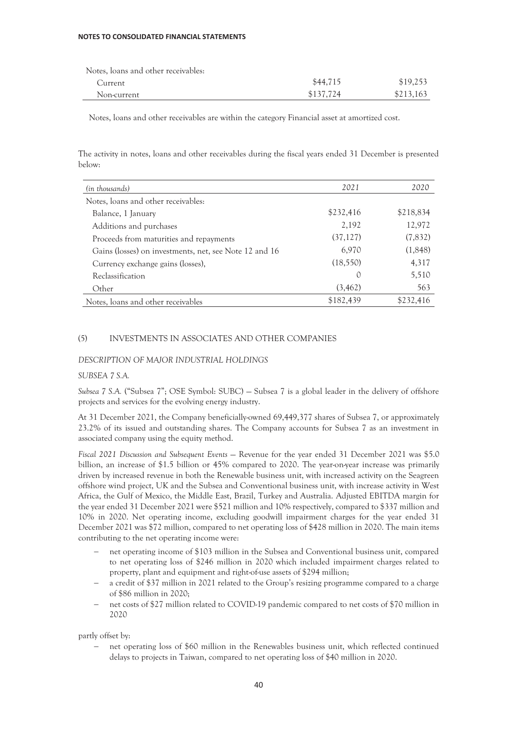| | | |
|---|---|---|
| Notes, loans and other receivables: | | |
| Current | $44,715 | $19,253 |
| Non-current | $137,724 | $213,163 |

Notes, loans and other receivables are within the category Financial asset at amortized cost.

The activity in notes, loans and other receivables during the fiscal years ended 31 December is presented below:

| *(in thousands)* | *2021* | *2020* |
|---|---|---|
| Notes, loans and other receivables: | | |
| Balance, 1 January | $232,416 | $218,834 |
| Additions and purchases | 2,192 | 12,972 |
| Proceeds from maturities and repayments | (37,127) | (7,832) |
| Gains (losses) on investments, net, see Note 12 and 16 | 6,970 | (1,848) |
| Currency exchange gains (losses), | (18,550) | 4,317 |
| Reclassification | 0 | 5,510 |
| Other | (3,462) | 563 |
| Notes, loans and other receivables | $182,439 | $232,416 |

## (5) INVESTMENTS IN ASSOCIATES AND OTHER COMPANIES

### *DESCRIPTION OF MAJOR INDUSTRIAL HOLDINGS*

#### *SUBSEA 7 S.A.*

*Subsea 7 S.A.* ("Subsea 7"; OSE Symbol: SUBC) — Subsea 7 is a global leader in the delivery of offshore projects and services for the evolving energy industry.

At 31 December 2021, the Company beneficially-owned 69,449,377 shares of Subsea 7, or approximately 23.2% of its issued and outstanding shares. The Company accounts for Subsea 7 as an investment in associated company using the equity method.

*Fiscal 2021 Discussion and Subsequent Events* — Revenue for the year ended 31 December 2021 was $5.0 billion, an increase of $1.5 billion or 45% compared to 2020. The year-on-year increase was primarily driven by increased revenue in both the Renewable business unit, with increased activity on the Seagreen offshore wind project, UK and the Subsea and Conventional business unit, with increase activity in West Africa, the Gulf of Mexico, the Middle East, Brazil, Turkey and Australia. Adjusted EBITDA margin for the year ended 31 December 2021 were $521 million and 10% respectively, compared to $337 million and 10% in 2020. Net operating income, excluding goodwill impairment charges for the year ended 31 December 2021 was $72 million, compared to net operating loss of $428 million in 2020. The main items contributing to the net operating income were:

- net operating income of $103 million in the Subsea and Conventional business unit, compared to net operating loss of $246 million in 2020 which included impairment charges related to property, plant and equipment and right-of-use assets of $294 million;
- a credit of $37 million in 2021 related to the Group's resizing programme compared to a charge of $86 million in 2020;
- net costs of $27 million related to COVID-19 pandemic compared to net costs of $70 million in 2020

partly offset by:

- net operating loss of $60 million in the Renewables business unit, which reflected continued delays to projects in Taiwan, compared to net operating loss of $40 million in 2020.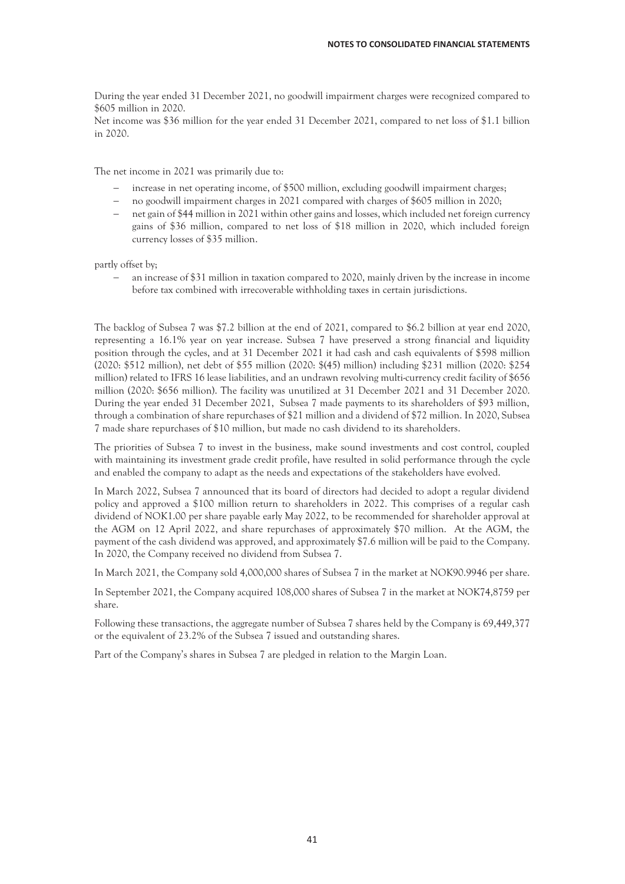During the year ended 31 December 2021, no goodwill impairment charges were recognized compared to $605 million in 2020.

Net income was $36 million for the year ended 31 December 2021, compared to net loss of $1.1 billion in 2020.

The net income in 2021 was primarily due to:

- increase in net operating income, of $500 million, excluding goodwill impairment charges;
- no goodwill impairment charges in 2021 compared with charges of $605 million in 2020;
- net gain of $44 million in 2021 within other gains and losses, which included net foreign currency gains of $36 million, compared to net loss of $18 million in 2020, which included foreign currency losses of $35 million.

partly offset by;

- an increase of $31 million in taxation compared to 2020, mainly driven by the increase in income before tax combined with irrecoverable withholding taxes in certain jurisdictions.

The backlog of Subsea 7 was $7.2 billion at the end of 2021, compared to $6.2 billion at year end 2020, representing a 16.1% year on year increase. Subsea 7 have preserved a strong financial and liquidity position through the cycles, and at 31 December 2021 it had cash and cash equivalents of $598 million (2020: $512 million), net debt of $55 million (2020: $(45) million) including $231 million (2020: $254 million) related to IFRS 16 lease liabilities, and an undrawn revolving multi-currency credit facility of $656 million (2020: $656 million). The facility was unutilized at 31 December 2021 and 31 December 2020. During the year ended 31 December 2021, Subsea 7 made payments to its shareholders of $93 million, through a combination of share repurchases of $21 million and a dividend of $72 million. In 2020, Subsea 7 made share repurchases of $10 million, but made no cash dividend to its shareholders.

The priorities of Subsea 7 to invest in the business, make sound investments and cost control, coupled with maintaining its investment grade credit profile, have resulted in solid performance through the cycle and enabled the company to adapt as the needs and expectations of the stakeholders have evolved.

In March 2022, Subsea 7 announced that its board of directors had decided to adopt a regular dividend policy and approved a $100 million return to shareholders in 2022. This comprises of a regular cash dividend of NOK1.00 per share payable early May 2022, to be recommended for shareholder approval at the AGM on 12 April 2022, and share repurchases of approximately $70 million. At the AGM, the payment of the cash dividend was approved, and approximately $7.6 million will be paid to the Company. In 2020, the Company received no dividend from Subsea 7.

In March 2021, the Company sold 4,000,000 shares of Subsea 7 in the market at NOK90.9946 per share.

In September 2021, the Company acquired 108,000 shares of Subsea 7 in the market at NOK74,8759 per share.

Following these transactions, the aggregate number of Subsea 7 shares held by the Company is 69,449,377 or the equivalent of 23.2% of the Subsea 7 issued and outstanding shares.

Part of the Company's shares in Subsea 7 are pledged in relation to the Margin Loan.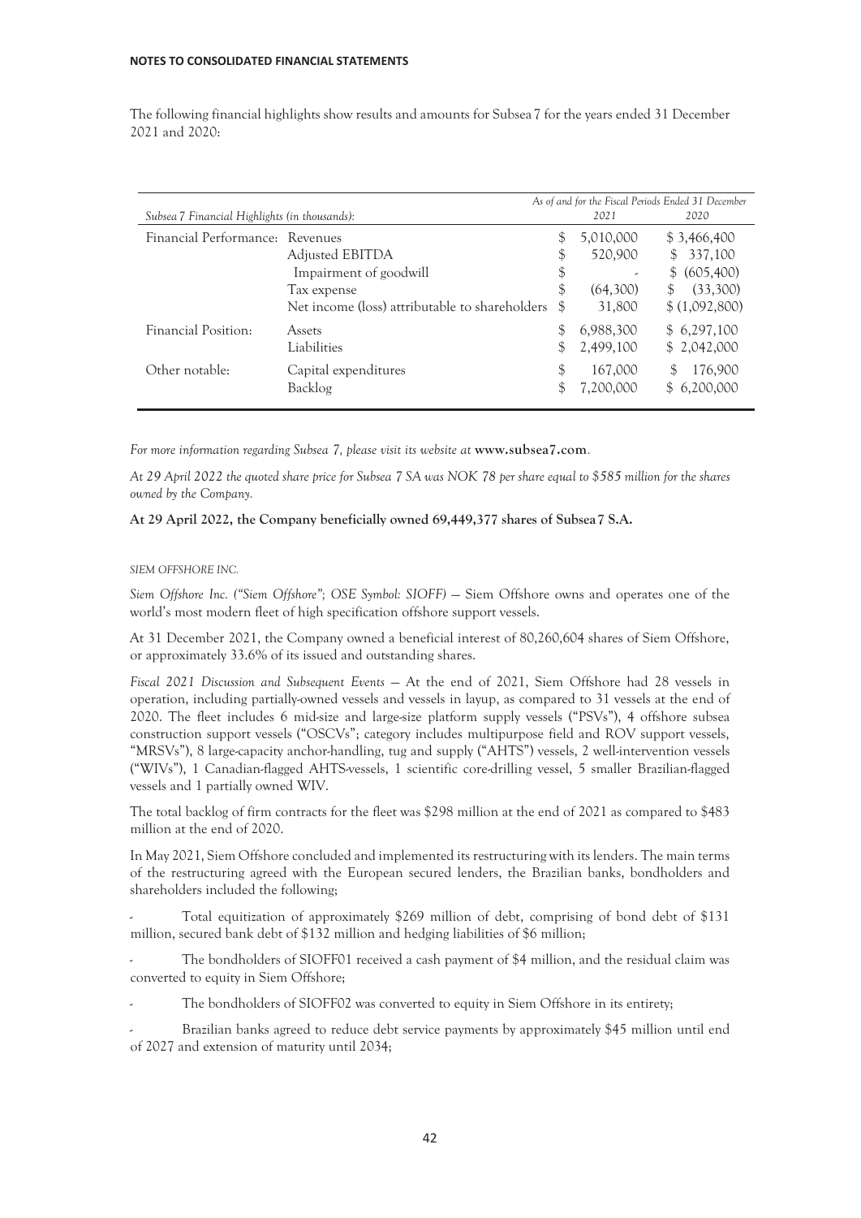**NOTES TO CONSOLIDATED FINANCIAL STATEMENTS**

The following financial highlights show results and amounts for Subsea 7 for the years ended 31 December 2021 and 2020:

| *Subsea 7 Financial Highlights (in thousands):* | | *As of and for the Fiscal Periods Ended 31 December* 2021 | 2020 |
|---|---|---|---|
| Financial Performance: | Revenues | $ 5,010,000 | $ 3,466,400 |
| | Adjusted EBITDA | $ 520,900 | $ 337,100 |
| | Impairment of goodwill | $ - | $ (605,400) |
| | Tax expense | $ (64,300) | $ (33,300) |
| | Net income (loss) attributable to shareholders | $ 31,800 | $ (1,092,800) |
| Financial Position: | Assets | $ 6,988,300 | $ 6,297,100 |
| | Liabilities | $ 2,499,100 | $ 2,042,000 |
| Other notable: | Capital expenditures | $ 167,000 | $ 176,900 |
| | Backlog | $ 7,200,000 | $ 6,200,000 |

*For more information regarding Subsea 7, please visit its website at* **www.subsea7.com**.

*At 29 April 2022 the quoted share price for Subsea 7 SA was NOK 78 per share equal to $585 million for the shares owned by the Company.*

**At 29 April 2022, the Company beneficially owned 69,449,377 shares of Subsea 7 S.A.**

*SIEM OFFSHORE INC.*

*Siem Offshore Inc. ("Siem Offshore"; OSE Symbol: SIOFF)* — Siem Offshore owns and operates one of the world's most modern fleet of high specification offshore support vessels.

At 31 December 2021, the Company owned a beneficial interest of 80,260,604 shares of Siem Offshore, or approximately 33.6% of its issued and outstanding shares.

*Fiscal 2021 Discussion and Subsequent Events* — At the end of 2021, Siem Offshore had 28 vessels in operation, including partially-owned vessels and vessels in layup, as compared to 31 vessels at the end of 2020. The fleet includes 6 mid-size and large-size platform supply vessels ("PSVs"), 4 offshore subsea construction support vessels ("OSCVs"; category includes multipurpose field and ROV support vessels, "MRSVs"), 8 large-capacity anchor-handling, tug and supply ("AHTS") vessels, 2 well-intervention vessels ("WIVs"), 1 Canadian-flagged AHTS-vessels, 1 scientific core-drilling vessel, 5 smaller Brazilian-flagged vessels and 1 partially owned WIV.

The total backlog of firm contracts for the fleet was $298 million at the end of 2021 as compared to $483 million at the end of 2020.

In May 2021, Siem Offshore concluded and implemented its restructuring with its lenders. The main terms of the restructuring agreed with the European secured lenders, the Brazilian banks, bondholders and shareholders included the following;

- Total equitization of approximately $269 million of debt, comprising of bond debt of $131 million, secured bank debt of $132 million and hedging liabilities of $6 million;
- The bondholders of SIOFF01 received a cash payment of $4 million, and the residual claim was converted to equity in Siem Offshore;
- The bondholders of SIOFF02 was converted to equity in Siem Offshore in its entirety;
- Brazilian banks agreed to reduce debt service payments by approximately $45 million until end of 2027 and extension of maturity until 2034;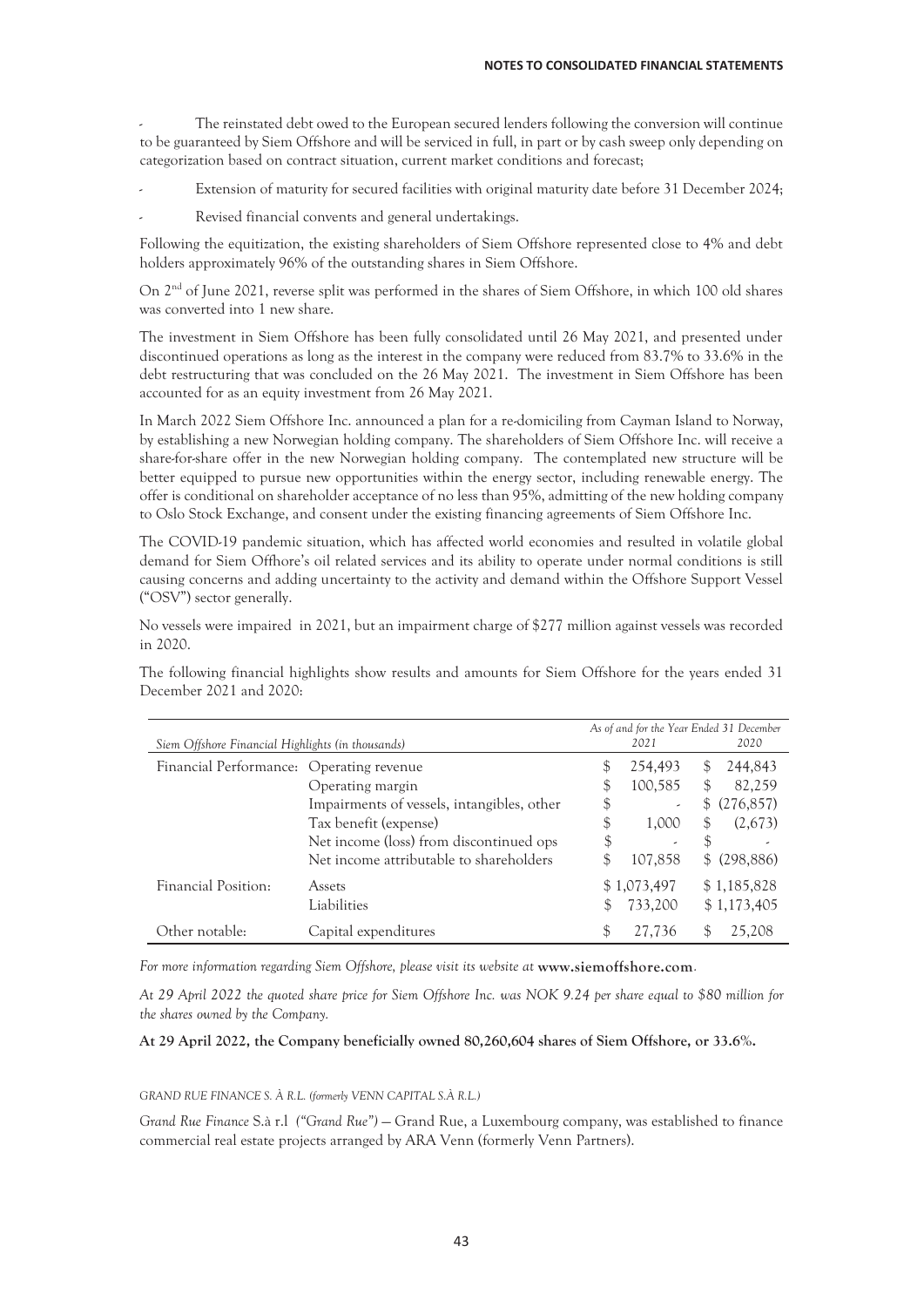- The reinstated debt owed to the European secured lenders following the conversion will continue to be guaranteed by Siem Offshore and will be serviced in full, in part or by cash sweep only depending on categorization based on contract situation, current market conditions and forecast;

- Extension of maturity for secured facilities with original maturity date before 31 December 2024;

- Revised financial convents and general undertakings.

Following the equitization, the existing shareholders of Siem Offshore represented close to 4% and debt holders approximately 96% of the outstanding shares in Siem Offshore.

On 2nd of June 2021, reverse split was performed in the shares of Siem Offshore, in which 100 old shares was converted into 1 new share.

The investment in Siem Offshore has been fully consolidated until 26 May 2021, and presented under discontinued operations as long as the interest in the company were reduced from 83.7% to 33.6% in the debt restructuring that was concluded on the 26 May 2021. The investment in Siem Offshore has been accounted for as an equity investment from 26 May 2021.

In March 2022 Siem Offshore Inc. announced a plan for a re-domiciling from Cayman Island to Norway, by establishing a new Norwegian holding company. The shareholders of Siem Offshore Inc. will receive a share-for-share offer in the new Norwegian holding company. The contemplated new structure will be better equipped to pursue new opportunities within the energy sector, including renewable energy. The offer is conditional on shareholder acceptance of no less than 95%, admitting of the new holding company to Oslo Stock Exchange, and consent under the existing financing agreements of Siem Offshore Inc.

The COVID-19 pandemic situation, which has affected world economies and resulted in volatile global demand for Siem Offhore's oil related services and its ability to operate under normal conditions is still causing concerns and adding uncertainty to the activity and demand within the Offshore Support Vessel ("OSV") sector generally.

No vessels were impaired in 2021, but an impairment charge of $277 million against vessels was recorded in 2020.

The following financial highlights show results and amounts for Siem Offshore for the years ended 31 December 2021 and 2020:

| *Siem Offshore Financial Highlights (in thousands)* | | *As of and for the Year Ended 31 December* *2021* | *2020* |
|---|---|---|---|
| Financial Performance: | Operating revenue | $ 254,493 | $ 244,843 |
| | Operating margin | $ 100,585 | $ 82,259 |
| | Impairments of vessels, intangibles, other | $ - | $ (276,857) |
| | Tax benefit (expense) | $ 1,000 | $ (2,673) |
| | Net income (loss) from discontinued ops | $ - | $ - |
| | Net income attributable to shareholders | $ 107,858 | $ (298,886) |
| Financial Position: | Assets | $ 1,073,497 | $ 1,185,828 |
| | Liabilities | $ 733,200 | $ 1,173,405 |
| Other notable: | Capital expenditures | $ 27,736 | $ 25,208 |

*For more information regarding Siem Offshore, please visit its website at* **www.siemoffshore.com**.

*At 29 April 2022 the quoted share price for Siem Offshore Inc. was NOK 9.24 per share equal to $80 million for the shares owned by the Company.*

**At 29 April 2022, the Company beneficially owned 80,260,604 shares of Siem Offshore, or 33.6%.**

*GRAND RUE FINANCE S. À R.L. (formerly VENN CAPITAL S.À R.L.)*

*Grand Rue Finance* S.à r.l *("Grand Rue")* — Grand Rue, a Luxembourg company, was established to finance commercial real estate projects arranged by ARA Venn (formerly Venn Partners).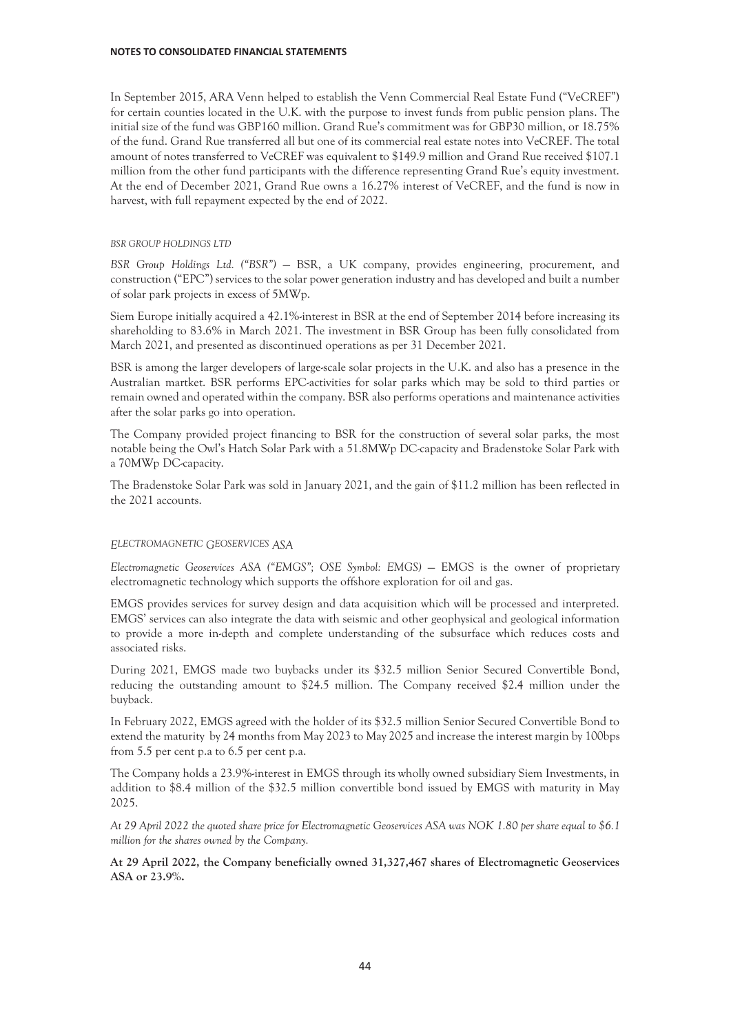In September 2015, ARA Venn helped to establish the Venn Commercial Real Estate Fund ("VeCREF") for certain counties located in the U.K. with the purpose to invest funds from public pension plans. The initial size of the fund was GBP160 million. Grand Rue's commitment was for GBP30 million, or 18.75% of the fund. Grand Rue transferred all but one of its commercial real estate notes into VeCREF. The total amount of notes transferred to VeCREF was equivalent to $149.9 million and Grand Rue received $107.1 million from the other fund participants with the difference representing Grand Rue's equity investment. At the end of December 2021, Grand Rue owns a 16.27% interest of VeCREF, and the fund is now in harvest, with full repayment expected by the end of 2022.

### *BSR GROUP HOLDINGS LTD*

*BSR Group Holdings Ltd. ("BSR")* — BSR, a UK company, provides engineering, procurement, and construction ("EPC") services to the solar power generation industry and has developed and built a number of solar park projects in excess of 5MWp.

Siem Europe initially acquired a 42.1%-interest in BSR at the end of September 2014 before increasing its shareholding to 83.6% in March 2021. The investment in BSR Group has been fully consolidated from March 2021, and presented as discontinued operations as per 31 December 2021.

BSR is among the larger developers of large-scale solar projects in the U.K. and also has a presence in the Australian martket. BSR performs EPC-activities for solar parks which may be sold to third parties or remain owned and operated within the company. BSR also performs operations and maintenance activities after the solar parks go into operation.

The Company provided project financing to BSR for the construction of several solar parks, the most notable being the Owl's Hatch Solar Park with a 51.8MWp DC-capacity and Bradenstoke Solar Park with a 70MWp DC-capacity.

The Bradenstoke Solar Park was sold in January 2021, and the gain of $11.2 million has been reflected in the 2021 accounts.

### *ELECTROMAGNETIC GEOSERVICES ASA*

*Electromagnetic Geoservices ASA ("EMGS"; OSE Symbol: EMGS)* — EMGS is the owner of proprietary electromagnetic technology which supports the offshore exploration for oil and gas.

EMGS provides services for survey design and data acquisition which will be processed and interpreted. EMGS' services can also integrate the data with seismic and other geophysical and geological information to provide a more in-depth and complete understanding of the subsurface which reduces costs and associated risks.

During 2021, EMGS made two buybacks under its $32.5 million Senior Secured Convertible Bond, reducing the outstanding amount to $24.5 million. The Company received $2.4 million under the buyback.

In February 2022, EMGS agreed with the holder of its $32.5 million Senior Secured Convertible Bond to extend the maturity by 24 months from May 2023 to May 2025 and increase the interest margin by 100bps from 5.5 per cent p.a to 6.5 per cent p.a.

The Company holds a 23.9%-interest in EMGS through its wholly owned subsidiary Siem Investments, in addition to $8.4 million of the $32.5 million convertible bond issued by EMGS with maturity in May 2025.

*At 29 April 2022 the quoted share price for Electromagnetic Geoservices ASA was NOK 1.80 per share equal to $6.1 million for the shares owned by the Company.*

**At 29 April 2022, the Company beneficially owned 31,327,467 shares of Electromagnetic Geoservices ASA or 23.9%.**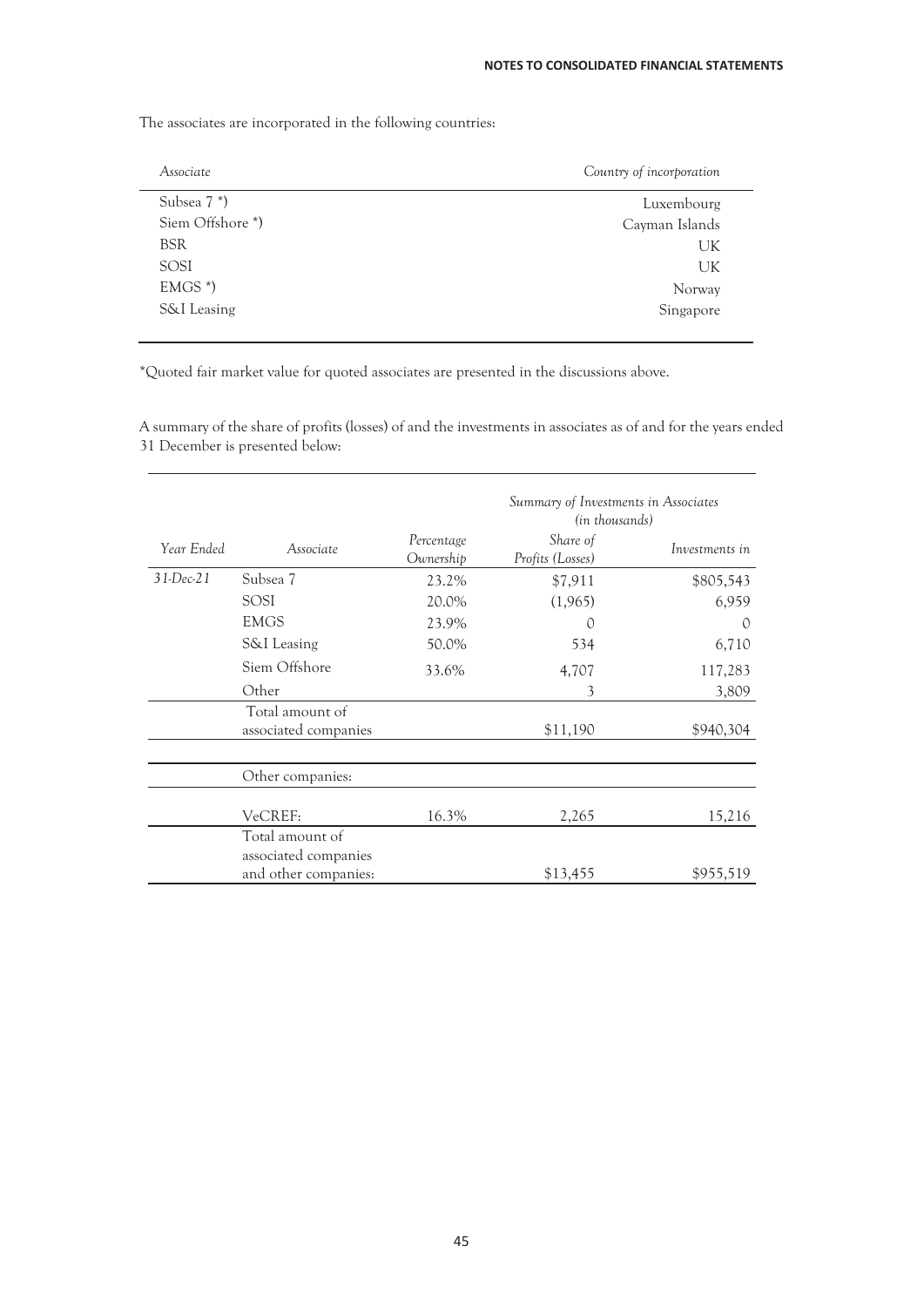The associates are incorporated in the following countries:

| *Associate* | *Country of incorporation* |
|---|---|
| Subsea 7 *) | Luxembourg |
| Siem Offshore *) | Cayman Islands |
| BSR | UK |
| SOSI | UK |
| EMGS *) | Norway |
| S&I Leasing | Singapore |

*Quoted fair market value for quoted associates are presented in the discussions above.

A summary of the share of profits (losses) of and the investments in associates as of and for the years ended 31 December is presented below:

| | | | *Summary of Investments in Associates (in thousands)* | |
|---|---|---|---|---|
| *Year Ended* | *Associate* | *Percentage Ownership* | *Share of Profits (Losses)* | *Investments in* |
| *31-Dec-21* | Subsea 7 | 23.2% | \$7,911 | \$805,543 |
| | SOSI | 20.0% | (1,965) | 6,959 |
| | EMGS | 23.9% | 0 | 0 |
| | S&I Leasing | 50.0% | 534 | 6,710 |
| | Siem Offshore | 33.6% | 4,707 | 117,283 |
| | Other | | 3 | 3,809 |
| | Total amount of associated companies | | \$11,190 | \$940,304 |
| | Other companies: | | | |
| | VeCREF: | 16.3% | 2,265 | 15,216 |
| | Total amount of associated companies and other companies: | | \$13,455 | \$955,519 |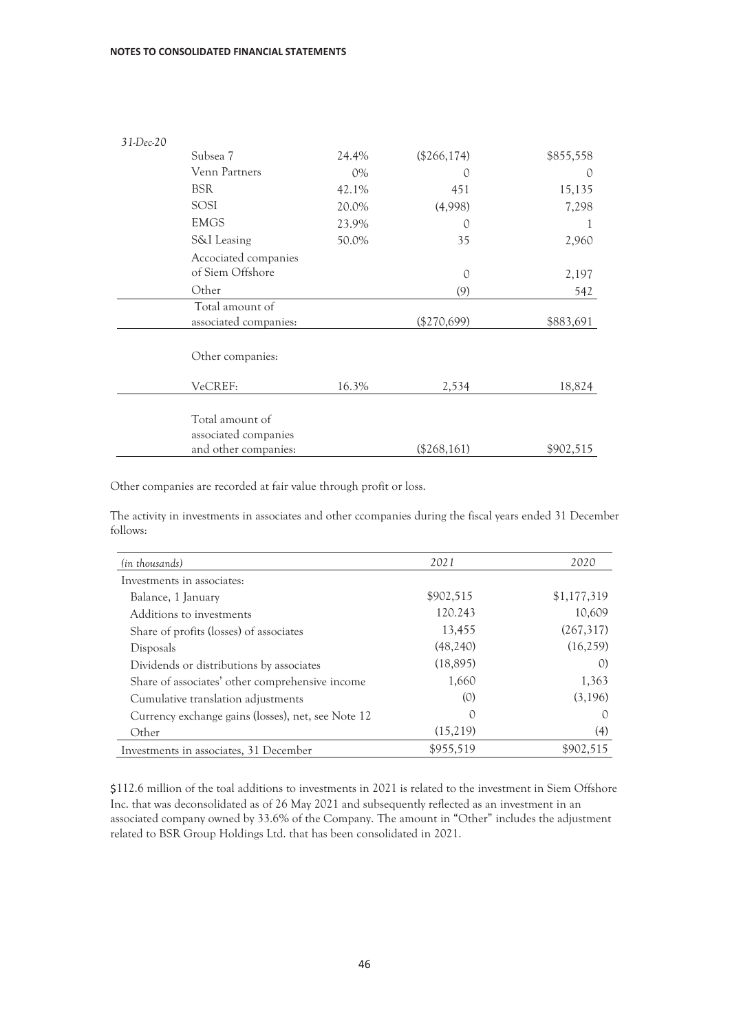| *31-Dec-20* | | | | |
|---|---|---|---|---|
| | Subsea 7 | 24.4% | ($266,174) | $855,558 |
| | Venn Partners | 0% | 0 | 0 |
| | BSR | 42.1% | 451 | 15,135 |
| | SOSI | 20.0% | (4,998) | 7,298 |
| | EMGS | 23.9% | 0 | 1 |
| | S&I Leasing | 50.0% | 35 | 2,960 |
| | Accociated companies of Siem Offshore | | 0 | 2,197 |
| | Other | | (9) | 542 |
| | Total amount of associated companies: | | ($270,699) | $883,691 |
| | Other companies: | | | |
| | VeCREF: | 16.3% | 2,534 | 18,824 |
| | Total amount of associated companies and other companies: | | ($268,161) | $902,515 |

Other companies are recorded at fair value through profit or loss.

The activity in investments in associates and other ccompanies during the fiscal years ended 31 December follows:

| *(in thousands)* | *2021* | *2020* |
|---|---|---|
| Investments in associates: | | |
| Balance, 1 January | $902,515 | $1,177,319 |
| Additions to investments | 120.243 | 10,609 |
| Share of profits (losses) of associates | 13,455 | (267,317) |
| Disposals | (48,240) | (16,259) |
| Dividends or distributions by associates | (18,895) | 0) |
| Share of associates' other comprehensive income | 1,660 | 1,363 |
| Cumulative translation adjustments | (0) | (3,196) |
| Currency exchange gains (losses), net, see Note 12 | 0 | 0 |
| Other | (15,219) | (4) |
| Investments in associates, 31 December | $955,519 | $902,515 |

$112.6 million of the toal additions to investments in 2021 is related to the investment in Siem Offshore Inc. that was deconsolidated as of 26 May 2021 and subsequently reflected as an investment in an associated company owned by 33.6% of the Company. The amount in "Other" includes the adjustment related to BSR Group Holdings Ltd. that has been consolidated in 2021.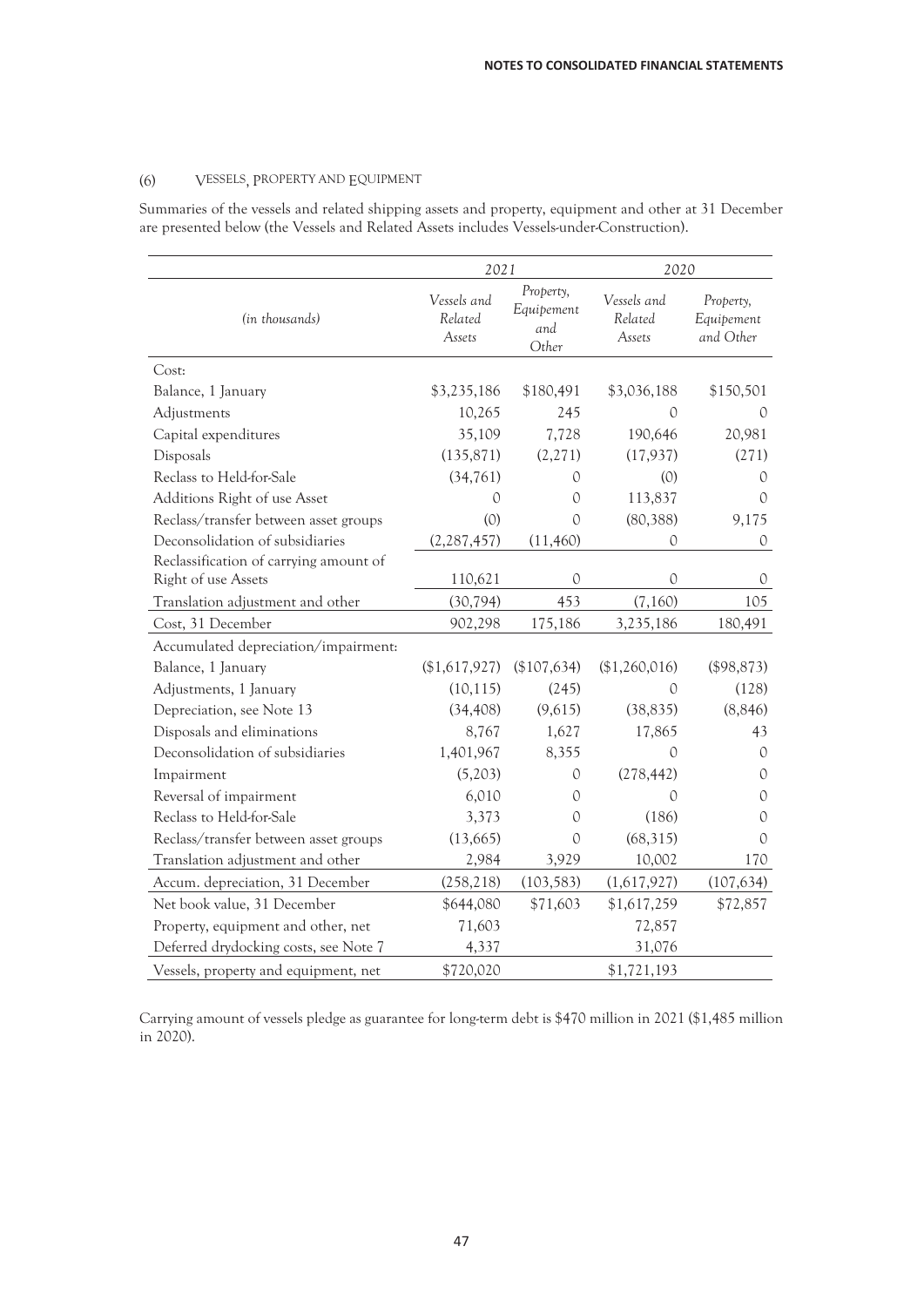## (6) VESSELS, PROPERTY AND EQUIPMENT

Summaries of the vessels and related shipping assets and property, equipment and other at 31 December are presented below (the Vessels and Related Assets includes Vessels-under-Construction).

| *(in thousands)* | *2021* | | *2020* | |
|---|---|---|---|---|
| | *Vessels and Related Assets* | *Property, Equipement and Other* | *Vessels and Related Assets* | *Property, Equipement and Other* |
| Cost: | | | | |
| Balance, 1 January | \$3,235,186 | \$180,491 | \$3,036,188 | \$150,501 |
| Adjustments | 10,265 | 245 | 0 | 0 |
| Capital expenditures | 35,109 | 7,728 | 190,646 | 20,981 |
| Disposals | (135,871) | (2,271) | (17,937) | (271) |
| Reclass to Held-for-Sale | (34,761) | 0 | (0) | 0 |
| Additions Right of use Asset | 0 | 0 | 113,837 | 0 |
| Reclass/transfer between asset groups | (0) | 0 | (80,388) | 9,175 |
| Deconsolidation of subsidiaries | (2,287,457) | (11,460) | 0 | 0 |
| Reclassification of carrying amount of Right of use Assets | 110,621 | 0 | 0 | 0 |
| Translation adjustment and other | (30,794) | 453 | (7,160) | 105 |
| Cost, 31 December | 902,298 | 175,186 | 3,235,186 | 180,491 |
| Accumulated depreciation/impairment: | | | | |
| Balance, 1 January | (\$1,617,927) | (\$107,634) | (\$1,260,016) | (\$98,873) |
| Adjustments, 1 January | (10,115) | (245) | 0 | (128) |
| Depreciation, see Note 13 | (34,408) | (9,615) | (38,835) | (8,846) |
| Disposals and eliminations | 8,767 | 1,627 | 17,865 | 43 |
| Deconsolidation of subsidiaries | 1,401,967 | 8,355 | 0 | 0 |
| Impairment | (5,203) | 0 | (278,442) | 0 |
| Reversal of impairment | 6,010 | 0 | 0 | 0 |
| Reclass to Held-for-Sale | 3,373 | 0 | (186) | 0 |
| Reclass/transfer between asset groups | (13,665) | 0 | (68,315) | 0 |
| Translation adjustment and other | 2,984 | 3,929 | 10,002 | 170 |
| Accum. depreciation, 31 December | (258,218) | (103,583) | (1,617,927) | (107,634) |
| Net book value, 31 December | \$644,080 | \$71,603 | \$1,617,259 | \$72,857 |
| Property, equipment and other, net | 71,603 | | 72,857 | |
| Deferred drydocking costs, see Note 7 | 4,337 | | 31,076 | |
| Vessels, property and equipment, net | \$720,020 | | \$1,721,193 | |

Carrying amount of vessels pledge as guarantee for long-term debt is \$470 million in 2021 (\$1,485 million in 2020).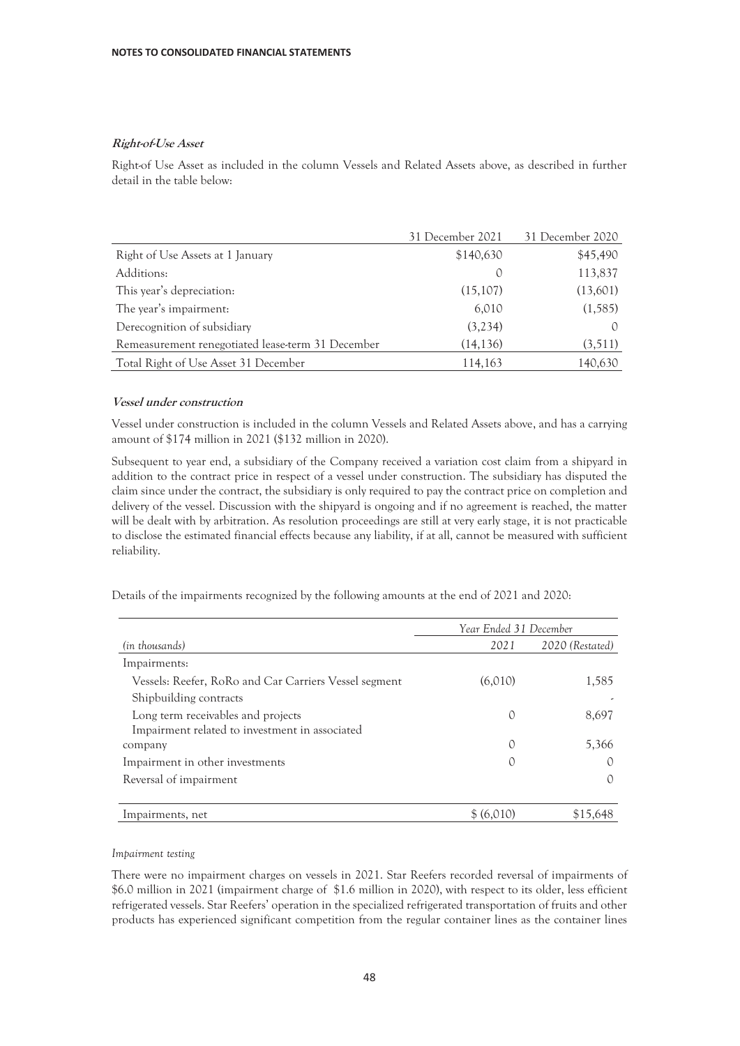NOTES TO CONSOLIDATED FINANCIAL STATEMENTS

***Right-of-Use Asset***

Right-of Use Asset as included in the column Vessels and Related Assets above, as described in further detail in the table below:

| | 31 December 2021 | 31 December 2020 |
|---|---|---|
| Right of Use Assets at 1 January | $140,630 | $45,490 |
| Additions: | 0 | 113,837 |
| This year's depreciation: | (15,107) | (13,601) |
| The year's impairment: | 6,010 | (1,585) |
| Derecognition of subsidiary | (3,234) | 0 |
| Remeasurement renegotiated lease-term 31 December | (14,136) | (3,511) |
| Total Right of Use Asset 31 December | 114,163 | 140,630 |

***Vessel under construction***

Vessel under construction is included in the column Vessels and Related Assets above, and has a carrying amount of $174 million in 2021 ($132 million in 2020).

Subsequent to year end, a subsidiary of the Company received a variation cost claim from a shipyard in addition to the contract price in respect of a vessel under construction. The subsidiary has disputed the claim since under the contract, the subsidiary is only required to pay the contract price on completion and delivery of the vessel. Discussion with the shipyard is ongoing and if no agreement is reached, the matter will be dealt with by arbitration. As resolution proceedings are still at very early stage, it is not practicable to disclose the estimated financial effects because any liability, if at all, cannot be measured with sufficient reliability.

Details of the impairments recognized by the following amounts at the end of 2021 and 2020:

| | *Year Ended 31 December* | |
|---|---|---|
| *(in thousands)* | *2021* | *2020 (Restated)* |
| Impairments: | | |
| Vessels: Reefer, RoRo and Car Carriers Vessel segment | (6,010) | 1,585 |
| Shipbuilding contracts | | - |
| Long term receivables and projects | 0 | 8,697 |
| Impairment related to investment in associated company | 0 | 5,366 |
| Impairment in other investments | 0 | 0 |
| Reversal of impairment | | 0 |
| Impairments, net | $ (6,010) | $15,648 |

*Impairment testing*

There were no impairment charges on vessels in 2021. Star Reefers recorded reversal of impairments of $6.0 million in 2021 (impairment charge of $1.6 million in 2020), with respect to its older, less efficient refrigerated vessels. Star Reefers' operation in the specialized refrigerated transportation of fruits and other products has experienced significant competition from the regular container lines as the container lines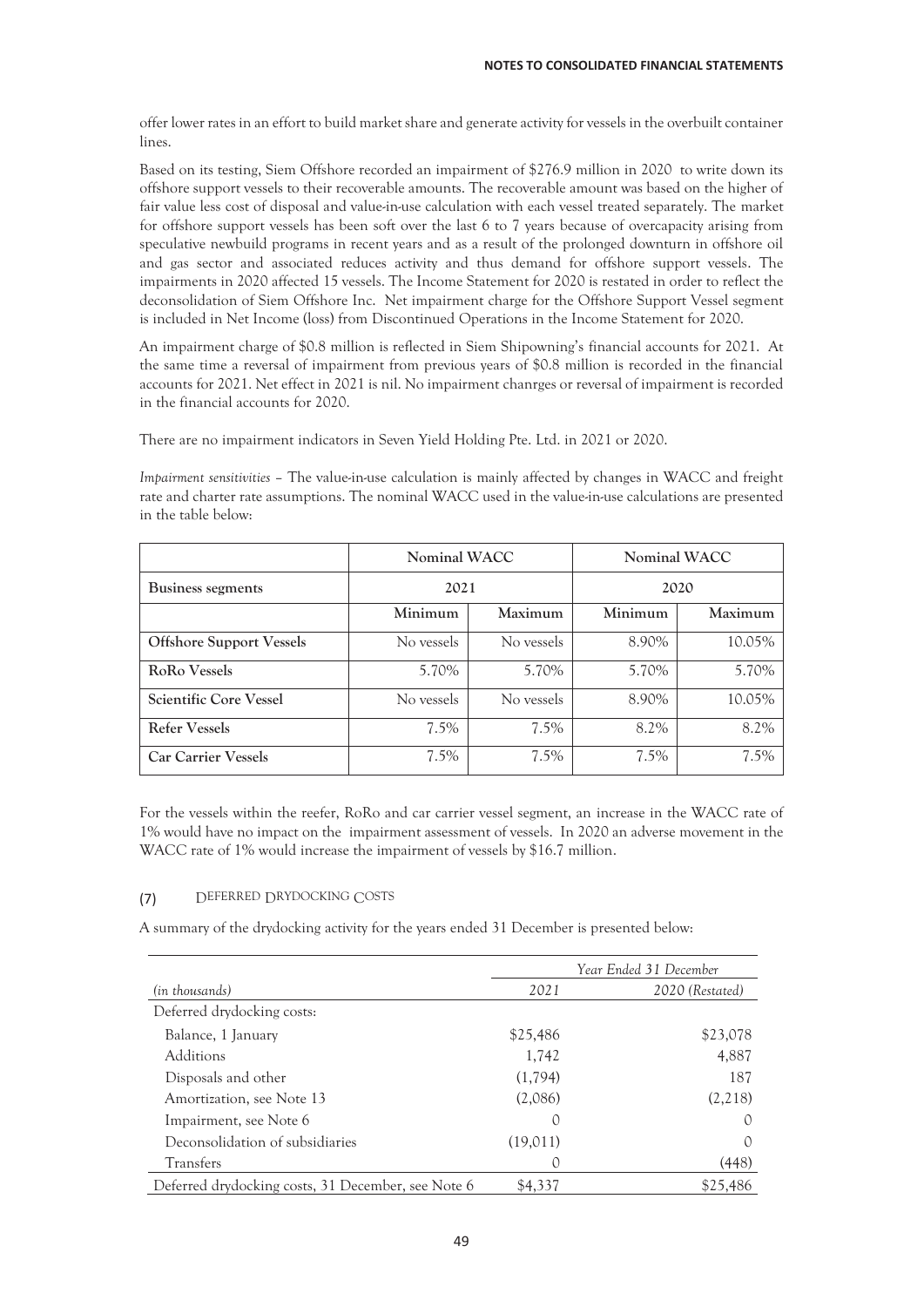offer lower rates in an effort to build market share and generate activity for vessels in the overbuilt container lines.

Based on its testing, Siem Offshore recorded an impairment of $276.9 million in 2020 to write down its offshore support vessels to their recoverable amounts. The recoverable amount was based on the higher of fair value less cost of disposal and value-in-use calculation with each vessel treated separately. The market for offshore support vessels has been soft over the last 6 to 7 years because of overcapacity arising from speculative newbuild programs in recent years and as a result of the prolonged downturn in offshore oil and gas sector and associated reduces activity and thus demand for offshore support vessels. The impairments in 2020 affected 15 vessels. The Income Statement for 2020 is restated in order to reflect the deconsolidation of Siem Offshore Inc. Net impairment charge for the Offshore Support Vessel segment is included in Net Income (loss) from Discontinued Operations in the Income Statement for 2020.

An impairment charge of $0.8 million is reflected in Siem Shipowning's financial accounts for 2021. At the same time a reversal of impairment from previous years of $0.8 million is recorded in the financial accounts for 2021. Net effect in 2021 is nil. No impairment chanrges or reversal of impairment is recorded in the financial accounts for 2020.

There are no impairment indicators in Seven Yield Holding Pte. Ltd. in 2021 or 2020.

*Impairment sensitivities* – The value-in-use calculation is mainly affected by changes in WACC and freight rate and charter rate assumptions. The nominal WACC used in the value-in-use calculations are presented in the table below:

| | Nominal WACC | | Nominal WACC | |
|---|---|---|---|---|
| **Business segments** | 2021 | | 2020 | |
| | Minimum | Maximum | Minimum | Maximum |
| **Offshore Support Vessels** | No vessels | No vessels | 8.90% | 10.05% |
| **RoRo Vessels** | 5.70% | 5.70% | 5.70% | 5.70% |
| **Scientific Core Vessel** | No vessels | No vessels | 8.90% | 10.05% |
| **Refer Vessels** | 7.5% | 7.5% | 8.2% | 8.2% |
| **Car Carrier Vessels** | 7.5% | 7.5% | 7.5% | 7.5% |

For the vessels within the reefer, RoRo and car carrier vessel segment, an increase in the WACC rate of 1% would have no impact on the impairment assessment of vessels. In 2020 an adverse movement in the WACC rate of 1% would increase the impairment of vessels by $16.7 million.

## (7) DEFERRED DRYDOCKING COSTS

A summary of the drydocking activity for the years ended 31 December is presented below:

| | *Year Ended 31 December* | |
|---|---|---|
| *(in thousands)* | *2021* | *2020 (Restated)* |
| Deferred drydocking costs: | | |
| Balance, 1 January | $25,486 | $23,078 |
| Additions | 1,742 | 4,887 |
| Disposals and other | (1,794) | 187 |
| Amortization, see Note 13 | (2,086) | (2,218) |
| Impairment, see Note 6 | 0 | 0 |
| Deconsolidation of subsidiaries | (19,011) | 0 |
| Transfers | 0 | (448) |
| Deferred drydocking costs, 31 December, see Note 6 | $4,337 | $25,486 |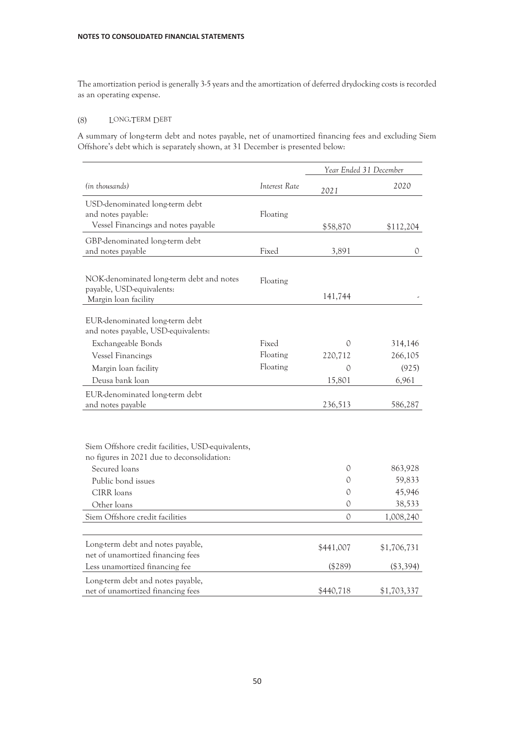The amortization period is generally 3-5 years and the amortization of deferred drydocking costs is recorded as an operating expense.

## (8) LONG-TERM DEBT

A summary of long-term debt and notes payable, net of unamortized financing fees and excluding Siem Offshore's debt which is separately shown, at 31 December is presented below:

| | | *Year Ended 31 December* | |
|---|---|---|---|
| *(in thousands)* | *Interest Rate* | *2021* | *2020* |
| USD-denominated long-term debt and notes payable: | Floating | | |
| Vessel Financings and notes payable | | $58,870 | $112,204 |
| GBP-denominated long-term debt and notes payable | Fixed | 3,891 | 0 |
| NOK-denominated long-term debt and notes payable, USD-equivalents: | Floating | | |
| Margin loan facility | | 141,744 | - |
| EUR-denominated long-term debt and notes payable, USD-equivalents: | | | |
| Exchangeable Bonds | Fixed | 0 | 314,146 |
| Vessel Financings | Floating | 220,712 | 266,105 |
| Margin loan facility | Floating | 0 | (925) |
| Deusa bank loan | | 15,801 | 6,961 |
| EUR-denominated long-term debt and notes payable | | 236,513 | 586,287 |
| Siem Offshore credit facilities, USD-equivalents, no figures in 2021 due to deconsolidation: | | | |
| Secured loans | | 0 | 863,928 |
| Public bond issues | | 0 | 59,833 |
| CIRR loans | | 0 | 45,946 |
| Other loans | | 0 | 38,533 |
| Siem Offshore credit facilities | | 0 | 1,008,240 |
| Long-term debt and notes payable, net of unamortized financing fees | | $441,007 | $1,706,731 |
| Less unamortized financing fee | | ($289) | ($3,394) |
| Long-term debt and notes payable, net of unamortized financing fees | | $440,718 | $1,703,337 |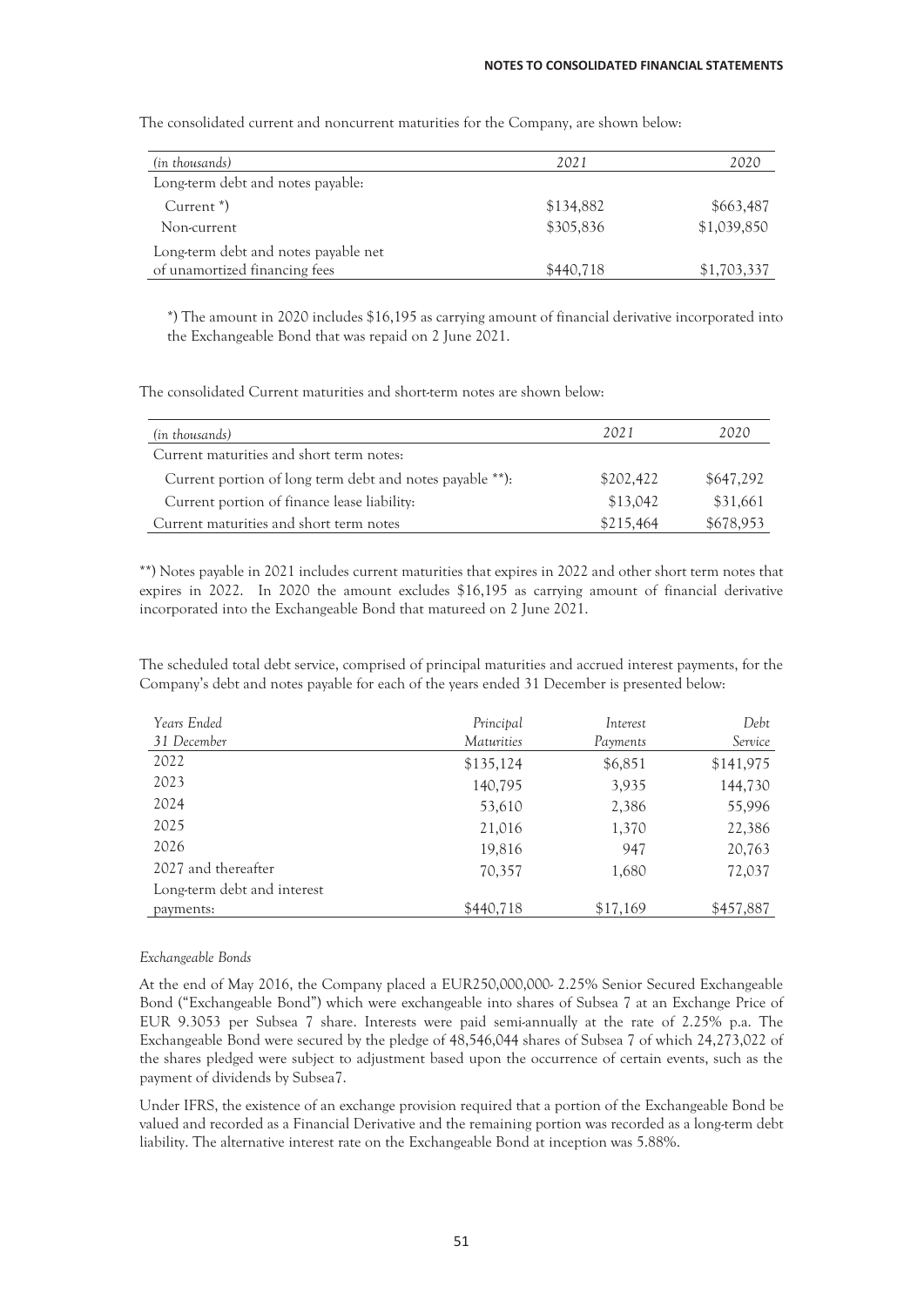The consolidated current and noncurrent maturities for the Company, are shown below:

| *(in thousands)* | *2021* | *2020* |
|---|---|---|
| Long-term debt and notes payable: | | |
| Current *) | $134,882 | $663,487 |
| Non-current | $305,836 | $1,039,850 |
| Long-term debt and notes payable net of unamortized financing fees | $440,718 | $1,703,337 |

*) The amount in 2020 includes $16,195 as carrying amount of financial derivative incorporated into the Exchangeable Bond that was repaid on 2 June 2021.

The consolidated Current maturities and short-term notes are shown below:

| *(in thousands)* | *2021* | *2020* |
|---|---|---|
| Current maturities and short term notes: | | |
| Current portion of long term debt and notes payable **): | $202,422 | $647,292 |
| Current portion of finance lease liability: | $13,042 | $31,661 |
| Current maturities and short term notes | $215,464 | $678,953 |

**) Notes payable in 2021 includes current maturities that expires in 2022 and other short term notes that expires in 2022. In 2020 the amount excludes $16,195 as carrying amount of financial derivative incorporated into the Exchangeable Bond that matureed on 2 June 2021.

The scheduled total debt service, comprised of principal maturities and accrued interest payments, for the Company's debt and notes payable for each of the years ended 31 December is presented below:

| *Years Ended 31 December* | *Principal Maturities* | *Interest Payments* | *Debt Service* |
|---|---|---|---|
| 2022 | $135,124 | $6,851 | $141,975 |
| 2023 | 140,795 | 3,935 | 144,730 |
| 2024 | 53,610 | 2,386 | 55,996 |
| 2025 | 21,016 | 1,370 | 22,386 |
| 2026 | 19,816 | 947 | 20,763 |
| 2027 and thereafter | 70,357 | 1,680 | 72,037 |
| Long-term debt and interest payments: | $440,718 | $17,169 | $457,887 |

*Exchangeable Bonds*

At the end of May 2016, the Company placed a EUR250,000,000- 2.25% Senior Secured Exchangeable Bond ("Exchangeable Bond") which were exchangeable into shares of Subsea 7 at an Exchange Price of EUR 9.3053 per Subsea 7 share. Interests were paid semi-annually at the rate of 2.25% p.a. The Exchangeable Bond were secured by the pledge of 48,546,044 shares of Subsea 7 of which 24,273,022 of the shares pledged were subject to adjustment based upon the occurrence of certain events, such as the payment of dividends by Subsea7.

Under IFRS, the existence of an exchange provision required that a portion of the Exchangeable Bond be valued and recorded as a Financial Derivative and the remaining portion was recorded as a long-term debt liability. The alternative interest rate on the Exchangeable Bond at inception was 5.88%.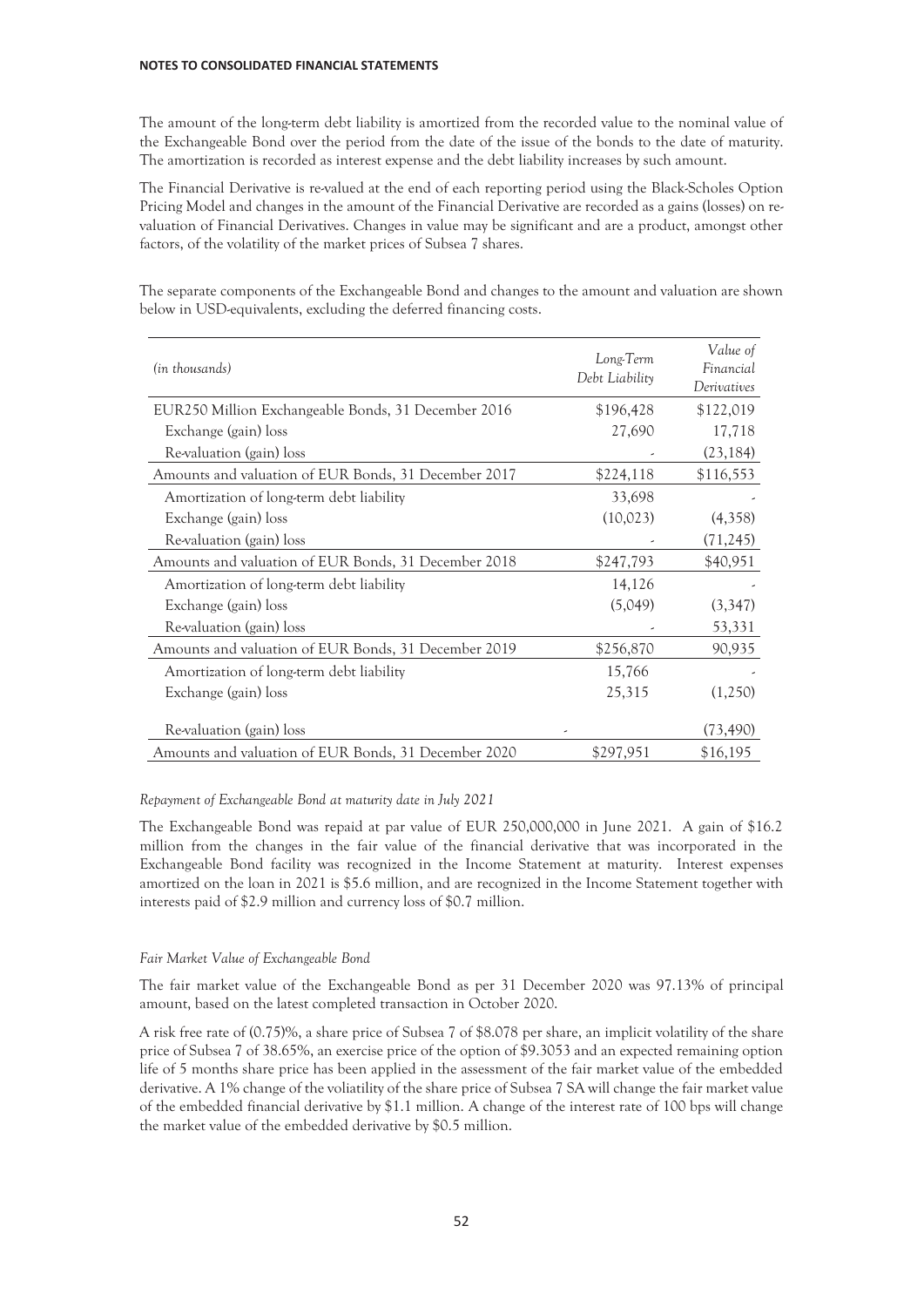The amount of the long-term debt liability is amortized from the recorded value to the nominal value of the Exchangeable Bond over the period from the date of the issue of the bonds to the date of maturity. The amortization is recorded as interest expense and the debt liability increases by such amount.

The Financial Derivative is re-valued at the end of each reporting period using the Black-Scholes Option Pricing Model and changes in the amount of the Financial Derivative are recorded as a gains (losses) on re-valuation of Financial Derivatives. Changes in value may be significant and are a product, amongst other factors, of the volatility of the market prices of Subsea 7 shares.

The separate components of the Exchangeable Bond and changes to the amount and valuation are shown below in USD-equivalents, excluding the deferred financing costs.

| *(in thousands)* | *Long-Term Debt Liability* | *Value of Financial Derivatives* |
|---|---|---|
| EUR250 Million Exchangeable Bonds, 31 December 2016 | \$196,428 | \$122,019 |
| Exchange (gain) loss | 27,690 | 17,718 |
| Re-valuation (gain) loss | - | (23,184) |
| Amounts and valuation of EUR Bonds, 31 December 2017 | \$224,118 | \$116,553 |
| Amortization of long-term debt liability | 33,698 | - |
| Exchange (gain) loss | (10,023) | (4,358) |
| Re-valuation (gain) loss | - | (71,245) |
| Amounts and valuation of EUR Bonds, 31 December 2018 | \$247,793 | \$40,951 |
| Amortization of long-term debt liability | 14,126 | - |
| Exchange (gain) loss | (5,049) | (3,347) |
| Re-valuation (gain) loss | - | 53,331 |
| Amounts and valuation of EUR Bonds, 31 December 2019 | \$256,870 | 90,935 |
| Amortization of long-term debt liability | 15,766 | - |
| Exchange (gain) loss | 25,315 | (1,250) |
| Re-valuation (gain) loss | - | (73,490) |
| Amounts and valuation of EUR Bonds, 31 December 2020 | \$297,951 | \$16,195 |

*Repayment of Exchangeable Bond at maturity date in July 2021*

The Exchangeable Bond was repaid at par value of EUR 250,000,000 in June 2021. A gain of \$16.2 million from the changes in the fair value of the financial derivative that was incorporated in the Exchangeable Bond facility was recognized in the Income Statement at maturity. Interest expenses amortized on the loan in 2021 is \$5.6 million, and are recognized in the Income Statement together with interests paid of \$2.9 million and currency loss of \$0.7 million.

*Fair Market Value of Exchangeable Bond*

The fair market value of the Exchangeable Bond as per 31 December 2020 was 97.13% of principal amount, based on the latest completed transaction in October 2020.

A risk free rate of (0.75)%, a share price of Subsea 7 of \$8.078 per share, an implicit volatility of the share price of Subsea 7 of 38.65%, an exercise price of the option of \$9.3053 and an expected remaining option life of 5 months share price has been applied in the assessment of the fair market value of the embedded derivative. A 1% change of the voliatility of the share price of Subsea 7 SA will change the fair market value of the embedded financial derivative by \$1.1 million. A change of the interest rate of 100 bps will change the market value of the embedded derivative by \$0.5 million.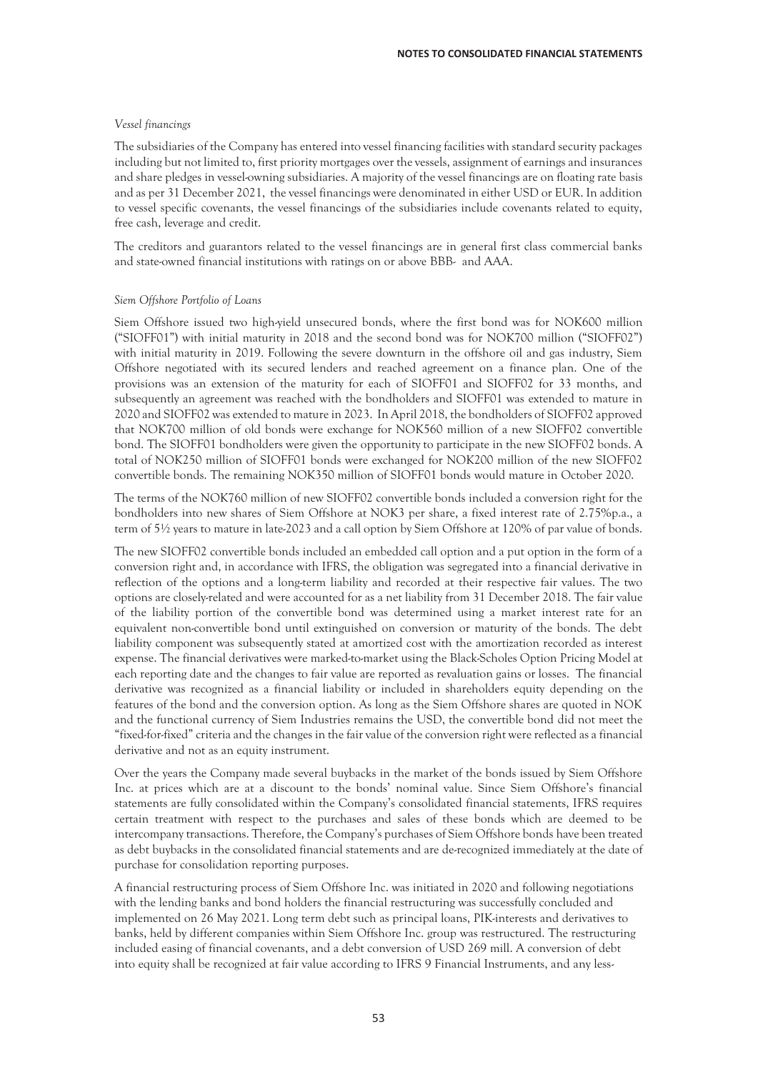*Vessel financings*

The subsidiaries of the Company has entered into vessel financing facilities with standard security packages including but not limited to, first priority mortgages over the vessels, assignment of earnings and insurances and share pledges in vessel-owning subsidiaries. A majority of the vessel financings are on floating rate basis and as per 31 December 2021, the vessel financings were denominated in either USD or EUR. In addition to vessel specific covenants, the vessel financings of the subsidiaries include covenants related to equity, free cash, leverage and credit.

The creditors and guarantors related to the vessel financings are in general first class commercial banks and state-owned financial institutions with ratings on or above BBB- and AAA.

*Siem Offshore Portfolio of Loans*

Siem Offshore issued two high-yield unsecured bonds, where the first bond was for NOK600 million ("SIOFF01") with initial maturity in 2018 and the second bond was for NOK700 million ("SIOFF02") with initial maturity in 2019. Following the severe downturn in the offshore oil and gas industry, Siem Offshore negotiated with its secured lenders and reached agreement on a finance plan. One of the provisions was an extension of the maturity for each of SIOFF01 and SIOFF02 for 33 months, and subsequently an agreement was reached with the bondholders and SIOFF01 was extended to mature in 2020 and SIOFF02 was extended to mature in 2023. In April 2018, the bondholders of SIOFF02 approved that NOK700 million of old bonds were exchange for NOK560 million of a new SIOFF02 convertible bond. The SIOFF01 bondholders were given the opportunity to participate in the new SIOFF02 bonds. A total of NOK250 million of SIOFF01 bonds were exchanged for NOK200 million of the new SIOFF02 convertible bonds. The remaining NOK350 million of SIOFF01 bonds would mature in October 2020.

The terms of the NOK760 million of new SIOFF02 convertible bonds included a conversion right for the bondholders into new shares of Siem Offshore at NOK3 per share, a fixed interest rate of 2.75%p.a., a term of 5½ years to mature in late-2023 and a call option by Siem Offshore at 120% of par value of bonds.

The new SIOFF02 convertible bonds included an embedded call option and a put option in the form of a conversion right and, in accordance with IFRS, the obligation was segregated into a financial derivative in reflection of the options and a long-term liability and recorded at their respective fair values. The two options are closely-related and were accounted for as a net liability from 31 December 2018. The fair value of the liability portion of the convertible bond was determined using a market interest rate for an equivalent non-convertible bond until extinguished on conversion or maturity of the bonds. The debt liability component was subsequently stated at amortized cost with the amortization recorded as interest expense. The financial derivatives were marked-to-market using the Black-Scholes Option Pricing Model at each reporting date and the changes to fair value are reported as revaluation gains or losses. The financial derivative was recognized as a financial liability or included in shareholders equity depending on the features of the bond and the conversion option. As long as the Siem Offshore shares are quoted in NOK and the functional currency of Siem Industries remains the USD, the convertible bond did not meet the "fixed-for-fixed" criteria and the changes in the fair value of the conversion right were reflected as a financial derivative and not as an equity instrument.

Over the years the Company made several buybacks in the market of the bonds issued by Siem Offshore Inc. at prices which are at a discount to the bonds' nominal value. Since Siem Offshore's financial statements are fully consolidated within the Company's consolidated financial statements, IFRS requires certain treatment with respect to the purchases and sales of these bonds which are deemed to be intercompany transactions. Therefore, the Company's purchases of Siem Offshore bonds have been treated as debt buybacks in the consolidated financial statements and are de-recognized immediately at the date of purchase for consolidation reporting purposes.

A financial restructuring process of Siem Offshore Inc. was initiated in 2020 and following negotiations with the lending banks and bond holders the financial restructuring was successfully concluded and implemented on 26 May 2021. Long term debt such as principal loans, PIK-interests and derivatives to banks, held by different companies within Siem Offshore Inc. group was restructured. The restructuring included easing of financial covenants, and a debt conversion of USD 269 mill. A conversion of debt into equity shall be recognized at fair value according to IFRS 9 Financial Instruments, and any less-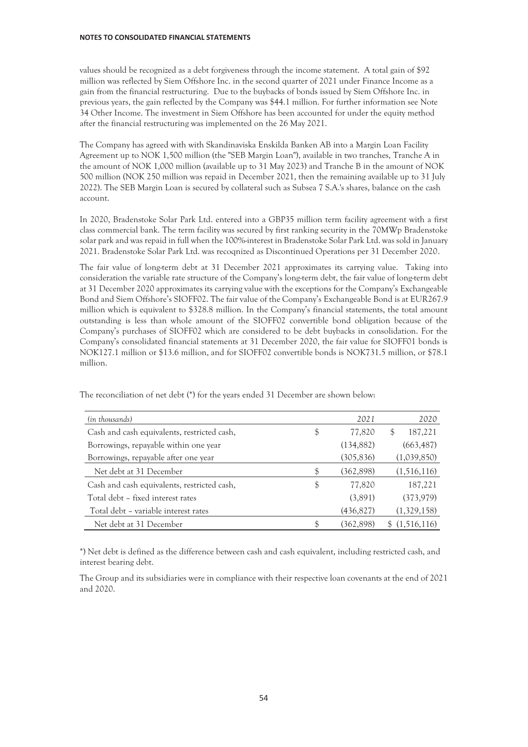values should be recognized as a debt forgiveness through the income statement. A total gain of $92 million was reflected by Siem Offshore Inc. in the second quarter of 2021 under Finance Income as a gain from the financial restructuring. Due to the buybacks of bonds issued by Siem Offshore Inc. in previous years, the gain reflected by the Company was $44.1 million. For further information see Note 34 Other Income. The investment in Siem Offshore has been accounted for under the equity method after the financial restructuring was implemented on the 26 May 2021.

The Company has agreed with with Skandinaviska Enskilda Banken AB into a Margin Loan Facility Agreement up to NOK 1,500 million (the "SEB Margin Loan"), available in two tranches, Tranche A in the amount of NOK 1,000 million (available up to 31 May 2023) and Tranche B in the amount of NOK 500 million (NOK 250 million was repaid in December 2021, then the remaining available up to 31 July 2022). The SEB Margin Loan is secured by collateral such as Subsea 7 S.A.'s shares, balance on the cash account.

In 2020, Bradenstoke Solar Park Ltd. entered into a GBP35 million term facility agreement with a first class commercial bank. The term facility was secured by first ranking security in the 70MWp Bradenstoke solar park and was repaid in full when the 100%-interest in Bradenstoke Solar Park Ltd. was sold in January 2021. Bradenstoke Solar Park Ltd. was recoqnized as Discontinued Operations per 31 December 2020.

The fair value of long-term debt at 31 December 2021 approximates its carrying value. Taking into consideration the variable rate structure of the Company's long-term debt, the fair value of long-term debt at 31 December 2020 approximates its carrying value with the exceptions for the Company's Exchangeable Bond and Siem Offshore's SIOFF02. The fair value of the Company's Exchangeable Bond is at EUR267.9 million which is equivalent to $328.8 million. In the Company's financial statements, the total amount outstanding is less than whole amount of the SIOFF02 convertible bond obligation because of the Company's purchases of SIOFF02 which are considered to be debt buybacks in consolidation. For the Company's consolidated financial statements at 31 December 2020, the fair value for SIOFF01 bonds is NOK127.1 million or $13.6 million, and for SIOFF02 convertible bonds is NOK731.5 million, or $78.1 million.

The reconciliation of net debt (*) for the years ended 31 December are shown below:

| *(in thousands)* | *2021* | *2020* |
|---|---|---|
| Cash and cash equivalents, restricted cash, | $ 77,820 | $ 187,221 |
| Borrowings, repayable within one year | (134,882) | (663,487) |
| Borrowings, repayable after one year | (305,836) | (1,039,850) |
| Net debt at 31 December | $ (362,898) | (1,516,116) |
| Cash and cash equivalents, restricted cash, | $ 77,820 | 187,221 |
| Total debt – fixed interest rates | (3,891) | (373,979) |
| Total debt – variable interest rates | (436,827) | (1,329,158) |
| Net debt at 31 December | $ (362,898) | $ (1,516,116) |

*) Net debt is defined as the difference between cash and cash equivalent, including restricted cash, and interest bearing debt.

The Group and its subsidiaries were in compliance with their respective loan covenants at the end of 2021 and 2020.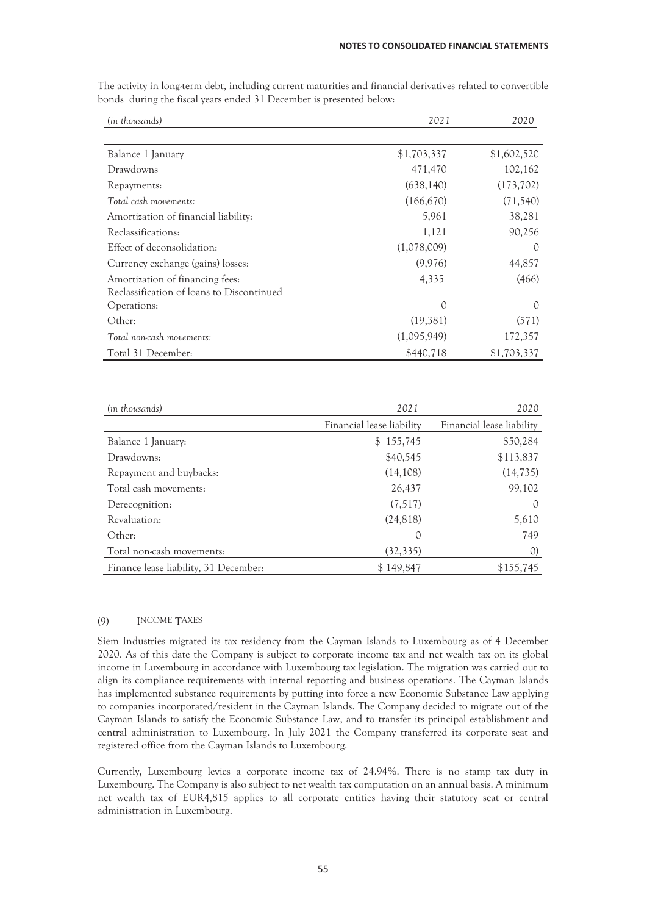The activity in long-term debt, including current maturities and financial derivatives related to convertible bonds during the fiscal years ended 31 December is presented below:

| *(in thousands)* | *2021* | *2020* |
|---|---|---|
| Balance 1 January | $1,703,337 | $1,602,520 |
| Drawdowns | 471,470 | 102,162 |
| Repayments: | (638,140) | (173,702) |
| *Total cash movements:* | (166,670) | (71,540) |
| Amortization of financial liability: | 5,961 | 38,281 |
| Reclassifications: | 1,121 | 90,256 |
| Effect of deconsolidation: | (1,078,009) | 0 |
| Currency exchange (gains) losses: | (9,976) | 44,857 |
| Amortization of financing fees: | 4,335 | (466) |
| Reclassification of loans to Discontinued Operations: | 0 | 0 |
| Other: | (19,381) | (571) |
| *Total non-cash movements:* | (1,095,949) | 172,357 |
| Total 31 December: | $440,718 | $1,703,337 |

| *(in thousands)* | *2021* | *2020* |
|---|---|---|
| | Financial lease liability | Financial lease liability |
| Balance 1 January: | $ 155,745 | $50,284 |
| Drawdowns: | $40,545 | $113,837 |
| Repayment and buybacks: | (14,108) | (14,735) |
| Total cash movements: | 26,437 | 99,102 |
| Derecognition: | (7,517) | 0 |
| Revaluation: | (24,818) | 5,610 |
| Other: | 0 | 749 |
| Total non-cash movements: | (32,335) | 0) |
| Finance lease liability, 31 December: | $ 149,847 | $155,745 |

## (9) INCOME TAXES

Siem Industries migrated its tax residency from the Cayman Islands to Luxembourg as of 4 December 2020. As of this date the Company is subject to corporate income tax and net wealth tax on its global income in Luxembourg in accordance with Luxembourg tax legislation. The migration was carried out to align its compliance requirements with internal reporting and business operations. The Cayman Islands has implemented substance requirements by putting into force a new Economic Substance Law applying to companies incorporated/resident in the Cayman Islands. The Company decided to migrate out of the Cayman Islands to satisfy the Economic Substance Law, and to transfer its principal establishment and central administration to Luxembourg. In July 2021 the Company transferred its corporate seat and registered office from the Cayman Islands to Luxembourg.

Currently, Luxembourg levies a corporate income tax of 24.94%. There is no stamp tax duty in Luxembourg. The Company is also subject to net wealth tax computation on an annual basis. A minimum net wealth tax of EUR4,815 applies to all corporate entities having their statutory seat or central administration in Luxembourg.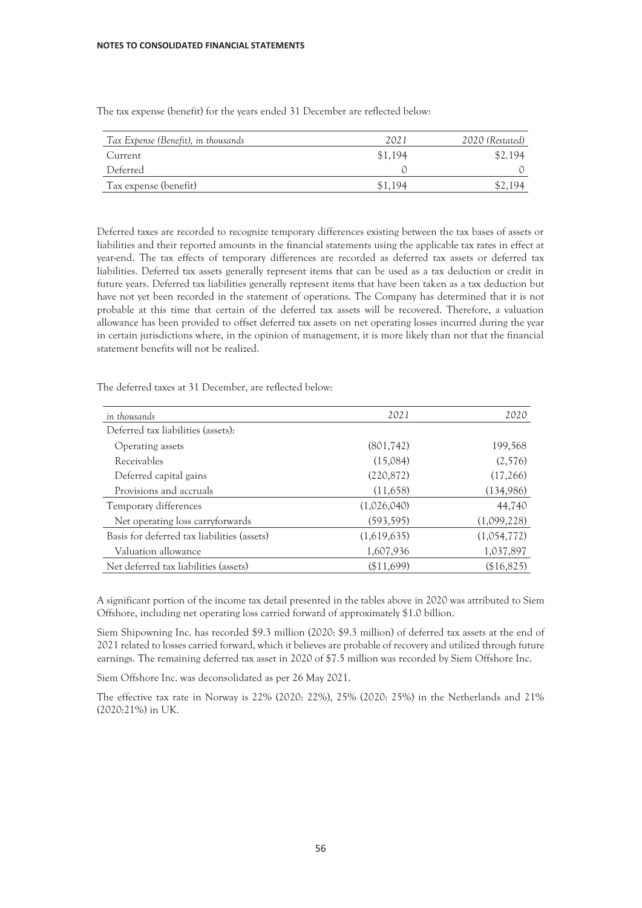The tax expense (benefit) for the years ended 31 December are reflected below:

| *Tax Expense (Benefit), in thousands* | *2021* | *2020 (Restated)* |
|---|---|---|
| Current | $1,194 | $2.194 |
| Deferred | 0 | 0 |
| Tax expense (benefit) | $1,194 | $2,194 |

Deferred taxes are recorded to recognize temporary differences existing between the tax bases of assets or liabilities and their reported amounts in the financial statements using the applicable tax rates in effect at year-end. The tax effects of temporary differences are recorded as deferred tax assets or deferred tax liabilities. Deferred tax assets generally represent items that can be used as a tax deduction or credit in future years. Deferred tax liabilities generally represent items that have been taken as a tax deduction but have not yet been recorded in the statement of operations. The Company has determined that it is not probable at this time that certain of the deferred tax assets will be recovered. Therefore, a valuation allowance has been provided to offset deferred tax assets on net operating losses incurred during the year in certain jurisdictions where, in the opinion of management, it is more likely than not that the financial statement benefits will not be realized.

The deferred taxes at 31 December, are reflected below:

| *in thousands* | *2021* | *2020* |
|---|---|---|
| Deferred tax liabilities (assets): | | |
| Operating assets | (801,742) | 199,568 |
| Receivables | (15,084) | (2,576) |
| Deferred capital gains | (220,872) | (17,266) |
| Provisions and accruals | (11,658) | (134,986) |
| Temporary differences | (1,026,040) | 44,740 |
| Net operating loss carryforwards | (593,595) | (1,099,228) |
| Basis for deferred tax liabilities (assets) | (1,619,635) | (1,054,772) |
| Valuation allowance | 1,607,936 | 1,037,897 |
| Net deferred tax liabilities (assets) | ($11,699) | ($16,825) |

A significant portion of the income tax detail presented in the tables above in 2020 was attributed to Siem Offshore, including net operating loss carried forward of approximately $1.0 billion.

Siem Shipowning Inc. has recorded $9.3 million (2020: $9.3 million) of deferred tax assets at the end of 2021 related to losses carried forward, which it believes are probable of recovery and utilized through future earnings. The remaining deferred tax asset in 2020 of $7.5 million was recorded by Siem Offshore Inc.

Siem Offshore Inc. was deconsolidated as per 26 May 2021.

The effective tax rate in Norway is 22% (2020: 22%), 25% (2020: 25%) in the Netherlands and 21% (2020:21%) in UK.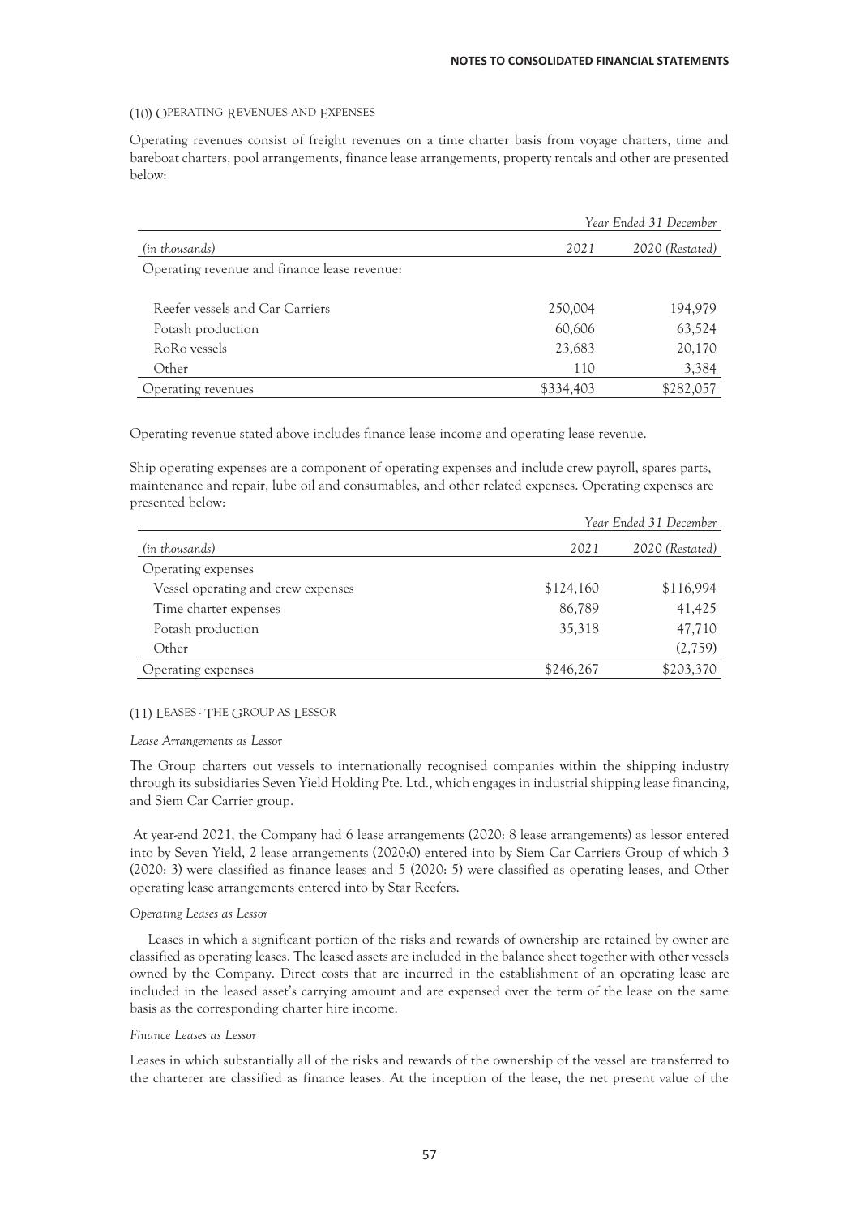### (10) OPERATING REVENUES AND EXPENSES

Operating revenues consist of freight revenues on a time charter basis from voyage charters, time and bareboat charters, pool arrangements, finance lease arrangements, property rentals and other are presented below:

| | Year Ended 31 December | |
|---|---|---|
| *(in thousands)* | *2021* | *2020 (Restated)* |
| Operating revenue and finance lease revenue: | | |
| Reefer vessels and Car Carriers | 250,004 | 194,979 |
| Potash production | 60,606 | 63,524 |
| RoRo vessels | 23,683 | 20,170 |
| Other | 110 | 3,384 |
| Operating revenues | $334,403 | $282,057 |

Operating revenue stated above includes finance lease income and operating lease revenue.

Ship operating expenses are a component of operating expenses and include crew payroll, spares parts, maintenance and repair, lube oil and consumables, and other related expenses. Operating expenses are presented below:

| | Year Ended 31 December | |
|---|---|---|
| *(in thousands)* | *2021* | *2020 (Restated)* |
| Operating expenses | | |
| Vessel operating and crew expenses | $124,160 | $116,994 |
| Time charter expenses | 86,789 | 41,425 |
| Potash production | 35,318 | 47,710 |
| Other | | (2,759) |
| Operating expenses | $246,267 | $203,370 |

### (11) LEASES - THE GROUP AS LESSOR

*Lease Arrangements as Lessor*

The Group charters out vessels to internationally recognised companies within the shipping industry through its subsidiaries Seven Yield Holding Pte. Ltd., which engages in industrial shipping lease financing, and Siem Car Carrier group.

At year-end 2021, the Company had 6 lease arrangements (2020: 8 lease arrangements) as lessor entered into by Seven Yield, 2 lease arrangements (2020:0) entered into by Siem Car Carriers Group of which 3 (2020: 3) were classified as finance leases and 5 (2020: 5) were classified as operating leases, and Other operating lease arrangements entered into by Star Reefers.

*Operating Leases as Lessor*

Leases in which a significant portion of the risks and rewards of ownership are retained by owner are classified as operating leases. The leased assets are included in the balance sheet together with other vessels owned by the Company. Direct costs that are incurred in the establishment of an operating lease are included in the leased asset's carrying amount and are expensed over the term of the lease on the same basis as the corresponding charter hire income.

*Finance Leases as Lessor*

Leases in which substantially all of the risks and rewards of the ownership of the vessel are transferred to the charterer are classified as finance leases. At the inception of the lease, the net present value of the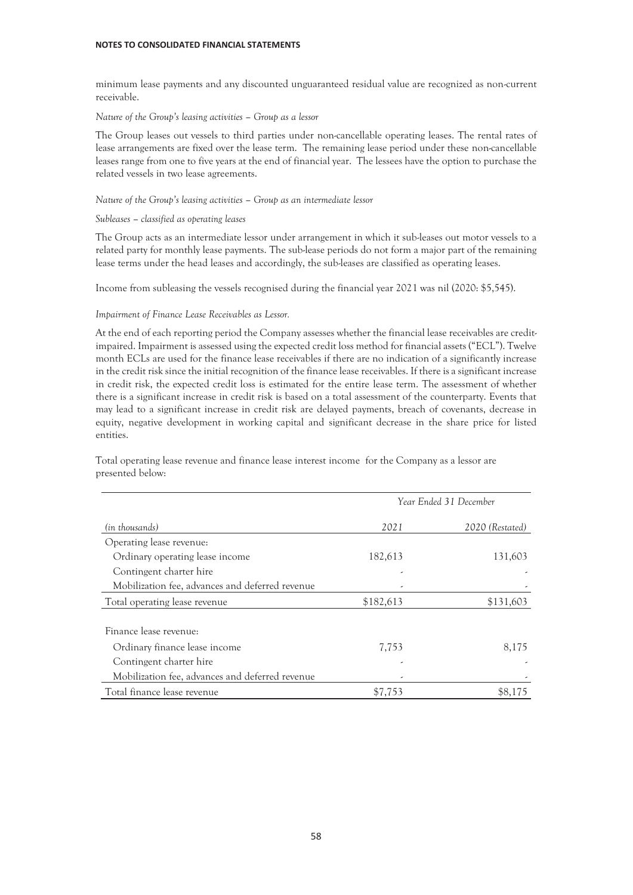minimum lease payments and any discounted unguaranteed residual value are recognized as non-current receivable.

*Nature of the Group's leasing activities – Group as a lessor*

The Group leases out vessels to third parties under non-cancellable operating leases. The rental rates of lease arrangements are fixed over the lease term. The remaining lease period under these non-cancellable leases range from one to five years at the end of financial year. The lessees have the option to purchase the related vessels in two lease agreements.

*Nature of the Group's leasing activities – Group as an intermediate lessor*

*Subleases – classified as operating leases*

The Group acts as an intermediate lessor under arrangement in which it sub-leases out motor vessels to a related party for monthly lease payments. The sub-lease periods do not form a major part of the remaining lease terms under the head leases and accordingly, the sub-leases are classified as operating leases.

Income from subleasing the vessels recognised during the financial year 2021 was nil (2020: $5,545).

*Impairment of Finance Lease Receivables as Lessor.*

At the end of each reporting period the Company assesses whether the financial lease receivables are credit-impaired. Impairment is assessed using the expected credit loss method for financial assets ("ECL"). Twelve month ECLs are used for the finance lease receivables if there are no indication of a significantly increase in the credit risk since the initial recognition of the finance lease receivables. If there is a significant increase in credit risk, the expected credit loss is estimated for the entire lease term. The assessment of whether there is a significant increase in credit risk is based on a total assessment of the counterparty. Events that may lead to a significant increase in credit risk are delayed payments, breach of covenants, decrease in equity, negative development in working capital and significant decrease in the share price for listed entities.

Total operating lease revenue and finance lease interest income for the Company as a lessor are presented below:

| | *Year Ended 31 December* | |
|---|---|---|
| *(in thousands)* | *2021* | *2020 (Restated)* |
| Operating lease revenue: | | |
| Ordinary operating lease income | 182,613 | 131,603 |
| Contingent charter hire | - | - |
| Mobilization fee, advances and deferred revenue | - | - |
| Total operating lease revenue | $182,613 | $131,603 |
| | | |
| Finance lease revenue: | | |
| Ordinary finance lease income | 7,753 | 8,175 |
| Contingent charter hire | - | - |
| Mobilization fee, advances and deferred revenue | - | - |
| Total finance lease revenue | $7,753 | $8,175 |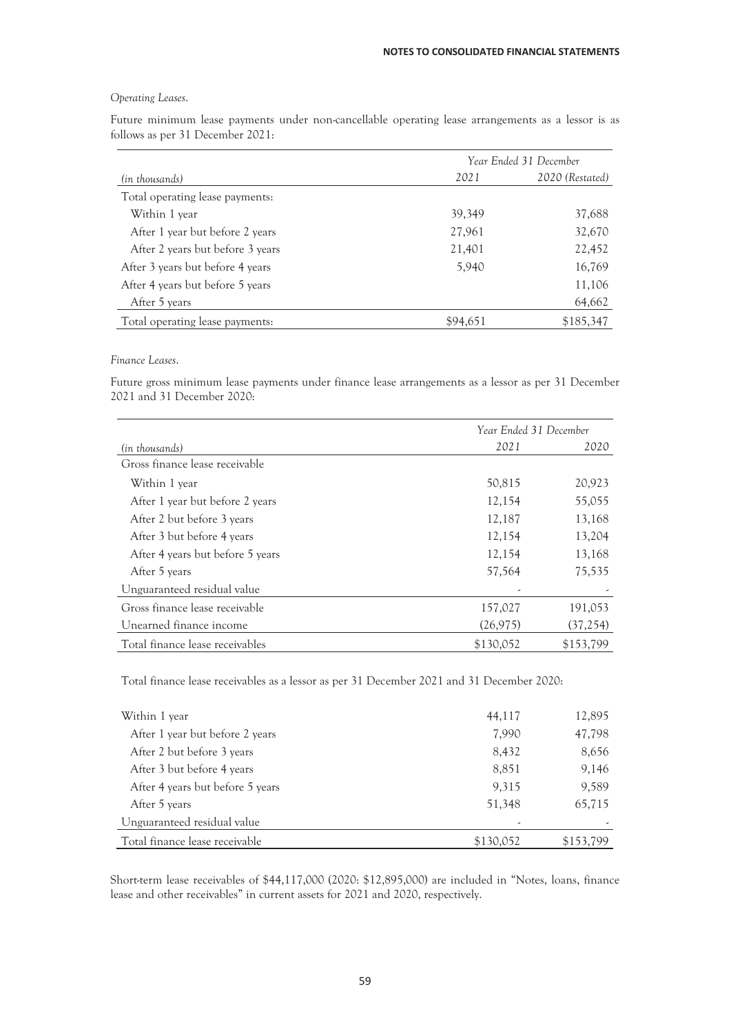*Operating Leases.*

Future minimum lease payments under non-cancellable operating lease arrangements as a lessor is as follows as per 31 December 2021:

| | *Year Ended 31 December* | |
|---|---|---|
| *(in thousands)* | *2021* | *2020 (Restated)* |
| Total operating lease payments: | | |
| Within 1 year | 39,349 | 37,688 |
| After 1 year but before 2 years | 27,961 | 32,670 |
| After 2 years but before 3 years | 21,401 | 22,452 |
| After 3 years but before 4 years | 5,940 | 16,769 |
| After 4 years but before 5 years | | 11,106 |
| After 5 years | | 64,662 |
| Total operating lease payments: | $94,651 | $185,347 |

*Finance Leases.*

Future gross minimum lease payments under finance lease arrangements as a lessor as per 31 December 2021 and 31 December 2020:

| | *Year Ended 31 December* | |
|---|---|---|
| *(in thousands)* | *2021* | *2020* |
| Gross finance lease receivable | | |
| Within 1 year | 50,815 | 20,923 |
| After 1 year but before 2 years | 12,154 | 55,055 |
| After 2 but before 3 years | 12,187 | 13,168 |
| After 3 but before 4 years | 12,154 | 13,204 |
| After 4 years but before 5 years | 12,154 | 13,168 |
| After 5 years | 57,564 | 75,535 |
| Unguaranteed residual value | - | - |
| Gross finance lease receivable | 157,027 | 191,053 |
| Unearned finance income | (26,975) | (37,254) |
| Total finance lease receivables | $130,052 | $153,799 |

Total finance lease receivables as a lessor as per 31 December 2021 and 31 December 2020:

| | | |
|---|---|---|
| Within 1 year | 44,117 | 12,895 |
| After 1 year but before 2 years | 7,990 | 47,798 |
| After 2 but before 3 years | 8,432 | 8,656 |
| After 3 but before 4 years | 8,851 | 9,146 |
| After 4 years but before 5 years | 9,315 | 9,589 |
| After 5 years | 51,348 | 65,715 |
| Unguaranteed residual value | - | - |
| Total finance lease receivable | $130,052 | $153,799 |

Short-term lease receivables of $44,117,000 (2020: $12,895,000) are included in "Notes, loans, finance lease and other receivables" in current assets for 2021 and 2020, respectively.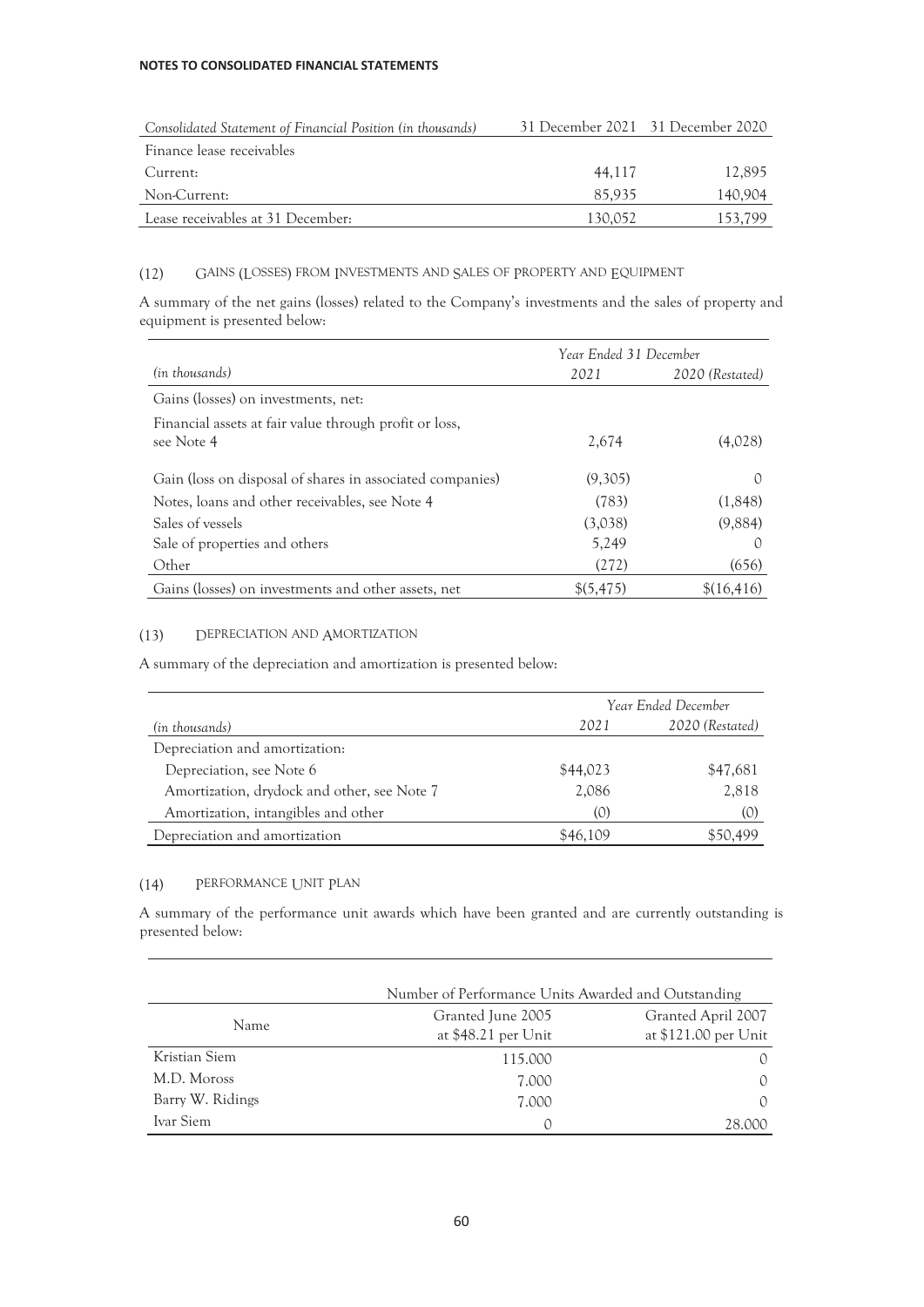**NOTES TO CONSOLIDATED FINANCIAL STATEMENTS**

| *Consolidated Statement of Financial Position (in thousands)* | 31 December 2021 | 31 December 2020 |
|---|---|---|
| Finance lease receivables | | |
| Current: | 44,117 | 12,895 |
| Non-Current: | 85,935 | 140,904 |
| Lease receivables at 31 December: | 130,052 | 153,799 |

### (12) GAINS (LOSSES) FROM INVESTMENTS AND SALES OF PROPERTY AND EQUIPMENT

A summary of the net gains (losses) related to the Company's investments and the sales of property and equipment is presented below:

| | *Year Ended 31 December* | |
|---|---|---|
| *(in thousands)* | *2021* | *2020 (Restated)* |
| Gains (losses) on investments, net: | | |
| Financial assets at fair value through profit or loss, see Note 4 | 2,674 | (4,028) |
| Gain (loss on disposal of shares in associated companies) | (9,305) | 0 |
| Notes, loans and other receivables, see Note 4 | (783) | (1,848) |
| Sales of vessels | (3,038) | (9,884) |
| Sale of properties and others | 5,249 | 0 |
| Other | (272) | (656) |
| Gains (losses) on investments and other assets, net | $(5,475) | $(16,416) |

### (13) DEPRECIATION AND AMORTIZATION

A summary of the depreciation and amortization is presented below:

| | *Year Ended December* | |
|---|---|---|
| *(in thousands)* | *2021* | *2020 (Restated)* |
| Depreciation and amortization: | | |
| Depreciation, see Note 6 | $44,023 | $47,681 |
| Amortization, drydock and other, see Note 7 | 2,086 | 2,818 |
| Amortization, intangibles and other | (0) | (0) |
| Depreciation and amortization | $46,109 | $50,499 |

### (14) PERFORMANCE UNIT PLAN

A summary of the performance unit awards which have been granted and are currently outstanding is presented below:

| | Number of Performance Units Awarded and Outstanding | |
|---|---|---|
| Name | Granted June 2005 at $48.21 per Unit | Granted April 2007 at $121.00 per Unit |
| Kristian Siem | 115.000 | 0 |
| M.D. Moross | 7.000 | 0 |
| Barry W. Ridings | 7.000 | 0 |
| Ivar Siem | 0 | 28.000 |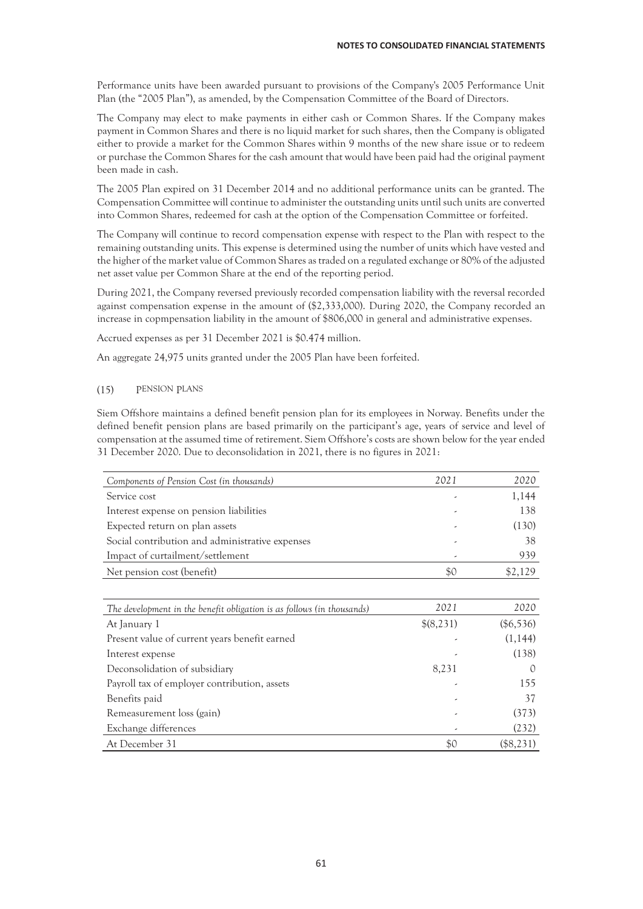Performance units have been awarded pursuant to provisions of the Company's 2005 Performance Unit Plan (the "2005 Plan"), as amended, by the Compensation Committee of the Board of Directors.

The Company may elect to make payments in either cash or Common Shares. If the Company makes payment in Common Shares and there is no liquid market for such shares, then the Company is obligated either to provide a market for the Common Shares within 9 months of the new share issue or to redeem or purchase the Common Shares for the cash amount that would have been paid had the original payment been made in cash.

The 2005 Plan expired on 31 December 2014 and no additional performance units can be granted. The Compensation Committee will continue to administer the outstanding units until such units are converted into Common Shares, redeemed for cash at the option of the Compensation Committee or forfeited.

The Company will continue to record compensation expense with respect to the Plan with respect to the remaining outstanding units. This expense is determined using the number of units which have vested and the higher of the market value of Common Shares as traded on a regulated exchange or 80% of the adjusted net asset value per Common Share at the end of the reporting period.

During 2021, the Company reversed previously recorded compensation liability with the reversal recorded against compensation expense in the amount of ($2,333,000). During 2020, the Company recorded an increase in copmpensation liability in the amount of $806,000 in general and administrative expenses.

Accrued expenses as per 31 December 2021 is $0.474 million.

An aggregate 24,975 units granted under the 2005 Plan have been forfeited.

## (15) PENSION PLANS

Siem Offshore maintains a defined benefit pension plan for its employees in Norway. Benefits under the defined benefit pension plans are based primarily on the participant's age, years of service and level of compensation at the assumed time of retirement. Siem Offshore's costs are shown below for the year ended 31 December 2020. Due to deconsolidation in 2021, there is no figures in 2021:

| *Components of Pension Cost (in thousands)* | *2021* | *2020* |
|---|---|---|
| Service cost | - | 1,144 |
| Interest expense on pension liabilities | - | 138 |
| Expected return on plan assets | - | (130) |
| Social contribution and administrative expenses | - | 38 |
| Impact of curtailment/settlement | - | 939 |
| Net pension cost (benefit) | $0 | $2,129 |

| *The development in the benefit obligation is as follows (in thousands)* | *2021* | *2020* |
|---|---|---|
| At January 1 | $(8,231) | ($6,536) |
| Present value of current years benefit earned | - | (1,144) |
| Interest expense | - | (138) |
| Deconsolidation of subsidiary | 8,231 | 0 |
| Payroll tax of employer contribution, assets | - | 155 |
| Benefits paid | - | 37 |
| Remeasurement loss (gain) | - | (373) |
| Exchange differences | - | (232) |
| At December 31 | $0 | ($8,231) |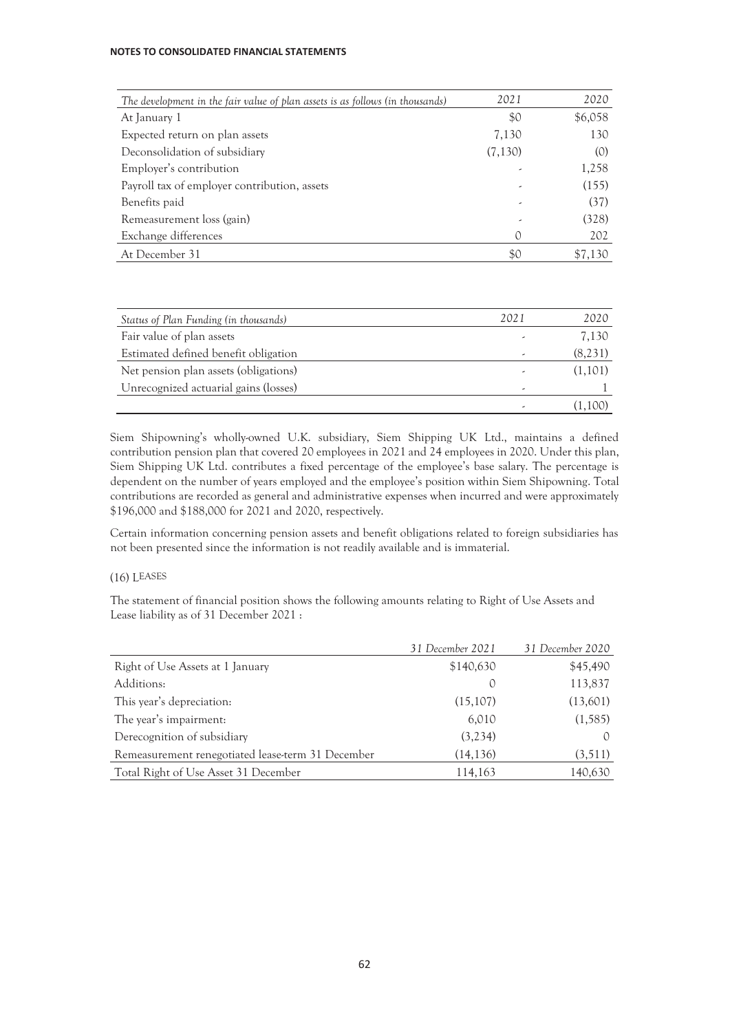**NOTES TO CONSOLIDATED FINANCIAL STATEMENTS**

| *The development in the fair value of plan assets is as follows (in thousands)* | *2021* | *2020* |
|---|---|---|
| At January 1 | $0 | $6,058 |
| Expected return on plan assets | 7,130 | 130 |
| Deconsolidation of subsidiary | (7,130) | (0) |
| Employer's contribution | - | 1,258 |
| Payroll tax of employer contribution, assets | - | (155) |
| Benefits paid | - | (37) |
| Remeasurement loss (gain) | - | (328) |
| Exchange differences | 0 | 202 |
| At December 31 | $0 | $7,130 |

| *Status of Plan Funding (in thousands)* | *2021* | *2020* |
|---|---|---|
| Fair value of plan assets | - | 7,130 |
| Estimated defined benefit obligation | - | (8,231) |
| Net pension plan assets (obligations) | - | (1,101) |
| Unrecognized actuarial gains (losses) | - | 1 |
| | - | (1,100) |

Siem Shipowning's wholly-owned U.K. subsidiary, Siem Shipping UK Ltd., maintains a defined contribution pension plan that covered 20 employees in 2021 and 24 employees in 2020. Under this plan, Siem Shipping UK Ltd. contributes a fixed percentage of the employee's base salary. The percentage is dependent on the number of years employed and the employee's position within Siem Shipowning. Total contributions are recorded as general and administrative expenses when incurred and were approximately $196,000 and $188,000 for 2021 and 2020, respectively.

Certain information concerning pension assets and benefit obligations related to foreign subsidiaries has not been presented since the information is not readily available and is immaterial.

## (16) LEASES

The statement of financial position shows the following amounts relating to Right of Use Assets and Lease liability as of 31 December 2021 :

| | *31 December 2021* | *31 December 2020* |
|---|---|---|
| Right of Use Assets at 1 January | $140,630 | $45,490 |
| Additions: | 0 | 113,837 |
| This year's depreciation: | (15,107) | (13,601) |
| The year's impairment: | 6,010 | (1,585) |
| Derecognition of subsidiary | (3,234) | 0 |
| Remeasurement renegotiated lease-term 31 December | (14,136) | (3,511) |
| Total Right of Use Asset 31 December | 114,163 | 140,630 |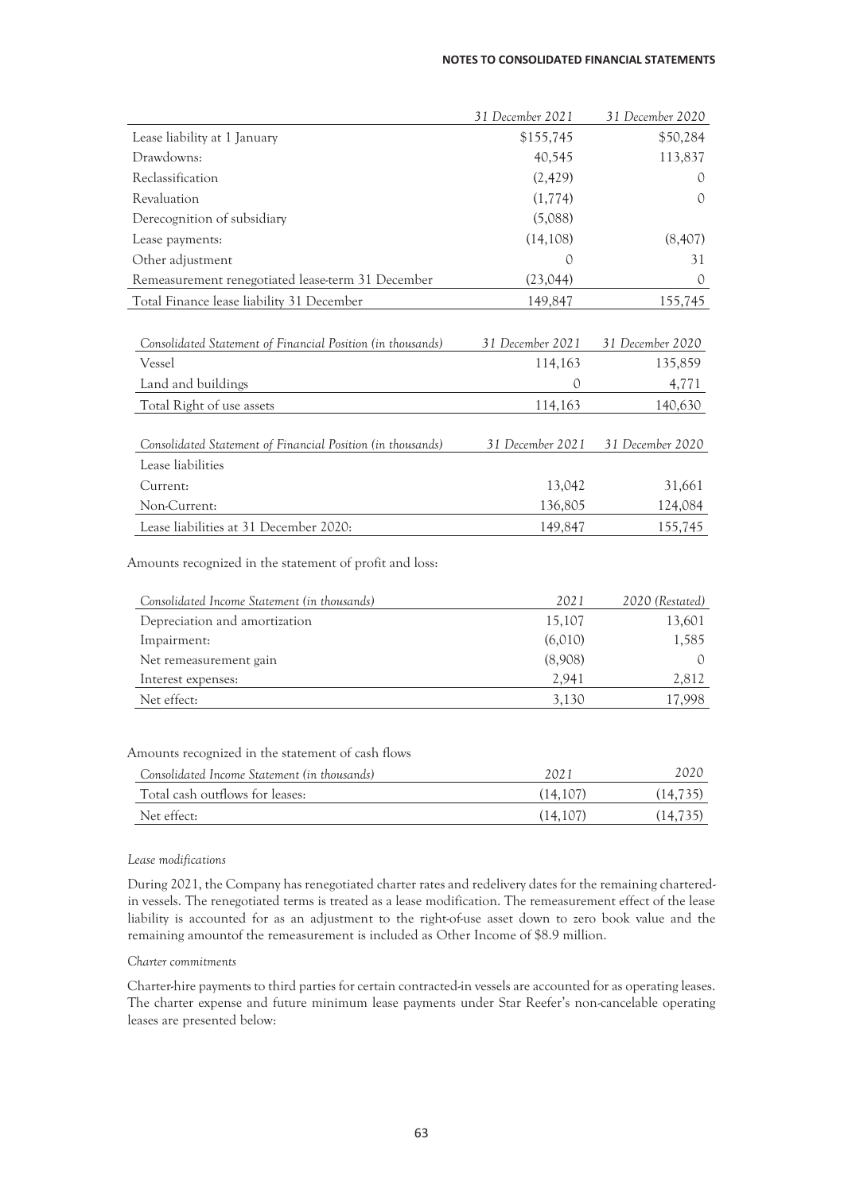| | 31 December 2021 | 31 December 2020 |
|---|---|---|
| Lease liability at 1 January | $155,745 | $50,284 |
| Drawdowns: | 40,545 | 113,837 |
| Reclassification | (2,429) | 0 |
| Revaluation | (1,774) | 0 |
| Derecognition of subsidiary | (5,088) | |
| Lease payments: | (14,108) | (8,407) |
| Other adjustment | 0 | 31 |
| Remeasurement renegotiated lease-term 31 December | (23,044) | 0 |
| Total Finance lease liability 31 December | 149,847 | 155,745 |

| *Consolidated Statement of Financial Position (in thousands)* | *31 December 2021* | *31 December 2020* |
|---|---|---|
| Vessel | 114,163 | 135,859 |
| Land and buildings | 0 | 4,771 |
| Total Right of use assets | 114,163 | 140,630 |

| *Consolidated Statement of Financial Position (in thousands)* | *31 December 2021* | *31 December 2020* |
|---|---|---|
| Lease liabilities | | |
| Current: | 13,042 | 31,661 |
| Non-Current: | 136,805 | 124,084 |
| Lease liabilities at 31 December 2020: | 149,847 | 155,745 |

Amounts recognized in the statement of profit and loss:

| *Consolidated Income Statement (in thousands)* | *2021* | *2020 (Restated)* |
|---|---|---|
| Depreciation and amortization | 15,107 | 13,601 |
| Impairment: | (6,010) | 1,585 |
| Net remeasurement gain | (8,908) | 0 |
| Interest expenses: | 2,941 | 2,812 |
| Net effect: | 3,130 | 17,998 |

Amounts recognized in the statement of cash flows

| *Consolidated Income Statement (in thousands)* | *2021* | *2020* |
|---|---|---|
| Total cash outflows for leases: | (14,107) | (14,735) |
| Net effect: | (14,107) | (14,735) |

*Lease modifications*

During 2021, the Company has renegotiated charter rates and redelivery dates for the remaining chartered-in vessels. The renegotiated terms is treated as a lease modification. The remeasurement effect of the lease liability is accounted for as an adjustment to the right-of-use asset down to zero book value and the remaining amountof the remeasurement is included as Other Income of $8.9 million.

*Charter commitments*

Charter-hire payments to third parties for certain contracted-in vessels are accounted for as operating leases. The charter expense and future minimum lease payments under Star Reefer's non-cancelable operating leases are presented below: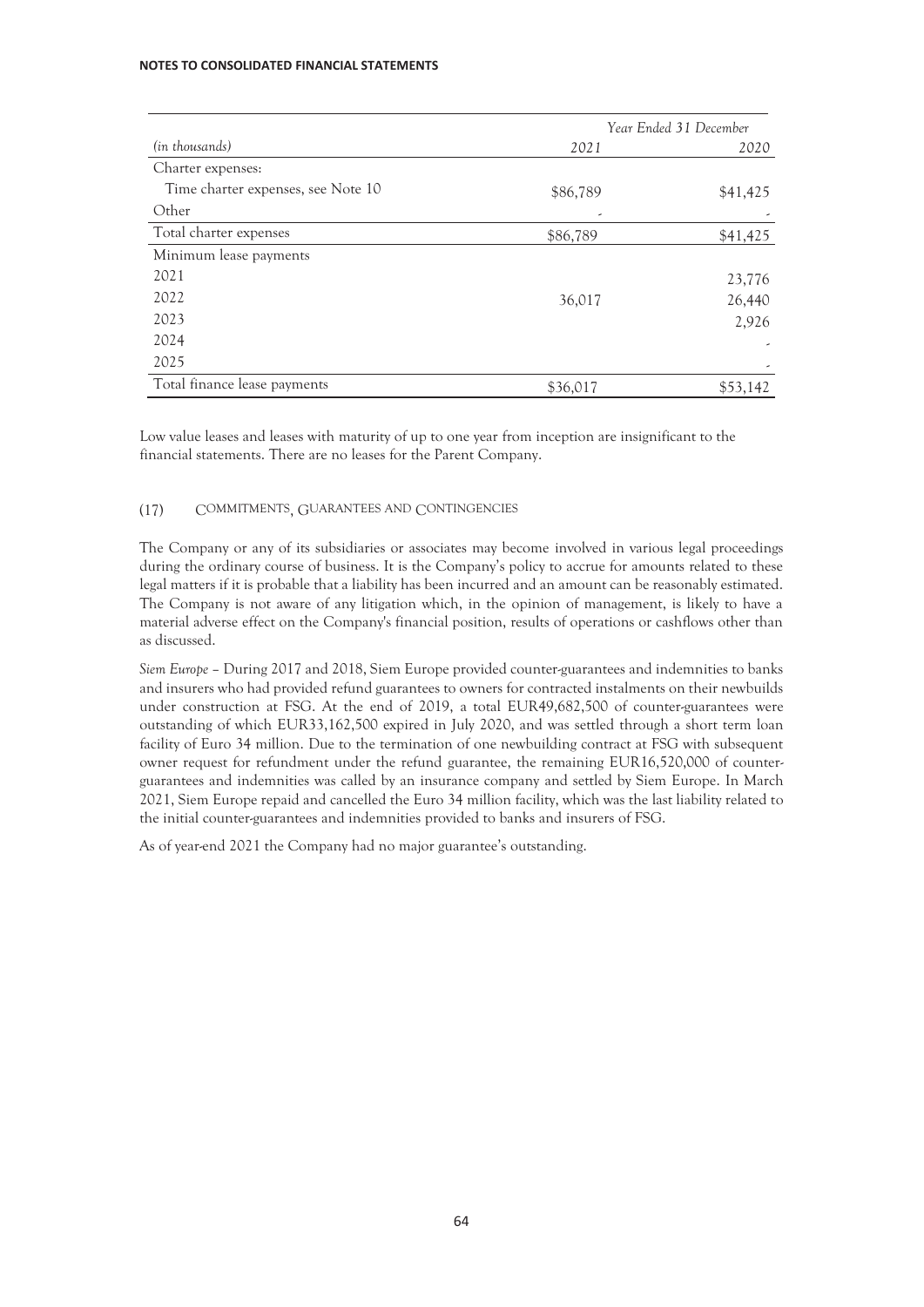| (in thousands) | Year Ended 31 December | |
|---|---|---|
| | 2021 | 2020 |
| Charter expenses: | | |
| Time charter expenses, see Note 10 | $86,789 | $41,425 |
| Other | - | - |
| Total charter expenses | $86,789 | $41,425 |
| Minimum lease payments | | |
| 2021 | | 23,776 |
| 2022 | 36,017 | 26,440 |
| 2023 | | 2,926 |
| 2024 | | - |
| 2025 | | - |
| Total finance lease payments | $36,017 | $53,142 |

Low value leases and leases with maturity of up to one year from inception are insignificant to the financial statements. There are no leases for the Parent Company.

## (17) COMMITMENTS, GUARANTEES AND CONTINGENCIES

The Company or any of its subsidiaries or associates may become involved in various legal proceedings during the ordinary course of business. It is the Company's policy to accrue for amounts related to these legal matters if it is probable that a liability has been incurred and an amount can be reasonably estimated. The Company is not aware of any litigation which, in the opinion of management, is likely to have a material adverse effect on the Company's financial position, results of operations or cashflows other than as discussed.

*Siem Europe* – During 2017 and 2018, Siem Europe provided counter-guarantees and indemnities to banks and insurers who had provided refund guarantees to owners for contracted instalments on their newbuilds under construction at FSG. At the end of 2019, a total EUR49,682,500 of counter-guarantees were outstanding of which EUR33,162,500 expired in July 2020, and was settled through a short term loan facility of Euro 34 million. Due to the termination of one newbuilding contract at FSG with subsequent owner request for refundment under the refund guarantee, the remaining EUR16,520,000 of counter-guarantees and indemnities was called by an insurance company and settled by Siem Europe. In March 2021, Siem Europe repaid and cancelled the Euro 34 million facility, which was the last liability related to the initial counter-guarantees and indemnities provided to banks and insurers of FSG.

As of year-end 2021 the Company had no major guarantee's outstanding.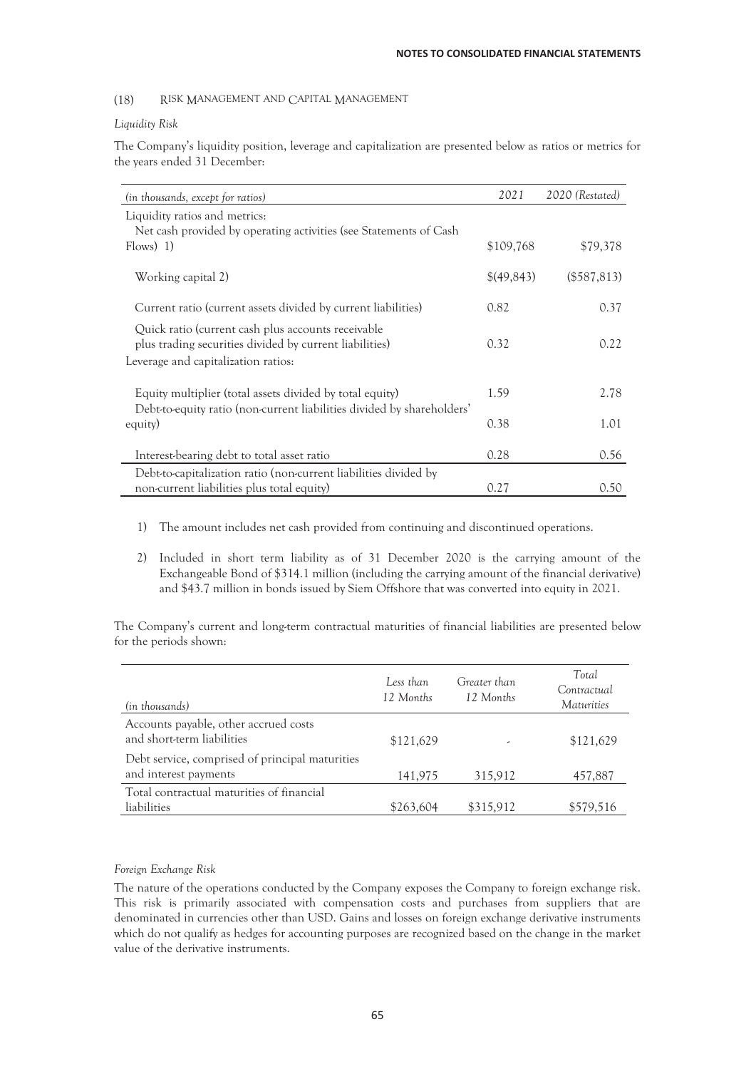## (18) RISK MANAGEMENT AND CAPITAL MANAGEMENT

*Liquidity Risk*

The Company's liquidity position, leverage and capitalization are presented below as ratios or metrics for the years ended 31 December:

| *(in thousands, except for ratios)* | *2021* | *2020 (Restated)* |
|---|---|---|
| Liquidity ratios and metrics: | | |
| Net cash provided by operating activities (see Statements of Cash Flows) 1) | $109,768 | $79,378 |
| Working capital 2) | $(49,843) | ($587,813) |
| Current ratio (current assets divided by current liabilities) | 0.82 | 0.37 |
| Quick ratio (current cash plus accounts receivable plus trading securities divided by current liabilities) | 0.32 | 0.22 |
| Leverage and capitalization ratios: | | |
| Equity multiplier (total assets divided by total equity) | 1.59 | 2.78 |
| Debt-to-equity ratio (non-current liabilities divided by shareholders' equity) | 0.38 | 1.01 |
| Interest-bearing debt to total asset ratio | 0.28 | 0.56 |
| Debt-to-capitalization ratio (non-current liabilities divided by non-current liabilities plus total equity) | 0.27 | 0.50 |

1) The amount includes net cash provided from continuing and discontinued operations.

2) Included in short term liability as of 31 December 2020 is the carrying amount of the Exchangeable Bond of $314.1 million (including the carrying amount of the financial derivative) and $43.7 million in bonds issued by Siem Offshore that was converted into equity in 2021.

The Company's current and long-term contractual maturities of financial liabilities are presented below for the periods shown:

| *(in thousands)* | *Less than 12 Months* | *Greater than 12 Months* | *Total Contractual Maturities* |
|---|---|---|---|
| Accounts payable, other accrued costs and short-term liabilities | $121,629 | - | $121,629 |
| Debt service, comprised of principal maturities and interest payments | 141,975 | 315,912 | 457,887 |
| Total contractual maturities of financial liabilities | $263,604 | $315,912 | $579,516 |

*Foreign Exchange Risk*

The nature of the operations conducted by the Company exposes the Company to foreign exchange risk. This risk is primarily associated with compensation costs and purchases from suppliers that are denominated in currencies other than USD. Gains and losses on foreign exchange derivative instruments which do not qualify as hedges for accounting purposes are recognized based on the change in the market value of the derivative instruments.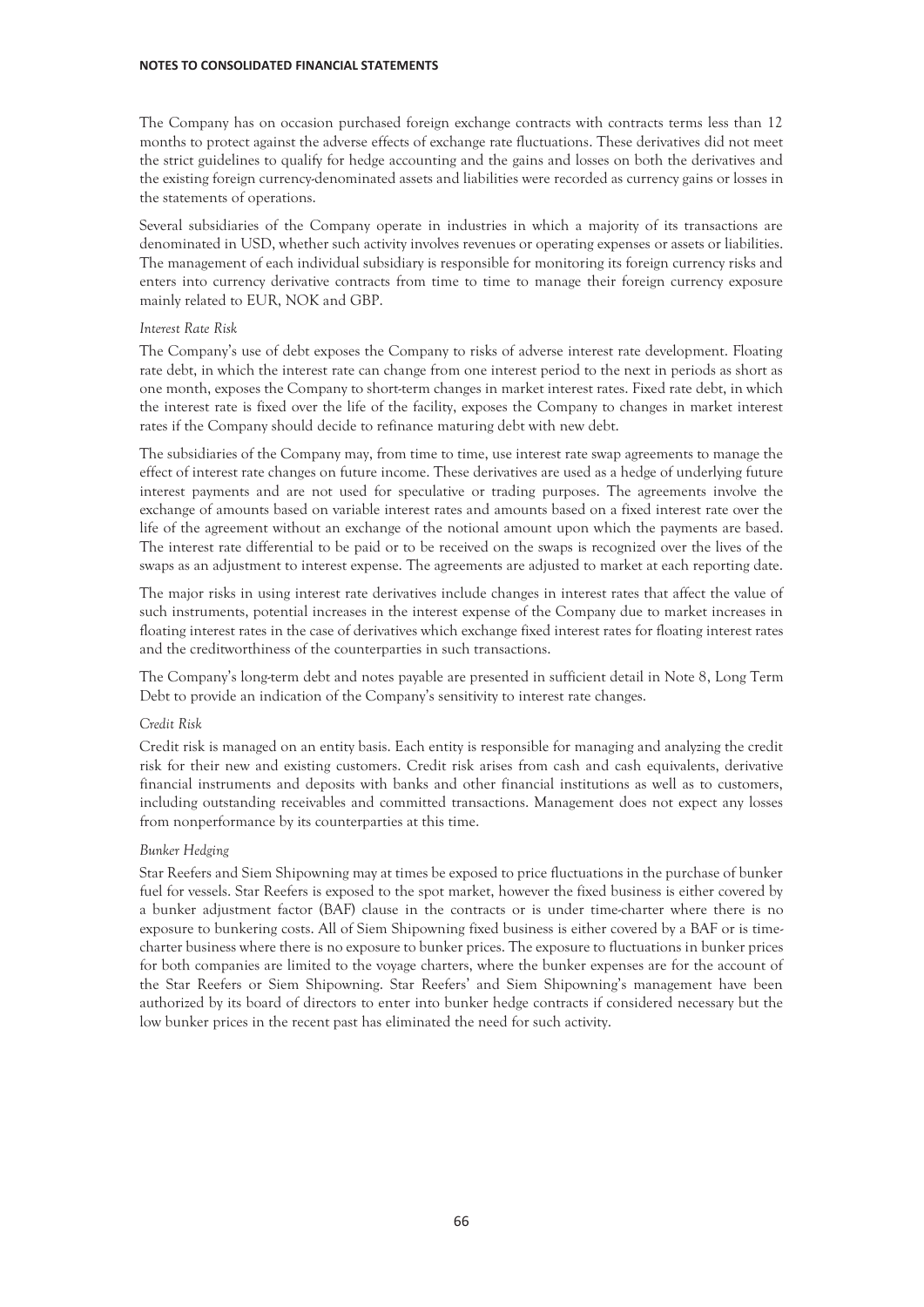The Company has on occasion purchased foreign exchange contracts with contracts terms less than 12 months to protect against the adverse effects of exchange rate fluctuations. These derivatives did not meet the strict guidelines to qualify for hedge accounting and the gains and losses on both the derivatives and the existing foreign currency-denominated assets and liabilities were recorded as currency gains or losses in the statements of operations.

Several subsidiaries of the Company operate in industries in which a majority of its transactions are denominated in USD, whether such activity involves revenues or operating expenses or assets or liabilities. The management of each individual subsidiary is responsible for monitoring its foreign currency risks and enters into currency derivative contracts from time to time to manage their foreign currency exposure mainly related to EUR, NOK and GBP.

*Interest Rate Risk*

The Company's use of debt exposes the Company to risks of adverse interest rate development. Floating rate debt, in which the interest rate can change from one interest period to the next in periods as short as one month, exposes the Company to short-term changes in market interest rates. Fixed rate debt, in which the interest rate is fixed over the life of the facility, exposes the Company to changes in market interest rates if the Company should decide to refinance maturing debt with new debt.

The subsidiaries of the Company may, from time to time, use interest rate swap agreements to manage the effect of interest rate changes on future income. These derivatives are used as a hedge of underlying future interest payments and are not used for speculative or trading purposes. The agreements involve the exchange of amounts based on variable interest rates and amounts based on a fixed interest rate over the life of the agreement without an exchange of the notional amount upon which the payments are based. The interest rate differential to be paid or to be received on the swaps is recognized over the lives of the swaps as an adjustment to interest expense. The agreements are adjusted to market at each reporting date.

The major risks in using interest rate derivatives include changes in interest rates that affect the value of such instruments, potential increases in the interest expense of the Company due to market increases in floating interest rates in the case of derivatives which exchange fixed interest rates for floating interest rates and the creditworthiness of the counterparties in such transactions.

The Company's long-term debt and notes payable are presented in sufficient detail in Note 8, Long Term Debt to provide an indication of the Company's sensitivity to interest rate changes.

*Credit Risk*

Credit risk is managed on an entity basis. Each entity is responsible for managing and analyzing the credit risk for their new and existing customers. Credit risk arises from cash and cash equivalents, derivative financial instruments and deposits with banks and other financial institutions as well as to customers, including outstanding receivables and committed transactions. Management does not expect any losses from nonperformance by its counterparties at this time.

*Bunker Hedging*

Star Reefers and Siem Shipowning may at times be exposed to price fluctuations in the purchase of bunker fuel for vessels. Star Reefers is exposed to the spot market, however the fixed business is either covered by a bunker adjustment factor (BAF) clause in the contracts or is under time-charter where there is no exposure to bunkering costs. All of Siem Shipowning fixed business is either covered by a BAF or is time-charter business where there is no exposure to bunker prices. The exposure to fluctuations in bunker prices for both companies are limited to the voyage charters, where the bunker expenses are for the account of the Star Reefers or Siem Shipowning. Star Reefers' and Siem Shipowning's management have been authorized by its board of directors to enter into bunker hedge contracts if considered necessary but the low bunker prices in the recent past has eliminated the need for such activity.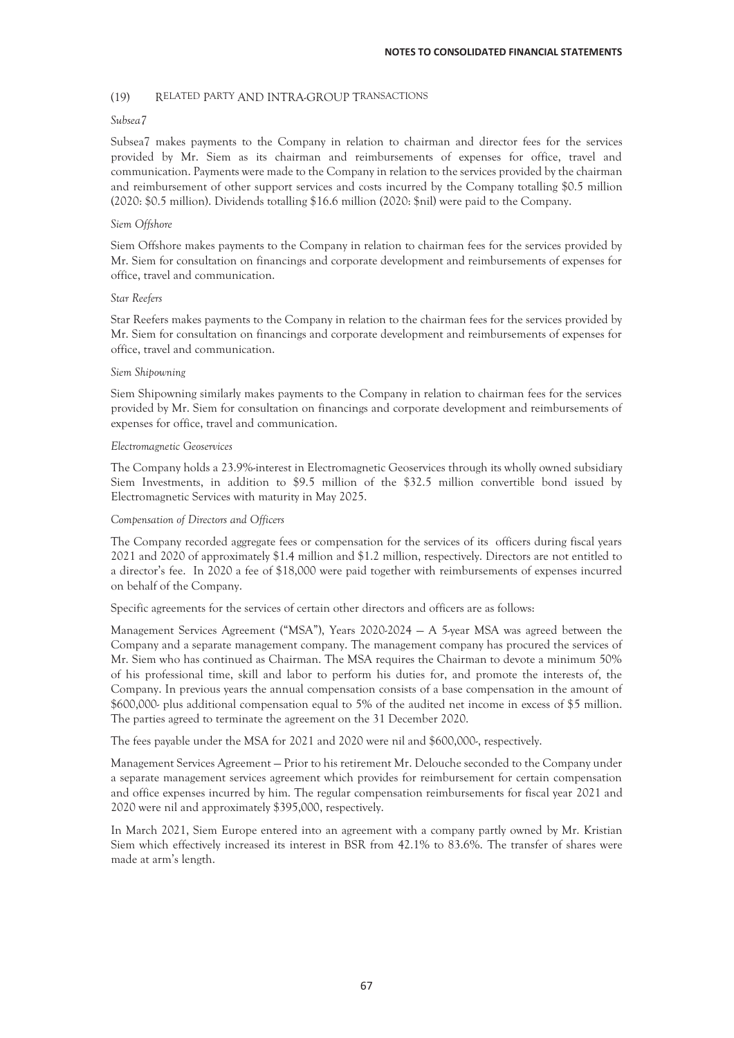## (19) RELATED PARTY AND INTRA-GROUP TRANSACTIONS

*Subsea7*

Subsea7 makes payments to the Company in relation to chairman and director fees for the services provided by Mr. Siem as its chairman and reimbursements of expenses for office, travel and communication. Payments were made to the Company in relation to the services provided by the chairman and reimbursement of other support services and costs incurred by the Company totalling $0.5 million (2020: $0.5 million). Dividends totalling $16.6 million (2020: $nil) were paid to the Company.

*Siem Offshore*

Siem Offshore makes payments to the Company in relation to chairman fees for the services provided by Mr. Siem for consultation on financings and corporate development and reimbursements of expenses for office, travel and communication.

*Star Reefers*

Star Reefers makes payments to the Company in relation to the chairman fees for the services provided by Mr. Siem for consultation on financings and corporate development and reimbursements of expenses for office, travel and communication.

*Siem Shipowning*

Siem Shipowning similarly makes payments to the Company in relation to chairman fees for the services provided by Mr. Siem for consultation on financings and corporate development and reimbursements of expenses for office, travel and communication.

*Electromagnetic Geoservices*

The Company holds a 23.9%-interest in Electromagnetic Geoservices through its wholly owned subsidiary Siem Investments, in addition to $9.5 million of the $32.5 million convertible bond issued by Electromagnetic Services with maturity in May 2025.

*Compensation of Directors and Officers*

The Company recorded aggregate fees or compensation for the services of its officers during fiscal years 2021 and 2020 of approximately $1.4 million and $1.2 million, respectively. Directors are not entitled to a director's fee. In 2020 a fee of $18,000 were paid together with reimbursements of expenses incurred on behalf of the Company.

Specific agreements for the services of certain other directors and officers are as follows:

Management Services Agreement ("MSA"), Years 2020-2024 — A 5-year MSA was agreed between the Company and a separate management company. The management company has procured the services of Mr. Siem who has continued as Chairman. The MSA requires the Chairman to devote a minimum 50% of his professional time, skill and labor to perform his duties for, and promote the interests of, the Company. In previous years the annual compensation consists of a base compensation in the amount of $600,000- plus additional compensation equal to 5% of the audited net income in excess of $5 million. The parties agreed to terminate the agreement on the 31 December 2020.

The fees payable under the MSA for 2021 and 2020 were nil and $600,000-, respectively.

Management Services Agreement — Prior to his retirement Mr. Delouche seconded to the Company under a separate management services agreement which provides for reimbursement for certain compensation and office expenses incurred by him. The regular compensation reimbursements for fiscal year 2021 and 2020 were nil and approximately $395,000, respectively.

In March 2021, Siem Europe entered into an agreement with a company partly owned by Mr. Kristian Siem which effectively increased its interest in BSR from 42.1% to 83.6%. The transfer of shares were made at arm's length.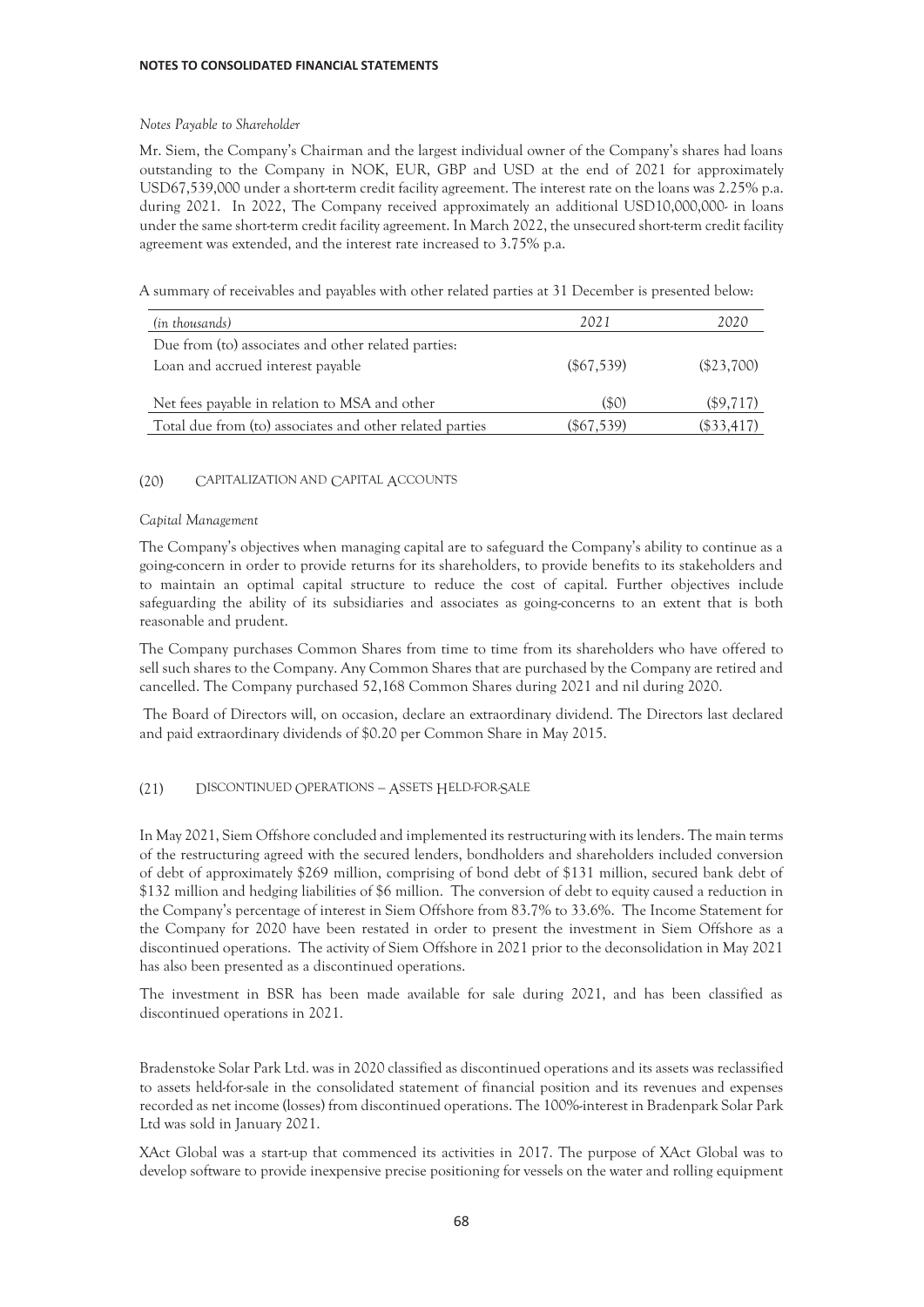*Notes Payable to Shareholder*

Mr. Siem, the Company's Chairman and the largest individual owner of the Company's shares had loans outstanding to the Company in NOK, EUR, GBP and USD at the end of 2021 for approximately USD67,539,000 under a short-term credit facility agreement. The interest rate on the loans was 2.25% p.a. during 2021. In 2022, The Company received approximately an additional USD10,000,000- in loans under the same short-term credit facility agreement. In March 2022, the unsecured short-term credit facility agreement was extended, and the interest rate increased to 3.75% p.a.

A summary of receivables and payables with other related parties at 31 December is presented below:

| *(in thousands)* | *2021* | *2020* |
|---|---|---|
| Due from (to) associates and other related parties: | | |
| Loan and accrued interest payable | ($67,539) | ($23,700) |
| Net fees payable in relation to MSA and other | ($0) | ($9,717) |
| Total due from (to) associates and other related parties | ($67,539) | ($33,417) |

## (20) CAPITALIZATION AND CAPITAL ACCOUNTS

*Capital Management*

The Company's objectives when managing capital are to safeguard the Company's ability to continue as a going-concern in order to provide returns for its shareholders, to provide benefits to its stakeholders and to maintain an optimal capital structure to reduce the cost of capital. Further objectives include safeguarding the ability of its subsidiaries and associates as going-concerns to an extent that is both reasonable and prudent.

The Company purchases Common Shares from time to time from its shareholders who have offered to sell such shares to the Company. Any Common Shares that are purchased by the Company are retired and cancelled. The Company purchased 52,168 Common Shares during 2021 and nil during 2020.

The Board of Directors will, on occasion, declare an extraordinary dividend. The Directors last declared and paid extraordinary dividends of $0.20 per Common Share in May 2015.

## (21) DISCONTINUED OPERATIONS – ASSETS HELD-FOR-SALE

In May 2021, Siem Offshore concluded and implemented its restructuring with its lenders. The main terms of the restructuring agreed with the secured lenders, bondholders and shareholders included conversion of debt of approximately $269 million, comprising of bond debt of $131 million, secured bank debt of $132 million and hedging liabilities of $6 million. The conversion of debt to equity caused a reduction in the Company's percentage of interest in Siem Offshore from 83.7% to 33.6%. The Income Statement for the Company for 2020 have been restated in order to present the investment in Siem Offshore as a discontinued operations. The activity of Siem Offshore in 2021 prior to the deconsolidation in May 2021 has also been presented as a discontinued operations.

The investment in BSR has been made available for sale during 2021, and has been classified as discontinued operations in 2021.

Bradenstoke Solar Park Ltd. was in 2020 classified as discontinued operations and its assets was reclassified to assets held-for-sale in the consolidated statement of financial position and its revenues and expenses recorded as net income (losses) from discontinued operations. The 100%-interest in Bradenpark Solar Park Ltd was sold in January 2021.

XAct Global was a start-up that commenced its activities in 2017. The purpose of XAct Global was to develop software to provide inexpensive precise positioning for vessels on the water and rolling equipment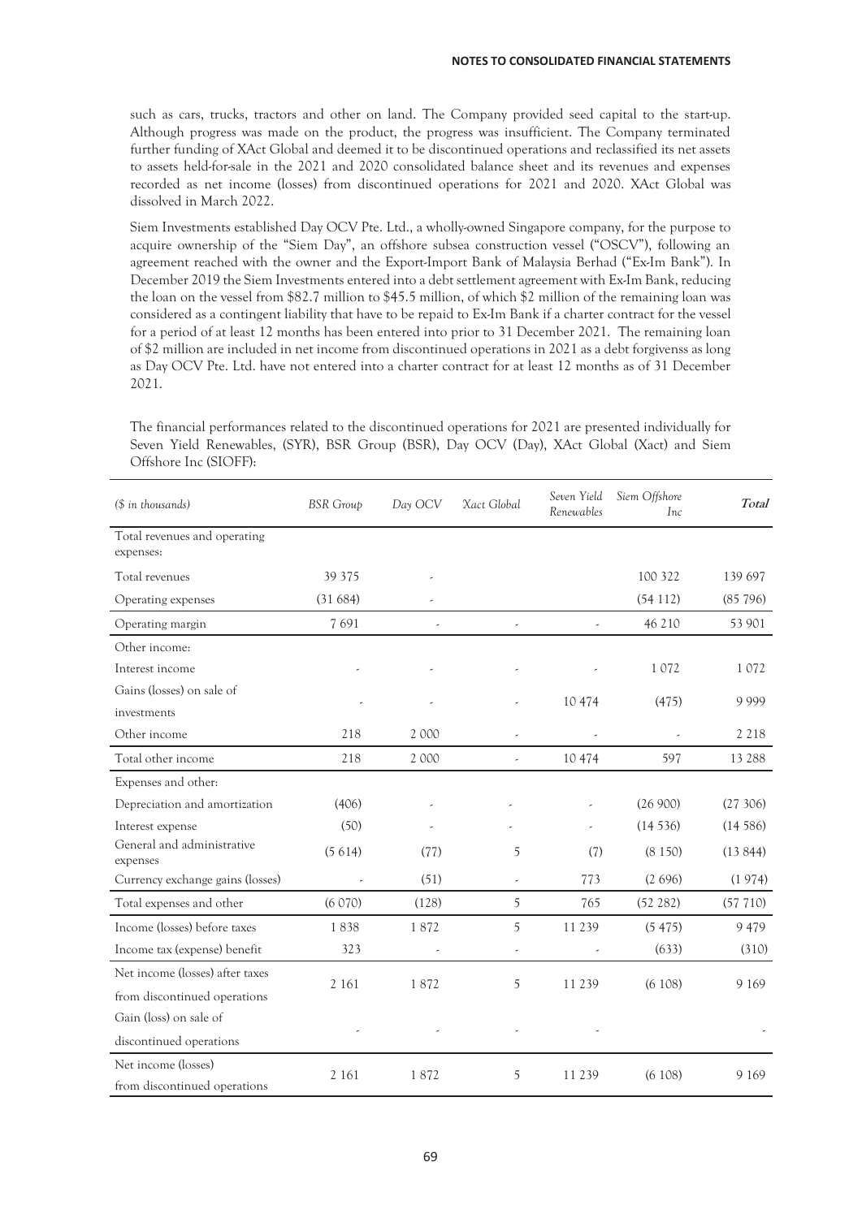such as cars, trucks, tractors and other on land. The Company provided seed capital to the start-up. Although progress was made on the product, the progress was insufficient. The Company terminated further funding of XAct Global and deemed it to be discontinued operations and reclassified its net assets to assets held-for-sale in the 2021 and 2020 consolidated balance sheet and its revenues and expenses recorded as net income (losses) from discontinued operations for 2021 and 2020. XAct Global was dissolved in March 2022.

Siem Investments established Day OCV Pte. Ltd., a wholly-owned Singapore company, for the purpose to acquire ownership of the "Siem Day", an offshore subsea construction vessel ("OSCV"), following an agreement reached with the owner and the Export-Import Bank of Malaysia Berhad ("Ex-Im Bank"). In December 2019 the Siem Investments entered into a debt settlement agreement with Ex-Im Bank, reducing the loan on the vessel from $82.7 million to $45.5 million, of which $2 million of the remaining loan was considered as a contingent liability that have to be repaid to Ex-Im Bank if a charter contract for the vessel for a period of at least 12 months has been entered into prior to 31 December 2021. The remaining loan of $2 million are included in net income from discontinued operations in 2021 as a debt forgivenss as long as Day OCV Pte. Ltd. have not entered into a charter contract for at least 12 months as of 31 December 2021.

The financial performances related to the discontinued operations for 2021 are presented individually for Seven Yield Renewables, (SYR), BSR Group (BSR), Day OCV (Day), XAct Global (Xact) and Siem Offshore Inc (SIOFF):

| *($ in thousands)* | *BSR Group* | *Day OCV* | *Xact Global* | *Seven Yield Renewables* | *Siem Offshore Inc* | ***Total*** |
|---|---|---|---|---|---|---|
| Total revenues and operating expenses: | | | | | | |
| Total revenues | 39 375 | - | | | 100 322 | 139 697 |
| Operating expenses | (31 684) | - | | | (54 112) | (85 796) |
| Operating margin | 7 691 | - | - | - | 46 210 | 53 901 |
| Other income: | | | | | | |
| Interest income | - | - | - | - | 1 072 | 1 072 |
| Gains (losses) on sale of investments | - | - | - | 10 474 | (475) | 9 999 |
| Other income | 218 | 2 000 | - | - | - | 2 218 |
| Total other income | 218 | 2 000 | - | 10 474 | 597 | 13 288 |
| Expenses and other: | | | | | | |
| Depreciation and amortization | (406) | - | - | - | (26 900) | (27 306) |
| Interest expense | (50) | - | - | - | (14 536) | (14 586) |
| General and administrative expenses | (5 614) | (77) | 5 | (7) | (8 150) | (13 844) |
| Currency exchange gains (losses) | - | (51) | - | 773 | (2 696) | (1 974) |
| Total expenses and other | (6 070) | (128) | 5 | 765 | (52 282) | (57 710) |
| Income (losses) before taxes | 1 838 | 1 872 | 5 | 11 239 | (5 475) | 9 479 |
| Income tax (expense) benefit | 323 | - | - | - | (633) | (310) |
| Net income (losses) after taxes from discontinued operations | 2 161 | 1 872 | 5 | 11 239 | (6 108) | 9 169 |
| Gain (loss) on sale of discontinued operations | - | - | - | - | | - |
| Net income (losses) from discontinued operations | 2 161 | 1 872 | 5 | 11 239 | (6 108) | 9 169 |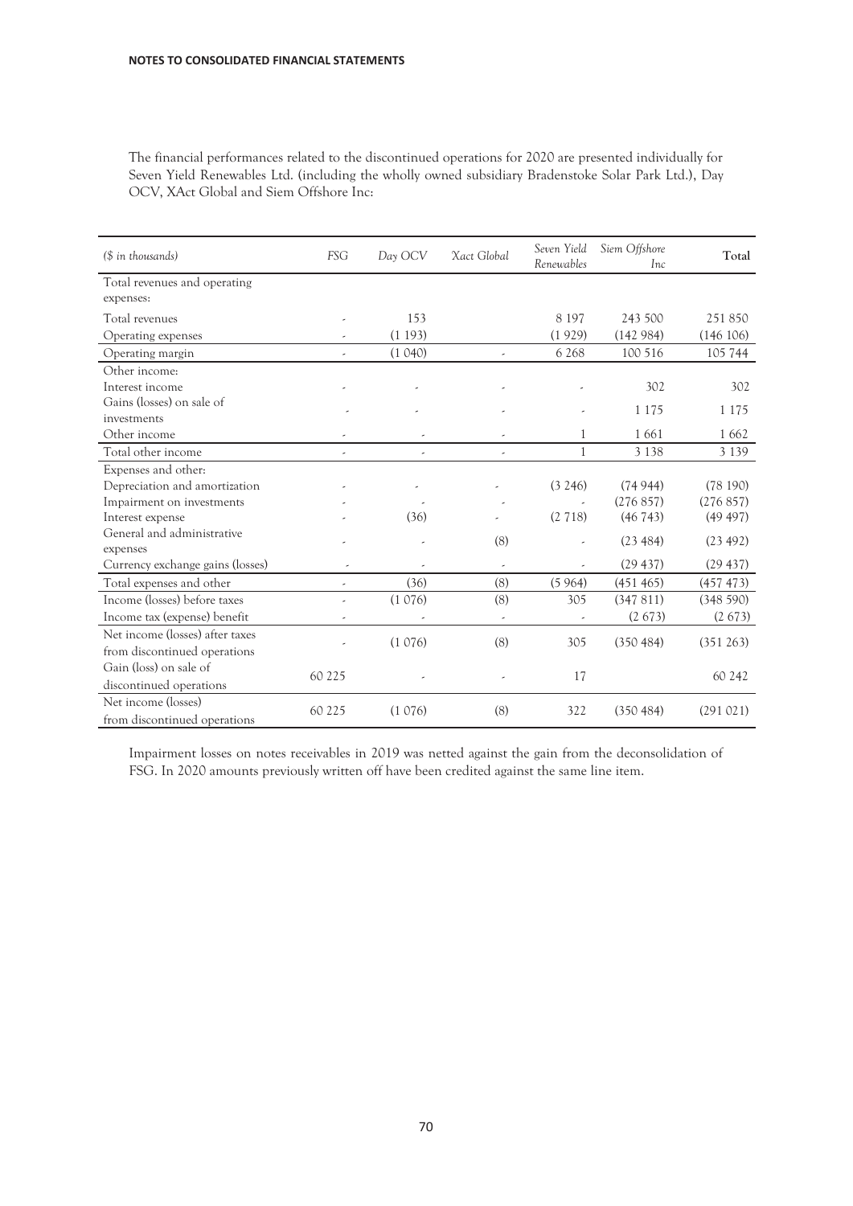The financial performances related to the discontinued operations for 2020 are presented individually for Seven Yield Renewables Ltd. (including the wholly owned subsidiary Bradenstoke Solar Park Ltd.), Day OCV, XAct Global and Siem Offshore Inc:

| *($ in thousands)* | *FSG* | *Day OCV* | *Xact Global* | *Seven Yield Renewables* | *Siem Offshore Inc* | **Total** |
|---|---|---|---|---|---|---|
| Total revenues and operating expenses: | | | | | | |
| Total revenues | - | 153 | | 8 197 | 243 500 | 251 850 |
| Operating expenses | - | (1 193) | | (1 929) | (142 984) | (146 106) |
| Operating margin | - | (1 040) | - | 6 268 | 100 516 | 105 744 |
| Other income: | | | | | | |
| Interest income | - | - | - | - | 302 | 302 |
| Gains (losses) on sale of investments | - | - | - | - | 1 175 | 1 175 |
| Other income | - | - | - | 1 | 1 661 | 1 662 |
| Total other income | - | - | - | 1 | 3 138 | 3 139 |
| Expenses and other: | | | | | | |
| Depreciation and amortization | - | - | - | (3 246) | (74 944) | (78 190) |
| Impairment on investments | - | - | - | - | (276 857) | (276 857) |
| Interest expense | - | (36) | - | (2 718) | (46 743) | (49 497) |
| General and administrative expenses | - | - | (8) | - | (23 484) | (23 492) |
| Currency exchange gains (losses) | - | - | - | - | (29 437) | (29 437) |
| Total expenses and other | - | (36) | (8) | (5 964) | (451 465) | (457 473) |
| Income (losses) before taxes | - | (1 076) | (8) | 305 | (347 811) | (348 590) |
| Income tax (expense) benefit | - | - | - | - | (2 673) | (2 673) |
| Net income (losses) after taxes from discontinued operations | - | (1 076) | (8) | 305 | (350 484) | (351 263) |
| Gain (loss) on sale of discontinued operations | 60 225 | - | - | 17 | | 60 242 |
| Net income (losses) from discontinued operations | 60 225 | (1 076) | (8) | 322 | (350 484) | (291 021) |

Impairment losses on notes receivables in 2019 was netted against the gain from the deconsolidation of FSG. In 2020 amounts previously written off have been credited against the same line item.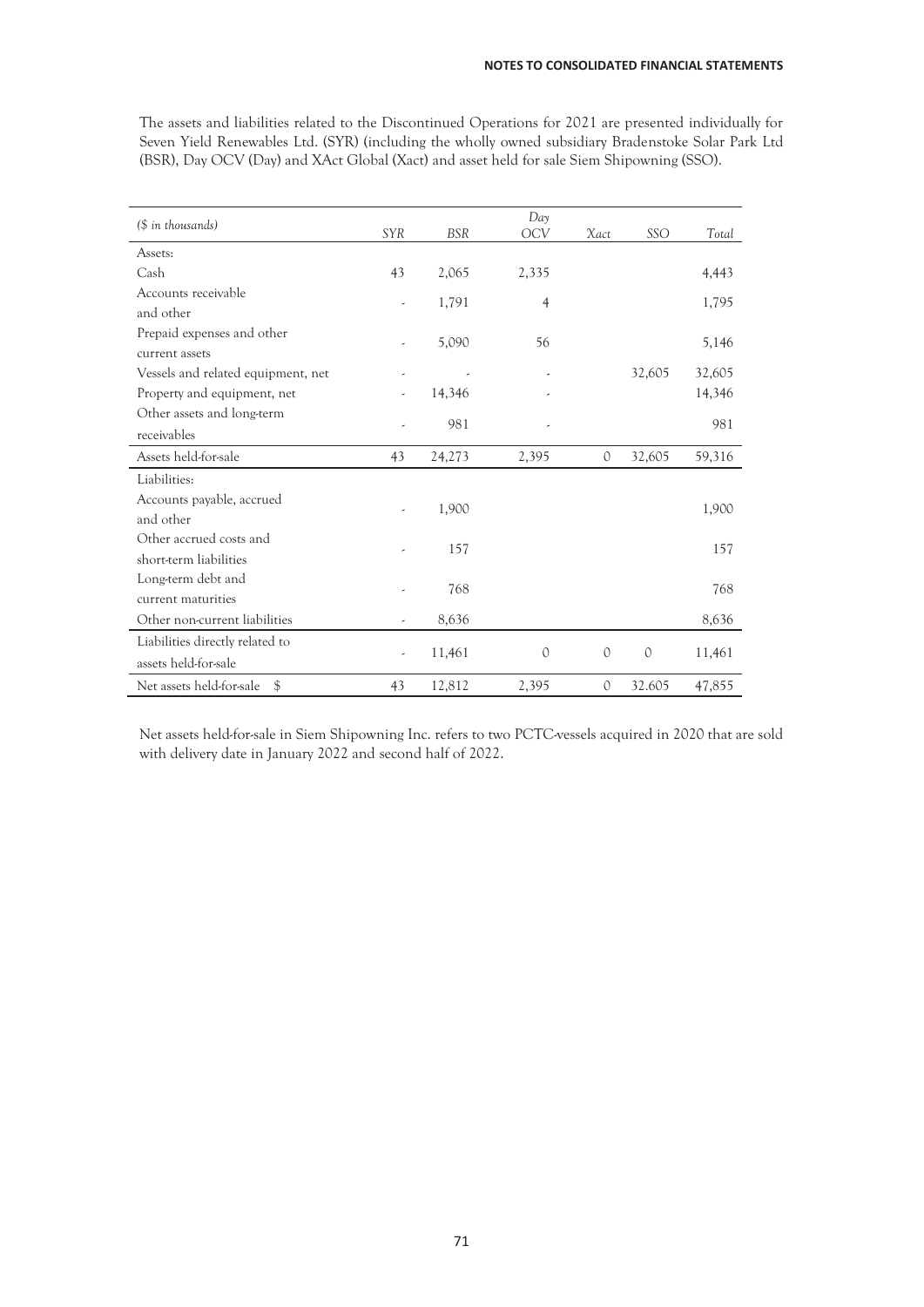The assets and liabilities related to the Discontinued Operations for 2021 are presented individually for Seven Yield Renewables Ltd. (SYR) (including the wholly owned subsidiary Bradenstoke Solar Park Ltd (BSR), Day OCV (Day) and XAct Global (Xact) and asset held for sale Siem Shipowning (SSO).

| *($ in thousands)* | *SYR* | *BSR* | *Day OCV* | *Xact* | *SSO* | *Total* |
|---|---|---|---|---|---|---|
| Assets: | | | | | | |
| Cash | 43 | 2,065 | 2,335 | | | 4,443 |
| Accounts receivable and other | - | 1,791 | 4 | | | 1,795 |
| Prepaid expenses and other current assets | - | 5,090 | 56 | | | 5,146 |
| Vessels and related equipment, net | - | - | - | | 32,605 | 32,605 |
| Property and equipment, net | - | 14,346 | - | | | 14,346 |
| Other assets and long-term receivables | - | 981 | - | | | 981 |
| Assets held-for-sale | 43 | 24,273 | 2,395 | 0 | 32,605 | 59,316 |
| Liabilities: | | | | | | |
| Accounts payable, accrued and other | - | 1,900 | | | | 1,900 |
| Other accrued costs and short-term liabilities | - | 157 | | | | 157 |
| Long-term debt and current maturities | - | 768 | | | | 768 |
| Other non-current liabilities | - | 8,636 | | | | 8,636 |
| Liabilities directly related to assets held-for-sale | - | 11,461 | 0 | 0 | 0 | 11,461 |
| Net assets held-for-sale $ | 43 | 12,812 | 2,395 | 0 | 32.605 | 47,855 |

Net assets held-for-sale in Siem Shipowning Inc. refers to two PCTC-vessels acquired in 2020 that are sold with delivery date in January 2022 and second half of 2022.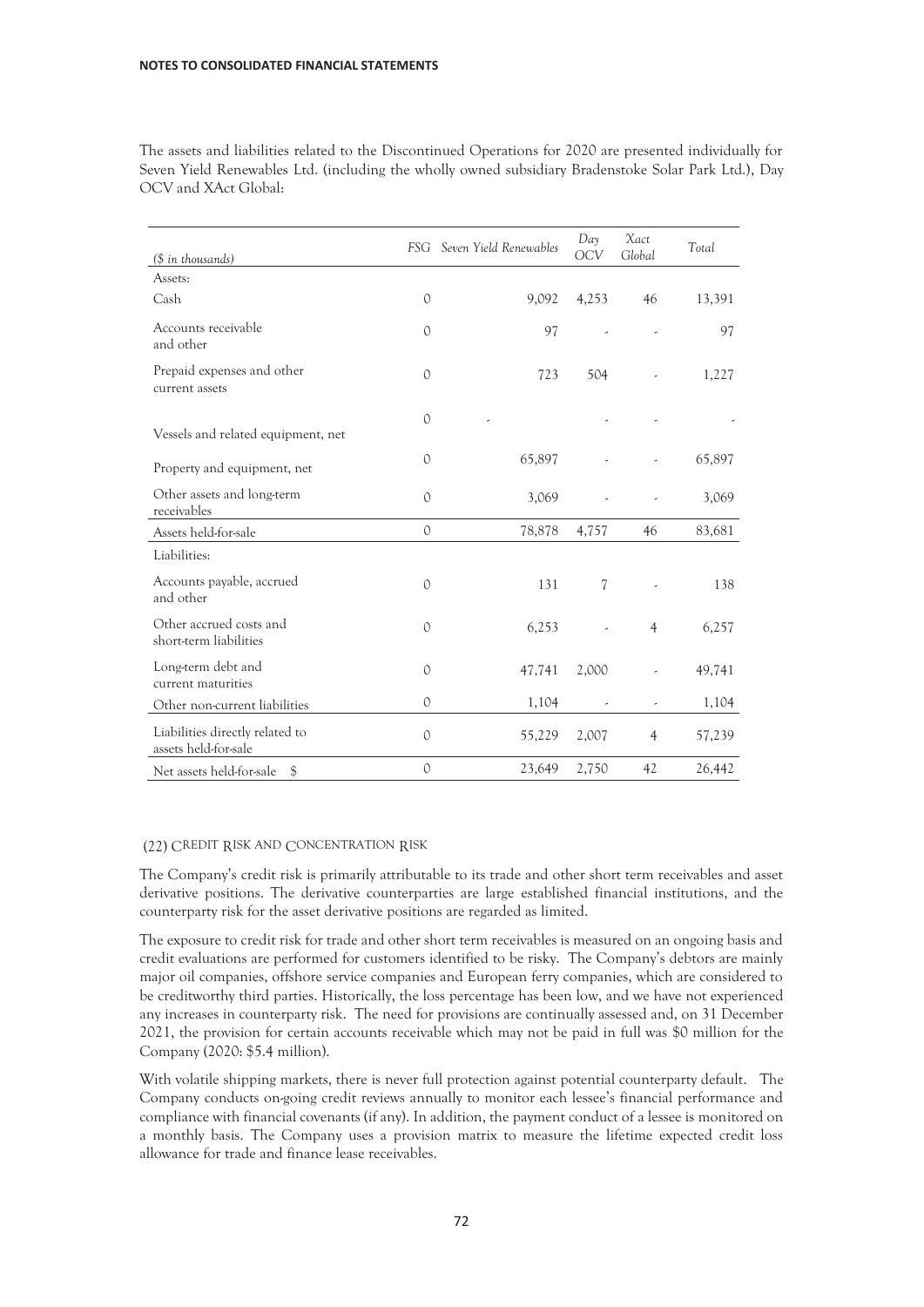The assets and liabilities related to the Discontinued Operations for 2020 are presented individually for Seven Yield Renewables Ltd. (including the wholly owned subsidiary Bradenstoke Solar Park Ltd.), Day OCV and XAct Global:

| *($ in thousands)* | *FSG* | *Seven Yield Renewables* | *Day OCV* | *Xact Global* | *Total* |
|---|---|---|---|---|---|
| Assets: | | | | | |
| Cash | 0 | 9,092 | 4,253 | 46 | 13,391 |
| Accounts receivable and other | 0 | 97 | - | - | 97 |
| Prepaid expenses and other current assets | 0 | 723 | 504 | - | 1,227 |
| Vessels and related equipment, net | 0 | - | - | - | - |
| Property and equipment, net | 0 | 65,897 | - | - | 65,897 |
| Other assets and long-term receivables | 0 | 3,069 | - | - | 3,069 |
| Assets held-for-sale | 0 | 78,878 | 4,757 | 46 | 83,681 |
| Liabilities: | | | | | |
| Accounts payable, accrued and other | 0 | 131 | 7 | - | 138 |
| Other accrued costs and short-term liabilities | 0 | 6,253 | - | 4 | 6,257 |
| Long-term debt and current maturities | 0 | 47,741 | 2,000 | - | 49,741 |
| Other non-current liabilities | 0 | 1,104 | - | - | 1,104 |
| Liabilities directly related to assets held-for-sale | 0 | 55,229 | 2,007 | 4 | 57,239 |
| Net assets held-for-sale $ | 0 | 23,649 | 2,750 | 42 | 26,442 |

## (22) CREDIT RISK AND CONCENTRATION RISK

The Company's credit risk is primarily attributable to its trade and other short term receivables and asset derivative positions. The derivative counterparties are large established financial institutions, and the counterparty risk for the asset derivative positions are regarded as limited.

The exposure to credit risk for trade and other short term receivables is measured on an ongoing basis and credit evaluations are performed for customers identified to be risky. The Company's debtors are mainly major oil companies, offshore service companies and European ferry companies, which are considered to be creditworthy third parties. Historically, the loss percentage has been low, and we have not experienced any increases in counterparty risk. The need for provisions are continually assessed and, on 31 December 2021, the provision for certain accounts receivable which may not be paid in full was $0 million for the Company (2020: $5.4 million).

With volatile shipping markets, there is never full protection against potential counterparty default. The Company conducts on-going credit reviews annually to monitor each lessee's financial performance and compliance with financial covenants (if any). In addition, the payment conduct of a lessee is monitored on a monthly basis. The Company uses a provision matrix to measure the lifetime expected credit loss allowance for trade and finance lease receivables.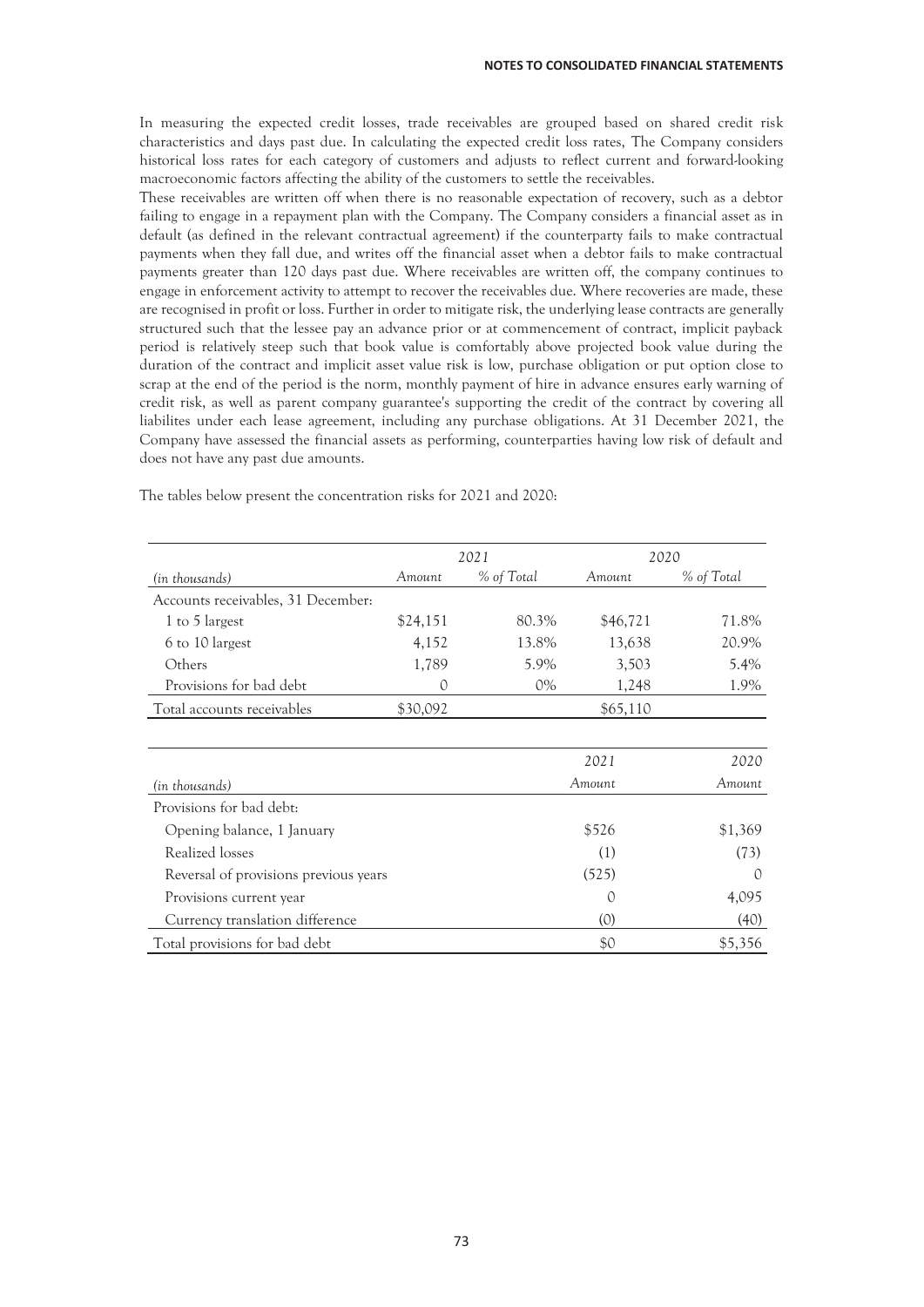In measuring the expected credit losses, trade receivables are grouped based on shared credit risk characteristics and days past due. In calculating the expected credit loss rates, The Company considers historical loss rates for each category of customers and adjusts to reflect current and forward-looking macroeconomic factors affecting the ability of the customers to settle the receivables.

These receivables are written off when there is no reasonable expectation of recovery, such as a debtor failing to engage in a repayment plan with the Company. The Company considers a financial asset as in default (as defined in the relevant contractual agreement) if the counterparty fails to make contractual payments when they fall due, and writes off the financial asset when a debtor fails to make contractual payments greater than 120 days past due. Where receivables are written off, the company continues to engage in enforcement activity to attempt to recover the receivables due. Where recoveries are made, these are recognised in profit or loss. Further in order to mitigate risk, the underlying lease contracts are generally structured such that the lessee pay an advance prior or at commencement of contract, implicit payback period is relatively steep such that book value is comfortably above projected book value during the duration of the contract and implicit asset value risk is low, purchase obligation or put option close to scrap at the end of the period is the norm, monthly payment of hire in advance ensures early warning of credit risk, as well as parent company guarantee's supporting the credit of the contract by covering all liabilites under each lease agreement, including any purchase obligations. At 31 December 2021, the Company have assessed the financial assets as performing, counterparties having low risk of default and does not have any past due amounts.

The tables below present the concentration risks for 2021 and 2020:

| | *2021* | | *2020* | |
|---|---|---|---|---|
| *(in thousands)* | *Amount* | *% of Total* | *Amount* | *% of Total* |
| Accounts receivables, 31 December: | | | | |
| 1 to 5 largest | $24,151 | 80.3% | $46,721 | 71.8% |
| 6 to 10 largest | 4,152 | 13.8% | 13,638 | 20.9% |
| Others | 1,789 | 5.9% | 3,503 | 5.4% |
| Provisions for bad debt | 0 | 0% | 1,248 | 1.9% |
| Total accounts receivables | $30,092 | | $65,110 | |

| | *2021* | *2020* |
|---|---|---|
| *(in thousands)* | *Amount* | *Amount* |
| Provisions for bad debt: | | |
| Opening balance, 1 January | $526 | $1,369 |
| Realized losses | (1) | (73) |
| Reversal of provisions previous years | (525) | 0 |
| Provisions current year | 0 | 4,095 |
| Currency translation difference | (0) | (40) |
| Total provisions for bad debt | $0 | $5,356 |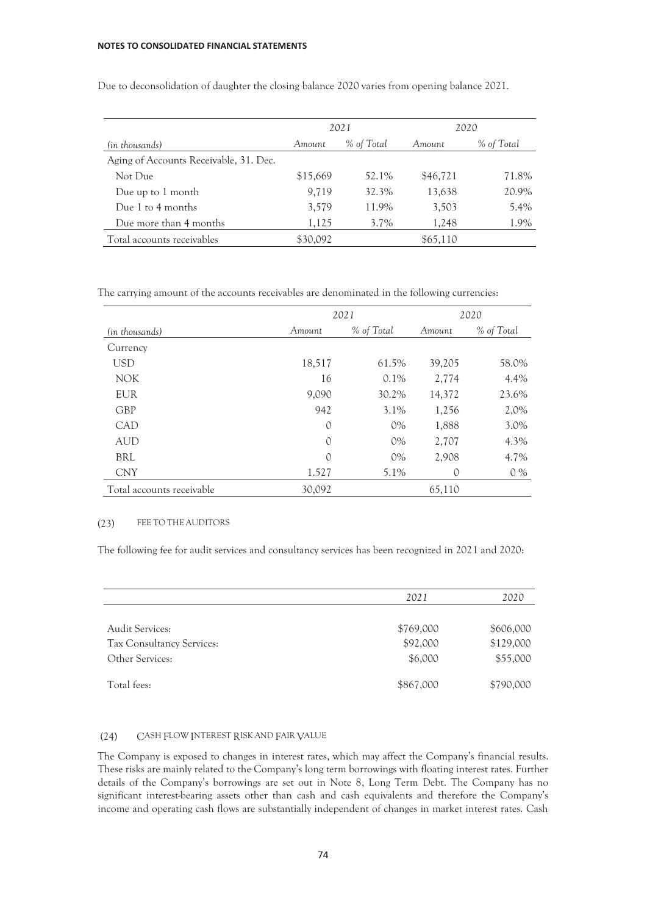Due to deconsolidation of daughter the closing balance 2020 varies from opening balance 2021.

| | 2021 | | 2020 | |
|---|---|---|---|---|
| *(in thousands)* | *Amount* | *% of Total* | *Amount* | *% of Total* |
| Aging of Accounts Receivable, 31. Dec. | | | | |
| Not Due | $15,669 | 52.1% | $46,721 | 71.8% |
| Due up to 1 month | 9,719 | 32.3% | 13,638 | 20.9% |
| Due 1 to 4 months | 3,579 | 11.9% | 3,503 | 5.4% |
| Due more than 4 months | 1,125 | 3.7% | 1,248 | 1.9% |
| Total accounts receivables | $30,092 | | $65,110 | |

The carrying amount of the accounts receivables are denominated in the following currencies:

| | 2021 | | 2020 | |
|---|---|---|---|---|
| *(in thousands)* | *Amount* | *% of Total* | *Amount* | *% of Total* |
| Currency | | | | |
| USD | 18,517 | 61.5% | 39,205 | 58.0% |
| NOK | 16 | 0.1% | 2,774 | 4.4% |
| EUR | 9,090 | 30.2% | 14,372 | 23.6% |
| GBP | 942 | 3.1% | 1,256 | 2,0% |
| CAD | 0 | 0% | 1,888 | 3.0% |
| AUD | 0 | 0% | 2,707 | 4.3% |
| BRL | 0 | 0% | 2,908 | 4.7% |
| CNY | 1.527 | 5.1% | 0 | 0 % |
| Total accounts receivable | 30,092 | | 65,110 | |

## (23) FEE TO THE AUDITORS

The following fee for audit services and consultancy services has been recognized in 2021 and 2020:

| | 2021 | 2020 |
|---|---|---|
| Audit Services: | $769,000 | $606,000 |
| Tax Consultancy Services: | $92,000 | $129,000 |
| Other Services: | $6,000 | $55,000 |
| Total fees: | $867,000 | $790,000 |

## (24) CASH FLOW INTEREST RISK AND FAIR VALUE

The Company is exposed to changes in interest rates, which may affect the Company's financial results. These risks are mainly related to the Company's long term borrowings with floating interest rates. Further details of the Company's borrowings are set out in Note 8, Long Term Debt. The Company has no significant interest-bearing assets other than cash and cash equivalents and therefore the Company's income and operating cash flows are substantially independent of changes in market interest rates. Cash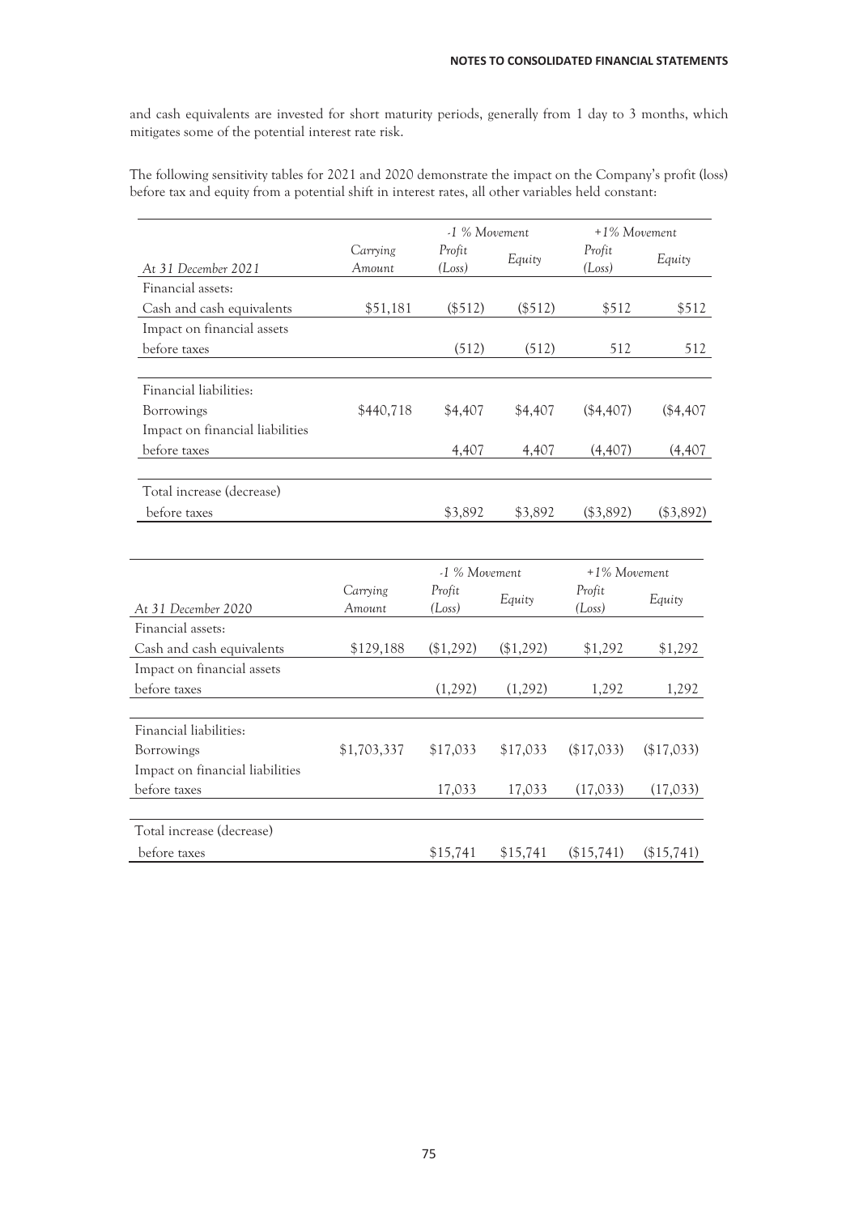and cash equivalents are invested for short maturity periods, generally from 1 day to 3 months, which mitigates some of the potential interest rate risk.

The following sensitivity tables for 2021 and 2020 demonstrate the impact on the Company's profit (loss) before tax and equity from a potential shift in interest rates, all other variables held constant:

| | | *-1 % Movement* | | *+1% Movement* | |
|---|---|---|---|---|---|
| *At 31 December 2021* | *Carrying Amount* | *Profit (Loss)* | *Equity* | *Profit (Loss)* | *Equity* |
| Financial assets: | | | | | |
| Cash and cash equivalents | \$51,181 | (\$512) | (\$512) | \$512 | \$512 |
| Impact on financial assets before taxes | | (512) | (512) | 512 | 512 |
| Financial liabilities: | | | | | |
| Borrowings | \$440,718 | \$4,407 | \$4,407 | (\$4,407) | (\$4,407 |
| Impact on financial liabilities before taxes | | 4,407 | 4,407 | (4,407) | (4,407 |
| Total increase (decrease) before taxes | | \$3,892 | \$3,892 | (\$3,892) | (\$3,892) |

| | | *-1 % Movement* | | *+1% Movement* | |
|---|---|---|---|---|---|
| *At 31 December 2020* | *Carrying Amount* | *Profit (Loss)* | *Equity* | *Profit (Loss)* | *Equity* |
| Financial assets: | | | | | |
| Cash and cash equivalents | \$129,188 | (\$1,292) | (\$1,292) | \$1,292 | \$1,292 |
| Impact on financial assets before taxes | | (1,292) | (1,292) | 1,292 | 1,292 |
| Financial liabilities: | | | | | |
| Borrowings | \$1,703,337 | \$17,033 | \$17,033 | (\$17,033) | (\$17,033) |
| Impact on financial liabilities before taxes | | 17,033 | 17,033 | (17,033) | (17,033) |
| Total increase (decrease) before taxes | | \$15,741 | \$15,741 | (\$15,741) | (\$15,741) |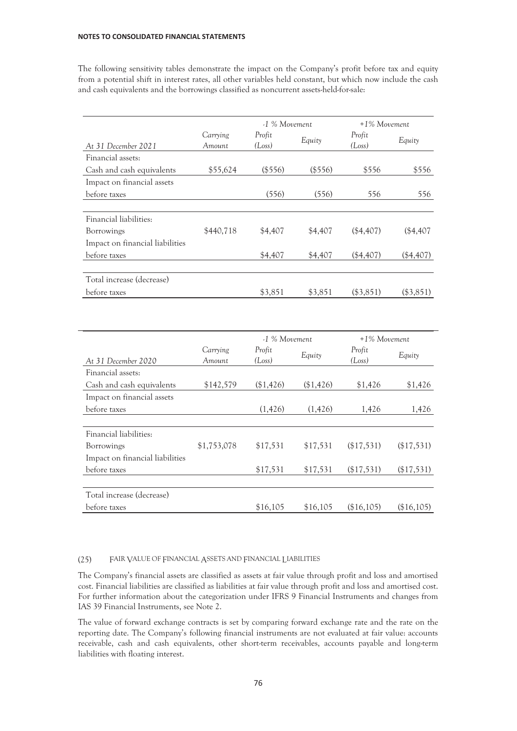The following sensitivity tables demonstrate the impact on the Company's profit before tax and equity from a potential shift in interest rates, all other variables held constant, but which now include the cash and cash equivalents and the borrowings classified as noncurrent assets-held-for-sale:

| | | *-1 % Movement* | | *+1% Movement* | |
|---|---|---|---|---|---|
| *At 31 December 2021* | *Carrying Amount* | *Profit (Loss)* | *Equity* | *Profit (Loss)* | *Equity* |
| Financial assets: | | | | | |
| Cash and cash equivalents | $55,624 | ($556) | ($556) | $556 | $556 |
| Impact on financial assets before taxes | | (556) | (556) | 556 | 556 |
| Financial liabilities: | | | | | |
| Borrowings | $440,718 | $4,407 | $4,407 | ($4,407) | ($4,407 |
| Impact on financial liabilities before taxes | | $4,407 | $4,407 | ($4,407) | ($4,407) |
| Total increase (decrease) before taxes | | $3,851 | $3,851 | ($3,851) | ($3,851) |

| | | *-1 % Movement* | | *+1% Movement* | |
|---|---|---|---|---|---|
| *At 31 December 2020* | *Carrying Amount* | *Profit (Loss)* | *Equity* | *Profit (Loss)* | *Equity* |
| Financial assets: | | | | | |
| Cash and cash equivalents | $142,579 | ($1,426) | ($1,426) | $1,426 | $1,426 |
| Impact on financial assets before taxes | | (1,426) | (1,426) | 1,426 | 1,426 |
| Financial liabilities: | | | | | |
| Borrowings | $1,753,078 | $17,531 | $17,531 | ($17,531) | ($17,531) |
| Impact on financial liabilities before taxes | | $17,531 | $17,531 | ($17,531) | ($17,531) |
| Total increase (decrease) before taxes | | $16,105 | $16,105 | ($16,105) | ($16,105) |

## (25) FAIR VALUE OF FINANCIAL ASSETS AND FINANCIAL LIABILITIES

The Company's financial assets are classified as assets at fair value through profit and loss and amortised cost. Financial liabilities are classified as liabilities at fair value through profit and loss and amortised cost. For further information about the categorization under IFRS 9 Financial Instruments and changes from IAS 39 Financial Instruments, see Note 2.

The value of forward exchange contracts is set by comparing forward exchange rate and the rate on the reporting date. The Company's following financial instruments are not evaluated at fair value: accounts receivable, cash and cash equivalents, other short-term receivables, accounts payable and long-term liabilities with floating interest.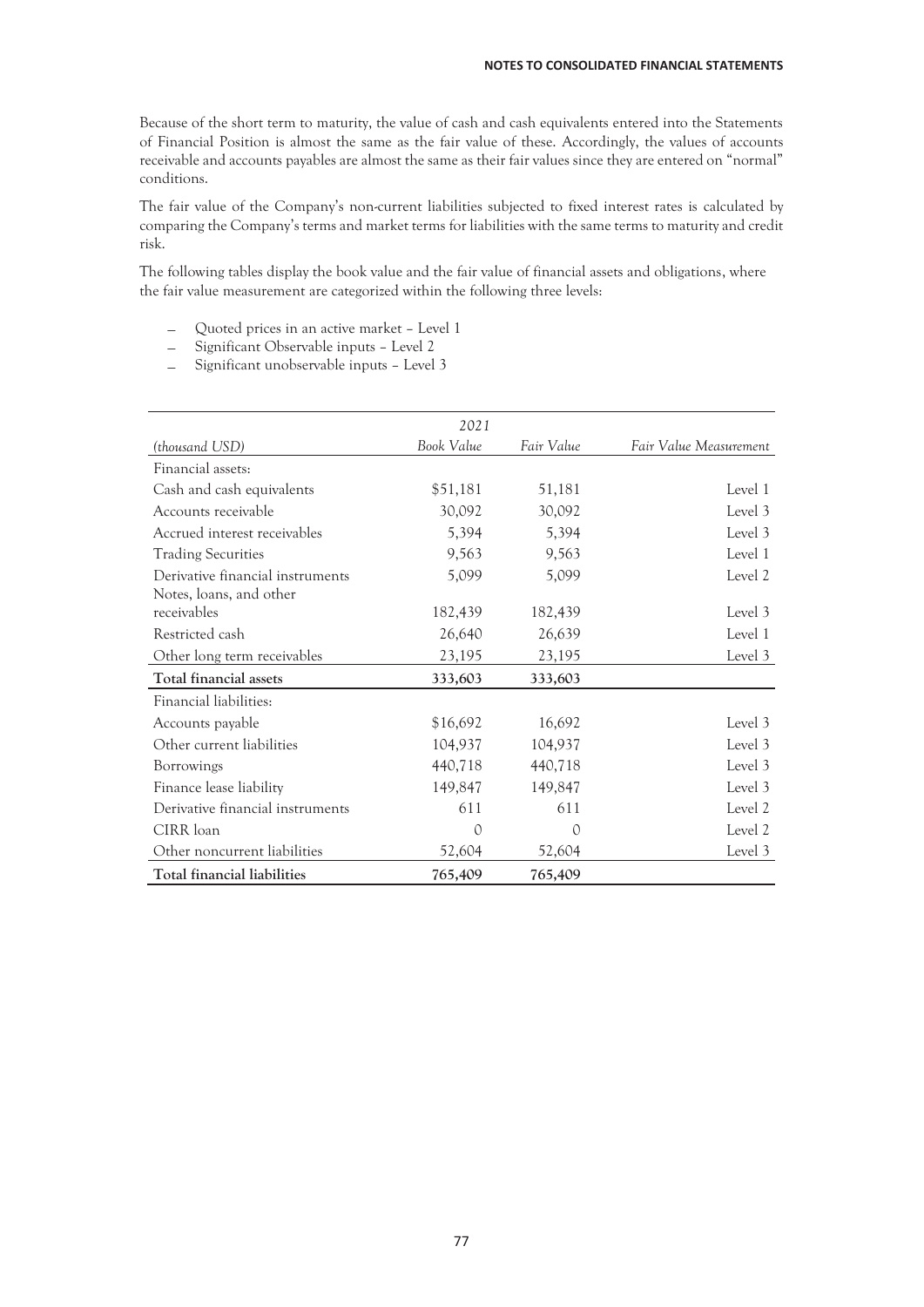Because of the short term to maturity, the value of cash and cash equivalents entered into the Statements of Financial Position is almost the same as the fair value of these. Accordingly, the values of accounts receivable and accounts payables are almost the same as their fair values since they are entered on "normal" conditions.

The fair value of the Company's non-current liabilities subjected to fixed interest rates is calculated by comparing the Company's terms and market terms for liabilities with the same terms to maturity and credit risk.

The following tables display the book value and the fair value of financial assets and obligations, where the fair value measurement are categorized within the following three levels:

- Quoted prices in an active market – Level 1
- Significant Observable inputs – Level 2
- Significant unobservable inputs – Level 3

| | *2021* | | |
|---|---|---|---|
| *(thousand USD)* | *Book Value* | *Fair Value* | *Fair Value Measurement* |
| Financial assets: | | | |
| Cash and cash equivalents | $51,181 | 51,181 | Level 1 |
| Accounts receivable | 30,092 | 30,092 | Level 3 |
| Accrued interest receivables | 5,394 | 5,394 | Level 3 |
| Trading Securities | 9,563 | 9,563 | Level 1 |
| Derivative financial instruments | 5,099 | 5,099 | Level 2 |
| Notes, loans, and other receivables | 182,439 | 182,439 | Level 3 |
| Restricted cash | 26,640 | 26,639 | Level 1 |
| Other long term receivables | 23,195 | 23,195 | Level 3 |
| **Total financial assets** | **333,603** | **333,603** | |
| Financial liabilities: | | | |
| Accounts payable | $16,692 | 16,692 | Level 3 |
| Other current liabilities | 104,937 | 104,937 | Level 3 |
| Borrowings | 440,718 | 440,718 | Level 3 |
| Finance lease liability | 149,847 | 149,847 | Level 3 |
| Derivative financial instruments | 611 | 611 | Level 2 |
| CIRR loan | 0 | 0 | Level 2 |
| Other noncurrent liabilities | 52,604 | 52,604 | Level 3 |
| **Total financial liabilities** | **765,409** | **765,409** | |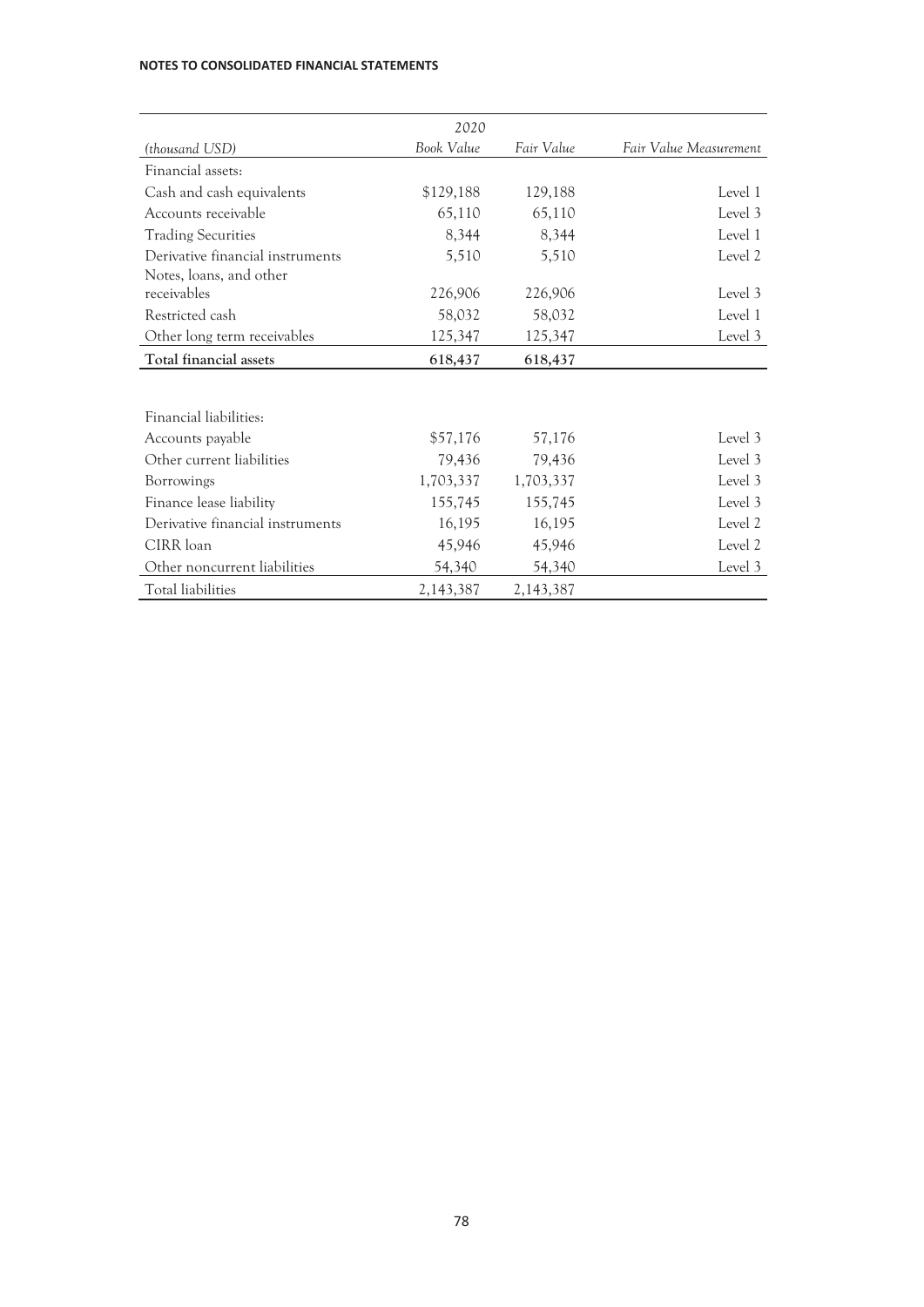| | 2020 | | |
|---|---|---|---|
| *(thousand USD)* | *Book Value* | *Fair Value* | *Fair Value Measurement* |
| Financial assets: | | | |
| Cash and cash equivalents | $129,188 | 129,188 | Level 1 |
| Accounts receivable | 65,110 | 65,110 | Level 3 |
| Trading Securities | 8,344 | 8,344 | Level 1 |
| Derivative financial instruments | 5,510 | 5,510 | Level 2 |
| Notes, loans, and other receivables | 226,906 | 226,906 | Level 3 |
| Restricted cash | 58,032 | 58,032 | Level 1 |
| Other long term receivables | 125,347 | 125,347 | Level 3 |
| **Total financial assets** | **618,437** | **618,437** | |
| | | | |
| Financial liabilities: | | | |
| Accounts payable | $57,176 | 57,176 | Level 3 |
| Other current liabilities | 79,436 | 79,436 | Level 3 |
| Borrowings | 1,703,337 | 1,703,337 | Level 3 |
| Finance lease liability | 155,745 | 155,745 | Level 3 |
| Derivative financial instruments | 16,195 | 16,195 | Level 2 |
| CIRR loan | 45,946 | 45,946 | Level 2 |
| Other noncurrent liabilities | 54,340 | 54,340 | Level 3 |
| Total liabilities | 2,143,387 | 2,143,387 | |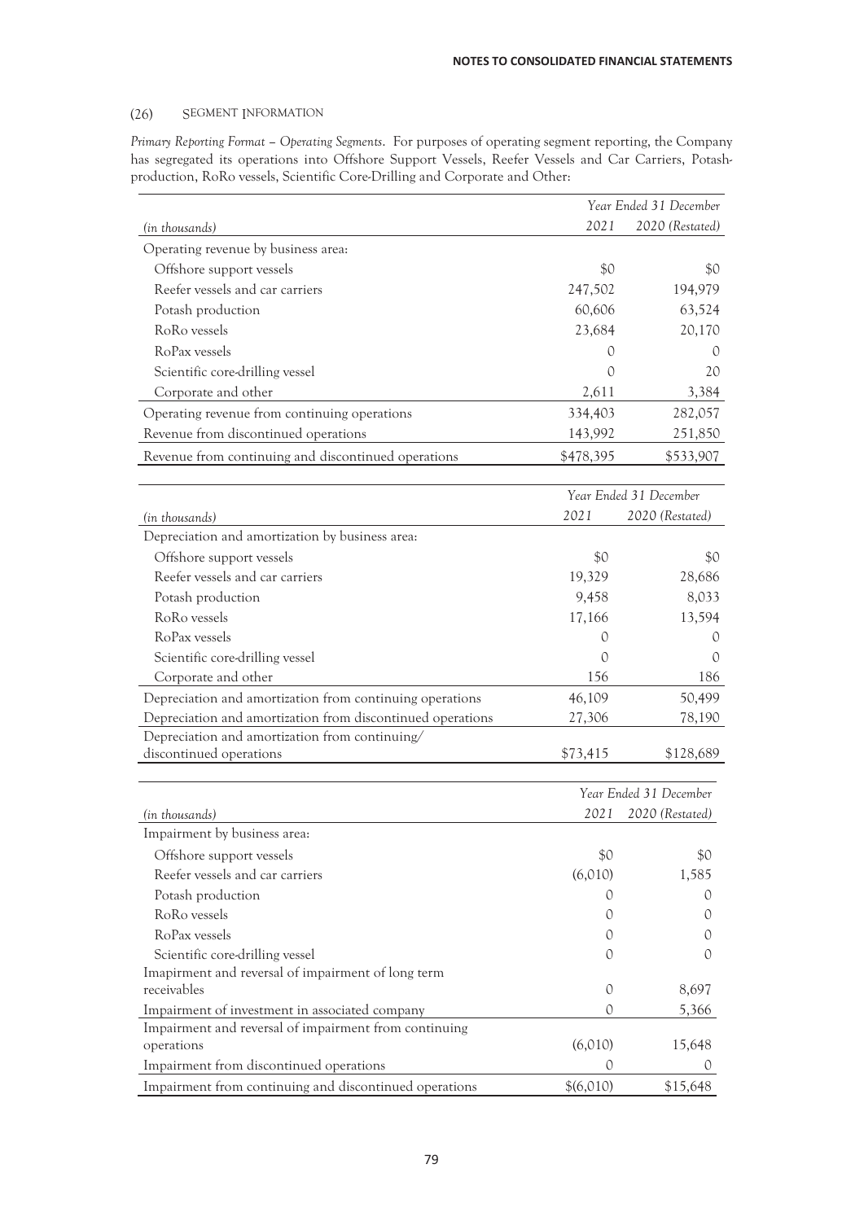## (26) SEGMENT INFORMATION

*Primary Reporting Format – Operating Segments*. For purposes of operating segment reporting, the Company has segregated its operations into Offshore Support Vessels, Reefer Vessels and Car Carriers, Potash-production, RoRo vessels, Scientific Core-Drilling and Corporate and Other:

| | Year Ended 31 December | |
|---|---|---|
| *(in thousands)* | *2021* | *2020 (Restated)* |
| Operating revenue by business area: | | |
| Offshore support vessels | $0 | $0 |
| Reefer vessels and car carriers | 247,502 | 194,979 |
| Potash production | 60,606 | 63,524 |
| RoRo vessels | 23,684 | 20,170 |
| RoPax vessels | 0 | 0 |
| Scientific core-drilling vessel | 0 | 20 |
| Corporate and other | 2,611 | 3,384 |
| Operating revenue from continuing operations | 334,403 | 282,057 |
| Revenue from discontinued operations | 143,992 | 251,850 |
| Revenue from continuing and discontinued operations | $478,395 | $533,907 |

| | Year Ended 31 December | |
|---|---|---|
| *(in thousands)* | *2021* | *2020 (Restated)* |
| Depreciation and amortization by business area: | | |
| Offshore support vessels | $0 | $0 |
| Reefer vessels and car carriers | 19,329 | 28,686 |
| Potash production | 9,458 | 8,033 |
| RoRo vessels | 17,166 | 13,594 |
| RoPax vessels | 0 | 0 |
| Scientific core-drilling vessel | 0 | 0 |
| Corporate and other | 156 | 186 |
| Depreciation and amortization from continuing operations | 46,109 | 50,499 |
| Depreciation and amortization from discontinued operations | 27,306 | 78,190 |
| Depreciation and amortization from continuing/ discontinued operations | $73,415 | $128,689 |

| | Year Ended 31 December | |
|---|---|---|
| *(in thousands)* | *2021* | *2020 (Restated)* |
| Impairment by business area: | | |
| Offshore support vessels | $0 | $0 |
| Reefer vessels and car carriers | (6,010) | 1,585 |
| Potash production | 0 | 0 |
| RoRo vessels | 0 | 0 |
| RoPax vessels | 0 | 0 |
| Scientific core-drilling vessel | 0 | 0 |
| Imapirment and reversal of impairment of long term receivables | 0 | 8,697 |
| Impairment of investment in associated company | 0 | 5,366 |
| Impairment and reversal of impairment from continuing operations | (6,010) | 15,648 |
| Impairment from discontinued operations | 0 | 0 |
| Impairment from continuing and discontinued operations | $(6,010) | $15,648 |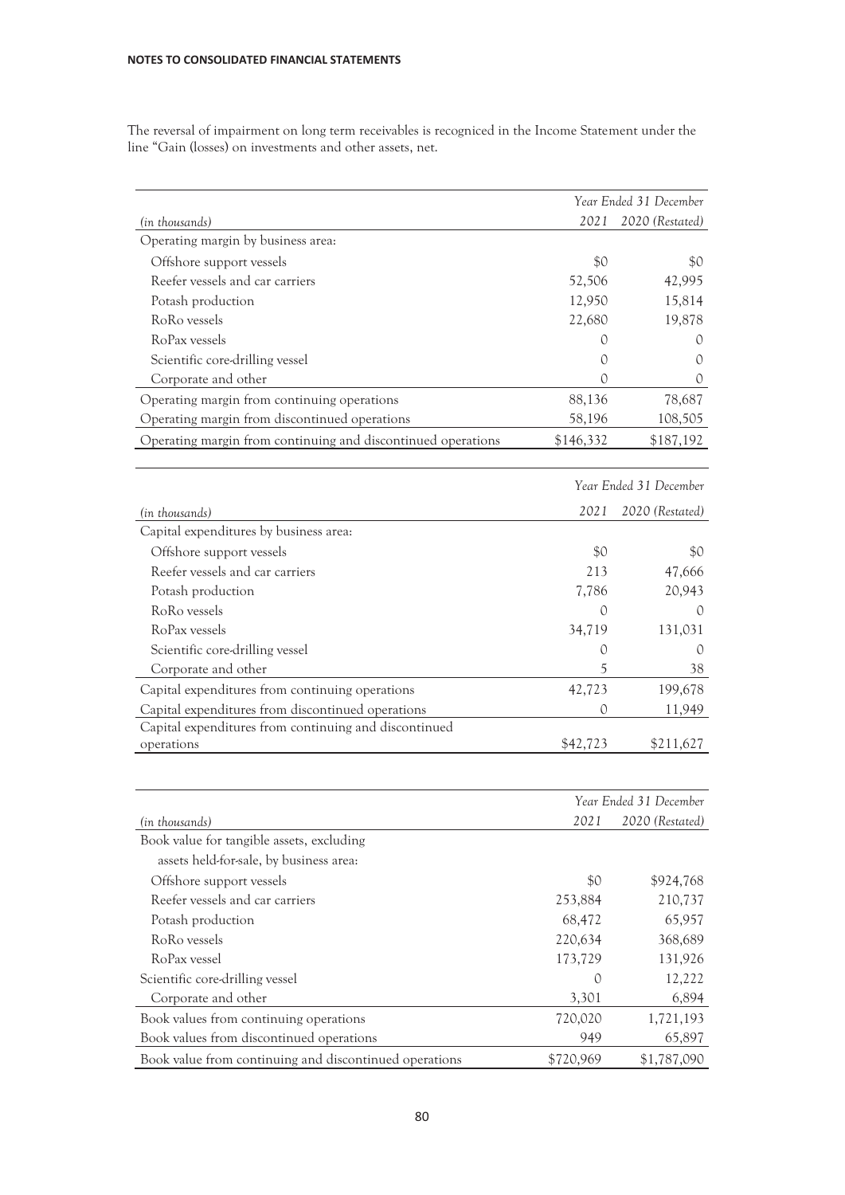The reversal of impairment on long term receivables is recogniced in the Income Statement under the line "Gain (losses) on investments and other assets, net.

| *(in thousands)* | *Year Ended 31 December* *2021* | *2020 (Restated)* |
|---|---|---|
| Operating margin by business area: | | |
| Offshore support vessels | $0 | $0 |
| Reefer vessels and car carriers | 52,506 | 42,995 |
| Potash production | 12,950 | 15,814 |
| RoRo vessels | 22,680 | 19,878 |
| RoPax vessels | 0 | 0 |
| Scientific core-drilling vessel | 0 | 0 |
| Corporate and other | 0 | 0 |
| Operating margin from continuing operations | 88,136 | 78,687 |
| Operating margin from discontinued operations | 58,196 | 108,505 |
| Operating margin from continuing and discontinued operations | $146,332 | $187,192 |

| *(in thousands)* | *Year Ended 31 December* *2021* | *2020 (Restated)* |
|---|---|---|
| Capital expenditures by business area: | | |
| Offshore support vessels | $0 | $0 |
| Reefer vessels and car carriers | 213 | 47,666 |
| Potash production | 7,786 | 20,943 |
| RoRo vessels | 0 | 0 |
| RoPax vessels | 34,719 | 131,031 |
| Scientific core-drilling vessel | 0 | 0 |
| Corporate and other | 5 | 38 |
| Capital expenditures from continuing operations | 42,723 | 199,678 |
| Capital expenditures from discontinued operations | 0 | 11,949 |
| Capital expenditures from continuing and discontinued operations | $42,723 | $211,627 |

| *(in thousands)* | *Year Ended 31 December* *2021* | *2020 (Restated)* |
|---|---|---|
| Book value for tangible assets, excluding assets held-for-sale, by business area: | | |
| Offshore support vessels | $0 | $924,768 |
| Reefer vessels and car carriers | 253,884 | 210,737 |
| Potash production | 68,472 | 65,957 |
| RoRo vessels | 220,634 | 368,689 |
| RoPax vessel | 173,729 | 131,926 |
| Scientific core-drilling vessel | 0 | 12,222 |
| Corporate and other | 3,301 | 6,894 |
| Book values from continuing operations | 720,020 | 1,721,193 |
| Book values from discontinued operations | 949 | 65,897 |
| Book value from continuing and discontinued operations | $720,969 | $1,787,090 |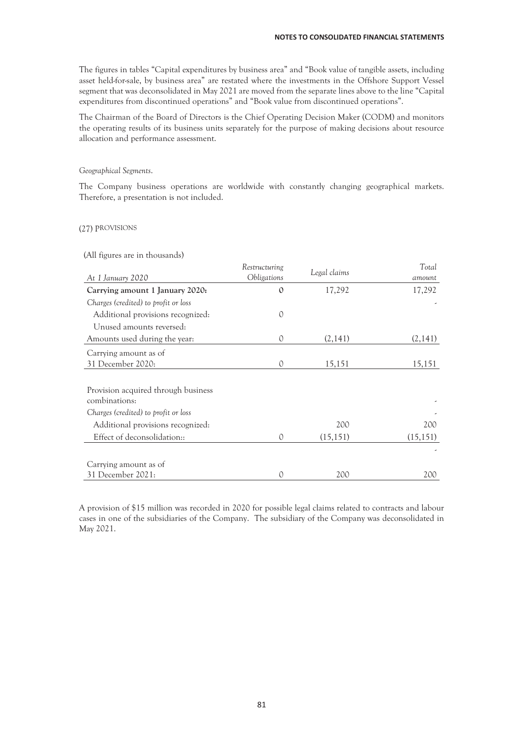The figures in tables "Capital expenditures by business area" and "Book value of tangible assets, including asset held-for-sale, by business area" are restated where the investments in the Offshore Support Vessel segment that was deconsolidated in May 2021 are moved from the separate lines above to the line "Capital expenditures from discontinued operations" and "Book value from discontinued operations".

The Chairman of the Board of Directors is the Chief Operating Decision Maker (CODM) and monitors the operating results of its business units separately for the purpose of making decisions about resource allocation and performance assessment.

*Geographical Segments.*

The Company business operations are worldwide with constantly changing geographical markets. Therefore, a presentation is not included.

## (27) PROVISIONS

(All figures are in thousands)

| *At 1 January 2020* | *Restructuring Obligations* | *Legal claims* | *Total amount* |
|---|---|---|---|
| **Carrying amount 1 January 2020:** | **0** | 17,292 | 17,292 |
| *Charges (credited) to profit or loss* | | | - |
| Additional provisions recognized: | 0 | | |
| Unused amounts reversed: | | | |
| Amounts used during the year: | 0 | (2,141) | (2,141) |
| Carrying amount as of 31 December 2020: | 0 | 15,151 | 15,151 |
| | | | |
| Provision acquired through business combinations: | | | - |
| *Charges (credited) to profit or loss* | | | - |
| Additional provisions recognized: | | 200 | 200 |
| Effect of deconsolidation:: | 0 | (15,151) | (15,151) |
| | | | - |
| Carrying amount as of 31 December 2021: | 0 | 200 | 200 |

A provision of $15 million was recorded in 2020 for possible legal claims related to contracts and labour cases in one of the subsidiaries of the Company. The subsidiary of the Company was deconsolidated in May 2021.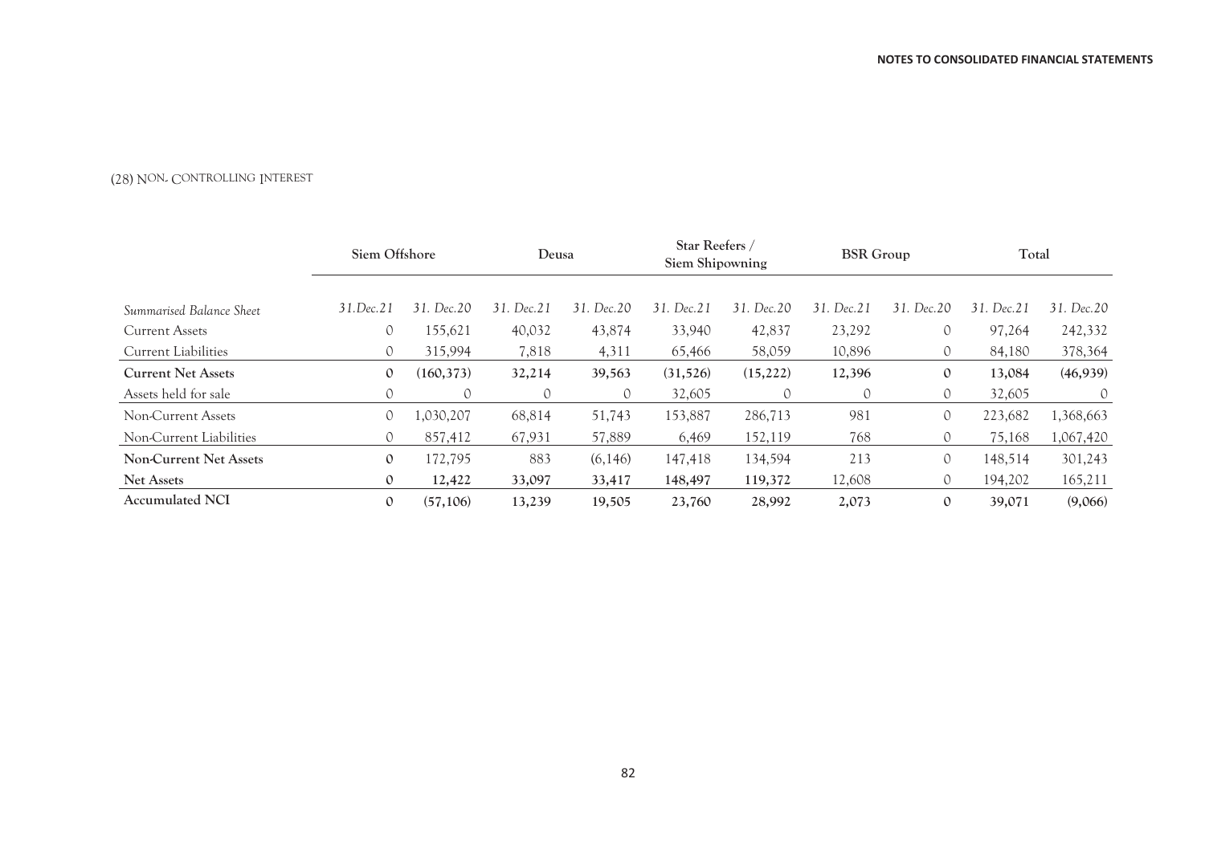## (28) NON- CONTROLLING INTEREST

| | Siem Offshore | | Deusa | | Star Reefers / Siem Shipowning | | BSR Group | | Total | |
|---|---|---|---|---|---|---|---|---|---|---|
| *Summarised Balance Sheet* | *31.Dec.21* | *31. Dec.20* | *31. Dec.21* | *31. Dec.20* | *31. Dec.21* | *31. Dec.20* | *31. Dec.21* | *31. Dec.20* | *31. Dec.21* | *31. Dec.20* |
| Current Assets | 0 | 155,621 | 40,032 | 43,874 | 33,940 | 42,837 | 23,292 | 0 | 97,264 | 242,332 |
| Current Liabilities | 0 | 315,994 | 7,818 | 4,311 | 65,466 | 58,059 | 10,896 | 0 | 84,180 | 378,364 |
| **Current Net Assets** | **0** | **(160,373)** | **32,214** | **39,563** | **(31,526)** | **(15,222)** | **12,396** | **0** | **13,084** | **(46,939)** |
| Assets held for sale | 0 | 0 | 0 | 0 | 32,605 | 0 | 0 | 0 | 32,605 | 0 |
| Non-Current Assets | 0 | 1,030,207 | 68,814 | 51,743 | 153,887 | 286,713 | 981 | 0 | 223,682 | 1,368,663 |
| Non-Current Liabilities | 0 | 857,412 | 67,931 | 57,889 | 6,469 | 152,119 | 768 | 0 | 75,168 | 1,067,420 |
| **Non-Current Net Assets** | **0** | 172,795 | 883 | (6,146) | 147,418 | 134,594 | 213 | 0 | 148,514 | 301,243 |
| **Net Assets** | **0** | **12,422** | **33,097** | **33,417** | **148,497** | **119,372** | 12,608 | 0 | 194,202 | 165,211 |
| **Accumulated NCI** | **0** | **(57,106)** | **13,239** | **19,505** | **23,760** | **28,992** | **2,073** | **0** | **39,071** | **(9,066)** |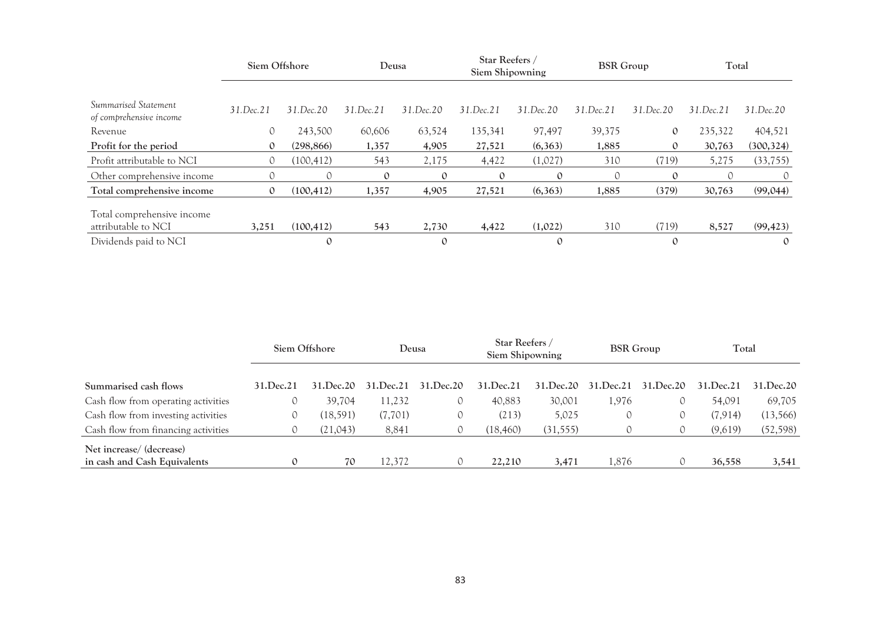| | Siem Offshore | | Deusa | | Star Reefers / Siem Shipowning | | BSR Group | | Total | |
|---|---|---|---|---|---|---|---|---|---|---|
| *Summarised Statement of comprehensive income* | *31.Dec.21* | *31.Dec.20* | *31.Dec.21* | *31.Dec.20* | *31.Dec.21* | *31.Dec.20* | *31.Dec.21* | *31.Dec.20* | *31.Dec.21* | *31.Dec.20* |
| Revenue | 0 | 243,500 | 60,606 | 63,524 | 135,341 | 97,497 | 39,375 | 0 | 235,322 | 404,521 |
| **Profit for the period** | **0** | **(298,866)** | **1,357** | **4,905** | **27,521** | **(6,363)** | **1,885** | **0** | **30,763** | **(300,324)** |
| Profit attributable to NCI | 0 | (100,412) | 543 | 2,175 | 4,422 | (1,027) | 310 | (719) | 5,275 | (33,755) |
| Other comprehensive income | 0 | 0 | 0 | 0 | 0 | 0 | 0 | 0 | 0 | 0 |
| **Total comprehensive income** | **0** | **(100,412)** | **1,357** | **4,905** | **27,521** | **(6,363)** | **1,885** | **(379)** | **30,763** | **(99,044)** |
| Total comprehensive income attributable to NCI | **3,251** | (100,412) | **543** | 2,730 | **4,422** | (1,022) | 310 | (719) | **8,527** | (99,423) |
| Dividends paid to NCI | | 0 | | 0 | | 0 | | 0 | | 0 |

| | Siem Offshore | | Deusa | | Star Reefers / Siem Shipowning | | BSR Group | | Total | |
|---|---|---|---|---|---|---|---|---|---|---|
| **Summarised cash flows** | **31.Dec.21** | **31.Dec.20** | **31.Dec.21** | **31.Dec.20** | **31.Dec.21** | **31.Dec.20** | **31.Dec.21** | **31.Dec.20** | **31.Dec.21** | **31.Dec.20** |
| Cash flow from operating activities | 0 | 39,704 | 11,232 | 0 | 40,883 | 30,001 | 1,976 | 0 | 54,091 | 69,705 |
| Cash flow from investing activities | 0 | (18,591) | (7,701) | 0 | (213) | 5,025 | 0 | 0 | (7,914) | (13,566) |
| Cash flow from financing activities | 0 | (21,043) | 8,841 | 0 | (18,460) | (31,555) | 0 | 0 | (9,619) | (52,598) |
| **Net increase/ (decrease) in cash and Cash Equivalents** | **0** | **70** | 12,372 | 0 | **22,210** | **3,471** | 1,876 | 0 | **36,558** | **3,541** |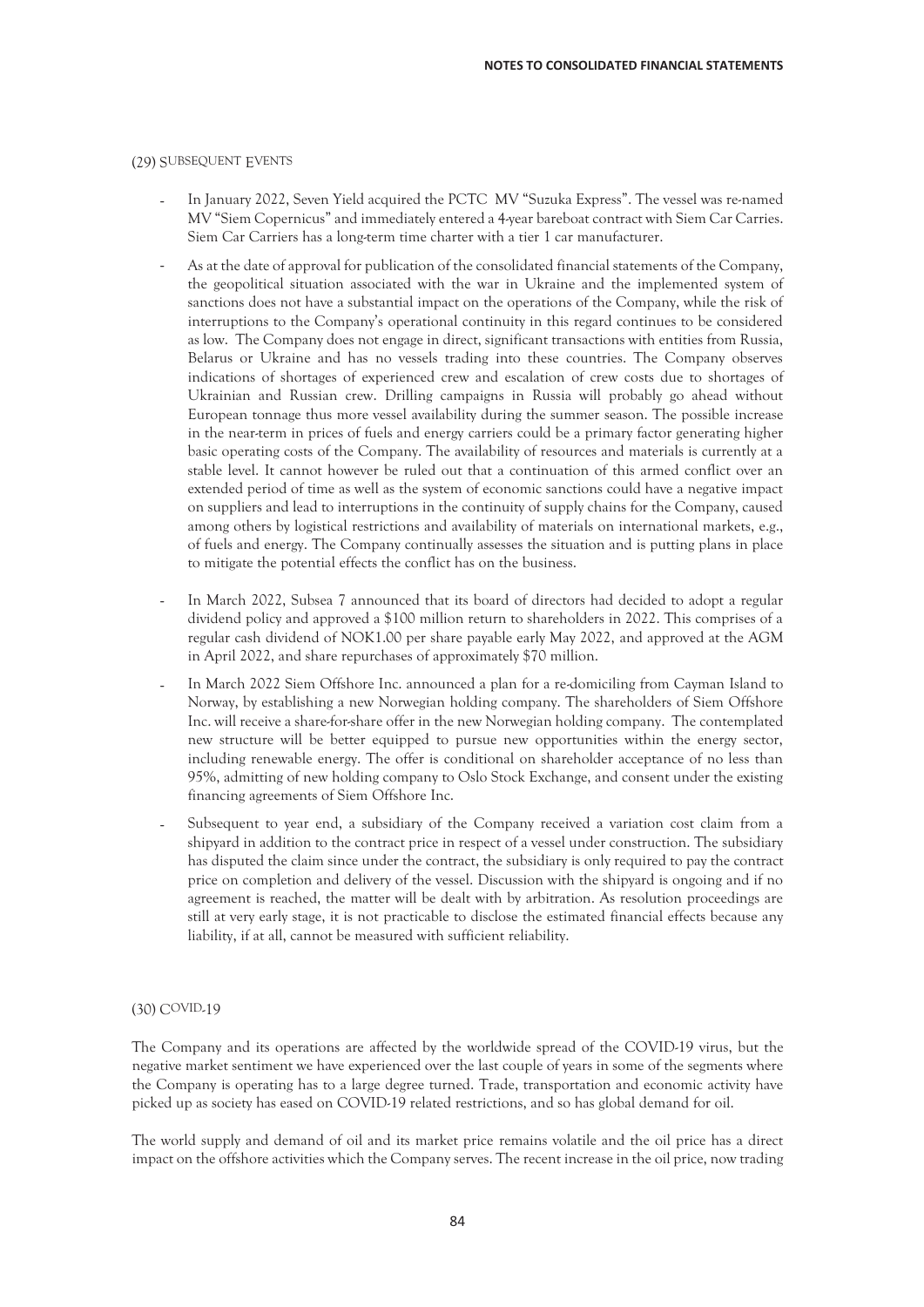## (29) SUBSEQUENT EVENTS

- In January 2022, Seven Yield acquired the PCTC MV "Suzuka Express". The vessel was re-named MV "Siem Copernicus" and immediately entered a 4-year bareboat contract with Siem Car Carries. Siem Car Carriers has a long-term time charter with a tier 1 car manufacturer.
- As at the date of approval for publication of the consolidated financial statements of the Company, the geopolitical situation associated with the war in Ukraine and the implemented system of sanctions does not have a substantial impact on the operations of the Company, while the risk of interruptions to the Company's operational continuity in this regard continues to be considered as low. The Company does not engage in direct, significant transactions with entities from Russia, Belarus or Ukraine and has no vessels trading into these countries. The Company observes indications of shortages of experienced crew and escalation of crew costs due to shortages of Ukrainian and Russian crew. Drilling campaigns in Russia will probably go ahead without European tonnage thus more vessel availability during the summer season. The possible increase in the near-term in prices of fuels and energy carriers could be a primary factor generating higher basic operating costs of the Company. The availability of resources and materials is currently at a stable level. It cannot however be ruled out that a continuation of this armed conflict over an extended period of time as well as the system of economic sanctions could have a negative impact on suppliers and lead to interruptions in the continuity of supply chains for the Company, caused among others by logistical restrictions and availability of materials on international markets, e.g., of fuels and energy. The Company continually assesses the situation and is putting plans in place to mitigate the potential effects the conflict has on the business.
- In March 2022, Subsea 7 announced that its board of directors had decided to adopt a regular dividend policy and approved a $100 million return to shareholders in 2022. This comprises of a regular cash dividend of NOK1.00 per share payable early May 2022, and approved at the AGM in April 2022, and share repurchases of approximately $70 million.
- In March 2022 Siem Offshore Inc. announced a plan for a re-domiciling from Cayman Island to Norway, by establishing a new Norwegian holding company. The shareholders of Siem Offshore Inc. will receive a share-for-share offer in the new Norwegian holding company. The contemplated new structure will be better equipped to pursue new opportunities within the energy sector, including renewable energy. The offer is conditional on shareholder acceptance of no less than 95%, admitting of new holding company to Oslo Stock Exchange, and consent under the existing financing agreements of Siem Offshore Inc.
- Subsequent to year end, a subsidiary of the Company received a variation cost claim from a shipyard in addition to the contract price in respect of a vessel under construction. The subsidiary has disputed the claim since under the contract, the subsidiary is only required to pay the contract price on completion and delivery of the vessel. Discussion with the shipyard is ongoing and if no agreement is reached, the matter will be dealt with by arbitration. As resolution proceedings are still at very early stage, it is not practicable to disclose the estimated financial effects because any liability, if at all, cannot be measured with sufficient reliability.

## (30) COVID-19

The Company and its operations are affected by the worldwide spread of the COVID-19 virus, but the negative market sentiment we have experienced over the last couple of years in some of the segments where the Company is operating has to a large degree turned. Trade, transportation and economic activity have picked up as society has eased on COVID-19 related restrictions, and so has global demand for oil.

The world supply and demand of oil and its market price remains volatile and the oil price has a direct impact on the offshore activities which the Company serves. The recent increase in the oil price, now trading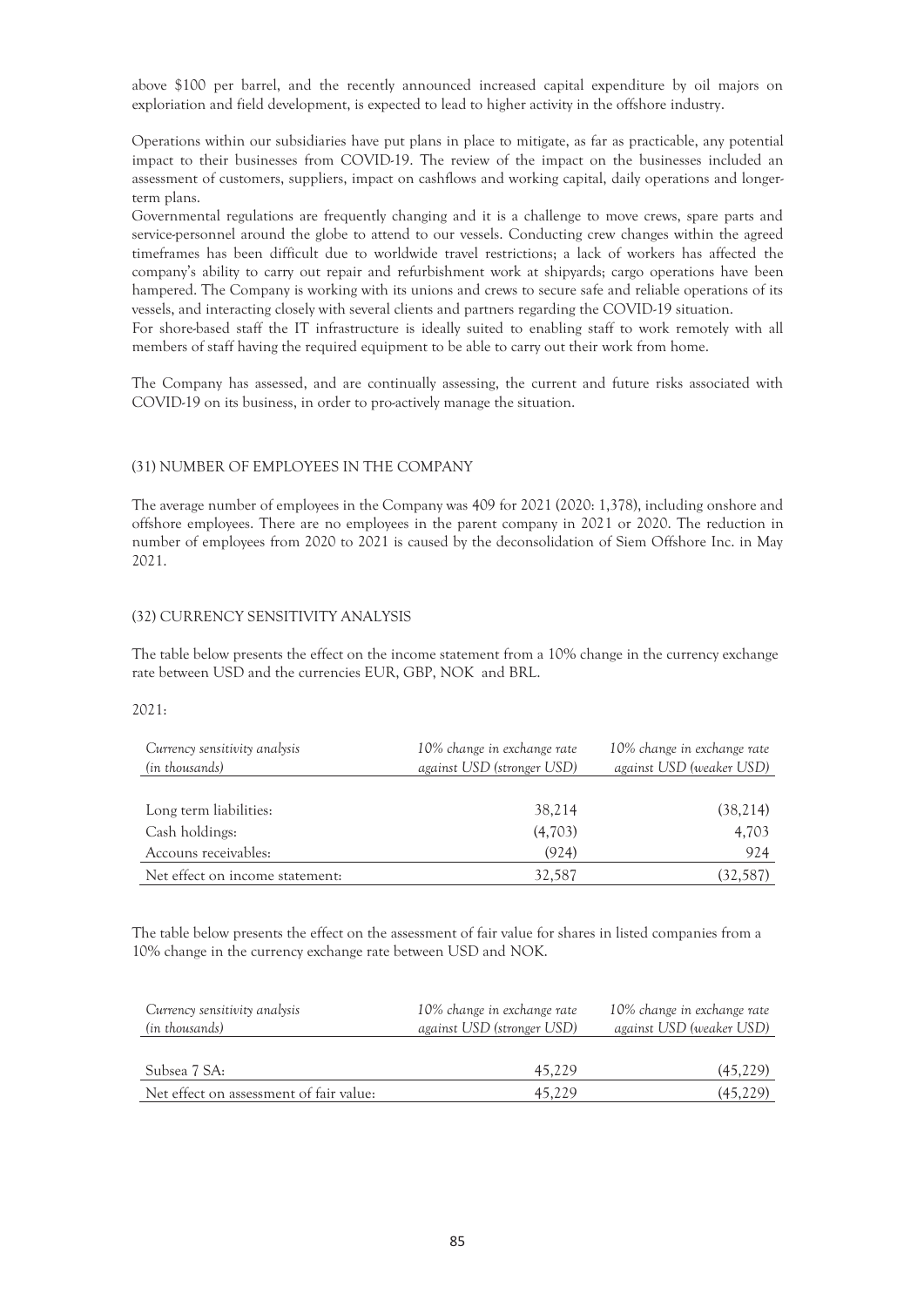above $100 per barrel, and the recently announced increased capital expenditure by oil majors on exploration and field development, is expected to lead to higher activity in the offshore industry.

Operations within our subsidiaries have put plans in place to mitigate, as far as practicable, any potential impact to their businesses from COVID-19. The review of the impact on the businesses included an assessment of customers, suppliers, impact on cashflows and working capital, daily operations and longer-term plans.

Governmental regulations are frequently changing and it is a challenge to move crews, spare parts and service-personnel around the globe to attend to our vessels. Conducting crew changes within the agreed timeframes has been difficult due to worldwide travel restrictions; a lack of workers has affected the company's ability to carry out repair and refurbishment work at shipyards; cargo operations have been hampered. The Company is working with its unions and crews to secure safe and reliable operations of its vessels, and interacting closely with several clients and partners regarding the COVID-19 situation.

For shore-based staff the IT infrastructure is ideally suited to enabling staff to work remotely with all members of staff having the required equipment to be able to carry out their work from home.

The Company has assessed, and are continually assessing, the current and future risks associated with COVID-19 on its business, in order to pro-actively manage the situation.

## (31) NUMBER OF EMPLOYEES IN THE COMPANY

The average number of employees in the Company was 409 for 2021 (2020: 1,378), including onshore and offshore employees. There are no employees in the parent company in 2021 or 2020. The reduction in number of employees from 2020 to 2021 is caused by the deconsolidation of Siem Offshore Inc. in May 2021.

## (32) CURRENCY SENSITIVITY ANALYSIS

The table below presents the effect on the income statement from a 10% change in the currency exchange rate between USD and the currencies EUR, GBP, NOK and BRL.

2021:

| *Currency sensitivity analysis (in thousands)* | *10% change in exchange rate against USD (stronger USD)* | *10% change in exchange rate against USD (weaker USD)* |
|---|---|---|
| Long term liabilities: | 38,214 | (38,214) |
| Cash holdings: | (4,703) | 4,703 |
| Accouns receivables: | (924) | 924 |
| Net effect on income statement: | 32,587 | (32,587) |

The table below presents the effect on the assessment of fair value for shares in listed companies from a 10% change in the currency exchange rate between USD and NOK.

| *Currency sensitivity analysis (in thousands)* | *10% change in exchange rate against USD (stronger USD)* | *10% change in exchange rate against USD (weaker USD)* |
|---|---|---|
| Subsea 7 SA: | 45,229 | (45,229) |
| Net effect on assessment of fair value: | 45,229 | (45,229) |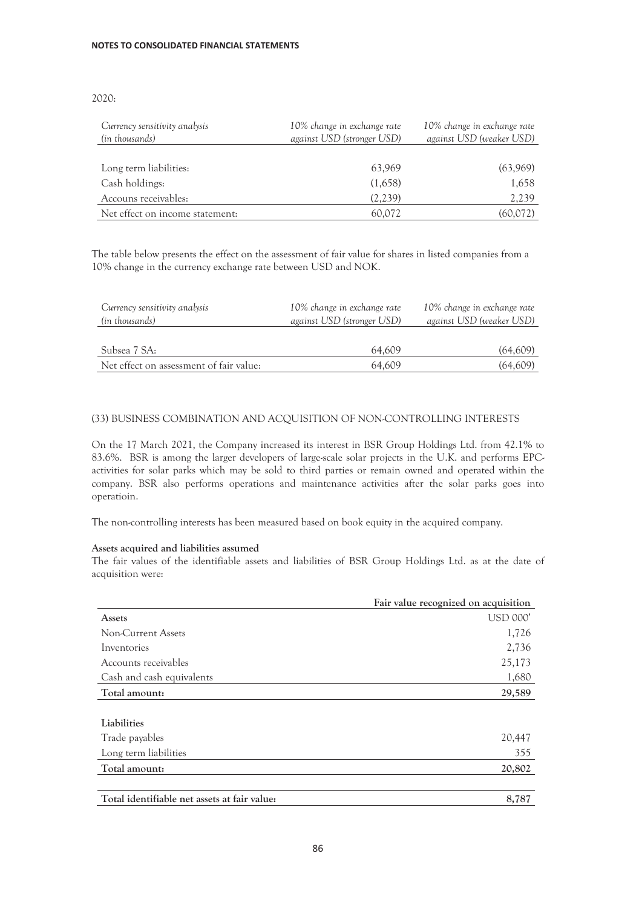2020:

| *Currency sensitivity analysis (in thousands)* | *10% change in exchange rate against USD (stronger USD)* | *10% change in exchange rate against USD (weaker USD)* |
|---|---|---|
| Long term liabilities: | 63,969 | (63,969) |
| Cash holdings: | (1,658) | 1,658 |
| Accouns receivables: | (2,239) | 2,239 |
| Net effect on income statement: | 60,072 | (60,072) |

The table below presents the effect on the assessment of fair value for shares in listed companies from a 10% change in the currency exchange rate between USD and NOK.

| *Currency sensitivity analysis (in thousands)* | *10% change in exchange rate against USD (stronger USD)* | *10% change in exchange rate against USD (weaker USD)* |
|---|---|---|
| Subsea 7 SA: | 64,609 | (64,609) |
| Net effect on assessment of fair value: | 64,609 | (64,609) |

## (33) BUSINESS COMBINATION AND ACQUISITION OF NON-CONTROLLING INTERESTS

On the 17 March 2021, the Company increased its interest in BSR Group Holdings Ltd. from 42.1% to 83.6%. BSR is among the larger developers of large-scale solar projects in the U.K. and performs EPC-activities for solar parks which may be sold to third parties or remain owned and operated within the company. BSR also performs operations and maintenance activities after the solar parks goes into operatioin.

The non-controlling interests has been measured based on book equity in the acquired company.

**Assets acquired and liabilities assumed**

The fair values of the identifiable assets and liabilities of BSR Group Holdings Ltd. as at the date of acquisition were:

| | **Fair value recognized on acquisition** |
|---|---|
| **Assets** | USD 000' |
| Non-Current Assets | 1,726 |
| Inventories | 2,736 |
| Accounts receivables | 25,173 |
| Cash and cash equivalents | 1,680 |
| **Total amount:** | **29,589** |
| | |
| **Liabilities** | |
| Trade payables | 20,447 |
| Long term liabilities | 355 |
| **Total amount:** | **20,802** |
| | |
| **Total identifiable net assets at fair value:** | **8,787** |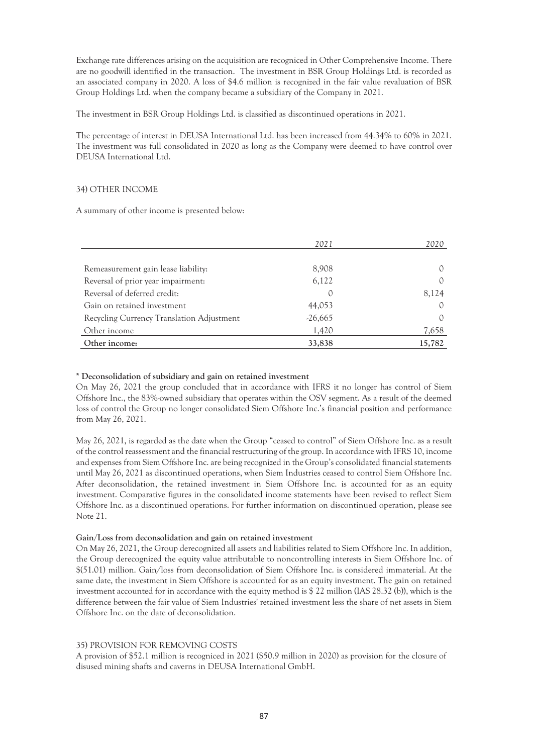Exchange rate differences arising on the acquisition are recogniced in Other Comprehensive Income. There are no goodwill identified in the transaction. The investment in BSR Group Holdings Ltd. is recorded as an associated company in 2020. A loss of $4.6 million is recognized in the fair value revaluation of BSR Group Holdings Ltd. when the company became a subsidiary of the Company in 2021.

The investment in BSR Group Holdings Ltd. is classified as discontinued operations in 2021.

The percentage of interest in DEUSA International Ltd. has been increased from 44.34% to 60% in 2021. The investment was full consolidated in 2020 as long as the Company were deemed to have control over DEUSA International Ltd.

## 34) OTHER INCOME

A summary of other income is presented below:

| | *2021* | *2020* |
|---|---|---|
| Remeasurement gain lease liability: | 8,908 | 0 |
| Reversal of prior year impairment: | 6,122 | 0 |
| Reversal of deferred credit: | 0 | 8,124 |
| Gain on retained investment | 44,053 | 0 |
| Recycling Currency Translation Adjustment | -26,665 | 0 |
| Other income | 1,420 | 7,658 |
| **Other income:** | **33,838** | **15,782** |

**\* Deconsolidation of subsidiary and gain on retained investment**

On May 26, 2021 the group concluded that in accordance with IFRS it no longer has control of Siem Offshore Inc., the 83%-owned subsidiary that operates within the OSV segment. As a result of the deemed loss of control the Group no longer consolidated Siem Offshore Inc.'s financial position and performance from May 26, 2021.

May 26, 2021, is regarded as the date when the Group "ceased to control" of Siem Offshore Inc. as a result of the control reassessment and the financial restructuring of the group. In accordance with IFRS 10, income and expenses from Siem Offshore Inc. are being recognized in the Group's consolidated financial statements until May 26, 2021 as discontinued operations, when Siem Industries ceased to control Siem Offshore Inc. After deconsolidation, the retained investment in Siem Offshore Inc. is accounted for as an equity investment. Comparative figures in the consolidated income statements have been revised to reflect Siem Offshore Inc. as a discontinued operations. For further information on discontinued operation, please see Note 21.

**Gain/Loss from deconsolidation and gain on retained investment**

On May 26, 2021, the Group derecognized all assets and liabilities related to Siem Offshore Inc. In addition, the Group derecognized the equity value attributable to noncontrolling interests in Siem Offshore Inc. of $(51.01) million. Gain/loss from deconsolidation of Siem Offshore Inc. is considered immaterial. At the same date, the investment in Siem Offshore is accounted for as an equity investment. The gain on retained investment accounted for in accordance with the equity method is $ 22 million (IAS 28.32 (b)), which is the difference between the fair value of Siem Industries' retained investment less the share of net assets in Siem Offshore Inc. on the date of deconsolidation.

## 35) PROVISION FOR REMOVING COSTS

A provision of $52.1 million is recogniced in 2021 ($50.9 million in 2020) as provision for the closure of disused mining shafts and caverns in DEUSA International GmbH.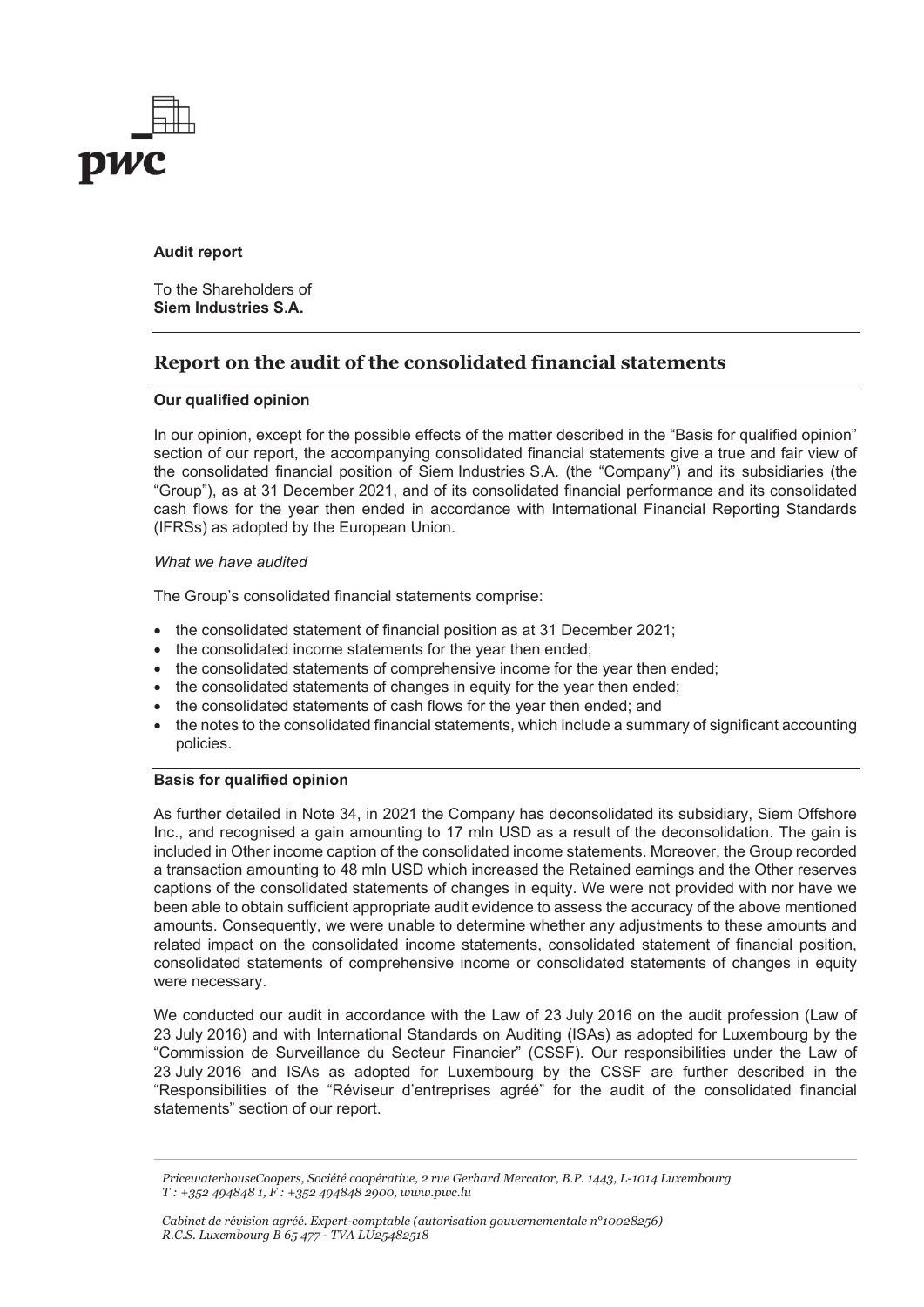**Audit report**

To the Shareholders of
**Siem Industries S.A.**

## Report on the audit of the consolidated financial statements

### Our qualified opinion

In our opinion, except for the possible effects of the matter described in the "Basis for qualified opinion" section of our report, the accompanying consolidated financial statements give a true and fair view of the consolidated financial position of Siem Industries S.A. (the "Company") and its subsidiaries (the "Group"), as at 31 December 2021, and of its consolidated financial performance and its consolidated cash flows for the year then ended in accordance with International Financial Reporting Standards (IFRSs) as adopted by the European Union.

*What we have audited*

The Group's consolidated financial statements comprise:

- the consolidated statement of financial position as at 31 December 2021;
- the consolidated income statements for the year then ended;
- the consolidated statements of comprehensive income for the year then ended;
- the consolidated statements of changes in equity for the year then ended;
- the consolidated statements of cash flows for the year then ended; and
- the notes to the consolidated financial statements, which include a summary of significant accounting policies.

### Basis for qualified opinion

As further detailed in Note 34, in 2021 the Company has deconsolidated its subsidiary, Siem Offshore Inc., and recognised a gain amounting to 17 mln USD as a result of the deconsolidation. The gain is included in Other income caption of the consolidated income statements. Moreover, the Group recorded a transaction amounting to 48 mln USD which increased the Retained earnings and the Other reserves captions of the consolidated statements of changes in equity. We were not provided with nor have we been able to obtain sufficient appropriate audit evidence to assess the accuracy of the above mentioned amounts. Consequently, we were unable to determine whether any adjustments to these amounts and related impact on the consolidated income statements, consolidated statement of financial position, consolidated statements of comprehensive income or consolidated statements of changes in equity were necessary.

We conducted our audit in accordance with the Law of 23 July 2016 on the audit profession (Law of 23 July 2016) and with International Standards on Auditing (ISAs) as adopted for Luxembourg by the "Commission de Surveillance du Secteur Financier" (CSSF). Our responsibilities under the Law of 23 July 2016 and ISAs as adopted for Luxembourg by the CSSF are further described in the "Responsibilities of the "Réviseur d'entreprises agréé" for the audit of the consolidated financial statements" section of our report.

*PricewaterhouseCoopers, Société coopérative, 2 rue Gerhard Mercator, B.P. 1443, L-1014 Luxembourg*
*T : +352 494848 1, F : +352 494848 2900, www.pwc.lu*

*Cabinet de révision agréé. Expert-comptable (autorisation gouvernementale n°10028256)*
*R.C.S. Luxembourg B 65 477 - TVA LU25482518*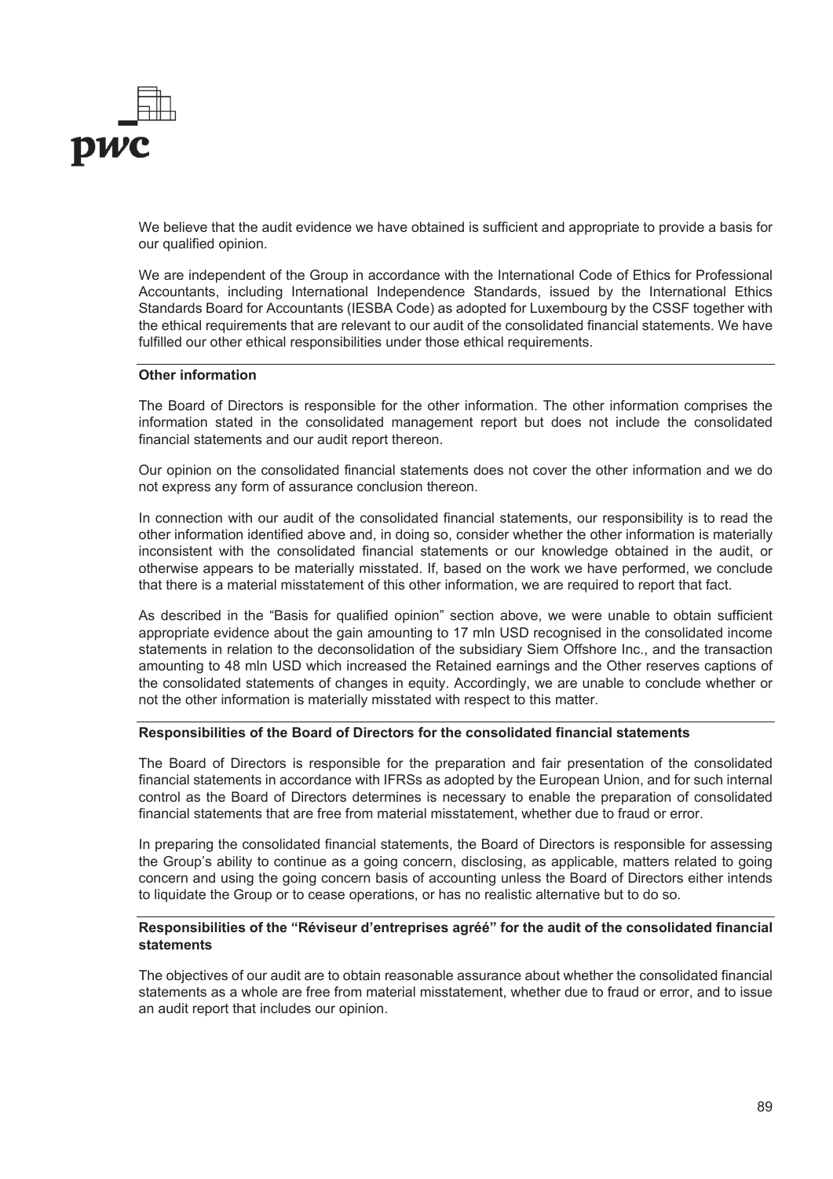We believe that the audit evidence we have obtained is sufficient and appropriate to provide a basis for our qualified opinion.

We are independent of the Group in accordance with the International Code of Ethics for Professional Accountants, including International Independence Standards, issued by the International Ethics Standards Board for Accountants (IESBA Code) as adopted for Luxembourg by the CSSF together with the ethical requirements that are relevant to our audit of the consolidated financial statements. We have fulfilled our other ethical responsibilities under those ethical requirements.

**Other information**

The Board of Directors is responsible for the other information. The other information comprises the information stated in the consolidated management report but does not include the consolidated financial statements and our audit report thereon.

Our opinion on the consolidated financial statements does not cover the other information and we do not express any form of assurance conclusion thereon.

In connection with our audit of the consolidated financial statements, our responsibility is to read the other information identified above and, in doing so, consider whether the other information is materially inconsistent with the consolidated financial statements or our knowledge obtained in the audit, or otherwise appears to be materially misstated. If, based on the work we have performed, we conclude that there is a material misstatement of this other information, we are required to report that fact.

As described in the "Basis for qualified opinion" section above, we were unable to obtain sufficient appropriate evidence about the gain amounting to 17 mln USD recognised in the consolidated income statements in relation to the deconsolidation of the subsidiary Siem Offshore Inc., and the transaction amounting to 48 mln USD which increased the Retained earnings and the Other reserves captions of the consolidated statements of changes in equity. Accordingly, we are unable to conclude whether or not the other information is materially misstated with respect to this matter.

**Responsibilities of the Board of Directors for the consolidated financial statements**

The Board of Directors is responsible for the preparation and fair presentation of the consolidated financial statements in accordance with IFRSs as adopted by the European Union, and for such internal control as the Board of Directors determines is necessary to enable the preparation of consolidated financial statements that are free from material misstatement, whether due to fraud or error.

In preparing the consolidated financial statements, the Board of Directors is responsible for assessing the Group's ability to continue as a going concern, disclosing, as applicable, matters related to going concern and using the going concern basis of accounting unless the Board of Directors either intends to liquidate the Group or to cease operations, or has no realistic alternative but to do so.

**Responsibilities of the "Réviseur d'entreprises agréé" for the audit of the consolidated financial statements**

The objectives of our audit are to obtain reasonable assurance about whether the consolidated financial statements as a whole are free from material misstatement, whether due to fraud or error, and to issue an audit report that includes our opinion.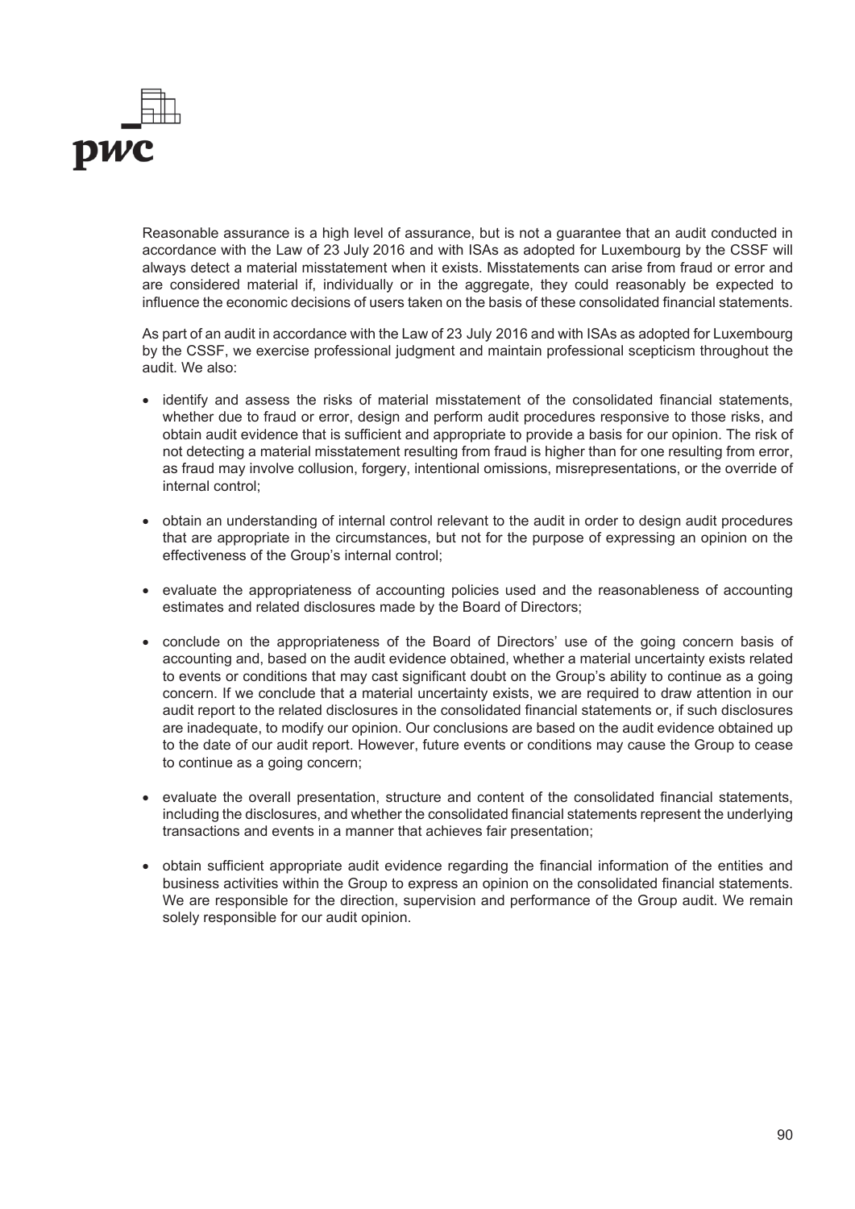Reasonable assurance is a high level of assurance, but is not a guarantee that an audit conducted in accordance with the Law of 23 July 2016 and with ISAs as adopted for Luxembourg by the CSSF will always detect a material misstatement when it exists. Misstatements can arise from fraud or error and are considered material if, individually or in the aggregate, they could reasonably be expected to influence the economic decisions of users taken on the basis of these consolidated financial statements.

As part of an audit in accordance with the Law of 23 July 2016 and with ISAs as adopted for Luxembourg by the CSSF, we exercise professional judgment and maintain professional scepticism throughout the audit. We also:

- identify and assess the risks of material misstatement of the consolidated financial statements, whether due to fraud or error, design and perform audit procedures responsive to those risks, and obtain audit evidence that is sufficient and appropriate to provide a basis for our opinion. The risk of not detecting a material misstatement resulting from fraud is higher than for one resulting from error, as fraud may involve collusion, forgery, intentional omissions, misrepresentations, or the override of internal control;

- obtain an understanding of internal control relevant to the audit in order to design audit procedures that are appropriate in the circumstances, but not for the purpose of expressing an opinion on the effectiveness of the Group's internal control;

- evaluate the appropriateness of accounting policies used and the reasonableness of accounting estimates and related disclosures made by the Board of Directors;

- conclude on the appropriateness of the Board of Directors' use of the going concern basis of accounting and, based on the audit evidence obtained, whether a material uncertainty exists related to events or conditions that may cast significant doubt on the Group's ability to continue as a going concern. If we conclude that a material uncertainty exists, we are required to draw attention in our audit report to the related disclosures in the consolidated financial statements or, if such disclosures are inadequate, to modify our opinion. Our conclusions are based on the audit evidence obtained up to the date of our audit report. However, future events or conditions may cause the Group to cease to continue as a going concern;

- evaluate the overall presentation, structure and content of the consolidated financial statements, including the disclosures, and whether the consolidated financial statements represent the underlying transactions and events in a manner that achieves fair presentation;

- obtain sufficient appropriate audit evidence regarding the financial information of the entities and business activities within the Group to express an opinion on the consolidated financial statements. We are responsible for the direction, supervision and performance of the Group audit. We remain solely responsible for our audit opinion.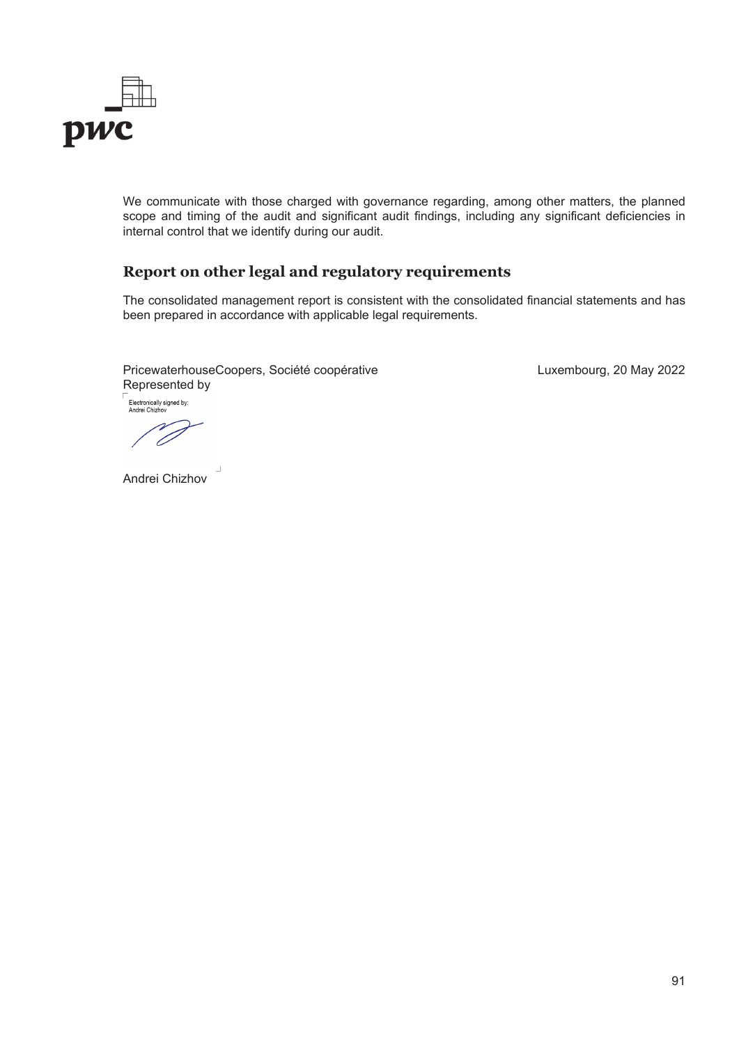We communicate with those charged with governance regarding, among other matters, the planned scope and timing of the audit and significant audit findings, including any significant deficiencies in internal control that we identify during our audit.

## Report on other legal and regulatory requirements

The consolidated management report is consistent with the consolidated financial statements and has been prepared in accordance with applicable legal requirements.

PricewaterhouseCoopers, Société coopérative
Represented by

Luxembourg, 20 May 2022

Electronically signed by:
Andrei Chizhov

Andrei Chizhov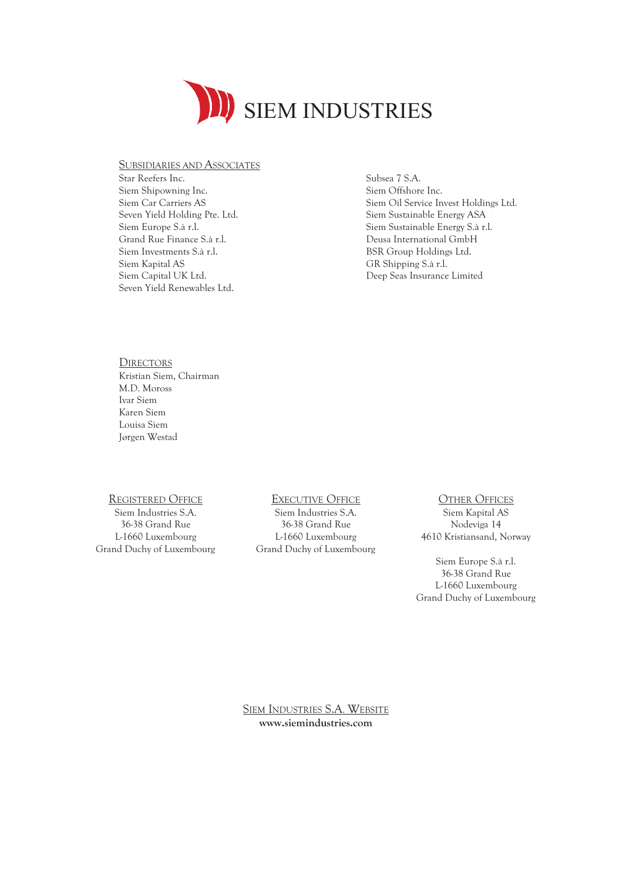# SIEM INDUSTRIES

## Subsidiaries and Associates

Star Reefers Inc.
Siem Shipowning Inc.
Siem Car Carriers AS
Seven Yield Holding Pte. Ltd.
Siem Europe S.à r.l.
Grand Rue Finance S.à r.l.
Siem Investments S.à r.l.
Siem Kapital AS
Siem Capital UK Ltd.
Seven Yield Renewables Ltd.
Subsea 7 S.A.
Siem Offshore Inc.
Siem Oil Service Invest Holdings Ltd.
Siem Sustainable Energy ASA
Siem Sustainable Energy S.à r.l.
Deusa International GmbH
BSR Group Holdings Ltd.
GR Shipping S.à r.l.
Deep Seas Insurance Limited

## Directors

Kristian Siem, Chairman
M.D. Moross
Ivar Siem
Karen Siem
Louisa Siem
Jørgen Westad

## Registered Office

Siem Industries S.A.
36-38 Grand Rue
L-1660 Luxembourg
Grand Duchy of Luxembourg

## Executive Office

Siem Industries S.A.
36-38 Grand Rue
L-1660 Luxembourg
Grand Duchy of Luxembourg

## Other Offices

Siem Kapital AS
Nodeviga 14
4610 Kristiansand, Norway

Siem Europe S.à r.l.
36-38 Grand Rue
L-1660 Luxembourg
Grand Duchy of Luxembourg

## Siem Industries S.A. Website

**www.siemindustries.com**